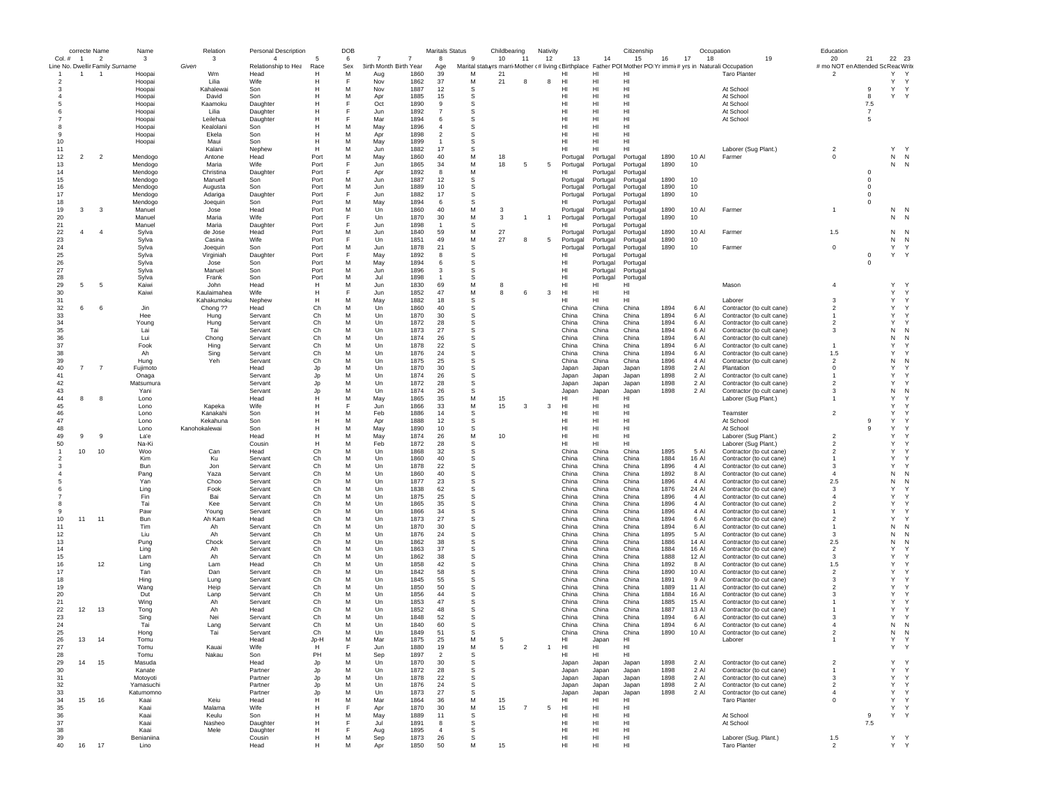| | correcte | Name | Name | Relation | Personal Description | | DOB | | | Maritals Status | | Childbearing | | Nativity | | | Citizenship | | | Occupation | | Education | | | |
|---|---|---|---|---|---|---|---|---|---|---|---|---|---|---|---|---|---|---|---|---|---|---|---|---|---|
| Col. # | 1 | 2 | | 3 | 4 | 5 | 6 | 7 | 7 | 8 | 9 | 10 | 11 | 12 | 13 | 14 | 15 | 16 | 17 | 18 | 19 | 20 | 21 | 22 | 23 |
| Line No. | Dwellin | Family | Surname | Given | Relationship to Hea | Race | Sex | Birth Month | Birth Year | Age | Marital status | yrs marri | Mother c | # living c | Birthplace | Father POB | Mother PO | Yr immi | # yrs in | Naturali | Occupation | # mo NOT en | Attended Sc | Read | Write |
| 1 | 1 | 1 | Hoopai | Wm | Head | H | M | Aug | 1860 | 39 | M | 21 | | | HI | HI | HI | | | | Taro Planter | 2 | | Y | Y |
| 2 | | | Hoopai | Lilia | Wife | H | F | Nov | 1862 | 37 | M | 21 | 8 | 8 | HI | HI | HI | | | | | | | Y | Y |
| 3 | | | Hoopai | Kahalewai | Son | H | M | Nov | 1887 | 12 | S | | | | HI | HI | HI | | | | At School | | 9 | Y | Y |
| 4 | | | Hoopai | David | Son | H | M | Apr | 1885 | 15 | S | | | | HI | HI | HI | | | | At School | | 8 | Y | Y |
| 5 | | | Hoopai | Kaamoku | Daughter | H | F | Oct | 1890 | 9 | S | | | | HI | HI | HI | | | | At School | | 7.5 | | |
| 6 | | | Hoopai | Lilia | Daughter | H | F | Jun | 1892 | 7 | S | | | | HI | HI | HI | | | | At School | | 7 | | |
| 7 | | | Hoopai | Leilehua | Daughter | H | F | Mar | 1894 | 6 | S | | | | HI | HI | HI | | | | At School | | 5 | | |
| 8 | | | Hoopai | Kealolani | Son | H | M | May | 1896 | 4 | S | | | | HI | HI | HI | | | | | | | | |
| 9 | | | Hoopai | Ekela | Son | H | M | Apr | 1898 | 2 | S | | | | HI | HI | HI | | | | | | | | |
| 10 | | | Hoopai | Maui | Son | H | M | May | 1899 | 1 | S | | | | HI | HI | HI | | | | | | | | |
| 11 | | | | Kalani | Nephew | H | M | Jun | 1882 | 17 | S | | | | HI | HI | HI | | | | Laborer (Sug Plant.) | 2 | | Y | Y |
| 12 | 2 | 2 | Mendogo | Antone | Head | Port | M | May | 1860 | 40 | M | 18 | | | Portugal | Portugal | Portugal | 1890 | 10 | Al | Farmer | 0 | | N | N |
| 13 | | | Mendogo | Maria | Wife | Port | F | Jun | 1865 | 34 | M | 18 | 5 | 5 | Portugal | Portugal | Portugal | 1890 | 10 | | | | | N | N |
| 14 | | | Mendogo | Christina | Daughter | Port | F | Apr | 1892 | 8 | M | | | | HI | Portugal | Portugal | | | | | | 0 | | |
| 15 | | | Mendogo | Manuell | Son | Port | M | Jun | 1887 | 12 | S | | | | Portugal | Portugal | Portugal | 1890 | 10 | | | | 0 | | |
| 16 | | | Mendogo | Augusta | Son | Port | M | Jun | 1889 | 10 | S | | | | Portugal | Portugal | Portugal | 1890 | 10 | | | | 0 | | |
| 17 | | | Mendogo | Adariga | Daughter | Port | F | Jun | 1882 | 17 | S | | | | Portugal | Portugal | Portugal | 1890 | 10 | | | | 0 | | |
| 18 | | | Mendogo | Joequin | Son | Port | M | May | 1894 | 6 | S | | | | HI | Portugal | Portugal | | | | | | 0 | | |
| 19 | 3 | 3 | Manuel | Jose | Head | Port | M | Un | 1860 | 40 | M | 3 | | | Portugal | Portugal | Portugal | 1890 | 10 | Al | Farmer | 1 | | N | N |
| 20 | | | Manuel | Maria | Wife | Port | F | Un | 1870 | 30 | M | 3 | 1 | 1 | Portugal | Portugal | Portugal | 1890 | 10 | | | | | N | N |
| 21 | | | Manuel | Maria | Daughter | Port | F | Jun | 1898 | 1 | S | | | | HI | Portugal | Portugal | | | | | | | | |
| 22 | 4 | 4 | Sylva | de Jose | Head | Port | M | Jun | 1840 | 59 | M | 27 | | | Portugal | Portugal | Portugal | 1890 | 10 | Al | Farmer | 1.5 | | N | N |
| 23 | | | Sylva | Casina | Wife | Port | F | Un | 1851 | 49 | M | 27 | 8 | 5 | Portugal | Portugal | Portugal | 1890 | 10 | | | | | N | N |
| 24 | | | Sylva | Joequin | Son | Port | M | Jun | 1878 | 21 | S | | | | Portugal | Portugal | Portugal | 1890 | 10 | | Farmer | 0 | | Y | Y |
| 25 | | | Sylva | Virginiah | Daughter | Port | F | May | 1892 | 8 | S | | | | HI | Portugal | Portugal | | | | | | 0 | Y | Y |
| 26 | | | Sylva | Jose | Son | Port | M | May | 1894 | 6 | S | | | | HI | Portugal | Portugal | | | | | | 0 | | |
| 27 | | | Sylva | Manuel | Son | Port | M | Jun | 1896 | 3 | S | | | | HI | Portugal | Portugal | | | | | | | | |
| 28 | | | Sylva | Frank | Son | Port | M | Jul | 1898 | 1 | S | | | | HI | Portugal | Portugal | | | | | | | | |
| 29 | 5 | 5 | Kaiwi | John | Head | H | M | Jun | 1830 | 69 | M | 8 | | | HI | HI | HI | | | | Mason | 4 | | Y | Y |
| 30 | | | Kaiwi | Kaulaimahea | Wife | H | F | Jun | 1852 | 47 | M | 8 | 6 | 3 | HI | HI | HI | | | | | | | Y | Y |
| 31 | | | | Kahakumoku | Nephew | H | M | May | 1882 | 18 | S | | | | HI | HI | HI | | | | Laborer | 3 | | Y | Y |
| 32 | 6 | 6 | Jin | Chong ?? | Head | Ch | M | Un | 1860 | 40 | S | | | | China | China | China | 1894 | 6 | Al | Contractor (to cult cane) | 2 | | Y | Y |
| 33 | | | Hee | Hung | Servant | Ch | M | Un | 1870 | 30 | S | | | | China | China | China | 1894 | 6 | Al | Contractor (to cult cane) | 1 | | Y | Y |
| 34 | | | Young | Hung | Servant | Ch | M | Un | 1872 | 28 | S | | | | China | China | China | 1894 | 6 | Al | Contractor (to cult cane) | 2 | | Y | Y |
| 35 | | | Lai | Tai | Servant | Ch | M | Un | 1873 | 27 | S | | | | China | China | China | 1894 | 6 | Al | Contractor (to cult cane) | 3 | | N | N |
| 36 | | | Lui | Chong | Servant | Ch | M | Un | 1874 | 26 | S | | | | China | China | China | 1894 | 6 | Al | Contractor (to cult cane) | | | N | N |
| 37 | | | Fook | Hing | Servant | Ch | M | Un | 1878 | 22 | S | | | | China | China | China | 1894 | 6 | Al | Contractor (to cult cane) | 1 | | Y | Y |
| 38 | | | Ah | Sing | Servant | Ch | M | Un | 1876 | 24 | S | | | | China | China | China | 1894 | 6 | Al | Contractor (to cult cane) | 1.5 | | Y | Y |
| 39 | | | Hung | Yeh | Servant | Ch | M | Un | 1875 | 25 | S | | | | China | China | China | 1896 | 4 | Al | Contractor (to cult cane) | 2 | | N | N |
| 40 | 7 | 7 | Fujimoto | | Head | Jp | M | Un | 1870 | 30 | S | | | | Japan | Japan | Japan | 1898 | 2 | Al | Plantation | 0 | | Y | Y |
| 41 | | | Onaga | | Servant | Jp | M | Un | 1871 | 29 | S | | | | Japan | Japan | Japan | 1898 | 2 | Al | Contractor (to cult cane) | 1 | | Y | Y |
| 42 | | | Matsumura | | Servant | Jp | M | Un | 1872 | 28 | S | | | | Japan | Japan | Japan | 1898 | 2 | Al | Contractor (to cult cane) | 2 | | Y | Y |
| 43 | | | Yani | | Servant | Jp | M | Un | 1874 | 26 | S | | | | Japan | Japan | Japan | 1898 | 2 | Al | Contractor (to cult cane) | 3 | | N | N |
| 44 | 8 | 8 | Lono | | Head | H | M | May | 1865 | 35 | M | 15 | | | HI | HI | HI | | | | Laborer (Sug Plant.) | 1 | | Y | Y |
| 45 | | | Lono | Kapeka | Wife | H | F | Jun | 1866 | 33 | M | 15 | 3 | 3 | HI | HI | HI | | | | | | | Y | Y |
| 46 | | | Lono | Kanakahi | Son | H | M | Feb | 1886 | 14 | S | | | | HI | HI | HI | | | | Teamster | 2 | | Y | Y |
| 47 | | | Lono | Kekahuna | Son | H | M | Apr | 1888 | 12 | S | | | | HI | HI | HI | | | | At School | | 9 | Y | Y |
| 48 | | | Lono | Kanohokalewai | Son | H | M | May | 1890 | 10 | S | | | | HI | HI | HI | | | | At School | | 9 | Y | Y |
| 49 | 9 | 9 | La'e | | Head | H | M | May | 1874 | 26 | M | 10 | | | HI | HI | HI | | | | Laborer (Sug Plant.) | 2 | | Y | Y |
| 50 | | | Na-Ki | | Cousin | H | M | Feb | 1872 | 28 | S | | | | HI | HI | HI | | | | Laborer (Sug Plant.) | 2 | | Y | Y |
| 1 | 10 | 10 | Woo | Can | Head | Ch | M | Un | 1868 | 32 | S | | | | China | China | China | 1895 | 5 | Al | Contractor (to cut cane) | 2 | | Y | Y |
| 2 | | | Kim | Ku | Servant | Ch | M | Un | 1860 | 40 | S | | | | China | China | China | 1884 | 16 | Al | Contractor (to cut cane) | 1 | | Y | Y |
| 3 | | | Bun | Jon | Servant | Ch | M | Un | 1878 | 22 | S | | | | China | China | China | 1896 | 4 | Al | Contractor (to cut cane) | 3 | | Y | Y |
| 4 | | | Pang | Yaza | Servant | Ch | M | Un | 1860 | 40 | S | | | | China | China | China | 1892 | 8 | Al | Contractor (to cut cane) | 4 | | N | N |
| 5 | | | Yan | Choo | Servant | Ch | M | Un | 1877 | 23 | S | | | | China | China | China | 1896 | 4 | Al | Contractor (to cut cane) | 2.5 | | N | N |
| 6 | | | Ling | Fook | Servant | Ch | M | Un | 1838 | 62 | S | | | | China | China | China | 1876 | 24 | Al | Contractor (to cut cane) | 3 | | Y | Y |
| 7 | | | Fin | Bai | Servant | Ch | M | Un | 1875 | 25 | S | | | | China | China | China | 1896 | 4 | Al | Contractor (to cut cane) | 4 | | Y | Y |
| 8 | | | Tai | Kee | Servant | Ch | M | Un | 1865 | 35 | S | | | | China | China | China | 1896 | 4 | Al | Contractor (to cut cane) | 2 | | Y | Y |
| 9 | | | Paw | Young | Servant | Ch | M | Un | 1866 | 34 | S | | | | China | China | China | 1896 | 4 | Al | Contractor (to cut cane) | 1 | | Y | Y |
| 10 | 11 | 11 | Bun | Ah Kam | Head | Ch | M | Un | 1873 | 27 | S | | | | China | China | China | 1894 | 6 | Al | Contractor (to cut cane) | 2 | | Y | Y |
| 11 | | | Tim | Ah | Servant | Ch | M | Un | 1870 | 30 | S | | | | China | China | China | 1894 | 6 | Al | Contractor (to cut cane) | 1 | | N | N |
| 12 | | | Liu | Ah | Servant | Ch | M | Un | 1876 | 24 | S | | | | China | China | China | 1895 | 5 | Al | Contractor (to cut cane) | 3 | | N | N |
| 13 | | | Pung | Chock | Servant | Ch | M | Un | 1862 | 38 | S | | | | China | China | China | 1886 | 14 | Al | Contractor (to cut cane) | 2.5 | | N | N |
| 14 | | | Ling | Ah | Servant | Ch | M | Un | 1863 | 37 | S | | | | China | China | China | 1884 | 16 | Al | Contractor (to cut cane) | 2 | | Y | Y |
| 15 | | | Lam | Ah | Servant | Ch | M | Un | 1862 | 38 | S | | | | China | China | China | 1888 | 12 | Al | Contractor (to cut cane) | 3 | | Y | Y |
| 16 | | 12 | Ling | Lam | Head | Ch | M | Un | 1858 | 42 | S | | | | China | China | China | 1892 | 8 | Al | Contractor (to cut cane) | 1.5 | | Y | Y |
| 17 | | | Tan | Dan | Servant | Ch | M | Un | 1842 | 58 | S | | | | China | China | China | 1890 | 10 | Al | Contractor (to cut cane) | 2 | | Y | Y |
| 18 | | | Hing | Lung | Servant | Ch | M | Un | 1845 | 55 | S | | | | China | China | China | 1891 | 9 | Al | Contractor (to cut cane) | 3 | | Y | Y |
| 19 | | | Wang | Heip | Servant | Ch | M | Un | 1850 | 50 | S | | | | China | China | China | 1889 | 11 | Al | Contractor (to cut cane) | 2 | | Y | Y |
| 20 | | | Dut | Lanp | Servant | Ch | M | Un | 1856 | 44 | S | | | | China | China | China | 1884 | 16 | Al | Contractor (to cut cane) | 3 | | Y | Y |
| 21 | | | Wing | Ah | Servant | Ch | M | Un | 1853 | 47 | S | | | | China | China | China | 1885 | 15 | Al | Contractor (to cut cane) | 1 | | Y | Y |
| 22 | 12 | 13 | Tong | Ah | Head | Ch | M | Un | 1852 | 48 | S | | | | China | China | China | 1887 | 13 | Al | Contractor (to cut cane) | 1 | | Y | Y |
| 23 | | | Sing | Nei | Servant | Ch | M | Un | 1848 | 52 | S | | | | China | China | China | 1894 | 6 | Al | Contractor (to cut cane) | 3 | | Y | Y |
| 24 | | | Tai | Lang | Servant | Ch | M | Un | 1840 | 60 | S | | | | China | China | China | 1894 | 6 | Al | Contractor (to cut cane) | 4 | | N | N |
| 25 | | | Hong | Tai | Servant | Ch | M | Un | 1849 | 51 | S | | | | China | China | China | 1890 | 10 | Al | Contractor (to cut cane) | 2 | | N | N |
| 26 | 13 | 14 | Tomu | | Head | Jp-H | M | Mar | 1875 | 25 | M | 5 | | | HI | Japan | HI | | | | Laborer | 1 | | Y | Y |
| 27 | | | Tomu | Kauai | Wife | H | F | Jun | 1880 | 19 | M | 5 | 2 | 1 | HI | HI | HI | | | | | | | Y | Y |
| 28 | | | Tomu | Nakau | Son | PH | M | Sep | 1897 | 2 | S | | | | HI | HI | HI | | | | | | | | |
| 29 | 14 | 15 | Masuda | | Head | Jp | M | Un | 1870 | 30 | S | | | | Japan | Japan | Japan | 1898 | 2 | Al | Contractor (to cut cane) | 2 | | Y | Y |
| 30 | | | Kanate | | Partner | Jp | M | Un | 1872 | 28 | S | | | | Japan | Japan | Japan | 1898 | 2 | Al | Contractor (to cut cane) | 1 | | Y | Y |
| 31 | | | Motoyoti | | Partner | Jp | M | Un | 1878 | 22 | S | | | | Japan | Japan | Japan | 1898 | 2 | Al | Contractor (to cut cane) | 3 | | Y | Y |
| 32 | | | Yamasuchi | | Partner | Jp | M | Un | 1876 | 24 | S | | | | Japan | Japan | Japan | 1898 | 2 | Al | Contractor (to cut cane) | 2 | | Y | Y |
| 33 | | | Katumomno | | Partner | Jp | M | Un | 1873 | 27 | S | | | | Japan | Japan | Japan | 1898 | 2 | Al | Contractor (to cut cane) | 4 | | Y | Y |
| 34 | 15 | 16 | Kaai | Keiu | Head | H | M | Mar | 1864 | 36 | M | 15 | | | HI | HI | HI | | | | Taro Planter | 0 | | Y | Y |
| 35 | | | Kaai | Malama | Wife | H | F | Apr | 1870 | 30 | M | 15 | 7 | 5 | HI | HI | HI | | | | | | | Y | Y |
| 36 | | | Kaai | Keulu | Son | H | M | May | 1889 | 11 | S | | | | HI | HI | HI | | | | At School | | 9 | Y | Y |
| 37 | | | Kaai | Nasheo | Daughter | H | F | Jul | 1891 | 8 | S | | | | HI | HI | HI | | | | At School | | 7.5 | | |
| 38 | | | Kaai | Mele | Daughter | H | F | Aug | 1895 | 4 | S | | | | HI | HI | HI | | | | | | | | |
| 39 | | | Benianiina | | Cousin | H | M | Sep | 1873 | 26 | S | | | | HI | HI | HI | | | | Laborer (Sug. Plant.) | 1.5 | | Y | Y |
| 40 | 16 | 17 | Lino | | Head | H | M | Apr | 1850 | 50 | M | 15 | | | HI | HI | HI | | | | Taro Planter | 2 | | Y | Y |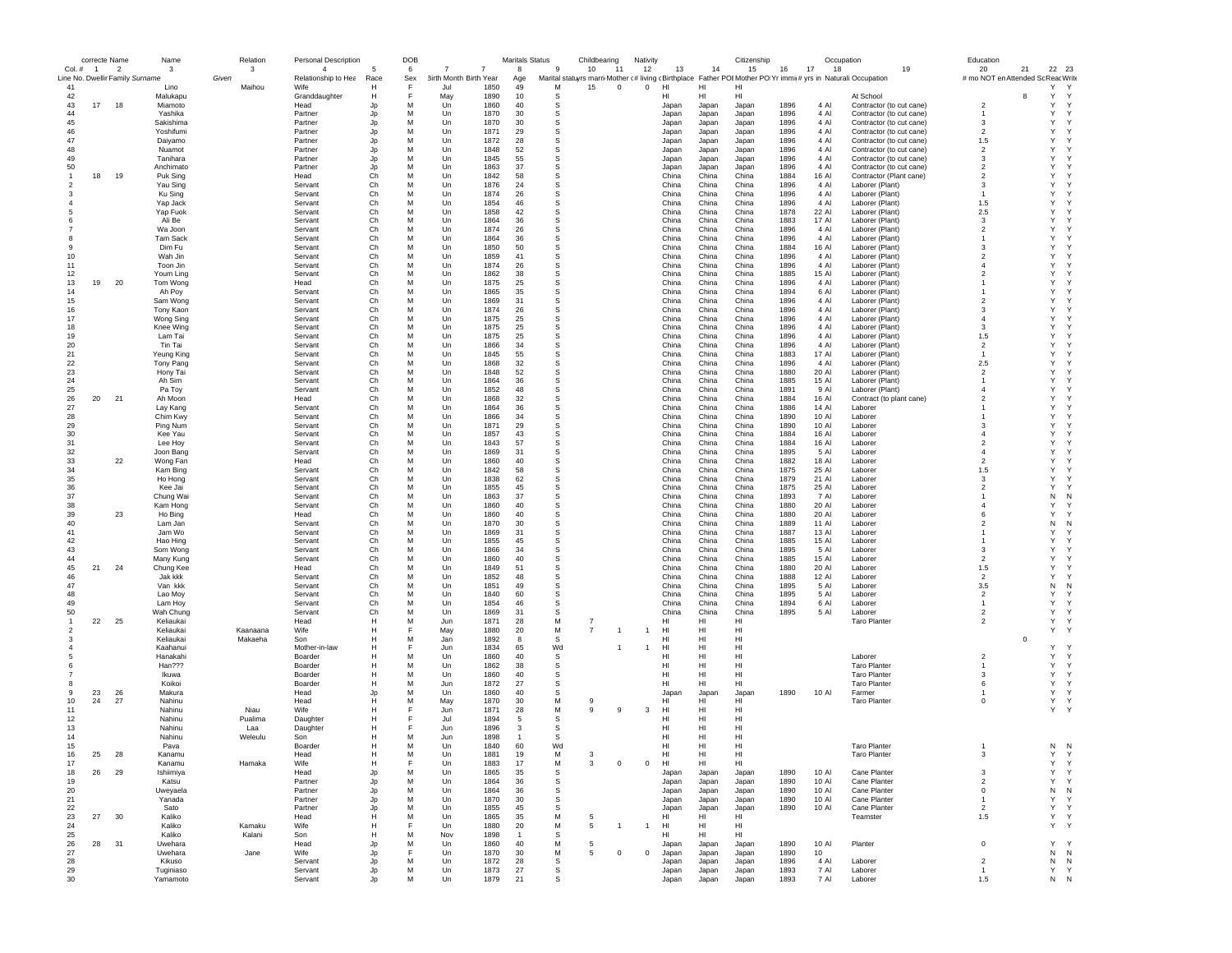| correcte Name | | | Name | | Relation | Personal Description | | DOB | | | Maritals Status | | Childbearing | | | Nativity | | | Citizenship | | | Occupation | Education | | | |
|---|---|---|---|---|---|---|---|---|---|---|---|---|---|---|---|---|---|---|---|---|---|---|---|---|---|---|
| Col. # | 1 | 2 | 3 | 3 | 4 | 5 | 6 | 7 | 7 | 8 | 9 | 10 | 11 | 12 | 13 | 14 | 15 | 16 | 17 | 18 | 19 | 20 | 21 | 22 | 23 |
| Line No. | Dwellir | Family | Surname | Given | Relationship to Hea | Race | Sex | Birth Month | Birth Year | Age | Marital statu | yrs marr | Mother c | # living c | Birthplace | Father PO | Mother PO | Yr immi | # yrs in | Naturali | Occupation | # mo NOT en | Attended Sc | Reac | Write |
| 41 | | | Lino | Maihou | Wife | H | F | Jul | 1850 | 49 | M | 15 | 0 | 0 | HI | HI | HI | | | | | | | Y | Y |
| 42 | | | Malukapu | | Granddaughter | H | F | May | 1890 | 10 | S | | | | HI | HI | HI | | | | At School | | 8 | Y | Y |
| 43 | 17 | 18 | Miamoto | | Head | Jp | M | Un | 1860 | 40 | S | | | | Japan | Japan | Japan | 1896 | 4 | Al | Contractor (to cut cane) | 2 | | Y | Y |
| 44 | | | Yashika | | Partner | Jp | M | Un | 1870 | 30 | S | | | | Japan | Japan | Japan | 1896 | 4 | Al | Contractor (to cut cane) | 1 | | Y | Y |
| 45 | | | Sakishima | | Partner | Jp | M | Un | 1870 | 30 | S | | | | Japan | Japan | Japan | 1896 | 4 | Al | Contractor (to cut cane) | 3 | | Y | Y |
| 46 | | | Yoshifumi | | Partner | Jp | M | Un | 1871 | 29 | S | | | | Japan | Japan | Japan | 1896 | 4 | Al | Contractor (to cut cane) | 2 | | Y | Y |
| 47 | | | Daiyamo | | Partner | Jp | M | Un | 1872 | 28 | S | | | | Japan | Japan | Japan | 1896 | 4 | Al | Contractor (to cut cane) | 1.5 | | Y | Y |
| 48 | | | Nuamot | | Partner | Jp | M | Un | 1848 | 52 | S | | | | Japan | Japan | Japan | 1896 | 4 | Al | Contractor (to cut cane) | 2 | | Y | Y |
| 49 | | | Tanihara | | Partner | Jp | M | Un | 1845 | 55 | S | | | | Japan | Japan | Japan | 1896 | 4 | Al | Contractor (to cut cane) | 3 | | Y | Y |
| 50 | | | Anchimato | | Partner | Jp | M | Un | 1863 | 37 | S | | | | Japan | Japan | Japan | 1896 | 4 | Al | Contractor (to cut cane) | 2 | | Y | Y |
| 1 | 18 | 19 | Puk Sing | | Head | Ch | M | Un | 1842 | 58 | S | | | | China | China | China | 1884 | 16 | Al | Contractor (Plant cane) | 2 | | Y | Y |
| 2 | | | Yau Sing | | Servant | Ch | M | Un | 1876 | 24 | S | | | | China | China | China | 1896 | 4 | Al | Laborer (Plant) | 3 | | Y | Y |
| 3 | | | Ku Sing | | Servant | Ch | M | Un | 1874 | 26 | S | | | | China | China | China | 1896 | 4 | Al | Laborer (Plant) | 1 | | Y | Y |
| 4 | | | Yap Jack | | Servant | Ch | M | Un | 1854 | 46 | S | | | | China | China | China | 1896 | 4 | Al | Laborer (Plant) | 1.5 | | Y | Y |
| 5 | | | Yap Fuok | | Servant | Ch | M | Un | 1858 | 42 | S | | | | China | China | China | 1878 | 22 | Al | Laborer (Plant) | 2.5 | | Y | Y |
| 6 | | | Ali Be | | Servant | Ch | M | Un | 1864 | 36 | S | | | | China | China | China | 1883 | 17 | Al | Laborer (Plant) | 3 | | Y | Y |
| 7 | | | Wa Joon | | Servant | Ch | M | Un | 1874 | 26 | S | | | | China | China | China | 1896 | 4 | Al | Laborer (Plant) | 2 | | Y | Y |
| 8 | | | Tam Sack | | Servant | Ch | M | Un | 1864 | 36 | S | | | | China | China | China | 1896 | 4 | Al | Laborer (Plant) | 1 | | Y | Y |
| 9 | | | Dim Fu | | Servant | Ch | M | Un | 1850 | 50 | S | | | | China | China | China | 1884 | 16 | Al | Laborer (Plant) | 3 | | Y | Y |
| 10 | | | Wah Jin | | Servant | Ch | M | Un | 1859 | 41 | S | | | | China | China | China | 1896 | 4 | Al | Laborer (Plant) | 2 | | Y | Y |
| 11 | | | Toon Jin | | Servant | Ch | M | Un | 1874 | 26 | S | | | | China | China | China | 1896 | 4 | Al | Laborer (Plant) | 4 | | Y | Y |
| 12 | | | Youm Ling | | Servant | Ch | M | Un | 1862 | 38 | S | | | | China | China | China | 1885 | 15 | Al | Laborer (Plant) | 2 | | Y | Y |
| 13 | 19 | 20 | Tom Wong | | Head | Ch | M | Un | 1875 | 25 | S | | | | China | China | China | 1896 | 4 | Al | Laborer (Plant) | 1 | | Y | Y |
| 14 | | | Ah Poy | | Servant | Ch | M | Un | 1865 | 35 | S | | | | China | China | China | 1894 | 6 | Al | Laborer (Plant) | 1 | | Y | Y |
| 15 | | | Sam Wong | | Servant | Ch | M | Un | 1869 | 31 | S | | | | China | China | China | 1896 | 4 | Al | Laborer (Plant) | 2 | | Y | Y |
| 16 | | | Tony Kaon | | Servant | Ch | M | Un | 1874 | 26 | S | | | | China | China | China | 1896 | 4 | Al | Laborer (Plant) | 3 | | Y | Y |
| 17 | | | Wong Sing | | Servant | Ch | M | Un | 1875 | 25 | S | | | | China | China | China | 1896 | 4 | Al | Laborer (Plant) | 4 | | Y | Y |
| 18 | | | Knee Wing | | Servant | Ch | M | Un | 1875 | 25 | S | | | | China | China | China | 1896 | 4 | Al | Laborer (Plant) | 3 | | Y | Y |
| 19 | | | Lam Tai | | Servant | Ch | M | Un | 1875 | 25 | S | | | | China | China | China | 1896 | 4 | Al | Laborer (Plant) | 1.5 | | Y | Y |
| 20 | | | Tin Tai | | Servant | Ch | M | Un | 1866 | 34 | S | | | | China | China | China | 1896 | 4 | Al | Laborer (Plant) | 2 | | Y | Y |
| 21 | | | Yeung King | | Servant | Ch | M | Un | 1845 | 55 | S | | | | China | China | China | 1883 | 17 | Al | Laborer (Plant) | 1 | | Y | Y |
| 22 | | | Tony Pang | | Servant | Ch | M | Un | 1868 | 32 | S | | | | China | China | China | 1896 | 4 | Al | Laborer (Plant) | 2.5 | | Y | Y |
| 23 | | | Hony Tai | | Servant | Ch | M | Un | 1848 | 52 | S | | | | China | China | China | 1880 | 20 | Al | Laborer (Plant) | 2 | | Y | Y |
| 24 | | | Ah Sim | | Servant | Ch | M | Un | 1864 | 36 | S | | | | China | China | China | 1885 | 15 | Al | Laborer (Plant) | 1 | | Y | Y |
| 25 | | | Pa Toy | | Servant | Ch | M | Un | 1852 | 48 | S | | | | China | China | China | 1891 | 9 | Al | Laborer (Plant) | 4 | | Y | Y |
| 26 | 20 | 21 | Ah Moon | | Head | Ch | M | Un | 1868 | 32 | S | | | | China | China | China | 1884 | 16 | Al | Contract (to plant cane) | 2 | | Y | Y |
| 27 | | | Lay Kang | | Servant | Ch | M | Un | 1864 | 36 | S | | | | China | China | China | 1886 | 14 | Al | Laborer | 1 | | Y | Y |
| 28 | | | Chim Kwy | | Servant | Ch | M | Un | 1866 | 34 | S | | | | China | China | China | 1890 | 10 | Al | Laborer | 1 | | Y | Y |
| 29 | | | Ping Num | | Servant | Ch | M | Un | 1871 | 29 | S | | | | China | China | China | 1890 | 10 | Al | Laborer | 3 | | Y | Y |
| 30 | | | Kee Yau | | Servant | Ch | M | Un | 1857 | 43 | S | | | | China | China | China | 1884 | 16 | Al | Laborer | 4 | | Y | Y |
| 31 | | | Lee Hoy | | Servant | Ch | M | Un | 1843 | 57 | S | | | | China | China | China | 1884 | 16 | Al | Laborer | 2 | | Y | Y |
| 32 | | | Joon Bang | | Servant | Ch | M | Un | 1869 | 31 | S | | | | China | China | China | 1895 | 5 | Al | Laborer | 4 | | Y | Y |
| 33 | | 22 | Wong Fan | | Head | Ch | M | Un | 1860 | 40 | S | | | | China | China | China | 1882 | 18 | Al | Laborer | 2 | | Y | Y |
| 34 | | | Kam Bing | | Servant | Ch | M | Un | 1842 | 58 | S | | | | China | China | China | 1875 | 25 | Al | Laborer | 1.5 | | Y | Y |
| 35 | | | Ho Hong | | Servant | Ch | M | Un | 1838 | 62 | S | | | | China | China | China | 1879 | 21 | Al | Laborer | 3 | | Y | Y |
| 36 | | | Kee Jai | | Servant | Ch | M | Un | 1855 | 45 | S | | | | China | China | China | 1875 | 25 | Al | Laborer | 2 | | Y | Y |
| 37 | | | Chung Wai | | Servant | Ch | M | Un | 1863 | 37 | S | | | | China | China | China | 1893 | 7 | Al | Laborer | 1 | | N | N |
| 38 | | | Kam Hong | | Servant | Ch | M | Un | 1860 | 40 | S | | | | China | China | China | 1880 | 20 | Al | Laborer | 4 | | Y | Y |
| 39 | | 23 | Ho Bing | | Head | Ch | M | Un | 1860 | 40 | S | | | | China | China | China | 1880 | 20 | Al | Laborer | 6 | | Y | Y |
| 40 | | | Lam Jan | | Servant | Ch | M | Un | 1870 | 30 | S | | | | China | China | China | 1889 | 11 | Al | Laborer | 2 | | N | N |
| 41 | | | Jam Wo | | Servant | Ch | M | Un | 1869 | 31 | S | | | | China | China | China | 1887 | 13 | Al | Laborer | 1 | | Y | Y |
| 42 | | | Hao Hing | | Servant | Ch | M | Un | 1855 | 45 | S | | | | China | China | China | 1885 | 15 | Al | Laborer | 1 | | Y | Y |
| 43 | | | Som Wong | | Servant | Ch | M | Un | 1866 | 34 | S | | | | China | China | China | 1895 | 5 | Al | Laborer | 3 | | Y | Y |
| 44 | | | Many Kung | | Servant | Ch | M | Un | 1860 | 40 | S | | | | China | China | China | 1885 | 15 | Al | Laborer | 2 | | Y | Y |
| 45 | 21 | 24 | Chung Kee | | Head | Ch | M | Un | 1849 | 51 | S | | | | China | China | China | 1880 | 20 | Al | Laborer | 1.5 | | Y | Y |
| 46 | | | Jak kkk | | Servant | Ch | M | Un | 1852 | 48 | S | | | | China | China | China | 1888 | 12 | Al | Laborer | 2 | | Y | Y |
| 47 | | | Van kkk | | Servant | Ch | M | Un | 1851 | 49 | S | | | | China | China | China | 1895 | 5 | Al | Laborer | 3.5 | | N | N |
| 48 | | | Lao Moy | | Servant | Ch | M | Un | 1840 | 60 | S | | | | China | China | China | 1895 | 5 | Al | Laborer | 2 | | Y | Y |
| 49 | | | Lam Hoy | | Servant | Ch | M | Un | 1854 | 46 | S | | | | China | China | China | 1894 | 6 | Al | Laborer | 1 | | Y | Y |
| 50 | | | Wah Chung | | Servant | Ch | M | Un | 1869 | 31 | S | | | | China | China | China | 1895 | 5 | Al | Laborer | 2 | | Y | Y |
| 1 | 22 | 25 | Keliaukai | | Head | H | M | Jun | 1871 | 28 | M | 7 | | | HI | HI | HI | | | | Taro Planter | 2 | | Y | Y |
| 2 | | | Keliaukai | Kaanaana | Wife | H | F | May | 1880 | 20 | M | 7 | 1 | 1 | HI | HI | HI | | | | | | | Y | Y |
| 3 | | | Keliaukai | Makaeha | Son | H | M | Jan | 1892 | 8 | S | | | | HI | HI | HI | | | | | | 0 | | |
| 4 | | | Kaahanui | | Mother-in-law | H | F | Jun | 1834 | 65 | Wd | | 1 | 1 | HI | HI | HI | | | | | | | Y | Y |
| 5 | | | Hanakahi | | Boarder | H | M | Un | 1860 | 40 | S | | | | HI | HI | HI | | | | Laborer | 2 | | Y | Y |
| 6 | | | Han??? | | Boarder | H | M | Un | 1862 | 38 | S | | | | HI | HI | HI | | | | Taro Planter | 1 | | Y | Y |
| 7 | | | Ikuwa | | Boarder | H | M | Un | 1860 | 40 | S | | | | HI | HI | HI | | | | Taro Planter | 3 | | Y | Y |
| 8 | | | Koikoi | | Boarder | H | M | Jun | 1872 | 27 | S | | | | HI | HI | HI | | | | Taro Planter | 6 | | Y | Y |
| 9 | 23 | 26 | Makura | | Head | Jp | M | Un | 1860 | 40 | S | | | | Japan | Japan | Japan | 1890 | 10 | Al | Farmer | 1 | | Y | Y |
| 10 | 24 | 27 | Nahinu | | Head | H | M | May | 1870 | 30 | M | 9 | | | HI | HI | HI | | | | Taro Planter | 0 | | Y | Y |
| 11 | | | Nahinu | Niau | Wife | H | F | Jun | 1871 | 28 | M | 9 | 9 | 3 | HI | HI | HI | | | | | | | Y | Y |
| 12 | | | Nahinu | Pualima | Daughter | H | F | Jul | 1894 | 5 | S | | | | HI | HI | HI | | | | | | | | |
| 13 | | | Nahinu | Laa | Daughter | H | F | Jun | 1896 | 3 | S | | | | HI | HI | HI | | | | | | | | |
| 14 | | | Nahinu | Weleulu | Son | H | M | Jun | 1898 | 1 | S | | | | HI | HI | HI | | | | | | | | |
| 15 | | | Pava | | Boarder | H | M | Un | 1840 | 60 | Wd | | | | HI | HI | HI | | | | Taro Planter | 1 | | N | N |
| 16 | 25 | 28 | Kanamu | | Head | H | M | Un | 1881 | 19 | M | 3 | | | HI | HI | HI | | | | Taro Planter | 3 | | Y | Y |
| 17 | | | Kanamu | Hamaka | Wife | H | F | Un | 1883 | 17 | M | 3 | 0 | 0 | HI | HI | HI | | | | | | | Y | Y |
| 18 | 26 | 29 | Ishiimiya | | Head | Jp | M | Un | 1865 | 35 | S | | | | Japan | Japan | Japan | 1890 | 10 | Al | Cane Planter | 3 | | Y | Y |
| 19 | | | Katsu | | Partner | Jp | M | Un | 1864 | 36 | S | | | | Japan | Japan | Japan | 1890 | 10 | Al | Cane Planter | 2 | | Y | Y |
| 20 | | | Uweyaela | | Partner | Jp | M | Un | 1864 | 36 | S | | | | Japan | Japan | Japan | 1890 | 10 | Al | Cane Planter | 0 | | N | N |
| 21 | | | Yanada | | Partner | Jp | M | Un | 1870 | 30 | S | | | | Japan | Japan | Japan | 1890 | 10 | Al | Cane Planter | 1 | | Y | Y |
| 22 | | | Sato | | Partner | Jp | M | Un | 1855 | 45 | S | | | | Japan | Japan | Japan | 1890 | 10 | Al | Cane Planter | 2 | | Y | Y |
| 23 | 27 | 30 | Kaliko | | Head | H | M | Un | 1865 | 35 | M | 5 | | | HI | HI | HI | | | | Teamster | 1.5 | | Y | Y |
| 24 | | | Kaliko | Kamaku | Wife | H | F | Un | 1880 | 20 | M | 5 | 1 | 1 | HI | HI | HI | | | | | | | Y | Y |
| 25 | | | Kaliko | Kalani | Son | H | M | Nov | 1898 | 1 | S | | | | HI | HI | HI | | | | | | | | |
| 26 | 28 | 31 | Uwehara | | Head | Jp | M | Un | 1860 | 40 | M | 5 | | | Japan | Japan | Japan | 1890 | 10 | Al | Planter | 0 | | Y | Y |
| 27 | | | Uwehara | Jane | Wife | Jp | F | Un | 1870 | 30 | M | 5 | 0 | 0 | Japan | Japan | Japan | 1890 | 10 | | | | | N | N |
| 28 | | | Kikuso | | Servant | Jp | M | Un | 1872 | 28 | S | | | | Japan | Japan | Japan | 1896 | 4 | Al | Laborer | 2 | | N | N |
| 29 | | | Tuginiaso | | Servant | Jp | M | Un | 1873 | 27 | S | | | | Japan | Japan | Japan | 1893 | 7 | Al | Laborer | 1 | | Y | Y |
| 30 | | | Yamamoto | | Servant | Jp | M | Un | 1879 | 21 | S | | | | Japan | Japan | Japan | 1893 | 7 | Al | Laborer | 1.5 | | N | N |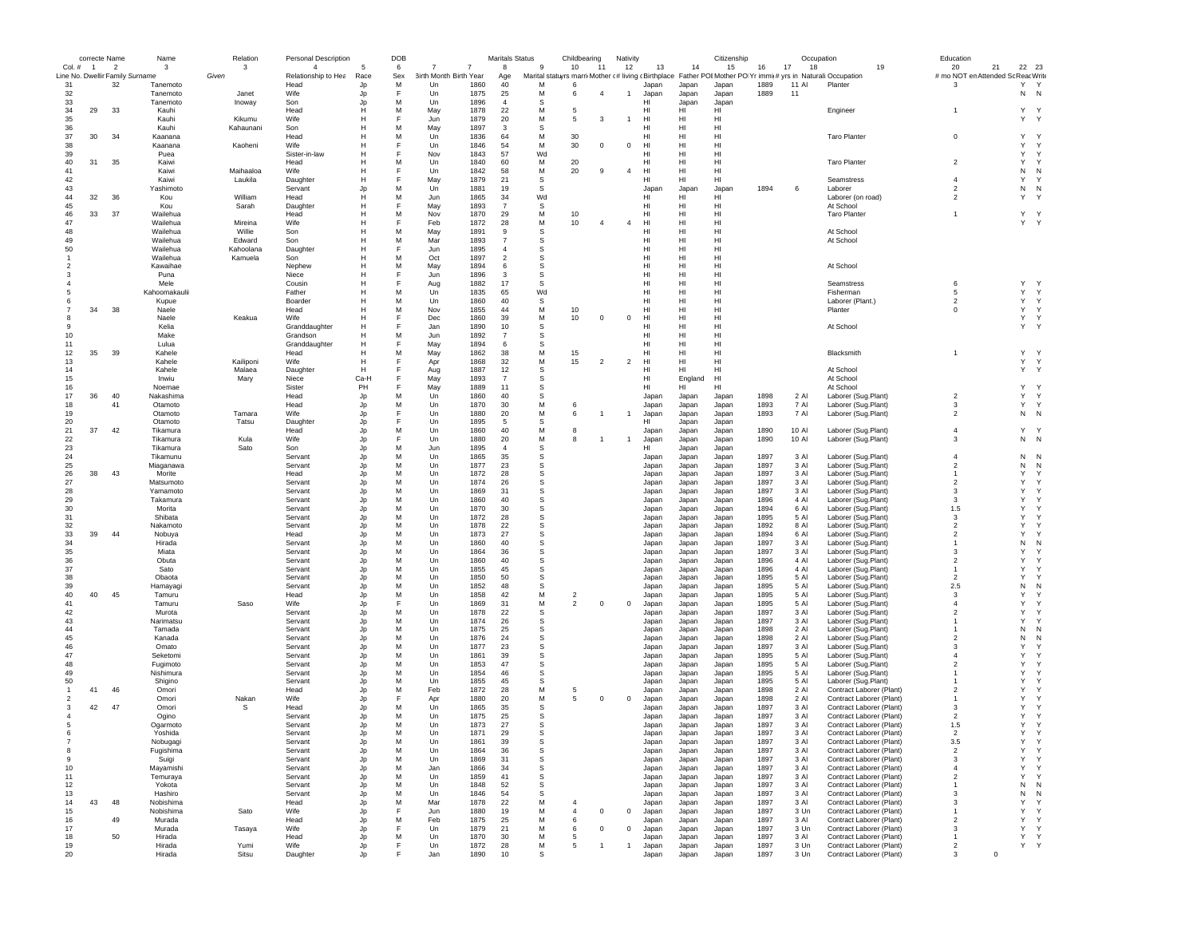| | correcte Name | | Name | | Relation | Personal Description | | DOB | | | Maritals Status | | Childbearing | | Nativity | | | Citizenship | | | Occupation | Education | | | |
|---|---|---|---|---|---|---|---|---|---|---|---|---|---|---|---|---|---|---|---|---|---|---|---|---|---|
| Col. # | 1 | 2 | 3 | | 3 | 4 | 5 | 6 | 7 | 7 | 8 | 9 | 10 | 11 | 12 | 13 | 14 | 15 | 16 | 17 | 18 | 19 | 20 | 21 | 22 | 23 |
| Line No. | Dwellir | Family | Surname | Given | Relationship to Hea | Race | Sex | Birth Month | Birth Year | Age | Marital status | yrs marri | Mother of # | # living | Birthplace | Father POB | Mother POB | Yr immi | # yrs in | Naturali | Occupation | # mo NOT en | Attended Sc | Read | Write |
| 31 | | 32 | Tanemoto | | Head | Jp | M | Un | 1860 | 40 | M | 6 | | | Japan | Japan | Japan | 1889 | 11 | Al | Planter | 3 | | Y | Y |
| 32 | | | Tanemoto | Janet | Wife | Jp | F | Un | 1875 | 25 | M | 6 | 4 | 1 | Japan | Japan | Japan | 1889 | 11 | | | | | N | N |
| 33 | | | Tanemoto | Inoway | Son | Jp | M | Un | 1896 | 4 | S | | | | HI | Japan | Japan | | | | | | | | |
| 34 | 29 | 33 | Kauhi | | Head | H | M | May | 1878 | 22 | M | 5 | | | HI | HI | HI | | | | Engineer | 1 | | Y | Y |
| 35 | | | Kauhi | Kikumu | Wife | H | F | Jun | 1879 | 20 | M | 5 | 3 | 1 | HI | HI | HI | | | | | | | Y | Y |
| 36 | | | Kauhi | Kahaunani | Son | H | M | May | 1897 | 3 | S | | | | HI | HI | HI | | | | | | | | |
| 37 | 30 | 34 | Kaanana | | Head | H | M | Un | 1836 | 64 | M | 30 | | | HI | HI | HI | | | | Taro Planter | 0 | | Y | Y |
| 38 | | | Kaanana | Kaoheni | Wife | H | F | Un | 1846 | 54 | M | 30 | 0 | 0 | HI | HI | HI | | | | | | | Y | Y |
| 39 | | | Puea | | Sister-in-law | H | F | Nov | 1843 | 57 | Wd | | | | HI | HI | HI | | | | | | | Y | Y |
| 40 | 31 | 35 | Kaiwi | | Head | H | M | Un | 1840 | 60 | M | 20 | | | HI | HI | HI | | | | Taro Planter | 2 | | Y | Y |
| 41 | | | Kaiwi | Maihaaloa | Wife | H | F | Un | 1842 | 58 | M | 20 | 9 | 4 | HI | HI | HI | | | | | | | N | N |
| 42 | | | Kaiwi | Laukila | Daughter | H | F | May | 1879 | 21 | S | | | | HI | HI | HI | | | | Seamstress | 4 | | Y | Y |
| 43 | | | Yashimoto | | Servant | Jp | M | Un | 1881 | 19 | S | | | | Japan | Japan | Japan | 1894 | 6 | | Laborer | 2 | | N | N |
| 44 | 32 | 36 | Kou | William | Head | H | M | Jun | 1865 | 34 | Wd | | | | HI | HI | HI | | | | Laborer (on road) | 2 | | Y | Y |
| 45 | | | Kou | Sarah | Daughter | H | F | May | 1893 | 7 | S | | | | HI | HI | HI | | | | At School | | | | |
| 46 | 33 | 37 | Wailehua | | Head | H | M | Nov | 1870 | 29 | M | 10 | | | HI | HI | HI | | | | Taro Planter | 1 | | Y | Y |
| 47 | | | Wailehua | Mireina | Wife | H | F | Feb | 1872 | 28 | M | 10 | 4 | 4 | HI | HI | HI | | | | | | | Y | Y |
| 48 | | | Wailehua | Willie | Son | H | M | May | 1891 | 9 | S | | | | HI | HI | HI | | | | At School | | | | |
| 49 | | | Wailehua | Edward | Son | H | M | Mar | 1893 | 7 | S | | | | HI | HI | HI | | | | At School | | | | |
| 50 | | | Wailehua | Kahoolana | Daughter | H | F | Jun | 1895 | 4 | S | | | | HI | HI | HI | | | | | | | | |
| 1 | | | Wailehua | Kamuela | Son | H | M | Oct | 1897 | 2 | S | | | | HI | HI | HI | | | | | | | | |
| 2 | | | Kawaihae | | Nephew | H | M | May | 1894 | 6 | S | | | | HI | HI | HI | | | | At School | | | | |
| 3 | | | Puna | | Niece | H | F | Jun | 1896 | 3 | S | | | | HI | HI | HI | | | | | | | | |
| 4 | | | Mele | | Cousin | H | F | Aug | 1882 | 17 | S | | | | HI | HI | HI | | | | Seamstress | 6 | | Y | Y |
| 5 | | | Kahoomakaulii | | Father | H | M | Un | 1835 | 65 | Wd | | | | HI | HI | HI | | | | Fisherman | 5 | | Y | Y |
| 6 | | | Kupue | | Boarder | H | M | Un | 1860 | 40 | S | | | | HI | HI | HI | | | | Laborer (Plant.) | 2 | | Y | Y |
| 7 | 34 | 38 | Naele | | Head | H | M | Nov | 1855 | 44 | M | 10 | | | HI | HI | HI | | | | Planter | 0 | | Y | Y |
| 8 | | | Naele | Keakua | Wife | H | F | Dec | 1860 | 39 | M | 10 | 0 | 0 | HI | HI | HI | | | | | | | Y | Y |
| 9 | | | Kelia | | Granddaughter | H | F | Jan | 1890 | 10 | S | | | | HI | HI | HI | | | | At School | | | Y | Y |
| 10 | | | Make | | Grandson | H | M | Jun | 1892 | 7 | S | | | | HI | HI | HI | | | | | | | | |
| 11 | | | Lulua | | Granddaughter | H | F | May | 1894 | 6 | S | | | | HI | HI | HI | | | | | | | | |
| 12 | 35 | 39 | Kahele | | Head | H | M | May | 1862 | 38 | M | 15 | | | HI | HI | HI | | | | Blacksmith | 1 | | Y | Y |
| 13 | | | Kahele | Kailiponi | Wife | H | F | Apr | 1868 | 32 | M | 15 | 2 | 2 | HI | HI | HI | | | | | | | Y | Y |
| 14 | | | Kahele | Malaea | Daughter | H | F | Aug | 1887 | 12 | S | | | | HI | HI | HI | | | | At School | | | Y | Y |
| 15 | | | Inwiu | Mary | Niece | Ca-H | F | May | 1893 | 7 | S | | | | HI | England | HI | | | | At School | | | | |
| 16 | | | Noemae | | Sister | PH | F | May | 1889 | 11 | S | | | | HI | HI | HI | | | | At School | | | Y | Y |
| 17 | 36 | 40 | Nakashima | | Head | Jp | M | Un | 1860 | 40 | S | | | | Japan | Japan | Japan | 1898 | 2 | Al | Laborer (Sug.Plant) | 2 | | Y | Y |
| 18 | | 41 | Otamoto | | Head | Jp | M | Un | 1870 | 30 | M | 6 | | | Japan | Japan | Japan | 1893 | 7 | Al | Laborer (Sug.Plant) | 3 | | Y | Y |
| 19 | | | Otamoto | Tamara | Wife | Jp | F | Un | 1880 | 20 | M | 6 | 1 | 1 | Japan | Japan | Japan | 1893 | 7 | Al | Laborer (Sug.Plant) | 2 | | N | N |
| 20 | | | Otamoto | Tatsu | Daughter | Jp | F | Un | 1895 | 5 | S | | | | HI | Japan | Japan | | | | | | | | |
| 21 | 37 | 42 | Tikamura | | Head | Jp | M | Un | 1860 | 40 | M | 8 | | | Japan | Japan | Japan | 1890 | 10 | Al | Laborer (Sug.Plant) | 4 | | Y | Y |
| 22 | | | Tikamura | Kula | Wife | Jp | F | Un | 1880 | 20 | M | 8 | 1 | 1 | Japan | Japan | Japan | 1890 | 10 | Al | Laborer (Sug.Plant) | 3 | | N | N |
| 23 | | | Tikamura | Sato | Son | Jp | M | Jun | 1895 | 4 | S | | | | HI | Japan | Japan | | | | | | | | |
| 24 | | | Tikamunu | | Servant | Jp | M | Un | 1865 | 35 | S | | | | Japan | Japan | Japan | 1897 | 3 | Al | Laborer (Sug.Plant) | 4 | | N | N |
| 25 | | | Miaganawa | | Servant | Jp | M | Un | 1877 | 23 | S | | | | Japan | Japan | Japan | 1897 | 3 | Al | Laborer (Sug.Plant) | 2 | | N | N |
| 26 | 38 | 43 | Morite | | Head | Jp | M | Un | 1872 | 28 | S | | | | Japan | Japan | Japan | 1897 | 3 | Al | Laborer (Sug.Plant) | 1 | | Y | Y |
| 27 | | | Matsumoto | | Servant | Jp | M | Un | 1874 | 26 | S | | | | Japan | Japan | Japan | 1897 | 3 | Al | Laborer (Sug.Plant) | 2 | | Y | Y |
| 28 | | | Yamamoto | | Servant | Jp | M | Un | 1869 | 31 | S | | | | Japan | Japan | Japan | 1897 | 3 | Al | Laborer (Sug.Plant) | 3 | | Y | Y |
| 29 | | | Takamura | | Servant | Jp | M | Un | 1860 | 40 | S | | | | Japan | Japan | Japan | 1896 | 4 | Al | Laborer (Sug.Plant) | 3 | | Y | Y |
| 30 | | | Morita | | Servant | Jp | M | Un | 1870 | 30 | S | | | | Japan | Japan | Japan | 1894 | 6 | Al | Laborer (Sug.Plant) | 1.5 | | Y | Y |
| 31 | | | Shibata | | Servant | Jp | M | Un | 1872 | 28 | S | | | | Japan | Japan | Japan | 1895 | 5 | Al | Laborer (Sug.Plant) | 3 | | Y | Y |
| 32 | | | Nakamoto | | Servant | Jp | M | Un | 1878 | 22 | S | | | | Japan | Japan | Japan | 1892 | 8 | Al | Laborer (Sug.Plant) | 2 | | Y | Y |
| 33 | 39 | 44 | Nobuya | | Head | Jp | M | Un | 1873 | 27 | S | | | | Japan | Japan | Japan | 1894 | 6 | Al | Laborer (Sug.Plant) | 2 | | Y | Y |
| 34 | | | Hirada | | Servant | Jp | M | Un | 1860 | 40 | S | | | | Japan | Japan | Japan | 1897 | 3 | Al | Laborer (Sug.Plant) | 1 | | N | N |
| 35 | | | Miata | | Servant | Jp | M | Un | 1864 | 36 | S | | | | Japan | Japan | Japan | 1897 | 3 | Al | Laborer (Sug.Plant) | 3 | | Y | Y |
| 36 | | | Obuta | | Servant | Jp | M | Un | 1860 | 40 | S | | | | Japan | Japan | Japan | 1896 | 4 | Al | Laborer (Sug.Plant) | 2 | | Y | Y |
| 37 | | | Sato | | Servant | Jp | M | Un | 1855 | 45 | S | | | | Japan | Japan | Japan | 1896 | 4 | Al | Laborer (Sug.Plant) | 1 | | Y | Y |
| 38 | | | Obaota | | Servant | Jp | M | Un | 1850 | 50 | S | | | | Japan | Japan | Japan | 1895 | 5 | Al | Laborer (Sug.Plant) | 2 | | Y | Y |
| 39 | | | Hamayagi | | Servant | Jp | M | Un | 1852 | 48 | S | | | | Japan | Japan | Japan | 1895 | 5 | Al | Laborer (Sug.Plant) | 2.5 | | N | N |
| 40 | 40 | 45 | Tamuru | | Head | Jp | M | Un | 1858 | 42 | M | 2 | | | Japan | Japan | Japan | 1895 | 5 | Al | Laborer (Sug.Plant) | 3 | | Y | Y |
| 41 | | | Tamuru | Saso | Wife | Jp | F | Un | 1869 | 31 | M | 2 | 0 | 0 | Japan | Japan | Japan | 1895 | 5 | Al | Laborer (Sug.Plant) | 4 | | Y | Y |
| 42 | | | Murota | | Servant | Jp | M | Un | 1878 | 22 | S | | | | Japan | Japan | Japan | 1897 | 3 | Al | Laborer (Sug.Plant) | 2 | | Y | Y |
| 43 | | | Narimatsu | | Servant | Jp | M | Un | 1874 | 26 | S | | | | Japan | Japan | Japan | 1897 | 3 | Al | Laborer (Sug.Plant) | 1 | | Y | Y |
| 44 | | | Tamada | | Servant | Jp | M | Un | 1875 | 25 | S | | | | Japan | Japan | Japan | 1898 | 2 | Al | Laborer (Sug.Plant) | 1 | | N | N |
| 45 | | | Kanada | | Servant | Jp | M | Un | 1876 | 24 | S | | | | Japan | Japan | Japan | 1898 | 2 | Al | Laborer (Sug.Plant) | 2 | | N | N |
| 46 | | | Omato | | Servant | Jp | M | Un | 1877 | 23 | S | | | | Japan | Japan | Japan | 1897 | 3 | Al | Laborer (Sug.Plant) | 3 | | Y | Y |
| 47 | | | Seketomi | | Servant | Jp | M | Un | 1861 | 39 | S | | | | Japan | Japan | Japan | 1895 | 5 | Al | Laborer (Sug.Plant) | 4 | | Y | Y |
| 48 | | | Fugimoto | | Servant | Jp | M | Un | 1853 | 47 | S | | | | Japan | Japan | Japan | 1895 | 5 | Al | Laborer (Sug.Plant) | 2 | | Y | Y |
| 49 | | | Nishimura | | Servant | Jp | M | Un | 1854 | 46 | S | | | | Japan | Japan | Japan | 1895 | 5 | Al | Laborer (Sug.Plant) | 1 | | Y | Y |
| 50 | | | Shigino | | Servant | Jp | M | Un | 1855 | 45 | S | | | | Japan | Japan | Japan | 1895 | 5 | Al | Laborer (Sug.Plant) | 1 | | Y | Y |
| 1 | 41 | 46 | Omori | | Head | Jp | M | Feb | 1872 | 28 | M | 5 | | | Japan | Japan | Japan | 1898 | 2 | Al | Contract Laborer (Plant) | 2 | | Y | Y |
| 2 | | | Omori | Nakan | Wife | Jp | F | Apr | 1880 | 20 | M | 5 | 0 | 0 | Japan | Japan | Japan | 1898 | 2 | Al | Contract Laborer (Plant) | 1 | | Y | Y |
| 3 | 42 | 47 | Omori | S | Head | Jp | M | Un | 1865 | 35 | S | | | | Japan | Japan | Japan | 1897 | 3 | Al | Contract Laborer (Plant) | 3 | | Y | Y |
| 4 | | | Ogino | | Servant | Jp | M | Un | 1875 | 25 | S | | | | Japan | Japan | Japan | 1897 | 3 | Al | Contract Laborer (Plant) | 2 | | Y | Y |
| 5 | | | Ogarmoto | | Servant | Jp | M | Un | 1873 | 27 | S | | | | Japan | Japan | Japan | 1897 | 3 | Al | Contract Laborer (Plant) | 1.5 | | Y | Y |
| 6 | | | Yoshida | | Servant | Jp | M | Un | 1871 | 29 | S | | | | Japan | Japan | Japan | 1897 | 3 | Al | Contract Laborer (Plant) | 2 | | Y | Y |
| 7 | | | Nobugagi | | Servant | Jp | M | Un | 1861 | 39 | S | | | | Japan | Japan | Japan | 1897 | 3 | Al | Contract Laborer (Plant) | 3.5 | | Y | Y |
| 8 | | | Fugishima | | Servant | Jp | M | Un | 1864 | 36 | S | | | | Japan | Japan | Japan | 1897 | 3 | Al | Contract Laborer (Plant) | 2 | | Y | Y |
| 9 | | | Suigi | | Servant | Jp | M | Un | 1869 | 31 | S | | | | Japan | Japan | Japan | 1897 | 3 | Al | Contract Laborer (Plant) | 3 | | Y | Y |
| 10 | | | Mayamishi | | Servant | Jp | M | Jan | 1866 | 34 | S | | | | Japan | Japan | Japan | 1897 | 3 | Al | Contract Laborer (Plant) | 4 | | Y | Y |
| 11 | | | Temuraya | | Servant | Jp | M | Un | 1859 | 41 | S | | | | Japan | Japan | Japan | 1897 | 3 | Al | Contract Laborer (Plant) | 2 | | Y | Y |
| 12 | | | Yokota | | Servant | Jp | M | Un | 1848 | 52 | S | | | | Japan | Japan | Japan | 1897 | 3 | Al | Contract Laborer (Plant) | 1 | | N | N |
| 13 | | | Hashiro | | Servant | Jp | M | Un | 1846 | 54 | S | | | | Japan | Japan | Japan | 1897 | 3 | Al | Contract Laborer (Plant) | 3 | | N | N |
| 14 | 43 | 48 | Nobishima | | Head | Jp | M | Mar | 1878 | 22 | M | 4 | | | Japan | Japan | Japan | 1897 | 3 | Al | Contract Laborer (Plant) | 3 | | Y | Y |
| 15 | | | Nobishima | Sato | Wife | Jp | F | Jun | 1880 | 19 | M | 4 | 0 | 0 | Japan | Japan | Japan | 1897 | 3 | Un | Contract Laborer (Plant) | 1 | | Y | Y |
| 16 | | 49 | Murada | | Head | Jp | M | Feb | 1875 | 25 | M | 6 | | | Japan | Japan | Japan | 1897 | 3 | Al | Contract Laborer (Plant) | 2 | | Y | Y |
| 17 | | | Murada | Tasaya | Wife | Jp | F | Un | 1879 | 21 | M | 6 | 0 | 0 | Japan | Japan | Japan | 1897 | 3 | Un | Contract Laborer (Plant) | 3 | | Y | Y |
| 18 | | 50 | Hirada | | Head | Jp | M | Un | 1870 | 30 | M | 5 | | | Japan | Japan | Japan | 1897 | 3 | Al | Contract Laborer (Plant) | 1 | | Y | Y |
| 19 | | | Hirada | Yumi | Wife | Jp | F | Un | 1872 | 28 | M | 5 | 1 | 1 | Japan | Japan | Japan | 1897 | 3 | Un | Contract Laborer (Plant) | 2 | | Y | Y |
| 20 | | | Hirada | Sitsu | Daughter | Jp | F | Jan | 1890 | 10 | S | | | | Japan | Japan | Japan | 1897 | 3 | Un | Contract Laborer (Plant) | 3 | 0 | | |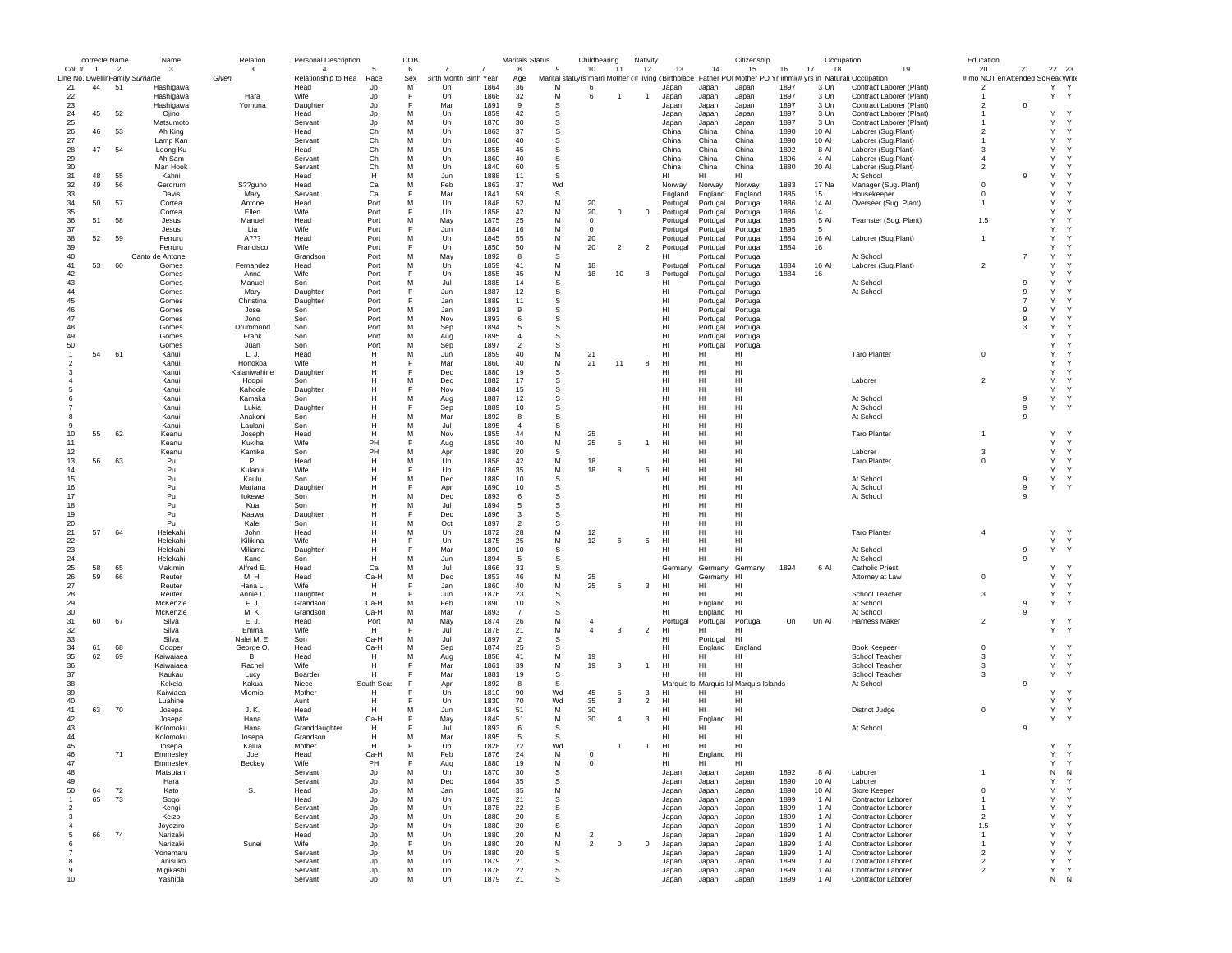| | correcte Name | | Name | Relation | Personal Description | | DOB | | | | Maritals Status | | Childbearing | | Nativity | | | Citizenship | | Occupation | | | Education | | | |
|---|---|---|---|---|---|---|---|---|---|---|---|---|---|---|---|---|---|---|---|---|---|---|---|---|---|---|
| Col. # | 1 | 2 | 3 | 3 | 4 | 5 | 6 | 7 | 7 | 8 | 9 | 10 | 11 | 12 | 13 | 14 | 15 | 16 | 17 | 18 | 19 | | 20 | 21 | 22 | 23 |
| Line No. | Dwelling | Family | Surname | Given | Relationship to Head | Race | Sex | Birth Month | Birth Year | Age | Marital status | yrs married | Mother of | # living | Birthplace | Father POB | Mother POB | Yr immig | # yrs in | Naturalization | Occupation | | # mo NOT employed | Attended School | Read | Write |
| 21 | 44 | 51 | Hashigawa | | Head | Jp | M | Un | 1864 | 36 | M | 6 | | | Japan | Japan | Japan | 1897 | 3 | Un | Contract Laborer (Plant) | | 2 | | Y | Y |
| 22 | | | Hashigawa | Hara | Wife | Jp | F | Un | 1868 | 32 | M | 6 | 1 | 1 | Japan | Japan | Japan | 1897 | 3 | Un | Contract Laborer (Plant) | | 1 | | Y | Y |
| 23 | | | Hashigawa | Yomuna | Daughter | Jp | F | Mar | 1891 | 9 | S | | | | Japan | Japan | Japan | 1897 | 3 | Un | Contract Laborer (Plant) | | 2 | 0 | | |
| 24 | 45 | 52 | Ojino | | Head | Jp | M | Un | 1859 | 42 | S | | | | Japan | Japan | Japan | 1897 | 3 | Un | Contract Laborer (Plant) | | 1 | | Y | Y |
| 25 | | | Matsumoto | | Servant | Jp | M | Un | 1870 | 30 | S | | | | Japan | Japan | Japan | 1897 | 3 | Un | Contract Laborer (Plant) | | 1 | | Y | Y |
| 26 | 46 | 53 | Ah King | | Head | Ch | M | Un | 1863 | 37 | S | | | | China | China | China | 1890 | 10 | Al | Laborer (Sug.Plant) | | 2 | | Y | Y |
| 27 | | | Lamp Kan | | Servant | Ch | M | Un | 1860 | 40 | S | | | | China | China | China | 1890 | 10 | Al | Laborer (Sug.Plant) | | 1 | | Y | Y |
| 28 | 47 | 54 | Leong Ku | | Head | Ch | M | Un | 1855 | 45 | S | | | | China | China | China | 1892 | 8 | Al | Laborer (Sug.Plant) | | 3 | | Y | Y |
| 29 | | | Ah Sam | | Servant | Ch | M | Un | 1860 | 40 | S | | | | China | China | China | 1896 | 4 | Al | Laborer (Sug.Plant) | | 4 | | Y | Y |
| 30 | | | Man Hook | | Servant | Ch | M | Un | 1840 | 60 | S | | | | China | China | China | 1880 | 20 | Al | Laborer (Sug.Plant) | | 2 | | Y | Y |
| 31 | 48 | 55 | Kahni | | Head | H | M | Jun | 1888 | 11 | S | | | | HI | HI | HI | | | | At School | | | 9 | Y | Y |
| 32 | 49 | 56 | Gerdrum | S??guno | Head | Ca | M | Feb | 1863 | 37 | Wd | | | | Norway | Norway | Norway | 1883 | 17 | Na | Manager (Sug. Plant) | | 0 | | Y | Y |
| 33 | | | Davis | Mary | Servant | Ca | F | Mar | 1841 | 59 | S | | | | England | England | England | 1885 | 15 | | Housekeeper | | 0 | | Y | Y |
| 34 | 50 | 57 | Correa | Antone | Head | Port | M | Un | 1848 | 52 | M | 20 | | | Portugal | Portugal | Portugal | 1886 | 14 | Al | Overseer (Sug. Plant) | | 1 | | Y | Y |
| 35 | | | Correa | Ellen | Wife | Port | F | Un | 1858 | 42 | M | 20 | 0 | 0 | Portugal | Portugal | Portugal | 1886 | 14 | | | | | | Y | Y |
| 36 | 51 | 58 | Jesus | Manuel | Head | Port | M | May | 1875 | 25 | M | 0 | | | Portugal | Portugal | Portugal | 1895 | 5 | Al | Teamster (Sug. Plant) | | 1.5 | | Y | Y |
| 37 | | | Jesus | Lia | Wife | Port | F | Jun | 1884 | 16 | M | 0 | | | Portugal | Portugal | Portugal | 1895 | 5 | | | | | | Y | Y |
| 38 | 52 | 59 | Ferruru | A??? | Head | Port | M | Un | 1845 | 55 | M | 20 | | | Portugal | Portugal | Portugal | 1884 | 16 | Al | Laborer (Sug.Plant) | | 1 | | Y | Y |
| 39 | | | Ferruru | Francisco | Wife | Port | F | Un | 1850 | 50 | M | 20 | 2 | 2 | Portugal | Portugal | Portugal | 1884 | 16 | | | | | | Y | Y |
| 40 | | | Canto de Antone | | Grandson | Port | M | May | 1892 | 8 | S | | | | HI | Portugal | Portugal | | | | At School | | | 7 | Y | Y |
| 41 | 53 | 60 | Gomes | Fernandez | Head | Port | M | Un | 1859 | 41 | M | 18 | | | Portugal | Portugal | Portugal | 1884 | 16 | Al | Laborer (Sug.Plant) | | 2 | | Y | Y |
| 42 | | | Gomes | Anna | Wife | Port | F | Un | 1855 | 45 | M | 18 | 10 | 8 | Portugal | Portugal | Portugal | 1884 | 16 | | | | | | Y | Y |
| 43 | | | Gomes | Manuel | Son | Port | M | Jul | 1885 | 14 | S | | | | HI | Portugal | Portugal | | | | At School | | | 9 | Y | Y |
| 44 | | | Gomes | Mary | Daughter | Port | F | Jun | 1887 | 12 | S | | | | HI | Portugal | Portugal | | | | At School | | | 9 | Y | Y |
| 45 | | | Gomes | Christina | Daughter | Port | F | Jan | 1889 | 11 | S | | | | HI | Portugal | Portugal | | | | | | | 7 | Y | Y |
| 46 | | | Gomes | Jose | Son | Port | M | Jan | 1891 | 9 | S | | | | HI | Portugal | Portugal | | | | | | | 9 | Y | Y |
| 47 | | | Gomes | Jono | Son | Port | M | Nov | 1893 | 6 | S | | | | HI | Portugal | Portugal | | | | | | | 9 | Y | Y |
| 48 | | | Gomes | Drummond | Son | Port | M | Sep | 1894 | 5 | S | | | | HI | Portugal | Portugal | | | | | | | 3 | Y | Y |
| 49 | | | Gomes | Frank | Son | Port | M | Aug | 1895 | 4 | S | | | | HI | Portugal | Portugal | | | | | | | | Y | Y |
| 50 | | | Gomes | Juan | Son | Port | M | Sep | 1897 | 2 | S | | | | HI | Portugal | Portugal | | | | | | | | Y | Y |
| 1 | 54 | 61 | Kanui | L. J. | Head | H | M | Jun | 1859 | 40 | M | 21 | | | HI | HI | HI | | | | Taro Planter | | 0 | | Y | Y |
| 2 | | | Kanui | Honokoa | Wife | H | F | Mar | 1860 | 40 | M | 21 | 11 | 8 | HI | HI | HI | | | | | | | | Y | Y |
| 3 | | | Kanui | Kalaniwahine | Daughter | H | F | Dec | 1880 | 19 | S | | | | HI | HI | HI | | | | | | | | Y | Y |
| 4 | | | Kanui | Hoopii | Son | H | M | Dec | 1882 | 17 | S | | | | HI | HI | HI | | | | Laborer | | 2 | | Y | Y |
| 5 | | | Kanui | Kahoole | Daughter | H | F | Nov | 1884 | 15 | S | | | | HI | HI | HI | | | | | | | | Y | Y |
| 6 | | | Kanui | Kamaka | Son | H | M | Aug | 1887 | 12 | S | | | | HI | HI | HI | | | | At School | | | 9 | Y | Y |
| 7 | | | Kanui | Lukia | Daughter | H | F | Sep | 1889 | 10 | S | | | | HI | HI | HI | | | | At School | | | 9 | Y | Y |
| 8 | | | Kanui | Anakoni | Son | H | M | Mar | 1892 | 8 | S | | | | HI | HI | HI | | | | At School | | | 9 | | |
| 9 | | | Kanui | Laulani | Son | H | M | Jul | 1895 | 4 | S | | | | HI | HI | HI | | | | | | | | | |
| 10 | 55 | 62 | Keanu | Joseph | Head | H | M | Nov | 1855 | 44 | M | 25 | | | HI | HI | HI | | | | Taro Planter | | 1 | | Y | Y |
| 11 | | | Keanu | Kukiha | Wife | PH | F | Aug | 1859 | 40 | M | 25 | 5 | 1 | HI | HI | HI | | | | | | | | Y | Y |
| 12 | | | Keanu | Kamika | Son | PH | M | Apr | 1880 | 20 | S | | | | HI | HI | HI | | | | Laborer | | 3 | | Y | Y |
| 13 | 56 | 63 | Pu | P. | Head | H | M | Un | 1858 | 42 | M | 18 | | | HI | HI | HI | | | | Taro Planter | | 0 | | Y | Y |
| 14 | | | Pu | Kulanui | Wife | H | F | Un | 1865 | 35 | M | 18 | 8 | 6 | HI | HI | HI | | | | | | | | Y | Y |
| 15 | | | Pu | Kaulu | Son | H | M | Dec | 1889 | 10 | S | | | | HI | HI | HI | | | | At School | | | 9 | Y | Y |
| 16 | | | Pu | Mariana | Daughter | H | F | Apr | 1890 | 10 | S | | | | HI | HI | HI | | | | At School | | | 9 | Y | Y |
| 17 | | | Pu | Iokewe | Son | H | M | Dec | 1893 | 6 | S | | | | HI | HI | HI | | | | At School | | | 9 | | |
| 18 | | | Pu | Kua | Son | H | M | Jul | 1894 | 5 | S | | | | HI | HI | HI | | | | | | | | | |
| 19 | | | Pu | Kaawa | Daughter | H | F | Dec | 1896 | 3 | S | | | | HI | HI | HI | | | | | | | | | |
| 20 | | | Pu | Kalei | Son | H | M | Oct | 1897 | 2 | S | | | | HI | HI | HI | | | | | | | | | |
| 21 | 57 | 64 | Helekahi | John | Head | H | M | Un | 1872 | 28 | M | 12 | | | HI | HI | HI | | | | Taro Planter | | 4 | | Y | Y |
| 22 | | | Helekahi | Kilikina | Wife | H | F | Un | 1875 | 25 | M | 12 | 6 | 5 | HI | HI | HI | | | | | | | | Y | Y |
| 23 | | | Helekahi | Miliama | Daughter | H | F | Mar | 1890 | 10 | S | | | | HI | HI | HI | | | | At School | | | 9 | Y | Y |
| 24 | | | Helekahi | Kane | Son | H | M | Jun | 1894 | 5 | S | | | | HI | HI | HI | | | | At School | | | 9 | | |
| 25 | 58 | 65 | Makimin | Alfred E. | Head | Ca | M | Jul | 1866 | 33 | S | | | | Germany | Germany | Germany | 1894 | 6 | Al | Catholic Priest | | | | Y | Y |
| 26 | 59 | 66 | Reuter | M. H. | Head | Ca-H | M | Dec | 1853 | 46 | M | 25 | | | HI | Germany | HI | | | | Attorney at Law | | 0 | | Y | Y |
| 27 | | | Reuter | Hana L. | Wife | H | F | Jan | 1860 | 40 | M | 25 | 5 | 3 | HI | HI | HI | | | | | | | | Y | Y |
| 28 | | | Reuter | Annie L. | Daughter | H | F | Jun | 1876 | 23 | S | | | | HI | HI | HI | | | | School Teacher | | 3 | | Y | Y |
| 29 | | | McKenzie | F. J. | Grandson | Ca-H | M | Feb | 1890 | 10 | S | | | | HI | England | HI | | | | At School | | | 9 | Y | Y |
| 30 | | | McKenzie | M. K. | Grandson | Ca-H | M | Mar | 1893 | 7 | S | | | | HI | England | HI | | | | At School | | | 9 | | |
| 31 | 60 | 67 | Silva | E. J. | Head | Port | M | May | 1874 | 26 | M | 4 | | | Portugal | Portugal | Portugal | Un | Un | Al | Harness Maker | | 2 | | Y | Y |
| 32 | | | Silva | Emma | Wife | H | F | Jul | 1878 | 21 | M | 4 | 3 | 2 | HI | HI | HI | | | | | | | | Y | Y |
| 33 | | | Silva | Nalei M. E. | Son | Ca-H | M | Jul | 1897 | 2 | S | | | | HI | Portugal | HI | | | | | | | | | |
| 34 | 61 | 68 | Cooper | George O. | Head | Ca-H | M | Sep | 1874 | 25 | S | | | | HI | England | England | | | | Book Keepeer | | 0 | | Y | Y |
| 35 | 62 | 69 | Kaiwaiaea | B. | Head | H | M | Aug | 1858 | 41 | M | 19 | | | HI | HI | HI | | | | School Teacher | | 3 | | Y | Y |
| 36 | | | Kaiwaiaea | Rachel | Wife | H | F | Mar | 1861 | 39 | M | 19 | 3 | 1 | HI | HI | HI | | | | School Teacher | | 3 | | Y | Y |
| 37 | | | Kaukau | Lucy | Boarder | H | F | Mar | 1881 | 19 | S | | | | HI | HI | HI | | | | School Teacher | | 3 | | Y | Y |
| 38 | | | Kekela | Kakua | Niece | South Seas | F | Apr | 1892 | 8 | S | | | | Marquis Isl | Marquis Isl | Marquis Islands | | | | At School | | | 9 | | |
| 39 | | | Kaiwiaea | Miomioi | Mother | H | F | Un | 1810 | 90 | Wd | 45 | 5 | 3 | HI | HI | HI | | | | | | | | Y | Y |
| 40 | | | Luahine | | Aunt | H | F | Un | 1830 | 70 | Wd | 35 | 3 | 2 | HI | HI | HI | | | | | | | | Y | Y |
| 41 | 63 | 70 | Josepa | J. K. | Head | H | M | Jun | 1849 | 51 | M | 30 | | | HI | HI | HI | | | | District Judge | | 0 | | Y | Y |
| 42 | | | Josepa | Hana | Wife | Ca-H | F | May | 1849 | 51 | M | 30 | 4 | 3 | HI | England | HI | | | | | | | | Y | Y |
| 43 | | | Kolomoku | Hana | Granddaughter | H | F | Jul | 1893 | 6 | S | | | | HI | HI | HI | | | | At School | | | 9 | | |
| 44 | | | Kolomoku | Iosepa | Grandson | H | M | Mar | 1895 | 5 | S | | | | HI | HI | HI | | | | | | | | | |
| 45 | | | Iosepa | Kalua | Mother | H | F | Un | 1828 | 72 | Wd | | 1 | 1 | HI | HI | HI | | | | | | | | Y | Y |
| 46 | | 71 | Emmesley | Joe | Head | Ca-H | M | Feb | 1876 | 24 | M | 0 | | | HI | England | HI | | | | | | | | Y | Y |
| 47 | | | Emmesley | Beckey | Wife | PH | F | Aug | 1880 | 19 | M | 0 | | | HI | HI | HI | | | | | | | | Y | Y |
| 48 | | | Matsutani | | Servant | Jp | M | Un | 1870 | 30 | S | | | | Japan | Japan | Japan | 1892 | 8 | Al | Laborer | | 1 | | N | N |
| 49 | | | Hara | | Servant | Jp | M | Dec | 1864 | 35 | S | | | | Japan | Japan | Japan | 1890 | 10 | Al | Laborer | | | | Y | Y |
| 50 | 64 | 72 | Kato | S. | Head | Jp | M | Jan | 1865 | 35 | M | | | | Japan | Japan | Japan | 1890 | 10 | Al | Store Keeper | | 0 | | Y | Y |
| 1 | 65 | 73 | Sogo | | Head | Jp | M | Un | 1879 | 21 | S | | | | Japan | Japan | Japan | 1899 | 1 | Al | Contractor Laborer | | 1 | | Y | Y |
| 2 | | | Kengi | | Servant | Jp | M | Un | 1878 | 22 | S | | | | Japan | Japan | Japan | 1899 | 1 | Al | Contractor Laborer | | 1 | | Y | Y |
| 3 | | | Keizo | | Servant | Jp | M | Un | 1880 | 20 | S | | | | Japan | Japan | Japan | 1899 | 1 | Al | Contractor Laborer | | 2 | | Y | Y |
| 4 | | | Joyoziro | | Servant | Jp | M | Un | 1880 | 20 | S | | | | Japan | Japan | Japan | 1899 | 1 | Al | Contractor Laborer | | 1.5 | | Y | Y |
| 5 | 66 | 74 | Narizaki | | Head | Jp | M | Un | 1880 | 20 | M | 2 | | | Japan | Japan | Japan | 1899 | 1 | Al | Contractor Laborer | | 1 | | Y | Y |
| 6 | | | Narizaki | Sunei | Wife | Jp | F | Un | 1880 | 20 | M | 2 | 0 | 0 | Japan | Japan | Japan | 1899 | 1 | Al | Contractor Laborer | | 1 | | Y | Y |
| 7 | | | Yonemaru | | Servant | Jp | M | Un | 1880 | 20 | S | | | | Japan | Japan | Japan | 1899 | 1 | Al | Contractor Laborer | | 2 | | Y | Y |
| 8 | | | Tanisuko | | Servant | Jp | M | Un | 1879 | 21 | S | | | | Japan | Japan | Japan | 1899 | 1 | Al | Contractor Laborer | | 2 | | Y | Y |
| 9 | | | Migikashi | | Servant | Jp | M | Un | 1878 | 22 | S | | | | Japan | Japan | Japan | 1899 | 1 | Al | Contractor Laborer | | 2 | | Y | Y |
| 10 | | | Yashida | | Servant | Jp | M | Un | 1879 | 21 | S | | | | Japan | Japan | Japan | 1899 | 1 | Al | Contractor Laborer | | | | N | N |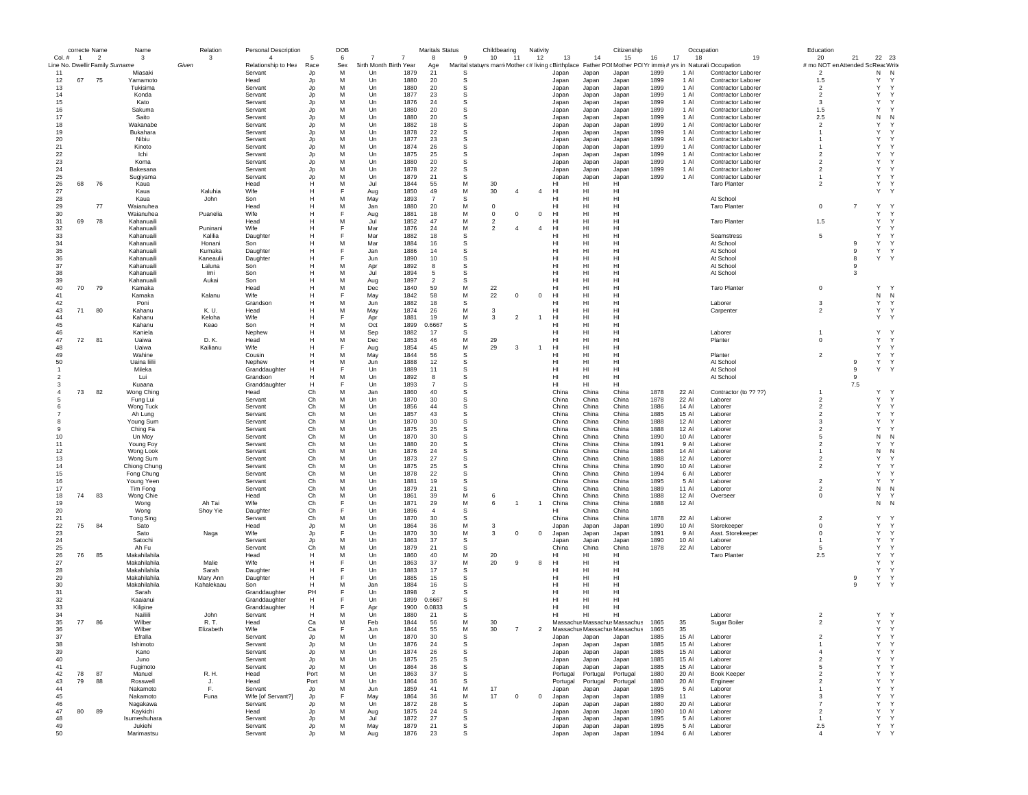| correcte | Name | | Name | | Relation | Personal Description | | DOB | | | Maritals Status | | Childbearing | | Nativity | | | Citizenship | | | Occupation | Education | | | |
|---|---|---|---|---|---|---|---|---|---|---|---|---|---|---|---|---|---|---|---|---|---|---|---|---|---|
| Col. # | 1 | 2 | 3 | | 3 | 4 | 5 | 6 | 7 | 7 | 8 | 9 | 10 | 11 | 12 | 13 | 14 | 15 | 16 | 17 | 18 / 19 | 20 | 21 | 22 | 23 |
| Line No. | Dwellir | Family | Surname | Given | Relationship to Hea | Race | Sex | Birth Month | Birth Year | Age | Marital statu | yrs marri | Mother c # | living c | Birthplace | Father POI | Mother PO | Yr immi | # yrs in | Naturali | Occupation | # mo NOT en | Attended Sc | Reac | Write |
| 11 | | | Miasaki | | Servant | Jp | M | Un | 1879 | 21 | S | | | | Japan | Japan | Japan | 1899 | 1 | Al | Contractor Laborer | 2 | | N | N |
| 12 | 67 | 75 | Yamamoto | | Head | Jp | M | Un | 1880 | 20 | S | | | | Japan | Japan | Japan | 1899 | 1 | Al | Contractor Laborer | 1.5 | | Y | Y |
| 13 | | | Tukisima | | Servant | Jp | M | Un | 1880 | 20 | S | | | | Japan | Japan | Japan | 1899 | 1 | Al | Contractor Laborer | 2 | | Y | Y |
| 14 | | | Konda | | Servant | Jp | M | Un | 1877 | 23 | S | | | | Japan | Japan | Japan | 1899 | 1 | Al | Contractor Laborer | 2 | | Y | Y |
| 15 | | | Kato | | Servant | Jp | M | Un | 1876 | 24 | S | | | | Japan | Japan | Japan | 1899 | 1 | Al | Contractor Laborer | 3 | | Y | Y |
| 16 | | | Sakuma | | Servant | Jp | M | Un | 1880 | 20 | S | | | | Japan | Japan | Japan | 1899 | 1 | Al | Contractor Laborer | 1.5 | | Y | Y |
| 17 | | | Saito | | Servant | Jp | M | Un | 1880 | 20 | S | | | | Japan | Japan | Japan | 1899 | 1 | Al | Contractor Laborer | 2.5 | | N | N |
| 18 | | | Wakanabe | | Servant | Jp | M | Un | 1882 | 18 | S | | | | Japan | Japan | Japan | 1899 | 1 | Al | Contractor Laborer | 2 | | Y | Y |
| 19 | | | Bukahara | | Servant | Jp | M | Un | 1878 | 22 | S | | | | Japan | Japan | Japan | 1899 | 1 | Al | Contractor Laborer | 1 | | Y | Y |
| 20 | | | Nibiu | | Servant | Jp | M | Un | 1877 | 23 | S | | | | Japan | Japan | Japan | 1899 | 1 | Al | Contractor Laborer | 1 | | Y | Y |
| 21 | | | Kinoto | | Servant | Jp | M | Un | 1874 | 26 | S | | | | Japan | Japan | Japan | 1899 | 1 | Al | Contractor Laborer | 1 | | Y | Y |
| 22 | | | Ichi | | Servant | Jp | M | Un | 1875 | 25 | S | | | | Japan | Japan | Japan | 1899 | 1 | Al | Contractor Laborer | 2 | | Y | Y |
| 23 | | | Koma | | Servant | Jp | M | Un | 1880 | 20 | S | | | | Japan | Japan | Japan | 1899 | 1 | Al | Contractor Laborer | 2 | | Y | Y |
| 24 | | | Bakesana | | Servant | Jp | M | Un | 1878 | 22 | S | | | | Japan | Japan | Japan | 1899 | 1 | Al | Contractor Laborer | 2 | | Y | Y |
| 25 | | | Sugiyama | | Servant | Jp | M | Un | 1879 | 21 | S | | | | Japan | Japan | Japan | 1899 | 1 | Al | Contractor Laborer | 1 | | Y | Y |
| 26 | 68 | 76 | Kaua | | Head | H | M | Jul | 1844 | 55 | M | 30 | | | HI | HI | HI | | | | Taro Planter | 2 | | Y | Y |
| 27 | | | Kaua | Kaluhia | Wife | H | F | Aug | 1850 | 49 | M | 30 | 4 | 4 | HI | HI | HI | | | | | | | Y | Y |
| 28 | | | Kaua | John | Son | H | M | May | 1893 | 7 | S | | | | HI | HI | HI | | | | At School | | | | |
| 29 | | 77 | Waianuhea | | Head | H | M | Jan | 1880 | 20 | M | 0 | | | HI | HI | HI | | | | Taro Planter | 0 | 7 | Y | Y |
| 30 | | | Waianuhea | Puanelia | Wife | H | F | Aug | 1881 | 18 | M | 0 | 0 | 0 | HI | HI | HI | | | | | | | Y | Y |
| 31 | 69 | 78 | Kahanuaili | | Head | H | M | Jul | 1852 | 47 | M | 2 | | | HI | HI | HI | | | | Taro Planter | 1.5 | | Y | Y |
| 32 | | | Kahanuaili | Puninani | Wife | H | F | Mar | 1876 | 24 | M | 2 | 4 | 4 | HI | HI | HI | | | | | | | Y | Y |
| 33 | | | Kahanuaili | Kalilia | Daughter | H | F | Mar | 1882 | 18 | S | | | | HI | HI | HI | | | | Seamstress | 5 | | Y | Y |
| 34 | | | Kahanuaili | Honani | Son | H | M | Mar | 1884 | 16 | S | | | | HI | HI | HI | | | | At School | | 9 | Y | Y |
| 35 | | | Kahanuaili | Kumaka | Daughter | H | F | Jan | 1886 | 14 | S | | | | HI | HI | HI | | | | At School | | 9 | Y | Y |
| 36 | | | Kahanuaili | Kaneaulii | Daughter | H | F | Jun | 1890 | 10 | S | | | | HI | HI | HI | | | | At School | | 8 | Y | Y |
| 37 | | | Kahanuaili | Laluna | Son | H | M | Apr | 1892 | 8 | S | | | | HI | HI | HI | | | | At School | | 9 | | |
| 38 | | | Kahanuaili | Imi | Son | H | M | Jul | 1894 | 5 | S | | | | HI | HI | HI | | | | At School | | 3 | | |
| 39 | | | Kahanuaili | Aukai | Son | H | M | Aug | 1897 | 2 | S | | | | HI | HI | HI | | | | | | | | |
| 40 | 70 | 79 | Kamaka | | Head | H | M | Dec | 1840 | 59 | M | 22 | | | HI | HI | HI | | | | Taro Planter | 0 | | Y | Y |
| 41 | | | Kamaka | Kalanu | Wife | H | F | May | 1842 | 58 | M | 22 | 0 | 0 | HI | HI | HI | | | | | | | N | N |
| 42 | | | Poni | | Grandson | H | M | Jun | 1882 | 18 | S | | | | HI | HI | HI | | | | Laborer | 3 | | Y | Y |
| 43 | 71 | 80 | Kahanu | K. U. | Head | H | M | May | 1874 | 26 | M | 3 | | | HI | HI | HI | | | | Carpenter | 2 | | Y | Y |
| 44 | | | Kahanu | Keloha | Wife | H | F | Apr | 1881 | 19 | M | 3 | 2 | 1 | HI | HI | HI | | | | | | | Y | Y |
| 45 | | | Kahanu | Keao | Son | H | M | Oct | 1899 | 0.6667 | S | | | | HI | HI | HI | | | | | | | | |
| 46 | | | Kaniela | | Nephew | H | M | Sep | 1882 | 17 | S | | | | HI | HI | HI | | | | Laborer | 1 | | Y | Y |
| 47 | 72 | 81 | Uaiwa | D. K. | Head | H | M | Dec | 1853 | 46 | M | 29 | | | HI | HI | HI | | | | Planter | 0 | | Y | Y |
| 48 | | | Uaiwa | Kailianu | Wife | H | F | Aug | 1854 | 45 | M | 29 | 3 | 1 | HI | HI | HI | | | | | | | Y | Y |
| 49 | | | Wahine | | Cousin | H | M | May | 1844 | 56 | S | | | | HI | HI | HI | | | | Planter | 2 | | Y | Y |
| 50 | | | Uaina Iiilii | | Nephew | H | M | Jun | 1888 | 12 | S | | | | HI | HI | HI | | | | At School | | 9 | Y | Y |
| 1 | | | Mileka | | Granddaughter | H | F | Un | 1889 | 11 | S | | | | HI | HI | HI | | | | At School | | 9 | Y | Y |
| 2 | | | Lui | | Grandson | H | M | Un | 1892 | 8 | S | | | | HI | HI | HI | | | | At School | | 9 | | |
| 3 | | | Kuaana | | Granddaughter | H | F | Un | 1893 | 7 | S | | | | HI | HI | HI | | | | | | 7.5 | | |
| 4 | 73 | 82 | Wong Ching | | Head | Ch | M | Jan | 1860 | 40 | S | | | | China | China | China | 1878 | 22 | Al | Contractor (to ?? ??) | 1 | | Y | Y |
| 5 | | | Fung Lui | | Servant | Ch | M | Un | 1870 | 30 | S | | | | China | China | China | 1878 | 22 | Al | Laborer | 2 | | Y | Y |
| 6 | | | Wong Tuck | | Servant | Ch | M | Un | 1856 | 44 | S | | | | China | China | China | 1886 | 14 | Al | Laborer | 2 | | Y | Y |
| 7 | | | Ah Lung | | Servant | Ch | M | Un | 1857 | 43 | S | | | | China | China | China | 1885 | 15 | Al | Laborer | 2 | | Y | Y |
| 8 | | | Young Sum | | Servant | Ch | M | Un | 1870 | 30 | S | | | | China | China | China | 1888 | 12 | Al | Laborer | 3 | | Y | Y |
| 9 | | | Ching Fa | | Servant | Ch | M | Un | 1875 | 25 | S | | | | China | China | China | 1888 | 12 | Al | Laborer | 2 | | Y | Y |
| 10 | | | Un Moy | | Servant | Ch | M | Un | 1870 | 30 | S | | | | China | China | China | 1890 | 10 | Al | Laborer | 5 | | N | N |
| 11 | | | Young Foy | | Servant | Ch | M | Un | 1880 | 20 | S | | | | China | China | China | 1891 | 9 | Al | Laborer | 2 | | Y | Y |
| 12 | | | Wong Look | | Servant | Ch | M | Un | 1876 | 24 | S | | | | China | China | China | 1886 | 14 | Al | Laborer | 1 | | N | N |
| 13 | | | Wong Sum | | Servant | Ch | M | Un | 1873 | 27 | S | | | | China | China | China | 1888 | 12 | Al | Laborer | 2 | | Y | Y |
| 14 | | | Chiong Chung | | Servant | Ch | M | Un | 1875 | 25 | S | | | | China | China | China | 1890 | 10 | Al | Laborer | 2 | | Y | Y |
| 15 | | | Fong Chung | | Servant | Ch | M | Un | 1878 | 22 | S | | | | China | China | China | 1894 | 6 | Al | Laborer | | | Y | Y |
| 16 | | | Young Yeen | | Servant | Ch | M | Un | 1881 | 19 | S | | | | China | China | China | 1895 | 5 | Al | Laborer | 2 | | Y | Y |
| 17 | | | Tim Fong | | Servant | Ch | M | Un | 1879 | 21 | S | | | | China | China | China | 1889 | 11 | Al | Laborer | 2 | | N | N |
| 18 | 74 | 83 | Wong Chie | | Head | Ch | M | Un | 1861 | 39 | M | 6 | | | China | China | China | 1888 | 12 | Al | Overseer | 0 | | Y | Y |
| 19 | | | Wong | Ah Tai | Wife | Ch | F | Un | 1871 | 29 | M | 6 | 1 | 1 | China | China | China | 1888 | 12 | Al | | | | N | N |
| 20 | | | Wong | Shoy Yie | Daughter | Ch | F | Un | 1896 | 4 | S | | | | HI | China | China | | | | | | | | |
| 21 | | | Tong Sing | | Servant | Ch | M | Un | 1870 | 30 | S | | | | China | China | China | 1878 | 22 | Al | Laborer | 2 | | Y | Y |
| 22 | 75 | 84 | Sato | | Head | Jp | M | Un | 1864 | 36 | M | 3 | | | Japan | Japan | Japan | 1890 | 10 | Al | Storekeeper | 0 | | Y | Y |
| 23 | | | Sato | Naga | Wife | Jp | F | Un | 1870 | 30 | M | 3 | 0 | 0 | Japan | Japan | Japan | 1891 | 9 | Al | Asst. Storekeeper | 0 | | Y | Y |
| 24 | | | Satochi | | Servant | Jp | M | Un | 1863 | 37 | S | | | | Japan | Japan | Japan | 1890 | 10 | Al | Laborer | 1 | | Y | Y |
| 25 | | | Ah Fu | | Servant | Ch | M | Un | 1879 | 21 | S | | | | China | China | China | 1878 | 22 | Al | Laborer | 5 | | Y | Y |
| 26 | 76 | 85 | Makahilahila | | Head | H | M | Un | 1860 | 40 | M | 20 | | | HI | HI | HI | | | | Taro Planter | 2.5 | | Y | Y |
| 27 | | | Makahilahila | Malie | Wife | H | F | Un | 1863 | 37 | M | 20 | 9 | 8 | HI | HI | HI | | | | | | | Y | Y |
| 28 | | | Makahilahila | Sarah | Daughter | H | F | Un | 1883 | 17 | S | | | | HI | HI | HI | | | | | | | Y | Y |
| 29 | | | Makahilahila | Mary Ann | Daughter | H | F | Un | 1885 | 15 | S | | | | HI | HI | HI | | | | | | 9 | Y | Y |
| 30 | | | Makahilahila | Kahalekaau | Son | H | M | Jan | 1884 | 16 | S | | | | HI | HI | HI | | | | | | 9 | Y | Y |
| 31 | | | Sarah | | Granddaughter | PH | F | Un | 1898 | 2 | S | | | | HI | HI | HI | | | | | | | | |
| 32 | | | Kaaianui | | Granddaughter | H | F | Un | 1899 | 0.6667 | S | | | | HI | HI | HI | | | | | | | | |
| 33 | | | Kilipine | | Granddaughter | H | F | Apr | 1900 | 0.0833 | S | | | | HI | HI | HI | | | | | | | | |
| 34 | | | Nailiili | John | Servant | H | M | Un | 1880 | 21 | S | | | | HI | HI | HI | | | | Laborer | 2 | | Y | Y |
| 35 | 77 | 86 | Wilber | R. T. | Head | Ca | M | Feb | 1844 | 56 | M | 30 | | | Massachus | Massachus | Massachus | 1865 | 35 | | Sugar Boiler | 2 | | Y | Y |
| 36 | | | Wilber | Elizabeth | Wife | Ca | F | Jun | 1844 | 55 | M | 30 | 7 | 2 | Massachus | Massachus | Massachus | 1865 | 35 | | | | | Y | Y |
| 37 | | | Efralla | | Servant | Jp | M | Un | 1870 | 30 | S | | | | Japan | Japan | Japan | 1885 | 15 | Al | Laborer | 2 | | Y | Y |
| 38 | | | Ishimoto | | Servant | Jp | M | Un | 1876 | 24 | S | | | | Japan | Japan | Japan | 1885 | 15 | Al | Laborer | 1 | | Y | Y |
| 39 | | | Kano | | Servant | Jp | M | Un | 1874 | 26 | S | | | | Japan | Japan | Japan | 1885 | 15 | Al | Laborer | 4 | | Y | Y |
| 40 | | | Juno | | Servant | Jp | M | Un | 1875 | 25 | S | | | | Japan | Japan | Japan | 1885 | 15 | Al | Laborer | 2 | | Y | Y |
| 41 | | | Fugimoto | | Servant | Jp | M | Un | 1864 | 36 | S | | | | Japan | Japan | Japan | 1885 | 15 | Al | Laborer | 5 | | Y | Y |
| 42 | 78 | 87 | Manuel | R. H. | Head | Port | M | Un | 1863 | 37 | S | | | | Portugal | Portugal | Portugal | 1880 | 20 | Al | Book Keeper | 2 | | Y | Y |
| 43 | 79 | 88 | Rosswell | J. | Head | Port | M | Un | 1864 | 36 | S | | | | Portugal | Portugal | Portugal | 1880 | 20 | Al | Engineer | 2 | | Y | Y |
| 44 | | | Nakamoto | F. | Servant | Jp | M | Jun | 1859 | 41 | M | 17 | | | Japan | Japan | Japan | 1895 | 5 | Al | Laborer | 1 | | Y | Y |
| 45 | | | Nakamoto | Funa | Wife [of Servant?] | Jp | F | May | 1864 | 36 | M | 17 | 0 | 0 | Japan | Japan | Japan | 1889 | 11 | | Laborer | 3 | | Y | Y |
| 46 | | | Nagakawa | | Servant | Jp | M | Un | 1872 | 28 | S | | | | Japan | Japan | Japan | 1880 | 20 | Al | Laborer | 7 | | Y | Y |
| 47 | 80 | 89 | Kaykichi | | Head | Jp | M | Aug | 1875 | 24 | S | | | | Japan | Japan | Japan | 1890 | 10 | Al | Laborer | 2 | | Y | Y |
| 48 | | | Isumeshuhara | | Servant | Jp | M | Jul | 1872 | 27 | S | | | | Japan | Japan | Japan | 1895 | 5 | Al | Laborer | 1 | | Y | Y |
| 49 | | | Jukiehi | | Servant | Jp | M | May | 1879 | 21 | S | | | | Japan | Japan | Japan | 1895 | 5 | Al | Laborer | 2.5 | | Y | Y |
| 50 | | | Marimastsu | | Servant | Jp | M | Aug | 1876 | 23 | S | | | | Japan | Japan | Japan | 1894 | 6 | Al | Laborer | 4 | | Y | Y |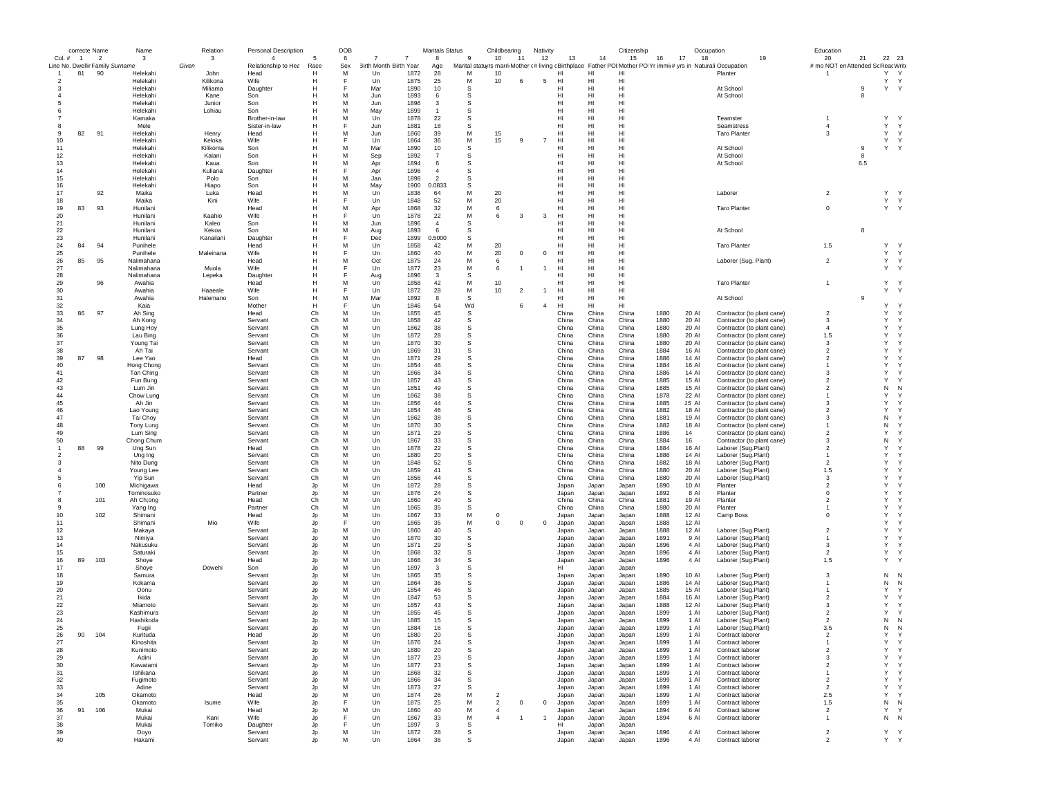| Col. # | correcte Name 1 | 2 | Name 3 | | Relation 3 | Personal Description 4 | 5 | DOB 6 | 7 | 7 | Maritals Status 8 | 9 | Childbearing 10 | 11 | Nativity 12 | 13 | 14 | Citizenship 15 | 16 | 17 | Occupation 18 | 19 | Education 20 | 21 | 22 | 23 |
|---|---|---|---|---|---|---|---|---|---|---|---|---|---|---|---|---|---|---|---|---|---|---|---|---|---|---|
| Line No. | Dwellir | Family | Surname | Given | | Relationship to Hea | Race | Sex | Birth Month | Birth Year | Age | Marital statu | yrs marri | Mother c # | living c | Birthplace | Father POB | Mother POB | Yr immi | # yrs in | Naturali | Occupation | # mo NOT en | Attended Sc | Read | Write |
| 1 | 81 | 90 | Helekahi | | John | Head | H | M | Un | 1872 | 28 | M | 10 | | | HI | HI | HI | | | | Planter | 1 | | Y | Y |
| 2 | | | Helekahi | | Kilikona | Wife | H | F | Un | 1875 | 25 | M | 10 | 6 | 5 | HI | HI | HI | | | | | | | Y | Y |
| 3 | | | Helekahi | | Miliama | Daughter | H | F | Mar | 1890 | 10 | S | | | | HI | HI | HI | | | | At School | | 9 | Y | Y |
| 4 | | | Helekahi | | Kane | Son | H | M | Jun | 1893 | 6 | S | | | | HI | HI | HI | | | | At School | | 8 | | |
| 5 | | | Helekahi | | Junior | Son | H | M | Jun | 1896 | 3 | S | | | | HI | HI | HI | | | | | | | | |
| 6 | | | Helekahi | | Lohiau | Son | H | M | May | 1899 | 1 | S | | | | HI | HI | HI | | | | | | | | |
| 7 | | | Kamaka | | | Brother-in-law | H | M | Un | 1878 | 22 | S | | | | HI | HI | HI | | | | Teamster | 1 | | Y | Y |
| 8 | | | Mele | | | Sister-in-law | H | F | Jun | 1881 | 18 | S | | | | HI | HI | HI | | | | Seamstress | 4 | | Y | Y |
| 9 | 82 | 91 | Helekahi | | Henry | Head | H | M | Jun | 1860 | 39 | M | 15 | | | HI | HI | HI | | | | Taro Planter | 3 | | Y | Y |
| 10 | | | Helekahi | | Keloka | Wife | H | F | Un | 1864 | 36 | M | 15 | 9 | 7 | HI | HI | HI | | | | | | | Y | Y |
| 11 | | | Helekahi | | Kilikoma | Son | H | M | Mar | 1890 | 10 | S | | | | HI | HI | HI | | | | At School | | 9 | Y | Y |
| 12 | | | Helekahi | | Kalani | Son | H | M | Sep | 1892 | 7 | S | | | | HI | HI | HI | | | | At School | | 8 | | |
| 13 | | | Helekahi | | Kaua | Son | H | M | Apr | 1894 | 6 | S | | | | HI | HI | HI | | | | At School | | 6.5 | | |
| 14 | | | Helekahi | | Kuliana | Daughter | H | F | Apr | 1896 | 4 | S | | | | HI | HI | HI | | | | | | | | |
| 15 | | | Helekahi | | Polo | Son | H | M | Jan | 1898 | 2 | S | | | | HI | HI | HI | | | | | | | | |
| 16 | | | Helekahi | | Hiapo | Son | H | M | May | 1900 | 0.0833 | S | | | | HI | HI | HI | | | | | | | | |
| 17 | | 92 | Maika | | Luka | Head | H | M | Un | 1836 | 64 | M | 20 | | | HI | HI | HI | | | | Laborer | 2 | | Y | Y |
| 18 | | | Maika | | Kini | Wife | H | F | Un | 1848 | 52 | M | 20 | | | HI | HI | HI | | | | | | | Y | Y |
| 19 | 83 | 93 | Hunilani | | | Head | H | M | Apr | 1868 | 32 | M | 6 | | | HI | HI | HI | | | | Taro Planter | 0 | | Y | Y |
| 20 | | | Hunilani | | Kaahio | Wife | H | F | Un | 1878 | 22 | M | 6 | 3 | 3 | HI | HI | HI | | | | | | | | |
| 21 | | | Hunilani | | Kaleo | Son | H | M | Jun | 1896 | 4 | S | | | | HI | HI | HI | | | | | | | | |
| 22 | | | Hunilani | | Kekoa | Son | H | M | Aug | 1893 | 6 | S | | | | HI | HI | HI | | | | At School | | 8 | | |
| 23 | | | Hunilani | | Kanailani | Daughter | H | F | Dec | 1899 | 0.5000 | S | | | | HI | HI | HI | | | | | | | | |
| 24 | 84 | 94 | Punihele | | | Head | H | M | Un | 1858 | 42 | M | 20 | | | HI | HI | HI | | | | Taro Planter | 1.5 | | Y | Y |
| 25 | | | Punihele | | Maleinana | Wife | H | F | Un | 1860 | 40 | M | 20 | 0 | 0 | HI | HI | HI | | | | | | | Y | Y |
| 26 | 85 | 95 | Nalimahana | | | Head | H | M | Oct | 1875 | 24 | M | 6 | | | HI | HI | HI | | | | Laborer (Sug. Plant) | 2 | | Y | Y |
| 27 | | | Nalimahana | | Muola | Wife | H | F | Un | 1877 | 23 | M | 6 | 1 | 1 | HI | HI | HI | | | | | | | Y | Y |
| 28 | | | Nalimahana | | Lepeka | Daughter | H | F | Aug | 1896 | 3 | S | | | | HI | HI | HI | | | | | | | | |
| 29 | | 96 | Awahia | | | Head | H | M | Un | 1858 | 42 | M | 10 | | | HI | HI | HI | | | | Taro Planter | 1 | | Y | Y |
| 30 | | | Awahia | | Haaeale | Wife | H | F | Un | 1872 | 28 | M | 10 | 2 | 1 | HI | HI | HI | | | | | | | Y | Y |
| 31 | | | Awahia | | Halemano | Son | H | M | Mar | 1892 | 8 | S | | | | HI | HI | HI | | | | At School | | 9 | | |
| 32 | | | Kaia | | | Mother | H | F | Un | 1846 | 54 | Wd | | 6 | 4 | HI | HI | HI | | | | | | | Y | Y |
| 33 | 86 | 97 | Ah Sing | | | Head | Ch | M | Un | 1855 | 45 | S | | | | China | China | China | 1880 | 20 | Al | Contractor (to plant cane) | 2 | | Y | Y |
| 34 | | | Ah Kong | | | Servant | Ch | M | Un | 1858 | 42 | S | | | | China | China | China | 1880 | 20 | Al | Contractor (to plant cane) | 3 | | Y | Y |
| 35 | | | Lung Hoy | | | Servant | Ch | M | Un | 1862 | 38 | S | | | | China | China | China | 1880 | 20 | Al | Contractor (to plant cane) | 4 | | Y | Y |
| 36 | | | Lau Bing | | | Servant | Ch | M | Un | 1872 | 28 | S | | | | China | China | China | 1880 | 20 | Al | Contractor (to plant cane) | 1.5 | | Y | Y |
| 37 | | | Young Tai | | | Servant | Ch | M | Un | 1870 | 30 | S | | | | China | China | China | 1880 | 20 | Al | Contractor (to plant cane) | 3 | | Y | Y |
| 38 | | | Ah Tai | | | Servant | Ch | M | Un | 1869 | 31 | S | | | | China | China | China | 1884 | 16 | Al | Contractor (to plant cane) | 2 | | Y | Y |
| 39 | 87 | 98 | Lee Yao | | | Head | Ch | M | Un | 1871 | 29 | S | | | | China | China | China | 1886 | 14 | Al | Contractor (to plant cane) | 2 | | Y | Y |
| 40 | | | Hong Chong | | | Servant | Ch | M | Un | 1854 | 46 | S | | | | China | China | China | 1884 | 16 | Al | Contractor (to plant cane) | 1 | | Y | Y |
| 41 | | | Tan Ching | | | Servant | Ch | M | Un | 1866 | 34 | S | | | | China | China | China | 1886 | 14 | Al | Contractor (to plant cane) | 3 | | Y | Y |
| 42 | | | Fun Bung | | | Servant | Ch | M | Un | 1857 | 43 | S | | | | China | China | China | 1885 | 15 | Al | Contractor (to plant cane) | 2 | | Y | Y |
| 43 | | | Lum Jin | | | Servant | Ch | M | Un | 1851 | 49 | S | | | | China | China | China | 1885 | 15 | Al | Contractor (to plant cane) | 2 | | N | N |
| 44 | | | Chow Lung | | | Servant | Ch | M | Un | 1862 | 38 | S | | | | China | China | China | 1878 | 22 | Al | Contractor (to plant cane) | 1 | | Y | Y |
| 45 | | | Ah Jin | | | Servant | Ch | M | Un | 1856 | 44 | S | | | | China | China | China | 1885 | 15 | Al | Contractor (to plant cane) | 3 | | Y | Y |
| 46 | | | Lao Young | | | Servant | Ch | M | Un | 1854 | 46 | S | | | | China | China | China | 1882 | 18 | Al | Contractor (to plant cane) | 2 | | Y | Y |
| 47 | | | Tai Choy | | | Servant | Ch | M | Un | 1862 | 38 | S | | | | China | China | China | 1881 | 19 | Al | Contractor (to plant cane) | 3 | | N | Y |
| 48 | | | Tony Lung | | | Servant | Ch | M | Un | 1870 | 30 | S | | | | China | China | China | 1882 | 18 | Al | Contractor (to plant cane) | 1 | | N | Y |
| 49 | | | Lum Sing | | | Servant | Ch | M | Un | 1871 | 29 | S | | | | China | China | China | 1886 | 14 | | Contractor (to plant cane) | 2 | | Y | Y |
| 50 | | | Chong Chum | | | Servant | Ch | M | Un | 1867 | 33 | S | | | | China | China | China | 1884 | 16 | | Contractor (to plant cane) | 3 | | N | Y |
| 1 | 88 | 99 | Ung Sun | | | Head | Ch | M | Un | 1878 | 22 | S | | | | China | China | China | 1884 | 16 | Al | Laborer (Sug.Plant) | 2 | | Y | Y |
| 2 | | | Ung Ing | | | Servant | Ch | M | Un | 1880 | 20 | S | | | | China | China | China | 1886 | 14 | Al | Laborer (Sug.Plant) | 1 | | Y | Y |
| 3 | | | Nito Dung | | | Servant | Ch | M | Un | 1848 | 52 | S | | | | China | China | China | 1882 | 18 | Al | Laborer (Sug.Plant) | 2 | | Y | Y |
| 4 | | | Young Lee | | | Servant | Ch | M | Un | 1859 | 41 | S | | | | China | China | China | 1880 | 20 | Al | Laborer (Sug.Plant) | 1.5 | | Y | Y |
| 5 | | | Yip Sun | | | Servant | Ch | M | Un | 1856 | 44 | S | | | | China | China | China | 1880 | 20 | Al | Laborer (Sug.Plant) | 3 | | Y | Y |
| 6 | | 100 | Michigawa | | | Head | Jp | M | Un | 1872 | 28 | S | | | | Japan | Japan | Japan | 1890 | 10 | Al | Planter | 2 | | Y | Y |
| 7 | | | Tominosuko | | | Partner | Jp | M | Un | 1876 | 24 | S | | | | Japan | Japan | Japan | 1892 | 8 | Al | Planter | 0 | | Y | Y |
| 8 | | 101 | Ah Ch;ong | | | Head | Ch | M | Un | 1860 | 40 | S | | | | China | China | China | 1881 | 19 | Al | Planter | 2 | | Y | Y |
| 9 | | | Yang Ing | | | Partner | Ch | M | Un | 1865 | 35 | S | | | | China | China | China | 1880 | 20 | Al | Planter | 1 | | Y | Y |
| 10 | | 102 | Shimani | | | Head | Jp | M | Un | 1867 | 33 | M | 0 | | | Japan | Japan | Japan | 1888 | 12 | Al | Camp Boss | 0 | | Y | Y |
| 11 | | | Shimani | | Mio | Wife | Jp | F | Un | 1865 | 35 | M | 0 | 0 | 0 | Japan | Japan | Japan | 1888 | 12 | Al | | | | Y | Y |
| 12 | | | Makaya | | | Servant | Jp | M | Un | 1860 | 40 | S | | | | Japan | Japan | Japan | 1888 | 12 | Al | Laborer (Sug.Plant) | 2 | | Y | Y |
| 13 | | | Nimiya | | | Servant | Jp | M | Un | 1870 | 30 | S | | | | Japan | Japan | Japan | 1891 | 9 | Al | Laborer (Sug.Plant) | 1 | | Y | Y |
| 14 | | | Nakusuku | | | Servant | Jp | M | Un | 1871 | 29 | S | | | | Japan | Japan | Japan | 1896 | 4 | Al | Laborer (Sug.Plant) | 3 | | Y | Y |
| 15 | | | Saturaki | | | Servant | Jp | M | Un | 1868 | 32 | S | | | | Japan | Japan | Japan | 1896 | 4 | Al | Laborer (Sug.Plant) | 2 | | Y | Y |
| 16 | 89 | 103 | Shoye | | | Head | Jp | M | Un | 1866 | 34 | S | | | | Japan | Japan | Japan | 1896 | 4 | Al | Laborer (Sug.Plant) | 1.5 | | Y | Y |
| 17 | | | Shoye | | Dowehi | Son | Jp | M | Un | 1897 | 3 | S | | | | HI | Japan | Japan | | | | | | | | |
| 18 | | | Samura | | | Servant | Jp | M | Un | 1865 | 35 | S | | | | Japan | Japan | Japan | 1890 | 10 | Al | Laborer (Sug.Plant) | 3 | | N | N |
| 19 | | | Kokama | | | Servant | Jp | M | Un | 1864 | 36 | S | | | | Japan | Japan | Japan | 1886 | 14 | Al | Laborer (Sug.Plant) | 1 | | N | N |
| 20 | | | Oonu | | | Servant | Jp | M | Un | 1854 | 46 | S | | | | Japan | Japan | Japan | 1885 | 15 | Al | Laborer (Sug.Plant) | 1 | | Y | Y |
| 21 | | | Ikida | | | Servant | Jp | M | Un | 1847 | 53 | S | | | | Japan | Japan | Japan | 1884 | 16 | Al | Laborer (Sug.Plant) | 2 | | Y | Y |
| 22 | | | Miamoto | | | Servant | Jp | M | Un | 1857 | 43 | S | | | | Japan | Japan | Japan | 1888 | 12 | Al | Laborer (Sug.Plant) | 3 | | Y | Y |
| 23 | | | Kashimura | | | Servant | Jp | M | Un | 1855 | 45 | S | | | | Japan | Japan | Japan | 1899 | 1 | Al | Laborer (Sug.Plant) | 2 | | Y | Y |
| 24 | | | Hashikoda | | | Servant | Jp | M | Un | 1885 | 15 | S | | | | Japan | Japan | Japan | 1899 | 1 | Al | Laborer (Sug.Plant) | 2 | | N | N |
| 25 | | | Fugii | | | Servant | Jp | M | Un | 1884 | 16 | S | | | | Japan | Japan | Japan | 1899 | 1 | Al | Laborer (Sug.Plant) | 3.5 | | N | N |
| 26 | 90 | 104 | Kuritada | | | Head | Jp | M | Un | 1880 | 20 | S | | | | Japan | Japan | Japan | 1899 | 1 | Al | Contract laborer | 2 | | Y | Y |
| 27 | | | Kinoshita | | | Servant | Jp | M | Un | 1876 | 24 | S | | | | Japan | Japan | Japan | 1899 | 1 | Al | Contract laborer | 1 | | Y | Y |
| 28 | | | Kunimoto | | | Servant | Jp | M | Un | 1880 | 20 | S | | | | Japan | Japan | Japan | 1899 | 1 | Al | Contract laborer | 2 | | Y | Y |
| 29 | | | Adini | | | Servant | Jp | M | Un | 1877 | 23 | S | | | | Japan | Japan | Japan | 1899 | 1 | Al | Contract laborer | 3 | | Y | Y |
| 30 | | | Kawatami | | | Servant | Jp | M | Un | 1877 | 23 | S | | | | Japan | Japan | Japan | 1899 | 1 | Al | Contract laborer | 2 | | Y | Y |
| 31 | | | Ishikana | | | Servant | Jp | M | Un | 1868 | 32 | S | | | | Japan | Japan | Japan | 1899 | 1 | Al | Contract laborer | 1 | | Y | Y |
| 32 | | | Fugimoto | | | Servant | Jp | M | Un | 1866 | 34 | S | | | | Japan | Japan | Japan | 1899 | 1 | Al | Contract laborer | 2 | | Y | Y |
| 33 | | | Adine | | | Servant | Jp | M | Un | 1873 | 27 | S | | | | Japan | Japan | Japan | 1899 | 1 | Al | Contract laborer | 2 | | Y | Y |
| 34 | | 105 | Okamoto | | | Head | Jp | M | Un | 1874 | 26 | M | 2 | | | Japan | Japan | Japan | 1899 | 1 | Al | Contract laborer | 2.5 | | Y | Y |
| 35 | | | Okamoto | | Isume | Wife | Jp | F | Un | 1875 | 25 | M | 2 | 0 | 0 | Japan | Japan | Japan | 1899 | 1 | Al | Contract laborer | 1.5 | | N | N |
| 36 | 91 | 106 | Mukai | | | Head | Jp | M | Un | 1860 | 40 | M | 4 | | | Japan | Japan | Japan | 1894 | 6 | Al | Contract laborer | 2 | | Y | Y |
| 37 | | | Mukai | | Kani | Wife | Jp | F | Un | 1867 | 33 | M | 4 | 1 | 1 | Japan | Japan | Japan | 1894 | 6 | Al | Contract laborer | 1 | | N | N |
| 38 | | | Mukai | | Tomiko | Daughter | Jp | F | Un | 1897 | 3 | S | | | | HI | Japan | Japan | | | | | | | | |
| 39 | | | Doyo | | | Servant | Jp | M | Un | 1872 | 28 | S | | | | Japan | Japan | Japan | 1896 | 4 | Al | Contract laborer | 2 | | Y | Y |
| 40 | | | Hakami | | | Servant | Jp | M | Un | 1864 | 36 | S | | | | Japan | Japan | Japan | 1896 | 4 | Al | Contract laborer | 2 | | Y | Y |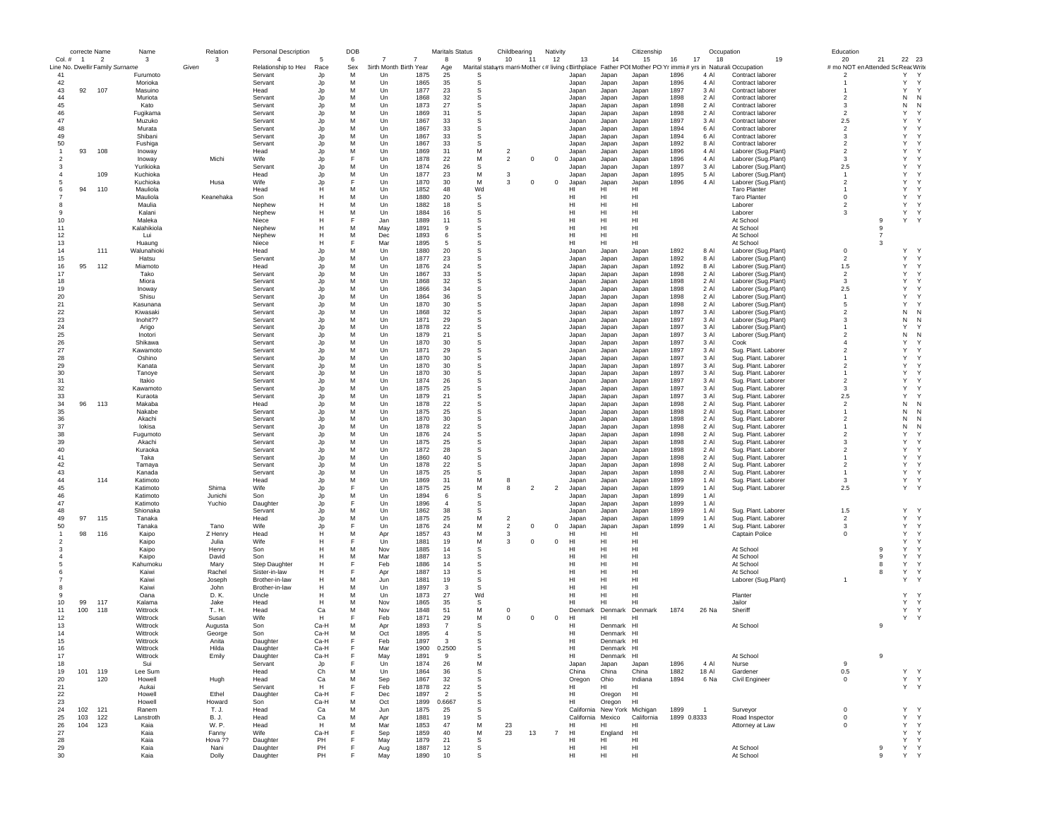| Col. # | correcte 1 | Name 2 | Name 3 | | Relation 3 | Personal Description 4 | 5 | DOB 6 | 7 | 7 | Maritals Status 8 | 9 | Childbearing 10 | 11 | Nativity 12 | 13 | 14 | Citizenship 15 | 16 | Occupation 17 | 18 | 19 | Education 20 | 21 | 22 | 23 |
|---|---|---|---|---|---|---|---|---|---|---|---|---|---|---|---|---|---|---|---|---|---|---|---|---|---|---|
| Line No. | Dwellir | Family | Surname | Given | | Relationship to Hea | Race | Sex | Birth Month | Birth Year | Age | Marital status | yrs marri | Mother c | # living c | Birthplace | Father POB | Mother PO | Yr immi | # yrs in | Naturali | Occupation | # mo NOT en | Attended Sc | Read | Write |
| 41 | | | Furumoto | | | Servant | Jp | M | Un | 1875 | 25 | S | | | | Japan | Japan | Japan | 1896 | 4 Al | | Contract laborer | 2 | | Y | Y |
| 42 | | | Morioka | | | Servant | Jp | M | Un | 1865 | 35 | S | | | | Japan | Japan | Japan | 1896 | 4 Al | | Contract laborer | 1 | | Y | Y |
| 43 | 92 | 107 | Masuino | | | Head | Jp | M | Un | 1877 | 23 | S | | | | Japan | Japan | Japan | 1897 | 3 Al | | Contract laborer | 1 | | Y | Y |
| 44 | | | Muriota | | | Servant | Jp | M | Un | 1868 | 32 | S | | | | Japan | Japan | Japan | 1898 | 2 Al | | Contract laborer | 2 | | N | N |
| 45 | | | Kato | | | Servant | Jp | M | Un | 1873 | 27 | S | | | | Japan | Japan | Japan | 1898 | 2 Al | | Contract laborer | 3 | | N | N |
| 46 | | | Fugikama | | | Servant | Jp | M | Un | 1869 | 31 | S | | | | Japan | Japan | Japan | 1898 | 2 Al | | Contract laborer | 2 | | Y | Y |
| 47 | | | Muzuko | | | Servant | Jp | M | Un | 1867 | 33 | S | | | | Japan | Japan | Japan | 1897 | 3 Al | | Contract laborer | 2.5 | | Y | Y |
| 48 | | | Murata | | | Servant | Jp | M | Un | 1867 | 33 | S | | | | Japan | Japan | Japan | 1894 | 6 Al | | Contract laborer | 2 | | Y | Y |
| 49 | | | Shibani | | | Servant | Jp | M | Un | 1867 | 33 | S | | | | Japan | Japan | Japan | 1894 | 6 Al | | Contract laborer | 3 | | Y | Y |
| 50 | | | Fushiga | | | Servant | Jp | M | Un | 1867 | 33 | S | | | | Japan | Japan | Japan | 1892 | 8 Al | | Contract laborer | 2 | | Y | Y |
| 1 | 93 | 108 | Inoway | | | Head | Jp | M | Un | 1869 | 31 | M | 2 | | | Japan | Japan | Japan | 1896 | 4 Al | | Laborer (Sug.Plant) | 2 | | Y | Y |
| 2 | | | Inoway | | Michi | Wife | Jp | F | Un | 1878 | 22 | M | 2 | 0 | 0 | Japan | Japan | Japan | 1896 | 4 Al | | Laborer (Sug.Plant) | 3 | | Y | Y |
| 3 | | | Yurikioka | | | Servant | Jp | M | Un | 1874 | 26 | S | | | | Japan | Japan | Japan | 1897 | 3 Al | | Laborer (Sug.Plant) | 2.5 | | Y | Y |
| 4 | | 109 | Kuchioka | | | Head | Jp | M | Un | 1877 | 23 | M | 3 | | | Japan | Japan | Japan | 1895 | 5 Al | | Laborer (Sug.Plant) | 1 | | Y | Y |
| 5 | | | Kuchioka | | Husa | Wife | Jp | F | Un | 1870 | 30 | M | 3 | 0 | 0 | Japan | Japan | Japan | 1896 | 4 Al | | Laborer (Sug.Plant) | 2 | | Y | Y |
| 6 | 94 | 110 | Mauliola | | | Head | H | M | Un | 1852 | 48 | Wd | | | | HI | HI | HI | | | | Taro Planter | 1 | | Y | Y |
| 7 | | | Mauliola | | Keanehaka | Son | H | M | Un | 1880 | 20 | S | | | | HI | HI | HI | | | | Taro Planter | 0 | | Y | Y |
| 8 | | | Maulia | | | Nephew | H | M | Un | 1882 | 18 | S | | | | HI | HI | HI | | | | Laborer | 2 | | Y | Y |
| 9 | | | Kalani | | | Nephew | H | M | Un | 1884 | 16 | S | | | | HI | HI | HI | | | | Laborer | 3 | | Y | Y |
| 10 | | | Maleka | | | Niece | H | F | Jan | 1889 | 11 | S | | | | HI | HI | HI | | | | At School | | 9 | Y | Y |
| 11 | | | Kalahikiola | | | Nephew | H | M | May | 1891 | 9 | S | | | | HI | HI | HI | | | | At School | | 9 | | |
| 12 | | | Lui | | | Nephew | H | M | Dec | 1893 | 6 | S | | | | HI | HI | HI | | | | At School | | 7 | | |
| 13 | | | Huaung | | | Niece | H | F | Mar | 1895 | 5 | S | | | | HI | HI | HI | | | | At School | | 3 | | |
| 14 | | 111 | Walunahioki | | | Head | Jp | M | Un | 1880 | 20 | S | | | | Japan | Japan | Japan | 1892 | 8 Al | | Laborer (Sug.Plant) | 0 | | Y | Y |
| 15 | | | Hatsu | | | Servant | Jp | M | Un | 1877 | 23 | S | | | | Japan | Japan | Japan | 1892 | 8 Al | | Laborer (Sug.Plant) | 2 | | Y | Y |
| 16 | 95 | 112 | Miamoto | | | Head | Jp | M | Un | 1876 | 24 | S | | | | Japan | Japan | Japan | 1892 | 8 Al | | Laborer (Sug.Plant) | 1.5 | | Y | Y |
| 17 | | | Tako | | | Servant | Jp | M | Un | 1867 | 33 | S | | | | Japan | Japan | Japan | 1898 | 2 Al | | Laborer (Sug.Plant) | 2 | | Y | Y |
| 18 | | | Miora | | | Servant | Jp | M | Un | 1868 | 32 | S | | | | Japan | Japan | Japan | 1898 | 2 Al | | Laborer (Sug.Plant) | 3 | | Y | Y |
| 19 | | | Inoway | | | Servant | Jp | M | Un | 1866 | 34 | S | | | | Japan | Japan | Japan | 1898 | 2 Al | | Laborer (Sug.Plant) | 2.5 | | Y | Y |
| 20 | | | Shisu | | | Servant | Jp | M | Un | 1864 | 36 | S | | | | Japan | Japan | Japan | 1898 | 2 Al | | Laborer (Sug.Plant) | 1 | | Y | Y |
| 21 | | | Kasunana | | | Servant | Jp | M | Un | 1870 | 30 | S | | | | Japan | Japan | Japan | 1898 | 2 Al | | Laborer (Sug.Plant) | 5 | | Y | Y |
| 22 | | | Kiwasaki | | | Servant | Jp | M | Un | 1868 | 32 | S | | | | Japan | Japan | Japan | 1897 | 3 Al | | Laborer (Sug.Plant) | 2 | | N | N |
| 23 | | | Inohit?? | | | Servant | Jp | M | Un | 1871 | 29 | S | | | | Japan | Japan | Japan | 1897 | 3 Al | | Laborer (Sug.Plant) | 3 | | N | N |
| 24 | | | Arigo | | | Servant | Jp | M | Un | 1878 | 22 | S | | | | Japan | Japan | Japan | 1897 | 3 Al | | Laborer (Sug.Plant) | 1 | | Y | Y |
| 25 | | | Inotori | | | Servant | Jp | M | Un | 1879 | 21 | S | | | | Japan | Japan | Japan | 1897 | 3 Al | | Laborer (Sug.Plant) | 2 | | N | N |
| 26 | | | Shikawa | | | Servant | Jp | M | Un | 1870 | 30 | S | | | | Japan | Japan | Japan | 1897 | 3 Al | | Cook | 4 | | Y | Y |
| 27 | | | Kawamoto | | | Servant | Jp | M | Un | 1871 | 29 | S | | | | Japan | Japan | Japan | 1897 | 3 Al | | Sug. Plant. Laborer | 2 | | Y | Y |
| 28 | | | Oshino | | | Servant | Jp | M | Un | 1870 | 30 | S | | | | Japan | Japan | Japan | 1897 | 3 Al | | Sug. Plant. Laborer | 1 | | Y | Y |
| 29 | | | Kanata | | | Servant | Jp | M | Un | 1870 | 30 | S | | | | Japan | Japan | Japan | 1897 | 3 Al | | Sug. Plant. Laborer | 2 | | Y | Y |
| 30 | | | Tanoye | | | Servant | Jp | M | Un | 1870 | 30 | S | | | | Japan | Japan | Japan | 1897 | 3 Al | | Sug. Plant. Laborer | 1 | | Y | Y |
| 31 | | | Itakio | | | Servant | Jp | M | Un | 1874 | 26 | S | | | | Japan | Japan | Japan | 1897 | 3 Al | | Sug. Plant. Laborer | 2 | | Y | Y |
| 32 | | | Kawamoto | | | Servant | Jp | M | Un | 1875 | 25 | S | | | | Japan | Japan | Japan | 1897 | 3 Al | | Sug. Plant. Laborer | 3 | | Y | Y |
| 33 | | | Kuraota | | | Servant | Jp | M | Un | 1879 | 21 | S | | | | Japan | Japan | Japan | 1897 | 3 Al | | Sug. Plant. Laborer | 2.5 | | Y | Y |
| 34 | 96 | 113 | Makaba | | | Head | Jp | M | Un | 1878 | 22 | S | | | | Japan | Japan | Japan | 1898 | 2 Al | | Sug. Plant. Laborer | 2 | | N | N |
| 35 | | | Nakabe | | | Servant | Jp | M | Un | 1875 | 25 | S | | | | Japan | Japan | Japan | 1898 | 2 Al | | Sug. Plant. Laborer | 1 | | N | N |
| 36 | | | Akachi | | | Servant | Jp | M | Un | 1870 | 30 | S | | | | Japan | Japan | Japan | 1898 | 2 Al | | Sug. Plant. Laborer | 2 | | N | N |
| 37 | | | Iokisa | | | Servant | Jp | M | Un | 1878 | 22 | S | | | | Japan | Japan | Japan | 1898 | 2 Al | | Sug. Plant. Laborer | 1 | | N | N |
| 38 | | | Fugumoto | | | Servant | Jp | M | Un | 1876 | 24 | S | | | | Japan | Japan | Japan | 1898 | 2 Al | | Sug. Plant. Laborer | 2 | | Y | Y |
| 39 | | | Akachi | | | Servant | Jp | M | Un | 1875 | 25 | S | | | | Japan | Japan | Japan | 1898 | 2 Al | | Sug. Plant. Laborer | 3 | | Y | Y |
| 40 | | | Kuraoka | | | Servant | Jp | M | Un | 1872 | 28 | S | | | | Japan | Japan | Japan | 1898 | 2 Al | | Sug. Plant. Laborer | 2 | | Y | Y |
| 41 | | | Taka | | | Servant | Jp | M | Un | 1860 | 40 | S | | | | Japan | Japan | Japan | 1898 | 2 Al | | Sug. Plant. Laborer | 1 | | Y | Y |
| 42 | | | Tamaya | | | Servant | Jp | M | Un | 1878 | 22 | S | | | | Japan | Japan | Japan | 1898 | 2 Al | | Sug. Plant. Laborer | 2 | | Y | Y |
| 43 | | | Kanada | | | Servant | Jp | M | Un | 1875 | 25 | S | | | | Japan | Japan | Japan | 1898 | 2 Al | | Sug. Plant. Laborer | 1 | | Y | Y |
| 44 | | 114 | Katimoto | | | Head | Jp | M | Un | 1869 | 31 | M | 8 | | | Japan | Japan | Japan | 1899 | 1 Al | | Sug. Plant. Laborer | 3 | | Y | Y |
| 45 | | | Katimoto | | Shima | Wife | Jp | F | Un | 1875 | 25 | M | 8 | 2 | 2 | Japan | Japan | Japan | 1899 | 1 Al | | Sug. Plant. Laborer | 2.5 | | Y | Y |
| 46 | | | Katimoto | | Junichi | Son | Jp | M | Un | 1894 | 6 | S | | | | Japan | Japan | Japan | 1899 | 1 Al | | | | | | |
| 47 | | | Katimoto | | Yuchio | Daughter | Jp | F | Un | 1896 | 4 | S | | | | Japan | Japan | Japan | 1899 | 1 Al | | | | | | |
| 48 | | | Shionaka | | | Servant | Jp | M | Un | 1862 | 38 | S | | | | Japan | Japan | Japan | 1899 | 1 Al | | Sug. Plant. Laborer | 1.5 | | Y | Y |
| 49 | 97 | 115 | Tanaka | | | Head | Jp | M | Un | 1875 | 25 | M | 2 | | | Japan | Japan | Japan | 1899 | 1 Al | | Sug. Plant. Laborer | 2 | | Y | Y |
| 50 | | | Tanaka | | Tano | Wife | Jp | F | Un | 1876 | 24 | M | 2 | 0 | 0 | Japan | Japan | Japan | 1899 | 1 Al | | Sug. Plant. Laborer | 3 | | Y | Y |
| 1 | 98 | 116 | Kaipo | | Z Henry | Head | H | M | Apr | 1857 | 43 | M | 3 | | | HI | HI | HI | | | | Captain Police | 0 | | Y | Y |
| 2 | | | Kaipo | | Julia | Wife | H | F | Un | 1881 | 19 | M | 3 | 0 | 0 | HI | HI | HI | | | | | | | Y | Y |
| 3 | | | Kaipo | | Henry | Son | H | M | Nov | 1885 | 14 | S | | | | HI | HI | HI | | | | At School | | 9 | Y | Y |
| 4 | | | Kaipo | | David | Son | H | M | Mar | 1887 | 13 | S | | | | HI | HI | HI | | | | At School | | 9 | Y | Y |
| 5 | | | Kahumoku | | Mary | Step Daughter | H | F | Feb | 1886 | 14 | S | | | | HI | HI | HI | | | | At School | | 8 | Y | Y |
| 6 | | | Kaiwi | | Rachel | Sister-in-law | H | F | Apr | 1887 | 13 | S | | | | HI | HI | HI | | | | At School | | 8 | Y | Y |
| 7 | | | Kaiwi | | Joseph | Brother-in-law | H | M | Jun | 1881 | 19 | S | | | | HI | HI | HI | | | | Laborer (Sug.Plant) | 1 | | Y | Y |
| 8 | | | Kaiwi | | John | Brother-in-law | H | M | Un | 1897 | 3 | S | | | | HI | HI | HI | | | | | | | | |
| 9 | | | Oana | | D. K. | Uncle | H | M | Un | 1873 | 27 | Wd | | | | HI | HI | HI | | | | Planter | | | Y | Y |
| 10 | 99 | 117 | Kalama | | Jake | Head | H | M | Nov | 1865 | 35 | S | | | | HI | HI | HI | | | | Jailor | | | Y | Y |
| 11 | 100 | 118 | Wittrock | | T.. H. | Head | Ca | M | Nov | 1848 | 51 | M | 0 | | | Denmark | Denmark | Denmark | 1874 | 26 Na | | Sheriff | | | Y | Y |
| 12 | | | Wittrock | | Susan | Wife | H | F | Feb | 1871 | 29 | M | 0 | 0 | 0 | HI | HI | HI | | | | | | | Y | Y |
| 13 | | | Wittrock | | Augusta | Son | Ca-H | M | Apr | 1893 | 7 | S | | | | HI | Denmark | HI | | | | At School | | 9 | | |
| 14 | | | Wittrock | | George | Son | Ca-H | M | Oct | 1895 | 4 | S | | | | HI | Denmark | HI | | | | | | | | |
| 15 | | | Wittrock | | Anita | Daughter | Ca-H | F | Feb | 1897 | 3 | S | | | | HI | Denmark | HI | | | | | | | | |
| 16 | | | Wittrock | | Hilda | Daughter | Ca-H | F | Mar | 1900 | 0.2500 | S | | | | HI | Denmark | HI | | | | | | | | |
| 17 | | | Wittrock | | Emily | Daughter | Ca-H | F | May | 1891 | 9 | S | | | | HI | Denmark | HI | | | | At School | | 9 | | |
| 18 | | | Sui | | | Servant | Jp | F | Un | 1874 | 26 | M | | | | Japan | Japan | Japan | 1896 | 4 Al | | Nurse | 9 | | | |
| 19 | 101 | 119 | Lee Sum | | | Head | Ch | M | Un | 1864 | 36 | S | | | | China | China | China | 1882 | 18 Al | | Gardener | 0.5 | | Y | Y |
| 20 | | 120 | Howell | | Hugh | Head | Ca | M | Sep | 1867 | 32 | S | | | | Oregon | Ohio | Indiana | 1894 | 6 Na | | Civil Engineer | 0 | | Y | Y |
| 21 | | | Aukai | | | Servant | H | F | Feb | 1878 | 22 | S | | | | HI | HI | HI | | | | | | | Y | Y |
| 22 | | | Howell | | Ethel | Daughter | Ca-H | F | Dec | 1897 | 2 | S | | | | HI | Oregon | HI | | | | | | | | |
| 23 | | | Howell | | Howard | Son | Ca-H | M | Oct | 1899 | 0.6667 | S | | | | HI | Oregon | HI | | | | | | | | |
| 24 | 102 | 121 | Ranem | | T. J. | Head | Ca | M | Jun | 1875 | 25 | S | | | | California | New York | Michigan | 1899 | 1 | | Surveyor | 0 | | Y | Y |
| 25 | 103 | 122 | Lanstroth | | B. J. | Head | Ca | M | Apr | 1881 | 19 | S | | | | California | Mexico | California | 1899 | 0.8333 | | Road Inspector | 0 | | Y | Y |
| 26 | 104 | 123 | Kaia | | W. P. | Head | H | M | Mar | 1853 | 47 | M | 23 | | | HI | HI | HI | | | | Attorney at Law | 0 | | Y | Y |
| 27 | | | Kaia | | Fanny | Wife | Ca-H | F | Sep | 1859 | 40 | M | 23 | 13 | 7 | HI | England | HI | | | | | | | Y | Y |
| 28 | | | Kaia | | Hova ?? | Daughter | PH | F | May | 1879 | 21 | S | | | | HI | HI | HI | | | | | | | Y | Y |
| 29 | | | Kaia | | Nani | Daughter | PH | F | Aug | 1887 | 12 | S | | | | HI | HI | HI | | | | At School | | 9 | Y | Y |
| 30 | | | Kaia | | Dolly | Daughter | PH | F | May | 1890 | 10 | S | | | | HI | HI | HI | | | | At School | | 9 | Y | Y |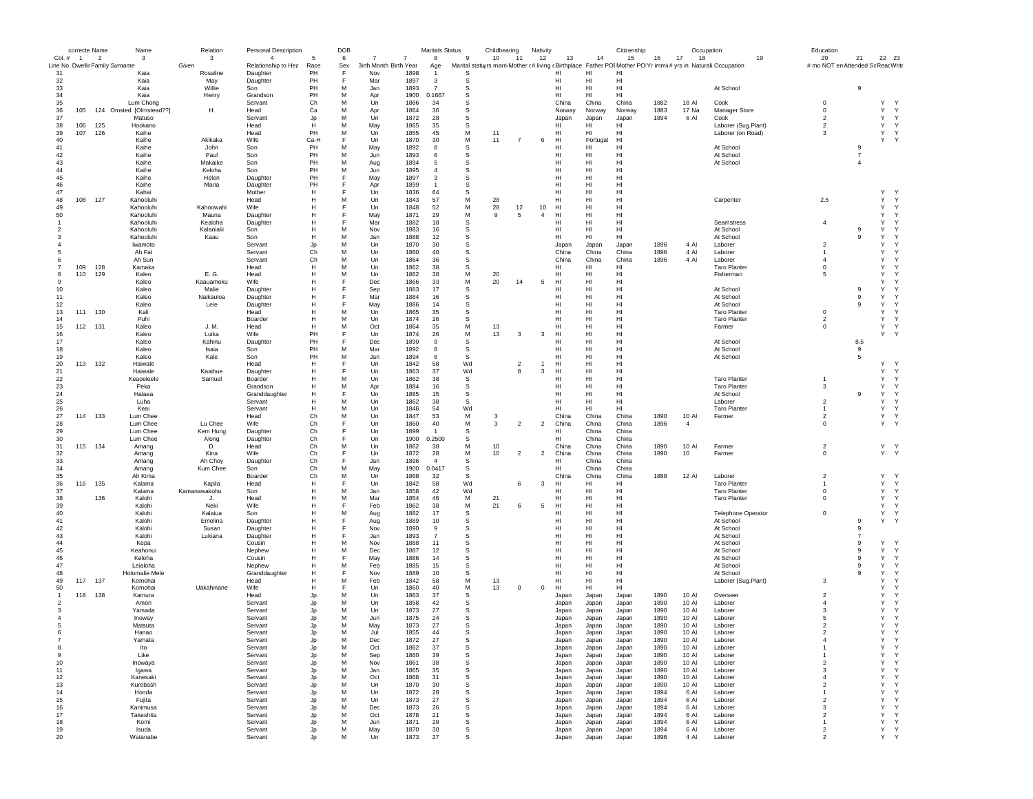| correcte | Name | | Name | | Relation | Personal Description | | DOB | | | Maritals Status | Childbearing | | | Nativity | | | Citizenship | | | Occupation | Education | | | |
|---|---|---|---|---|---|---|---|---|---|---|---|---|---|---|---|---|---|---|---|---|---|---|---|---|---|
| Col. # | 1 | 2 | 3 | 3 | 4 | 5 | 6 | 7 | 7 | 8 | 9 | 10 | 11 | 12 | 13 | 14 | 15 | 16 | 17 | 18 | 19 | 20 | 21 | 22 | 23 |
| Line No. | Dwelling | Family | Surname | Given | Relationship to Head | Race | Sex | Birth Month | Birth Year | Age | Marital status | yrs married | Mother # children | # living | Birthplace | Father POB | Mother POB | Yr immig | # yrs in US | Naturalization | Occupation | # mo NOT employed | Attended School | Read | Write |
| 31 | | | Kaia | Rosaline | Daughter | PH | F | Nov | 1898 | 1 | S | | | | HI | HI | HI | | | | | | | | |
| 32 | | | Kaia | May | Daughter | PH | F | Mar | 1897 | 3 | S | | | | HI | HI | HI | | | | | | | | |
| 33 | | | Kaia | Willie | Son | PH | M | Jan | 1893 | 7 | S | | | | HI | HI | HI | | | | At School | | 9 | | |
| 34 | | | Kaia | Henry | Grandson | PH | M | Apr | 1900 | 0.1667 | S | | | | HI | HI | HI | | | | | | | | |
| 35 | | | Lum Chong | | Servant | Ch | M | Un | 1866 | 34 | S | | | | China | China | China | 1882 | 18 | Al | Cook | 0 | | Y | Y |
| 36 | 105 | 124 | Omsted [Olmstead??] | H. | Head | Ca | M | Apr | 1864 | 36 | S | | | | Norway | Norway | Norway | 1883 | 17 | Na | Manager Store | 0 | | Y | Y |
| 37 | | | Matuso | | Servant | Jp | M | Un | 1872 | 28 | S | | | | Japan | Japan | Japan | 1894 | 6 | Al | Cook | 2 | | Y | Y |
| 38 | 106 | 125 | Hookano | | Head | H | M | May | 1865 | 35 | S | | | | HI | HI | HI | | | | Laborer (Sug.Plant) | 2 | | Y | Y |
| 39 | 107 | 126 | Kaihe | | Head | PH | M | Un | 1855 | 45 | M | 11 | | | HI | HI | HI | | | | Laborer (on Road) | 3 | | Y | Y |
| 40 | | | Kaihe | Akikaka | Wife | Ca-H | F | Un | 1870 | 30 | M | 11 | 7 | 6 | HI | Portugal | HI | | | | | | | Y | Y |
| 41 | | | Kaihe | John | Son | PH | M | May | 1892 | 8 | S | | | | HI | HI | HI | | | | At School | | 9 | | |
| 42 | | | Kaihe | Paul | Son | PH | M | Jun | 1893 | 6 | S | | | | HI | HI | HI | | | | At School | | 7 | | |
| 43 | | | Kaihe | Makaike | Son | PH | M | Aug | 1894 | 5 | S | | | | HI | HI | HI | | | | At School | | 4 | | |
| 44 | | | Kaihe | Keloha | Son | PH | M | Jun | 1895 | 4 | S | | | | HI | HI | HI | | | | | | | | |
| 45 | | | Kaihe | Helen | Daughter | PH | F | May | 1897 | 3 | S | | | | HI | HI | HI | | | | | | | | |
| 46 | | | Kaihe | Maria | Daughter | PH | F | Apr | 1899 | 1 | S | | | | HI | HI | HI | | | | | | | | |
| 47 | | | Kahai | | Mother | H | F | Un | 1836 | 64 | S | | | | HI | HI | HI | | | | | | | Y | Y |
| 48 | 108 | 127 | Kahooluhi | | Head | H | M | Un | 1843 | 57 | M | 28 | | | HI | HI | HI | | | | Carpenter | 2.5 | | Y | Y |
| 49 | | | Kahooluhi | Kahoowahi | Wife | H | F | Un | 1848 | 52 | M | 28 | 12 | 10 | HI | HI | HI | | | | | | | Y | Y |
| 50 | | | Kahooluhi | Mauna | Daughter | H | F | May | 1871 | 29 | M | 9 | 5 | 4 | HI | HI | HI | | | | | | | Y | Y |
| 1 | | | Kahooluhi | Kealoha | Daughter | H | F | Mar | 1882 | 18 | S | | | | HI | HI | HI | | | | Seamstress | 4 | | Y | Y |
| 2 | | | Kahooluhi | Kalanialii | Son | H | M | Nov | 1883 | 16 | S | | | | HI | HI | HI | | | | At School | | 9 | Y | Y |
| 3 | | | Kahooluhi | Kaau | Son | H | M | Jan | 1888 | 12 | S | | | | HI | HI | HI | | | | At School | | 9 | Y | Y |
| 4 | | | Iwamoto | | Servant | Jp | M | Un | 1870 | 30 | S | | | | Japan | Japan | Japan | 1896 | 4 | Al | Laborer | 2 | | Y | Y |
| 5 | | | Ah Fat | | Servant | Ch | M | Un | 1860 | 40 | S | | | | China | China | China | 1896 | 4 | Al | Laborer | 1 | | Y | Y |
| 6 | | | Ah Sun | | Servant | Ch | M | Un | 1864 | 36 | S | | | | China | China | China | 1896 | 4 | Al | Laborer | 4 | | Y | Y |
| 7 | 109 | 128 | Kamaka | | Head | H | M | Un | 1862 | 38 | S | | | | HI | HI | HI | | | | Taro Planter | 0 | | Y | Y |
| 8 | 110 | 129 | Kaleo | E. G. | Head | H | M | Un | 1862 | 38 | M | 20 | | | HI | HI | HI | | | | Fisherman | 5 | | Y | Y |
| 9 | | | Kaleo | Kaauamoku | Wife | H | F | Dec | 1866 | 33 | M | 20 | 14 | 5 | HI | HI | HI | | | | | | | Y | Y |
| 10 | | | Kaleo | Malie | Daughter | H | F | Sep | 1883 | 17 | S | | | | HI | HI | HI | | | | At School | | 9 | Y | Y |
| 11 | | | Kaleo | Naikauloa | Daughter | H | F | Mar | 1884 | 16 | S | | | | HI | HI | HI | | | | At School | | 9 | Y | Y |
| 12 | | | Kaleo | Lele | Daughter | H | F | May | 1886 | 14 | S | | | | HI | HI | HI | | | | At School | | 9 | Y | Y |
| 13 | 111 | 130 | Kali | | Head | H | M | Un | 1865 | 35 | S | | | | HI | HI | HI | | | | Taro Planter | 0 | | Y | Y |
| 14 | | | Puhi | | Boarder | H | M | Un | 1874 | 26 | S | | | | HI | HI | HI | | | | Taro Planter | 2 | | Y | Y |
| 15 | 112 | 131 | Kaleo | J. M. | Head | H | M | Oct | 1864 | 35 | M | 13 | | | HI | HI | HI | | | | Farmer | 0 | | Y | Y |
| 16 | | | Kaleo | Luika | Wife | PH | F | Un | 1874 | 26 | M | 13 | 3 | 3 | HI | HI | HI | | | | | | | Y | Y |
| 17 | | | Kaleo | Kahinu | Daughter | PH | F | Dec | 1890 | 9 | S | | | | HI | HI | HI | | | | At School | | 8.5 | | |
| 18 | | | Kaleo | Isaia | Son | PH | M | Mar | 1892 | 8 | S | | | | HI | HI | HI | | | | At School | | 9 | | |
| 19 | | | Kaleo | Kale | Son | PH | M | Jan | 1894 | 6 | S | | | | HI | HI | HI | | | | At School | | 5 | | |
| 20 | 113 | 132 | Haiwale | | Head | H | F | Un | 1842 | 58 | Wd | | 2 | 1 | HI | HI | HI | | | | | | | Y | Y |
| 21 | | | Haiwale | Kaaihue | Daughter | H | F | Un | 1863 | 37 | Wd | | 8 | 3 | HI | HI | HI | | | | | | | Y | Y |
| 22 | | | Keaoeleele | Samuel | Boarder | H | M | Un | 1862 | 38 | S | | | | HI | HI | HI | | | | Taro Planter | 1 | | Y | Y |
| 23 | | | Peka | | Grandson | H | M | Apr | 1884 | 16 | S | | | | HI | HI | HI | | | | Taro Planter | 3 | | Y | Y |
| 24 | | | Halaea | | Granddaughter | H | F | Un | 1885 | 15 | S | | | | HI | HI | HI | | | | At School | | 9 | Y | Y |
| 25 | | | Luha | | Servant | H | M | Un | 1862 | 38 | S | | | | HI | HI | HI | | | | Laborer | 2 | | Y | Y |
| 26 | | | Keai | | Servant | H | M | Un | 1846 | 54 | Wd | | | | HI | HI | HI | | | | Taro Planter | 1 | | Y | Y |
| 27 | 114 | 133 | Lum Chee | | Head | Ch | M | Un | 1847 | 53 | M | 3 | | | China | China | China | 1890 | 10 | Al | Farmer | 2 | | Y | Y |
| 28 | | | Lum Chee | Lu Chee | Wife | Ch | F | Un | 1860 | 40 | M | 3 | 2 | 2 | China | China | China | 1896 | 4 | | | 0 | | Y | Y |
| 29 | | | Lum Chee | Kem Hung | Daughter | Ch | F | Un | 1899 | 1 | S | | | | HI | China | China | | | | | | | | |
| 30 | | | Lum Chee | Along | Daughter | Ch | F | Un | 1900 | 0.2500 | S | | | | HI | China | China | | | | | | | | |
| 31 | 115 | 134 | Amang | D. | Head | Ch | M | Un | 1862 | 38 | M | 10 | | | China | China | China | 1890 | 10 | Al | Farmer | 2 | | Y | Y |
| 32 | | | Amang | Kina | Wife | Ch | F | Un | 1872 | 28 | M | 10 | 2 | 2 | China | China | China | 1890 | 10 | | Farmer | 0 | | Y | Y |
| 33 | | | Amang | Ah Choy | Daughter | Ch | F | Jan | 1896 | 4 | S | | | | HI | China | China | | | | | | | | |
| 34 | | | Amang | Kum Chee | Son | Ch | M | May | 1900 | 0.0417 | S | | | | HI | China | China | | | | | | | | |
| 35 | | | Ah Kima | | Boarder | Ch | M | Un | 1868 | 32 | S | | | | China | China | China | 1888 | 12 | Al | Laborer | 2 | | Y | Y |
| 36 | 116 | 135 | Kalama | Kapila | Head | H | F | Un | 1842 | 58 | Wd | | 6 | 3 | HI | HI | HI | | | | Taro Planter | 1 | | Y | Y |
| 37 | | | Kalama | Kamanawakohu | Son | H | M | Jan | 1858 | 42 | Wd | | | | HI | HI | HI | | | | Taro Planter | 0 | | Y | Y |
| 38 | | 136 | Kalohi | J. | Head | H | M | Mar | 1854 | 46 | M | 21 | | | HI | HI | HI | | | | Taro Planter | 0 | | Y | Y |
| 39 | | | Kalohi | Neki | Wife | H | F | Feb | 1862 | 38 | M | 21 | 6 | 5 | HI | HI | HI | | | | | | | Y | Y |
| 40 | | | Kalohi | Kalaiua | Son | H | M | Aug | 1882 | 17 | S | | | | HI | HI | HI | | | | Telephone Operator | 0 | | Y | Y |
| 41 | | | Kalohi | Emelina | Daughter | H | F | Aug | 1889 | 10 | S | | | | HI | HI | HI | | | | At School | | 9 | Y | Y |
| 42 | | | Kalohi | Susan | Daughter | H | F | Nov | 1890 | 9 | S | | | | HI | HI | HI | | | | At School | | 9 | | |
| 43 | | | Kalohi | Lukiana | Daughter | H | F | Jan | 1893 | 7 | S | | | | HI | HI | HI | | | | At School | | 7 | | |
| 44 | | | Kepa | | Cousin | H | M | Nov | 1888 | 11 | S | | | | HI | HI | HI | | | | At School | | 9 | Y | Y |
| 45 | | | Keahonui | | Nephew | H | M | Dec | 1887 | 12 | S | | | | HI | HI | HI | | | | At School | | 9 | Y | Y |
| 46 | | | Keloha | | Cousin | H | F | May | 1886 | 14 | S | | | | HI | HI | HI | | | | At School | | 9 | Y | Y |
| 47 | | | Leialoha | | Nephew | H | M | Feb | 1885 | 15 | S | | | | HI | HI | HI | | | | At School | | 9 | Y | Y |
| 48 | | | Holomalie Mele | | Granddaughter | H | F | Nov | 1889 | 10 | S | | | | HI | HI | HI | | | | At School | | 9 | Y | Y |
| 49 | 117 | 137 | Komohai | | Head | H | M | Feb | 1842 | 58 | M | 13 | | | HI | HI | HI | | | | Laborer (Sug.Plant) | 3 | | Y | Y |
| 50 | | | Komohai | Uakahinane | Wife | H | F | Un | 1860 | 40 | M | 13 | 0 | 0 | HI | HI | HI | | | | | | | Y | Y |
| 1 | 118 | 138 | Kamura | | Head | Jp | M | Un | 1863 | 37 | S | | | | Japan | Japan | Japan | 1890 | 10 | Al | Overseer | 2 | | Y | Y |
| 2 | | | Amori | | Servant | Jp | M | Un | 1858 | 42 | S | | | | Japan | Japan | Japan | 1890 | 10 | Al | Laborer | 4 | | Y | Y |
| 3 | | | Yamada | | Servant | Jp | M | Un | 1873 | 27 | S | | | | Japan | Japan | Japan | 1890 | 10 | Al | Laborer | 3 | | Y | Y |
| 4 | | | Inoway | | Servant | Jp | M | Jun | 1875 | 24 | S | | | | Japan | Japan | Japan | 1890 | 10 | Al | Laborer | 5 | | Y | Y |
| 5 | | | Matsuta | | Servant | Jp | M | May | 1873 | 27 | S | | | | Japan | Japan | Japan | 1890 | 10 | Al | Laborer | 2 | | Y | Y |
| 6 | | | Hanao | | Servant | Jp | M | Jul | 1855 | 44 | S | | | | Japan | Japan | Japan | 1890 | 10 | Al | Laborer | 2 | | Y | Y |
| 7 | | | Yamata | | Servant | Jp | M | Dec | 1872 | 27 | S | | | | Japan | Japan | Japan | 1890 | 10 | Al | Laborer | 4 | | Y | Y |
| 8 | | | Ito | | Servant | Jp | M | Oct | 1862 | 37 | S | | | | Japan | Japan | Japan | 1890 | 10 | Al | Laborer | 1 | | Y | Y |
| 9 | | | Like | | Servant | Jp | M | Sep | 1860 | 39 | S | | | | Japan | Japan | Japan | 1890 | 10 | Al | Laborer | 1 | | Y | Y |
| 10 | | | Inowaya | | Servant | Jp | M | Nov | 1861 | 38 | S | | | | Japan | Japan | Japan | 1890 | 10 | Al | Laborer | 2 | | Y | Y |
| 11 | | | Igawa | | Servant | Jp | M | Jan | 1865 | 35 | S | | | | Japan | Japan | Japan | 1890 | 10 | Al | Laborer | 3 | | Y | Y |
| 12 | | | Kanesaki | | Servant | Jp | M | Oct | 1868 | 31 | S | | | | Japan | Japan | Japan | 1890 | 10 | Al | Laborer | 4 | | Y | Y |
| 13 | | | Kurebash | | Servant | Jp | M | Un | 1870 | 30 | S | | | | Japan | Japan | Japan | 1890 | 10 | Al | Laborer | 2 | | Y | Y |
| 14 | | | Honda | | Servant | Jp | M | Un | 1872 | 28 | S | | | | Japan | Japan | Japan | 1894 | 6 | Al | Laborer | 1 | | Y | Y |
| 15 | | | Fujita | | Servant | Jp | M | Un | 1873 | 27 | S | | | | Japan | Japan | Japan | 1894 | 6 | Al | Laborer | 2 | | Y | Y |
| 16 | | | Kanimusa | | Servant | Jp | M | Dec | 1873 | 26 | S | | | | Japan | Japan | Japan | 1894 | 6 | Al | Laborer | 3 | | Y | Y |
| 17 | | | Takeshita | | Servant | Jp | M | Oct | 1878 | 21 | S | | | | Japan | Japan | Japan | 1894 | 6 | Al | Laborer | 2 | | Y | Y |
| 18 | | | Komi | | Servant | Jp | M | Jun | 1871 | 29 | S | | | | Japan | Japan | Japan | 1894 | 6 | Al | Laborer | 1 | | Y | Y |
| 19 | | | Isuda | | Servant | Jp | M | May | 1870 | 30 | S | | | | Japan | Japan | Japan | 1894 | 6 | Al | Laborer | 2 | | Y | Y |
| 20 | | | Watanabe | | Servant | Jp | M | Un | 1873 | 27 | S | | | | Japan | Japan | Japan | 1896 | 4 | Al | Laborer | 2 | | Y | Y |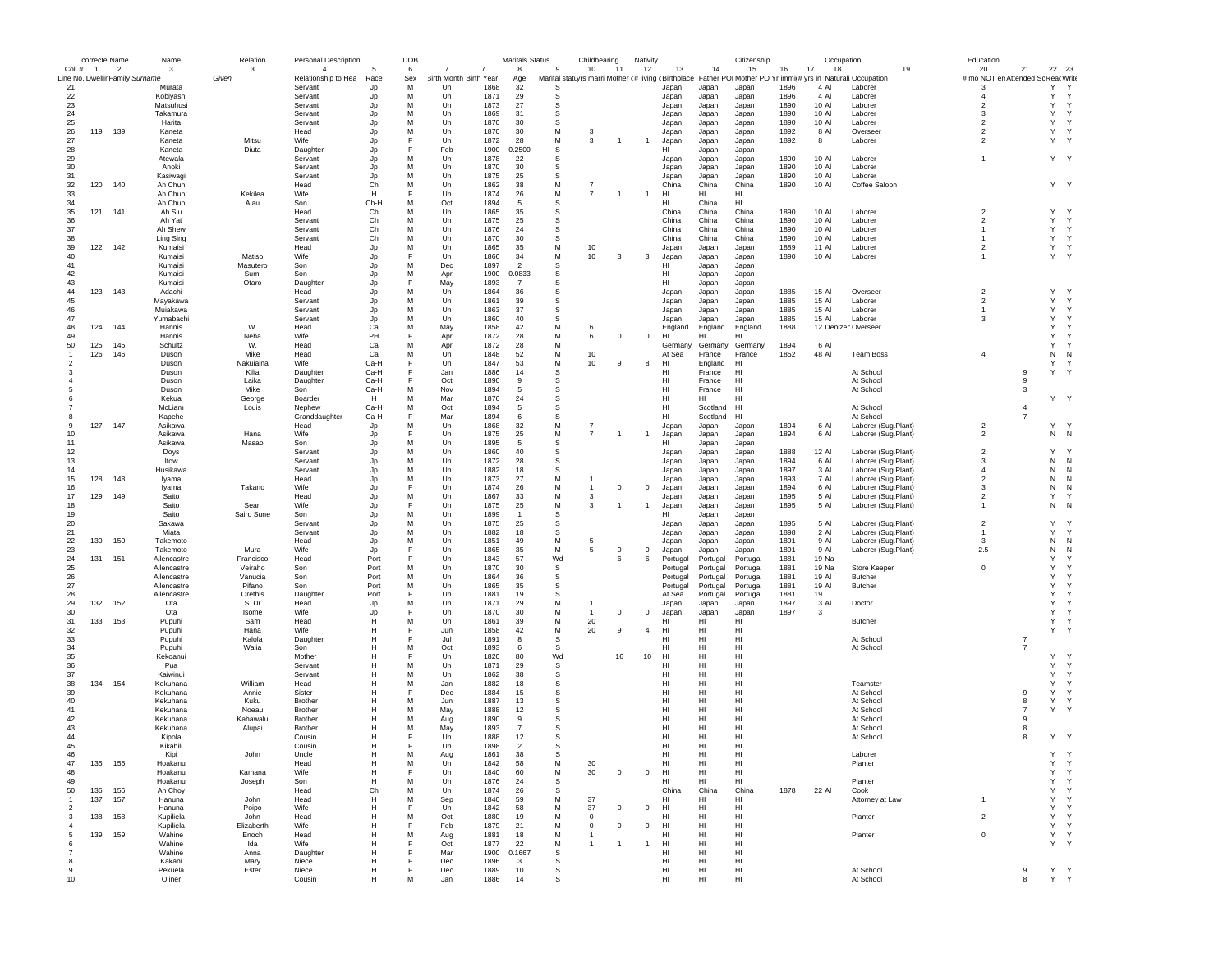| correcte | Name | | Name | | Relation | Personal Description | | DOB | | | Maritals Status | | Childbearing | | Nativity | | | Citizenship | | | Occupation | Education | | | |
|---|---|---|---|---|---|---|---|---|---|---|---|---|---|---|---|---|---|---|---|---|---|---|---|---|---|
| Col. # | 1 | 2 | 3 | | 4 | 5 | 6 | 7 | 7 | 8 | 9 | 10 | 11 | 12 | 13 | 14 | 15 | 16 | 17 | 18 | 19 | 20 | 21 | 22 | 23 |
| Line No. | Dwellir | Family | Surname | Given | Relationship to Hea | Race | Sex | Birth Month | Birth Year | Age | Marital status | yrs marri | Mother of | # living | Birthplace | Father POB | Mother PO | Yr immi | # yrs in | Naturali | Occupation | # mo NOT en | Attended Sc | Read | Write |
| 21 | | | Murata | | Servant | Jp | M | Un | 1868 | 32 | S | | | | Japan | Japan | Japan | 1896 | 4 | Al | Laborer | 3 | | Y | Y |
| 22 | | | Kobiyashi | | Servant | Jp | M | Un | 1871 | 29 | S | | | | Japan | Japan | Japan | 1896 | 4 | Al | Laborer | 4 | | Y | Y |
| 23 | | | Matsuhusi | | Servant | Jp | M | Un | 1873 | 27 | S | | | | Japan | Japan | Japan | 1890 | 10 | Al | Laborer | 2 | | Y | Y |
| 24 | | | Takamura | | Servant | Jp | M | Un | 1869 | 31 | S | | | | Japan | Japan | Japan | 1890 | 10 | Al | Laborer | 3 | | Y | Y |
| 25 | | | Harita | | Servant | Jp | M | Un | 1870 | 30 | S | | | | Japan | Japan | Japan | 1890 | 10 | Al | Laborer | 2 | | Y | Y |
| 26 | 119 | 139 | Kaneta | | Head | Jp | M | Un | 1870 | 30 | M | 3 | | | Japan | Japan | Japan | 1892 | 8 | Al | Overseer | 2 | | Y | Y |
| 27 | | | Kaneta | Mitsu | Wife | Jp | F | Un | 1872 | 28 | M | 3 | 1 | 1 | Japan | Japan | Japan | 1892 | 8 | | Laborer | 2 | | Y | Y |
| 28 | | | Kaneta | Diuta | Daughter | Jp | F | Feb | 1900 | 0.2500 | S | | | | HI | Japan | Japan | | | | | | | | |
| 29 | | | Atewala | | Servant | Jp | M | Un | 1878 | 22 | S | | | | Japan | Japan | Japan | 1890 | 10 | Al | Laborer | 1 | | Y | Y |
| 30 | | | Anoki | | Servant | Jp | M | Un | 1870 | 30 | S | | | | Japan | Japan | Japan | 1890 | 10 | Al | Laborer | | | | |
| 31 | | | Kasiwagi | | Servant | Jp | M | Un | 1875 | 25 | S | | | | Japan | Japan | Japan | 1890 | 10 | Al | Laborer | | | | |
| 32 | 120 | 140 | Ah Chun | | Head | Ch | M | Un | 1862 | 38 | M | 7 | | | China | China | China | 1890 | 10 | Al | Coffee Saloon | | | Y | Y |
| 33 | | | Ah Chun | Kekilea | Wife | H | F | Un | 1874 | 26 | M | 7 | 1 | 1 | HI | HI | HI | | | | | | | | |
| 34 | | | Ah Chun | Aiau | Son | Ch-H | M | Oct | 1894 | 5 | S | | | | HI | China | HI | | | | | | | | |
| 35 | 121 | 141 | Ah Siu | | Head | Ch | M | Un | 1865 | 35 | S | | | | China | China | China | 1890 | 10 | Al | Laborer | 2 | | Y | Y |
| 36 | | | Ah Yat | | Servant | Ch | M | Un | 1875 | 25 | S | | | | China | China | China | 1890 | 10 | Al | Laborer | 2 | | Y | Y |
| 37 | | | Ah Shew | | Servant | Ch | M | Un | 1876 | 24 | S | | | | China | China | China | 1890 | 10 | Al | Laborer | 1 | | Y | Y |
| 38 | | | Ling Sing | | Servant | Ch | M | Un | 1870 | 30 | S | | | | China | China | China | 1890 | 10 | Al | Laborer | 1 | | Y | Y |
| 39 | 122 | 142 | Kumaisi | | Head | Jp | M | Un | 1865 | 35 | M | 10 | | | Japan | Japan | Japan | 1889 | 11 | Al | Laborer | 2 | | Y | Y |
| 40 | | | Kumaisi | Matiso | Wife | Jp | F | Un | 1866 | 34 | M | 10 | 3 | 3 | Japan | Japan | Japan | 1890 | 10 | Al | Laborer | 1 | | Y | Y |
| 41 | | | Kumaisi | Masutero | Son | Jp | M | Dec | 1897 | 2 | S | | | | HI | Japan | Japan | | | | | | | | |
| 42 | | | Kumaisi | Sumi | Son | Jp | M | Apr | 1900 | 0.0833 | S | | | | HI | Japan | Japan | | | | | | | | |
| 43 | | | Kumaisi | Otaro | Daughter | Jp | F | May | 1893 | 7 | S | | | | HI | Japan | Japan | | | | | | | | |
| 44 | 123 | 143 | Adachi | | Head | Jp | M | Un | 1864 | 36 | S | | | | Japan | Japan | Japan | 1885 | 15 | Al | Overseer | 2 | | Y | Y |
| 45 | | | Mayakawa | | Servant | Jp | M | Un | 1861 | 39 | S | | | | Japan | Japan | Japan | 1885 | 15 | Al | Laborer | 2 | | Y | Y |
| 46 | | | Muiakawa | | Servant | Jp | M | Un | 1863 | 37 | S | | | | Japan | Japan | Japan | 1885 | 15 | Al | Laborer | 1 | | Y | Y |
| 47 | | | Yumabachi | | Servant | Jp | M | Un | 1860 | 40 | S | | | | Japan | Japan | Japan | 1885 | 15 | Al | Laborer | 3 | | Y | Y |
| 48 | 124 | 144 | Hannis | W. | Head | Ca | M | May | 1858 | 42 | M | 6 | | | England | England | England | 1888 | 12 | Denizer | Overseer | | | Y | Y |
| 49 | | | Hannis | Neha | Wife | PH | F | Apr | 1872 | 28 | M | 6 | 0 | 0 | HI | HI | HI | | | | | | | Y | Y |
| 50 | 125 | 145 | Schultz | W. | Head | Ca | M | Apr | 1872 | 28 | M | | | | Germany | Germany | Germany | 1894 | 6 | Al | | | | Y | Y |
| 1 | 126 | 146 | Duson | Mike | Head | Ca | M | Un | 1848 | 52 | M | 10 | | | At Sea | France | France | 1852 | 48 | Al | Team Boss | 4 | | N | N |
| 2 | | | Duson | Nakuiaina | Wife | Ca-H | F | Un | 1847 | 53 | M | 10 | 9 | 8 | HI | England | HI | | | | | | | Y | Y |
| 3 | | | Duson | Kilia | Daughter | Ca-H | F | Jan | 1886 | 14 | S | | | | HI | France | HI | | | | At School | | 9 | Y | Y |
| 4 | | | Duson | Laika | Daughter | Ca-H | F | Oct | 1890 | 9 | S | | | | HI | France | HI | | | | At School | | 9 | | |
| 5 | | | Duson | Mike | Son | Ca-H | M | Nov | 1894 | 5 | S | | | | HI | France | HI | | | | At School | | 3 | | |
| 6 | | | Kekua | George | Boarder | H | M | Mar | 1876 | 24 | S | | | | HI | HI | HI | | | | | | | Y | Y |
| 7 | | | McLiam | Louis | Nephew | Ca-H | M | Oct | 1894 | 5 | S | | | | HI | Scotland | HI | | | | At School | | 4 | | |
| 8 | | | Kapehe | | Granddaughter | Ca-H | F | Mar | 1894 | 6 | S | | | | HI | Scotland | HI | | | | At School | | 7 | | |
| 9 | 127 | 147 | Asikawa | | Head | Jp | M | Un | 1868 | 32 | M | 7 | | | Japan | Japan | Japan | 1894 | 6 | Al | Laborer (Sug.Plant) | 2 | | Y | Y |
| 10 | | | Asikawa | Hana | Wife | Jp | F | Un | 1875 | 25 | M | 7 | 1 | 1 | Japan | Japan | Japan | 1894 | 6 | Al | Laborer (Sug.Plant) | 2 | | N | N |
| 11 | | | Asikawa | Masao | Son | Jp | M | Un | 1895 | 5 | S | | | | HI | Japan | Japan | | | | | | | | |
| 12 | | | Doys | | Servant | Jp | M | Un | 1860 | 40 | S | | | | Japan | Japan | Japan | 1888 | 12 | Al | Laborer (Sug.Plant) | 2 | | Y | Y |
| 13 | | | Itow | | Servant | Jp | M | Un | 1872 | 28 | S | | | | Japan | Japan | Japan | 1894 | 6 | Al | Laborer (Sug.Plant) | 3 | | N | N |
| 14 | | | Husikawa | | Servant | Jp | M | Un | 1882 | 18 | S | | | | Japan | Japan | Japan | 1897 | 3 | Al | Laborer (Sug.Plant) | 4 | | N | N |
| 15 | 128 | 148 | Iyama | | Head | Jp | M | Un | 1873 | 27 | M | 1 | | | Japan | Japan | Japan | 1893 | 7 | Al | Laborer (Sug.Plant) | 2 | | N | N |
| 16 | | | Iyama | Takano | Wife | Jp | F | Un | 1874 | 26 | M | 1 | 0 | 0 | Japan | Japan | Japan | 1894 | 6 | Al | Laborer (Sug.Plant) | 3 | | N | N |
| 17 | 129 | 149 | Saito | | Head | Jp | M | Un | 1867 | 33 | M | 3 | | | Japan | Japan | Japan | 1895 | 5 | Al | Laborer (Sug.Plant) | 2 | | Y | Y |
| 18 | | | Saito | Sean | Wife | Jp | F | Un | 1875 | 25 | M | 3 | 1 | 1 | Japan | Japan | Japan | 1895 | 5 | Al | Laborer (Sug.Plant) | 1 | | N | N |
| 19 | | | Saito | Sairo Sune | Son | Jp | M | Un | 1899 | 1 | S | | | | HI | Japan | Japan | | | | | | | | |
| 20 | | | Sakawa | | Servant | Jp | M | Un | 1875 | 25 | S | | | | Japan | Japan | Japan | 1895 | 5 | Al | Laborer (Sug.Plant) | 2 | | Y | Y |
| 21 | | | Miata | | Servant | Jp | M | Un | 1882 | 18 | S | | | | Japan | Japan | Japan | 1898 | 2 | Al | Laborer (Sug.Plant) | 1 | | Y | Y |
| 22 | 130 | 150 | Takemoto | | Head | Jp | M | Un | 1851 | 49 | M | 5 | | | Japan | Japan | Japan | 1891 | 9 | Al | Laborer (Sug.Plant) | 3 | | N | N |
| 23 | | | Takemoto | Mura | Wife | Jp | F | Un | 1865 | 35 | M | 5 | 0 | 0 | Japan | Japan | Japan | 1891 | 9 | Al | Laborer (Sug.Plant) | 2.5 | | N | N |
| 24 | 131 | 151 | Allencastre | Francisco | Head | Port | F | Un | 1843 | 57 | Wd | | 6 | 6 | Portugal | Portugal | Portugal | 1881 | 19 | Na | | | | Y | Y |
| 25 | | | Allencastre | Veiraho | Son | Port | M | Un | 1870 | 30 | S | | | | Portugal | Portugal | Portugal | 1881 | 19 | Na | Store Keeper | 0 | | Y | Y |
| 26 | | | Allencastre | Vanucia | Son | Port | M | Un | 1864 | 36 | S | | | | Portugal | Portugal | Portugal | 1881 | 19 | Al | Butcher | | | Y | Y |
| 27 | | | Allencastre | Pifano | Son | Port | M | Un | 1865 | 35 | S | | | | Portugal | Portugal | Portugal | 1881 | 19 | Al | Butcher | | | Y | Y |
| 28 | | | Allencastre | Orethis | Daughter | Port | F | Un | 1881 | 19 | S | | | | At Sea | Portugal | Portugal | 1881 | 19 | | | | | Y | Y |
| 29 | 132 | 152 | Ota | S. Dr | Head | Jp | M | Un | 1871 | 29 | M | 1 | | | Japan | Japan | Japan | 1897 | 3 | Al | Doctor | | | Y | Y |
| 30 | | | Ota | Isome | Wife | Jp | F | Un | 1870 | 30 | M | 1 | 0 | 0 | Japan | Japan | Japan | 1897 | 3 | | | | | Y | Y |
| 31 | 133 | 153 | Pupuhi | Sam | Head | H | M | Un | 1861 | 39 | M | 20 | | | HI | HI | HI | | | | Butcher | | | Y | Y |
| 32 | | | Pupuhi | Hana | Wife | H | F | Jun | 1858 | 42 | M | 20 | 9 | 4 | HI | HI | HI | | | | | | | Y | Y |
| 33 | | | Pupuhi | Kalola | Daughter | H | F | Jul | 1891 | 8 | S | | | | HI | HI | HI | | | | At School | | 7 | | |
| 34 | | | Pupuhi | Walia | Son | H | M | Oct | 1893 | 6 | S | | | | HI | HI | HI | | | | At School | | 7 | | |
| 35 | | | Kekoanui | | Mother | H | F | Un | 1820 | 80 | Wd | | 16 | 10 | HI | HI | HI | | | | | | | Y | Y |
| 36 | | | Pua | | Servant | H | M | Un | 1871 | 29 | S | | | | HI | HI | HI | | | | | | | Y | Y |
| 37 | | | Kaiwinui | | Servant | H | M | Un | 1862 | 38 | S | | | | HI | HI | HI | | | | | | | Y | Y |
| 38 | 134 | 154 | Kekuhana | William | Head | H | M | Jan | 1882 | 18 | S | | | | HI | HI | HI | | | | Teamster | | | Y | Y |
| 39 | | | Kekuhana | Annie | Sister | H | F | Dec | 1884 | 15 | S | | | | HI | HI | HI | | | | At School | | 9 | Y | Y |
| 40 | | | Kekuhana | Kuku | Brother | H | M | Jun | 1887 | 13 | S | | | | HI | HI | HI | | | | At School | | 8 | Y | Y |
| 41 | | | Kekuhana | Noeau | Brother | H | M | May | 1888 | 12 | S | | | | HI | HI | HI | | | | At School | | 7 | Y | Y |
| 42 | | | Kekuhana | Kahawalu | Brother | H | M | Aug | 1890 | 9 | S | | | | HI | HI | HI | | | | At School | | 9 | | |
| 43 | | | Kekuhana | Alupai | Brother | H | M | May | 1893 | 7 | S | | | | HI | HI | HI | | | | At School | | 8 | | |
| 44 | | | Kipola | | Cousin | H | F | Un | 1888 | 12 | S | | | | HI | HI | HI | | | | At School | | 8 | Y | Y |
| 45 | | | Kikahili | | Cousin | H | F | Un | 1898 | 2 | S | | | | HI | HI | HI | | | | | | | | |
| 46 | | | Kipi | John | Uncle | H | M | Aug | 1861 | 38 | S | | | | HI | HI | HI | | | | Laborer | | | Y | Y |
| 47 | 135 | 155 | Hoakanu | | Head | H | M | Un | 1842 | 58 | M | 30 | | | HI | HI | HI | | | | Planter | | | Y | Y |
| 48 | | | Hoakanu | Kamana | Wife | H | F | Un | 1840 | 60 | M | 30 | 0 | 0 | HI | HI | HI | | | | | | | Y | Y |
| 49 | | | Hoakanu | Joseph | Son | H | M | Un | 1876 | 24 | S | | | | HI | HI | HI | | | | Planter | | | Y | Y |
| 50 | 136 | 156 | Ah Choy | | Head | Ch | M | Un | 1874 | 26 | S | | | | China | China | China | 1878 | 22 | Al | Cook | | | Y | Y |
| 1 | 137 | 157 | Hanuna | John | Head | H | M | Sep | 1840 | 59 | M | 37 | | | HI | HI | HI | | | | Attorney at Law | 1 | | Y | Y |
| 2 | | | Hanuna | Poipo | Wife | H | F | Un | 1842 | 58 | M | 37 | 0 | 0 | HI | HI | HI | | | | | | | Y | Y |
| 3 | 138 | 158 | Kupiliela | John | Head | H | M | Oct | 1880 | 19 | M | 0 | | | HI | HI | HI | | | | Planter | 2 | | Y | Y |
| 4 | | | Kupiliela | Elizaberth | Wife | H | F | Feb | 1879 | 21 | M | 0 | 0 | 0 | HI | HI | HI | | | | | | | Y | Y |
| 5 | 139 | 159 | Wahine | Enoch | Head | H | M | Aug | 1881 | 18 | M | 1 | | | HI | HI | HI | | | | Planter | 0 | | Y | Y |
| 6 | | | Wahine | Ida | Wife | H | F | Oct | 1877 | 22 | M | 1 | 1 | 1 | HI | HI | HI | | | | | | | Y | Y |
| 7 | | | Wahine | Anna | Daughter | H | F | Mar | 1900 | 0.1667 | S | | | | HI | HI | HI | | | | | | | | |
| 8 | | | Kakani | Mary | Niece | H | F | Dec | 1896 | 3 | S | | | | HI | HI | HI | | | | | | | | |
| 9 | | | Pekuela | Ester | Niece | H | F | Dec | 1889 | 10 | S | | | | HI | HI | HI | | | | At School | | 9 | Y | Y |
| 10 | | | Oliner | | Cousin | H | M | Jan | 1886 | 14 | S | | | | HI | HI | HI | | | | At School | | 8 | Y | Y |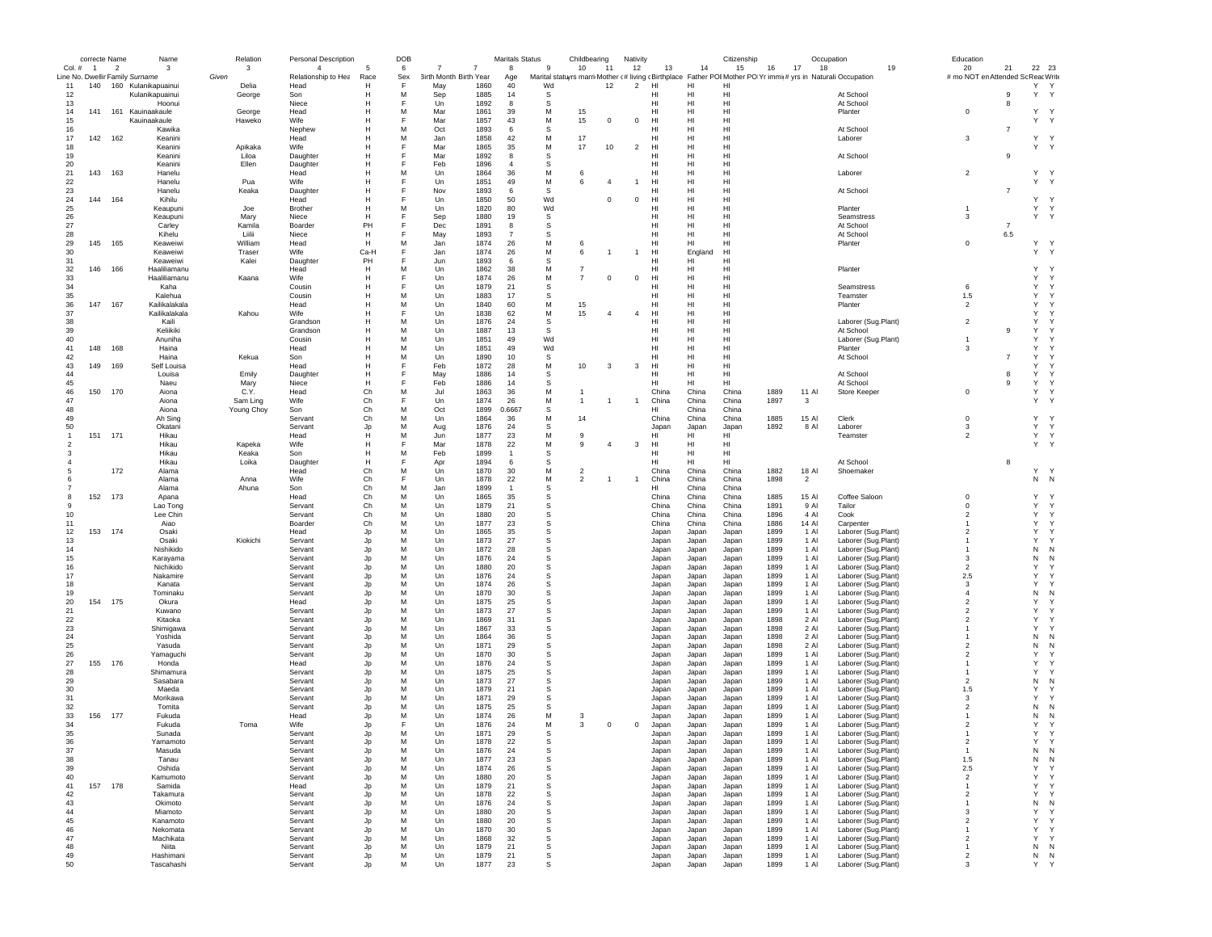| | correcte Name | | Name | | Relation | Personal Description | | DOB | | | Maritals Status | | Childbearing | | Nativity | | | Citizenship | | | Occupation | Education | | | |
|---|---|---|---|---|---|---|---|---|---|---|---|---|---|---|---|---|---|---|---|---|---|---|---|---|---|
| Col. # | 1 | 2 | 3 | | 3 | 4 | 5 | 6 | 7 | 7 | 8 | 9 | 10 | 11 | 12 | 13 | 14 | 15 | 16 | 17 | 18 | 19 | 20 | 21 | 22 | 23 |
| Line No. | Dwellin | Family | Surname | Given | Relationship to Hea | Race | Sex | Birth Month | Birth Year | Age | Marital status | yrs marri | Mother c | # living c | Birthplace | Father POB | Mother PO | Yr immi | # yrs in | Naturali | Occupation | # mo NOT en | Attended Sc | Reac | Write |
| 11 | 140 | 160 | Kulanikapuainui | Delia | Head | H | F | May | 1860 | 40 | Wd | | 12 | 2 | HI | HI | HI | | | | | | | Y | Y |
| 12 | | | Kulanikapuainui | George | Son | H | M | Sep | 1885 | 14 | S | | | | HI | HI | HI | | | | At School | | 9 | Y | Y |
| 13 | | | Hoonui | | Niece | H | F | Un | 1892 | 8 | S | | | | HI | HI | HI | | | | At School | | 8 | | |
| 14 | 141 | 161 | Kauinaakaule | George | Head | H | M | Mar | 1861 | 39 | M | 15 | | | HI | HI | HI | | | | Planter | 0 | | Y | Y |
| 15 | | | Kauinaakaule | Haweko | Wife | H | F | Mar | 1857 | 43 | M | 15 | 0 | 0 | HI | HI | HI | | | | | | | Y | Y |
| 16 | | | Kawika | | Nephew | H | M | Oct | 1893 | 6 | S | | | | HI | HI | HI | | | | At School | | 7 | | |
| 17 | 142 | 162 | Keanini | | Head | H | M | Jan | 1858 | 42 | M | 17 | | | HI | HI | HI | | | | Laborer | 3 | | Y | Y |
| 18 | | | Keanini | Apikaka | Wife | H | F | Mar | 1865 | 35 | M | 17 | 10 | 2 | HI | HI | HI | | | | | | | Y | Y |
| 19 | | | Keanini | Liloa | Daughter | H | F | Mar | 1892 | 8 | S | | | | HI | HI | HI | | | | At School | | 9 | | |
| 20 | | | Keanini | Ellen | Daughter | H | F | Feb | 1896 | 4 | S | | | | HI | HI | HI | | | | | | | | |
| 21 | 143 | 163 | Hanelu | | Head | H | M | Un | 1864 | 36 | M | 6 | | | HI | HI | HI | | | | Laborer | 2 | | Y | Y |
| 22 | | | Hanelu | Pua | Wife | H | F | Un | 1851 | 49 | M | 6 | 4 | 1 | HI | HI | HI | | | | | | | Y | Y |
| 23 | | | Hanelu | Keaka | Daughter | H | F | Nov | 1893 | 6 | S | | | | HI | HI | HI | | | | At School | | 7 | | |
| 24 | 144 | 164 | Kihilu | | Head | H | F | Un | 1850 | 50 | Wd | | 0 | 0 | HI | HI | HI | | | | | | | Y | Y |
| 25 | | | Keaupuni | Joe | Brother | H | M | Un | 1820 | 80 | Wd | | | | HI | HI | HI | | | | Planter | 1 | | Y | Y |
| 26 | | | Keaupuni | Mary | Niece | H | F | Sep | 1880 | 19 | S | | | | HI | HI | HI | | | | Seamstress | 3 | | Y | Y |
| 27 | | | Carley | Kamila | Boarder | PH | F | Dec | 1891 | 8 | S | | | | HI | HI | HI | | | | At School | | 7 | | |
| 28 | | | Kihelu | Liilii | Niece | H | F | May | 1893 | 7 | S | | | | HI | HI | HI | | | | At School | | 6.5 | | |
| 29 | 145 | 165 | Keaweiwi | William | Head | H | M | Jan | 1874 | 26 | M | 6 | | | HI | HI | HI | | | | Planter | 0 | | Y | Y |
| 30 | | | Keaweiwi | Traser | Wife | Ca-H | F | Jan | 1874 | 26 | M | 6 | 1 | 1 | HI | England | HI | | | | | | | Y | Y |
| 31 | | | Keaweiwi | Kalei | Daughter | PH | F | Jun | 1893 | 6 | S | | | | HI | HI | HI | | | | | | | | |
| 32 | 146 | 166 | Haaliliamanu | | Head | H | M | Un | 1862 | 38 | M | 7 | | | HI | HI | HI | | | | Planter | | | Y | Y |
| 33 | | | Haaliliamanu | Kaana | Wife | H | F | Un | 1874 | 26 | M | 7 | 0 | 0 | HI | HI | HI | | | | | | | Y | Y |
| 34 | | | Kaha | | Cousin | H | F | Un | 1879 | 21 | S | | | | HI | HI | HI | | | | Seamstress | 6 | | Y | Y |
| 35 | | | Kalehua | | Cousin | H | M | Un | 1883 | 17 | S | | | | HI | HI | HI | | | | Teamster | 1.5 | | Y | Y |
| 36 | 147 | 167 | Kailikalakala | | Head | H | M | Un | 1840 | 60 | M | 15 | | | HI | HI | HI | | | | Planter | 2 | | Y | Y |
| 37 | | | Kailikalakala | Kahou | Wife | H | F | Un | 1838 | 62 | M | 15 | 4 | 4 | HI | HI | HI | | | | | | | Y | Y |
| 38 | | | Kaili | | Grandson | H | M | Un | 1876 | 24 | S | | | | HI | HI | HI | | | | Laborer (Sug.Plant) | 2 | | Y | Y |
| 39 | | | Keliikiki | | Grandson | H | M | Un | 1887 | 13 | S | | | | HI | HI | HI | | | | At School | | 9 | Y | Y |
| 40 | | | Anuniha | | Cousin | H | M | Un | 1851 | 49 | Wd | | | | HI | HI | HI | | | | Laborer (Sug.Plant) | 1 | | Y | Y |
| 41 | 148 | 168 | Haina | | Head | H | M | Un | 1851 | 49 | Wd | | | | HI | HI | HI | | | | Planter | 3 | | Y | Y |
| 42 | | | Haina | Kekua | Son | H | M | Un | 1890 | 10 | S | | | | HI | HI | HI | | | | At School | | 7 | Y | Y |
| 43 | 149 | 169 | Self Louisa | | Head | H | F | Feb | 1872 | 28 | M | 10 | 3 | 3 | HI | HI | HI | | | | | | | Y | Y |
| 44 | | | Louisa | Emily | Daughter | H | F | May | 1886 | 14 | S | | | | HI | HI | HI | | | | At School | | 8 | Y | Y |
| 45 | | | Naeu | Mary | Niece | H | F | Feb | 1886 | 14 | S | | | | HI | HI | HI | | | | At School | | 9 | Y | Y |
| 46 | 150 | 170 | Aiona | C.Y. | Head | Ch | M | Jul | 1863 | 36 | M | 1 | | | China | China | China | 1889 | 11 | Al | Store Keeper | 0 | | Y | Y |
| 47 | | | Aiona | Sam Ling | Wife | Ch | F | Un | 1874 | 26 | M | 1 | 1 | 1 | China | China | China | 1897 | 3 | | | | | Y | Y |
| 48 | | | Aiona | Young Choy | Son | Ch | M | Oct | 1899 | 0.6667 | S | | | | HI | China | China | | | | | | | | |
| 49 | | | Ah Sing | | Servant | Ch | M | Un | 1864 | 36 | M | 14 | | | China | China | China | 1885 | 15 | Al | Clerk | 0 | | Y | Y |
| 50 | | | Okatani | | Servant | Jp | M | Aug | 1876 | 24 | S | | | | Japan | Japan | Japan | 1892 | 8 | Al | Laborer | 3 | | Y | Y |
| 1 | 151 | 171 | Hikau | | Head | H | M | Jun | 1877 | 23 | M | 9 | | | HI | HI | HI | | | | Teamster | 2 | | Y | Y |
| 2 | | | Hikau | Kapeka | Wife | H | F | Mar | 1878 | 22 | M | 9 | 4 | 3 | HI | HI | HI | | | | | | | Y | Y |
| 3 | | | Hikau | Keaka | Son | H | M | Feb | 1899 | 1 | S | | | | HI | HI | HI | | | | | | | | |
| 4 | | | Hikau | Loika | Daughter | H | F | Apr | 1894 | 6 | S | | | | HI | HI | HI | | | | At School | | 8 | | |
| 5 | | 172 | Alama | | Head | Ch | M | Un | 1870 | 30 | M | 2 | | | China | China | China | 1882 | 18 | Al | Shoemaker | | | Y | Y |
| 6 | | | Alama | Anna | Wife | Ch | F | Un | 1878 | 22 | M | 2 | 1 | 1 | China | China | China | 1898 | 2 | | | | | N | N |
| 7 | | | Alama | Ahuna | Son | Ch | M | Jan | 1899 | 1 | S | | | | HI | China | China | | | | | | | | |
| 8 | 152 | 173 | Apana | | Head | Ch | M | Un | 1865 | 35 | S | | | | China | China | China | 1885 | 15 | Al | Coffee Saloon | 0 | | Y | Y |
| 9 | | | Lao Tong | | Servant | Ch | M | Un | 1879 | 21 | S | | | | China | China | China | 1891 | 9 | Al | Tailor | 0 | | Y | Y |
| 10 | | | Lee Chin | | Servant | Ch | M | Un | 1880 | 20 | S | | | | China | China | China | 1896 | 4 | Al | Cook | 2 | | Y | Y |
| 11 | | | Aiao | | Boarder | Ch | M | Un | 1877 | 23 | S | | | | China | China | China | 1886 | 14 | Al | Carpenter | 1 | | Y | Y |
| 12 | 153 | 174 | Osaki | | Head | Jp | M | Un | 1865 | 35 | S | | | | Japan | Japan | Japan | 1899 | 1 | Al | Laborer (Sug.Plant) | 2 | | Y | Y |
| 13 | | | Osaki | Kiokichi | Servant | Jp | M | Un | 1873 | 27 | S | | | | Japan | Japan | Japan | 1899 | 1 | Al | Laborer (Sug.Plant) | 1 | | Y | Y |
| 14 | | | Nishikido | | Servant | Jp | M | Un | 1872 | 28 | S | | | | Japan | Japan | Japan | 1899 | 1 | Al | Laborer (Sug.Plant) | 1 | | N | N |
| 15 | | | Karayama | | Servant | Jp | M | Un | 1876 | 24 | S | | | | Japan | Japan | Japan | 1899 | 1 | Al | Laborer (Sug.Plant) | 3 | | N | N |
| 16 | | | Nichikido | | Servant | Jp | M | Un | 1880 | 20 | S | | | | Japan | Japan | Japan | 1899 | 1 | Al | Laborer (Sug.Plant) | 2 | | Y | Y |
| 17 | | | Nakamire | | Servant | Jp | M | Un | 1876 | 24 | S | | | | Japan | Japan | Japan | 1899 | 1 | Al | Laborer (Sug.Plant) | 2.5 | | Y | Y |
| 18 | | | Kanata | | Servant | Jp | M | Un | 1874 | 26 | S | | | | Japan | Japan | Japan | 1899 | 1 | Al | Laborer (Sug.Plant) | 3 | | Y | Y |
| 19 | | | Tominaku | | Servant | Jp | M | Un | 1870 | 30 | S | | | | Japan | Japan | Japan | 1899 | 1 | Al | Laborer (Sug.Plant) | 4 | | N | N |
| 20 | 154 | 175 | Okura | | Head | Jp | M | Un | 1875 | 25 | S | | | | Japan | Japan | Japan | 1899 | 1 | Al | Laborer (Sug.Plant) | 2 | | Y | Y |
| 21 | | | Kuwano | | Servant | Jp | M | Un | 1873 | 27 | S | | | | Japan | Japan | Japan | 1899 | 1 | Al | Laborer (Sug.Plant) | 2 | | Y | Y |
| 22 | | | Kitaoka | | Servant | Jp | M | Un | 1869 | 31 | S | | | | Japan | Japan | Japan | 1898 | 2 | Al | Laborer (Sug.Plant) | 2 | | Y | Y |
| 23 | | | Shimigawa | | Servant | Jp | M | Un | 1867 | 33 | S | | | | Japan | Japan | Japan | 1898 | 2 | Al | Laborer (Sug.Plant) | 1 | | Y | Y |
| 24 | | | Yoshida | | Servant | Jp | M | Un | 1864 | 36 | S | | | | Japan | Japan | Japan | 1898 | 2 | Al | Laborer (Sug.Plant) | 1 | | N | N |
| 25 | | | Yasuda | | Servant | Jp | M | Un | 1871 | 29 | S | | | | Japan | Japan | Japan | 1898 | 2 | Al | Laborer (Sug.Plant) | 2 | | N | N |
| 26 | | | Yamaguchi | | Servant | Jp | M | Un | 1870 | 30 | S | | | | Japan | Japan | Japan | 1899 | 1 | Al | Laborer (Sug.Plant) | 2 | | Y | Y |
| 27 | 155 | 176 | Honda | | Head | Jp | M | Un | 1876 | 24 | S | | | | Japan | Japan | Japan | 1899 | 1 | Al | Laborer (Sug.Plant) | 1 | | Y | Y |
| 28 | | | Shimamura | | Servant | Jp | M | Un | 1875 | 25 | S | | | | Japan | Japan | Japan | 1899 | 1 | Al | Laborer (Sug.Plant) | 1 | | Y | Y |
| 29 | | | Sasabara | | Servant | Jp | M | Un | 1873 | 27 | S | | | | Japan | Japan | Japan | 1899 | 1 | Al | Laborer (Sug.Plant) | 2 | | N | N |
| 30 | | | Maeda | | Servant | Jp | M | Un | 1879 | 21 | S | | | | Japan | Japan | Japan | 1899 | 1 | Al | Laborer (Sug.Plant) | 1.5 | | Y | Y |
| 31 | | | Morikawa | | Servant | Jp | M | Un | 1871 | 29 | S | | | | Japan | Japan | Japan | 1899 | 1 | Al | Laborer (Sug.Plant) | 3 | | Y | Y |
| 32 | | | Tomita | | Servant | Jp | M | Un | 1875 | 25 | S | | | | Japan | Japan | Japan | 1899 | 1 | Al | Laborer (Sug.Plant) | 2 | | N | N |
| 33 | 156 | 177 | Fukuda | | Head | Jp | M | Un | 1874 | 26 | M | 3 | | | Japan | Japan | Japan | 1899 | 1 | Al | Laborer (Sug.Plant) | 1 | | N | N |
| 34 | | | Fukuda | Toma | Wife | Jp | F | Un | 1876 | 24 | M | 3 | 0 | 0 | Japan | Japan | Japan | 1899 | 1 | Al | Laborer (Sug.Plant) | 2 | | Y | Y |
| 35 | | | Sunada | | Servant | Jp | M | Un | 1871 | 29 | S | | | | Japan | Japan | Japan | 1899 | 1 | Al | Laborer (Sug.Plant) | 1 | | Y | Y |
| 36 | | | Yamamoto | | Servant | Jp | M | Un | 1878 | 22 | S | | | | Japan | Japan | Japan | 1899 | 1 | Al | Laborer (Sug.Plant) | 2 | | Y | Y |
| 37 | | | Masuda | | Servant | Jp | M | Un | 1876 | 24 | S | | | | Japan | Japan | Japan | 1899 | 1 | Al | Laborer (Sug.Plant) | 1 | | N | N |
| 38 | | | Tanau | | Servant | Jp | M | Un | 1877 | 23 | S | | | | Japan | Japan | Japan | 1899 | 1 | Al | Laborer (Sug.Plant) | 1.5 | | N | N |
| 39 | | | Oshida | | Servant | Jp | M | Un | 1874 | 26 | S | | | | Japan | Japan | Japan | 1899 | 1 | Al | Laborer (Sug.Plant) | 2.5 | | Y | Y |
| 40 | | | Kamumoto | | Servant | Jp | M | Un | 1880 | 20 | S | | | | Japan | Japan | Japan | 1899 | 1 | Al | Laborer (Sug.Plant) | 2 | | Y | Y |
| 41 | 157 | 178 | Samida | | Head | Jp | M | Un | 1879 | 21 | S | | | | Japan | Japan | Japan | 1899 | 1 | Al | Laborer (Sug.Plant) | 1 | | Y | Y |
| 42 | | | Takamura | | Servant | Jp | M | Un | 1878 | 22 | S | | | | Japan | Japan | Japan | 1899 | 1 | Al | Laborer (Sug.Plant) | 2 | | Y | Y |
| 43 | | | Okimoto | | Servant | Jp | M | Un | 1876 | 24 | S | | | | Japan | Japan | Japan | 1899 | 1 | Al | Laborer (Sug.Plant) | 1 | | N | N |
| 44 | | | Miamoto | | Servant | Jp | M | Un | 1880 | 20 | S | | | | Japan | Japan | Japan | 1899 | 1 | Al | Laborer (Sug.Plant) | 3 | | Y | Y |
| 45 | | | Kanamoto | | Servant | Jp | M | Un | 1880 | 20 | S | | | | Japan | Japan | Japan | 1899 | 1 | Al | Laborer (Sug.Plant) | 2 | | Y | Y |
| 46 | | | Nekomata | | Servant | Jp | M | Un | 1870 | 30 | S | | | | Japan | Japan | Japan | 1899 | 1 | Al | Laborer (Sug.Plant) | 1 | | Y | Y |
| 47 | | | Machikata | | Servant | Jp | M | Un | 1868 | 32 | S | | | | Japan | Japan | Japan | 1899 | 1 | Al | Laborer (Sug.Plant) | 2 | | Y | Y |
| 48 | | | Niita | | Servant | Jp | M | Un | 1879 | 21 | S | | | | Japan | Japan | Japan | 1899 | 1 | Al | Laborer (Sug.Plant) | 1 | | N | N |
| 49 | | | Hashimani | | Servant | Jp | M | Un | 1879 | 21 | S | | | | Japan | Japan | Japan | 1899 | 1 | Al | Laborer (Sug.Plant) | 2 | | N | N |
| 50 | | | Tascahashi | | Servant | Jp | M | Un | 1877 | 23 | S | | | | Japan | Japan | Japan | 1899 | 1 | Al | Laborer (Sug.Plant) | 3 | | Y | Y |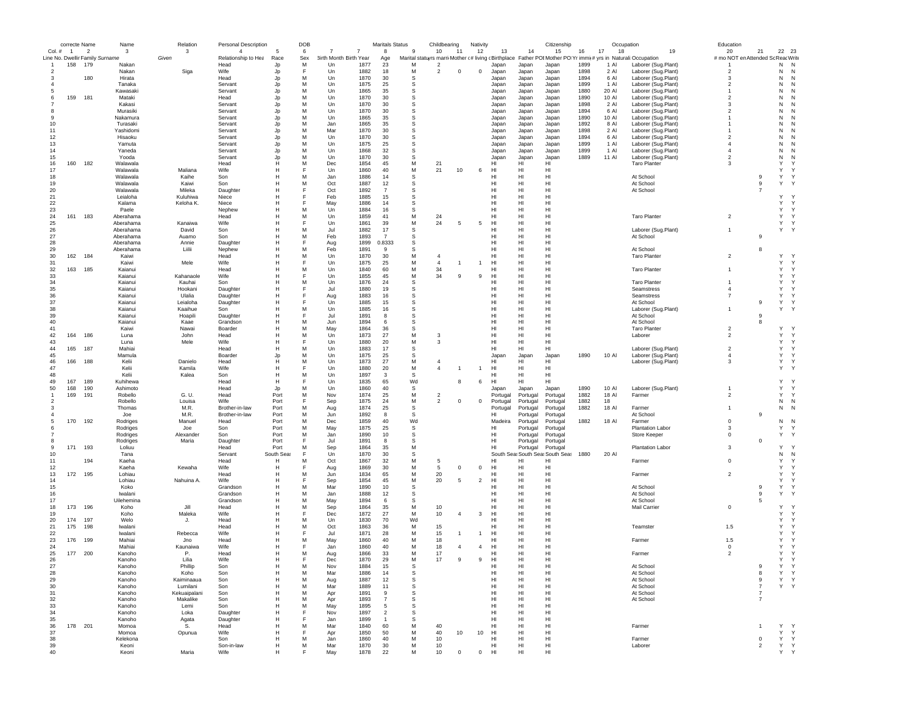| correcte | Name | | Name | | Relation | Personal Description | | DOB | | | Maritals Status | | Childbearing | | Nativity | | | Citizenship | | | Occupation | Education | | | |
|---|---|---|---|---|---|---|---|---|---|---|---|---|---|---|---|---|---|---|---|---|---|---|---|---|---|
| Col. # | 1 | 2 | 3 | 3 | 4 | 5 | 6 | 7 | 7 | 8 | 9 | 10 | 11 | 12 | 13 | 14 | 15 | 16 | 17 | 18 | 19 | 20 | 21 | 22 | 23 |
| Line No. | Dwelling | Family | Surname | Given | Relationship to Head | Race | Sex | Birth Month | Birth Year | Age | Marital status | yrs married | Mother of # | # living c | Birthplace | Father POB | Mother POB | Yr immi | # yrs in | Naturali | Occupation | # mo NOT employed | Attended School | Read | Write |
| 1 | 158 | 179 | Nakan | | Head | Jp | M | Un | 1877 | 23 | M | 2 | | | Japan | Japan | Japan | 1899 | 1 | Al | Laborer (Sug.Plant) | 1 | | N | N |
| 2 | | | Nakan | Siga | Wife | Jp | F | Un | 1882 | 18 | M | 2 | 0 | 0 | Japan | Japan | Japan | 1898 | 2 | Al | Laborer (Sug.Plant) | 2 | | N | N |
| 3 | | 180 | Hirata | | Head | Jp | M | Un | 1870 | 30 | S | | | | Japan | Japan | Japan | 1894 | 6 | Al | Laborer (Sug.Plant) | 3 | | N | N |
| 4 | | | Tanaka | | Servant | Jp | M | Un | 1875 | 25 | S | | | | Japan | Japan | Japan | 1899 | 1 | Al | Laborer (Sug.Plant) | 2 | | N | N |
| 5 | | | Kawasaki | | Servant | Jp | M | Un | 1865 | 35 | S | | | | Japan | Japan | Japan | 1880 | 20 | Al | Laborer (Sug.Plant) | 1 | | N | N |
| 6 | 159 | 181 | Mataki | | Head | Jp | M | Un | 1870 | 30 | S | | | | Japan | Japan | Japan | 1890 | 10 | Al | Laborer (Sug.Plant) | 2 | | N | N |
| 7 | | | Kakasi | | Servant | Jp | M | Un | 1870 | 30 | S | | | | Japan | Japan | Japan | 1898 | 2 | Al | Laborer (Sug.Plant) | 3 | | N | N |
| 8 | | | Murasiki | | Servant | Jp | M | Un | 1870 | 30 | S | | | | Japan | Japan | Japan | 1894 | 6 | Al | Laborer (Sug.Plant) | 2 | | N | N |
| 9 | | | Nakamura | | Servant | Jp | M | Un | 1865 | 35 | S | | | | Japan | Japan | Japan | 1890 | 10 | Al | Laborer (Sug.Plant) | 1 | | N | N |
| 10 | | | Turasaki | | Servant | Jp | M | Jan | 1865 | 35 | S | | | | Japan | Japan | Japan | 1892 | 8 | Al | Laborer (Sug.Plant) | 1 | | N | N |
| 11 | | | Yashidomi | | Servant | Jp | M | Mar | 1870 | 30 | S | | | | Japan | Japan | Japan | 1898 | 2 | Al | Laborer (Sug.Plant) | 1 | | N | N |
| 12 | | | Hisaoku | | Servant | Jp | M | Un | 1870 | 30 | S | | | | Japan | Japan | Japan | 1894 | 6 | Al | Laborer (Sug.Plant) | 2 | | N | N |
| 13 | | | Yamuta | | Servant | Jp | M | Un | 1875 | 25 | S | | | | Japan | Japan | Japan | 1899 | 1 | Al | Laborer (Sug.Plant) | 4 | | N | N |
| 14 | | | Yaneda | | Servant | Jp | M | Un | 1868 | 32 | S | | | | Japan | Japan | Japan | 1899 | 1 | Al | Laborer (Sug.Plant) | 4 | | N | N |
| 15 | | | Yooda | | Servant | Jp | M | Un | 1870 | 30 | S | | | | Japan | Japan | Japan | 1889 | 11 | Al | Laborer (Sug.Plant) | 2 | | N | N |
| 16 | 160 | 182 | Walawala | | Head | H | M | Dec | 1854 | 45 | M | 21 | | | HI | HI | HI | | | | Taro Planter | 3 | | Y | Y |
| 17 | | | Walawala | Maliana | Wife | H | F | Un | 1860 | 40 | M | 21 | 10 | 6 | HI | HI | HI | | | | | | | Y | Y |
| 18 | | | Walawala | Kaihe | Son | H | M | Jan | 1886 | 14 | S | | | | HI | HI | HI | | | | At School | | 9 | Y | Y |
| 19 | | | Walawala | Kaiwi | Son | H | M | Oct | 1887 | 12 | S | | | | HI | HI | HI | | | | At School | | 9 | Y | Y |
| 20 | | | Walawala | Mileka | Daughter | H | F | Oct | 1892 | 7 | S | | | | HI | HI | HI | | | | At School | | 7 | | |
| 21 | | | Leialoha | Kuluhiwa | Niece | H | F | Feb | 1885 | 15 | S | | | | HI | HI | HI | | | | | | | Y | Y |
| 22 | | | Kalama | Keloha K. | Niece | H | F | May | 1886 | 14 | S | | | | HI | HI | HI | | | | | | | Y | Y |
| 23 | | | Paele | | Nephew | H | M | Un | 1884 | 16 | S | | | | HI | HI | HI | | | | | | | Y | Y |
| 24 | 161 | 183 | Aberahama | | Head | H | M | Un | 1859 | 41 | M | 24 | | | HI | HI | HI | | | | Taro Planter | 2 | | Y | Y |
| 25 | | | Aberahama | Kanaiwa | Wife | H | F | Un | 1861 | 39 | M | 24 | 5 | 5 | HI | HI | HI | | | | | | | Y | Y |
| 26 | | | Aberahama | David | Son | H | M | Jul | 1882 | 17 | S | | | | HI | HI | HI | | | | Laborer (Sug.Plant) | 1 | | Y | Y |
| 27 | | | Aberahama | Auamo | Son | H | M | Feb | 1893 | 7 | S | | | | HI | HI | HI | | | | At School | | 9 | | |
| 28 | | | Aberahama | Annie | Daughter | H | F | Aug | 1899 | 0.8333 | S | | | | HI | HI | HI | | | | | | | | |
| 29 | | | Aberahama | Liilii | Nephew | H | M | Feb | 1891 | 9 | S | | | | HI | HI | HI | | | | At School | | 8 | | |
| 30 | 162 | 184 | Kaiwi | | Head | H | M | Un | 1870 | 30 | M | 4 | | | HI | HI | HI | | | | Taro Planter | 2 | | Y | Y |
| 31 | | | Kaiwi | Mele | Wife | H | F | Un | 1875 | 25 | M | 4 | 1 | 1 | HI | HI | HI | | | | | | | Y | Y |
| 32 | 163 | 185 | Kaianui | | Head | H | M | Un | 1840 | 60 | M | 34 | | | HI | HI | HI | | | | Taro Planter | 1 | | Y | Y |
| 33 | | | Kaianui | Kahanaole | Wife | H | F | Un | 1855 | 45 | M | 34 | 9 | 9 | HI | HI | HI | | | | | | | Y | Y |
| 34 | | | Kaianui | Kauhai | Son | H | M | Un | 1876 | 24 | S | | | | HI | HI | HI | | | | Taro Planter | 1 | | Y | Y |
| 35 | | | Kaianui | Hookani | Daughter | H | F | Jul | 1880 | 19 | S | | | | HI | HI | HI | | | | Seamstress | 4 | | Y | Y |
| 36 | | | Kaianui | Ulalia | Daughter | H | F | Aug | 1883 | 16 | S | | | | HI | HI | HI | | | | Seamstress | 7 | | Y | Y |
| 37 | | | Kaianui | Leialoha | Daughter | H | F | Un | 1885 | 15 | S | | | | HI | HI | HI | | | | At School | | 9 | Y | Y |
| 38 | | | Kaianui | Kaaihue | Son | H | M | Un | 1885 | 16 | S | | | | HI | HI | HI | | | | Laborer (Sug.Plant) | 1 | | Y | Y |
| 39 | | | Kaianui | Hoapili | Daughter | H | F | Jul | 1891 | 8 | S | | | | HI | HI | HI | | | | At School | | 9 | | |
| 40 | | | Kaianui | Kaae | Grandson | H | M | Jun | 1894 | 6 | S | | | | HI | HI | HI | | | | At School | | 8 | | |
| 41 | | | Kaiwi | Nawai | Boarder | H | M | May | 1864 | 36 | S | | | | HI | HI | HI | | | | Taro Planter | 2 | | Y | Y |
| 42 | 164 | 186 | Luna | John | Head | H | M | Un | 1873 | 27 | M | 3 | | | HI | HI | HI | | | | Laborer | 2 | | Y | Y |
| 43 | | | Luna | Mele | Wife | H | F | Un | 1880 | 20 | M | 3 | | | HI | HI | HI | | | | | | | Y | Y |
| 44 | 165 | 187 | Mahiai | | Head | H | M | Un | 1883 | 17 | S | | | | HI | HI | HI | | | | Laborer (Sug.Plant) | 2 | | Y | Y |
| 45 | | | Mamula | | Boarder | Jp | M | Un | 1875 | 25 | S | | | | Japan | Japan | Japan | 1890 | 10 | Al | Laborer (Sug.Plant) | 4 | | Y | Y |
| 46 | 166 | 188 | Kelii | Danielo | Head | H | M | Un | 1873 | 27 | M | 4 | | | HI | HI | HI | | | | Laborer (Sug.Plant) | 3 | | Y | Y |
| 47 | | | Kelii | Kamila | Wife | H | F | Un | 1880 | 20 | M | 4 | 1 | 1 | HI | HI | HI | | | | | | | Y | Y |
| 48 | | | Kelii | Kalea | Son | H | M | Un | 1897 | 3 | S | | | | HI | HI | HI | | | | | | | | |
| 49 | 167 | 189 | Kuhihewa | | Head | H | F | Un | 1835 | 65 | Wd | | 8 | 6 | HI | HI | HI | | | | | | | Y | Y |
| 50 | 168 | 190 | Ashimoto | | Head | Jp | M | Un | 1860 | 40 | S | | | | Japan | Japan | Japan | 1890 | 10 | Al | Laborer (Sug.Plant) | 1 | | Y | Y |
| 1 | 169 | 191 | Robello | G. U. | Head | Port | M | Nov | 1874 | 25 | M | 2 | | | Portugal | Portugal | Portugal | 1882 | 18 | Al | Farmer | 2 | | Y | Y |
| 2 | | | Robello | Louisa | Wife | Port | F | Sep | 1875 | 24 | M | 2 | 0 | 0 | Portugal | Portugal | Portugal | 1882 | 18 | | | | | N | N |
| 3 | | | Thomas | M.R. | Brother-in-law | Port | M | Aug | 1874 | 25 | S | | | | Portugal | Portugal | Portugal | 1882 | 18 | Al | Farmer | 1 | | N | N |
| 4 | | | Joe | M.R. | Brother-in-law | Port | M | Jun | 1892 | 8 | S | | | | HI | Portugal | Portugal | | | | At School | | 9 | | |
| 5 | 170 | 192 | Rodriges | Manuel | Head | Port | M | Dec | 1859 | 40 | Wd | | | | Madeira | Portugal | Portugal | 1882 | 18 | Al | Farmer | 0 | | N | N |
| 6 | | | Rodriges | Joe | Son | Port | M | May | 1875 | 25 | S | | | | HI | Portugal | Portugal | | | | Plantation Labor | 3 | | Y | Y |
| 7 | | | Rodriges | Alexander | Son | Port | M | Jan | 1890 | 10 | S | | | | HI | Portugal | Portugal | | | | Store Keeper | 0 | | Y | Y |
| 8 | | | Rodriges | Maria | Daughter | Port | F | Jul | 1891 | 8 | S | | | | HI | Portugal | Portugal | | | | | | 0 | | |
| 9 | 171 | 193 | Loliuu | | Head | Port | M | Sep | 1864 | 35 | M | | | | HI | Portugal | Portugal | | | | Plantation Labor | 3 | | Y | Y |
| 10 | | | Tana | | Servant | South Seas | F | Un | 1870 | 30 | S | | | | South Seas | South Seas | South Seas | 1880 | 20 | Al | | | | N | N |
| 11 | | 194 | Kaeha | | Head | H | M | Oct | 1867 | 32 | M | 5 | | | HI | HI | HI | | | | Farmer | 0 | | Y | Y |
| 12 | | | Kaeha | Kewaha | Wife | H | F | Aug | 1869 | 30 | M | 5 | 0 | 0 | HI | HI | HI | | | | | | | Y | Y |
| 13 | 172 | 195 | Lohiau | | Head | H | M | Jun | 1834 | 65 | M | 20 | | | HI | HI | HI | | | | Farmer | 2 | | Y | Y |
| 14 | | | Lohiau | Nahuina A. | Wife | H | F | Sep | 1854 | 45 | M | 20 | 5 | 2 | HI | HI | HI | | | | | | | Y | Y |
| 15 | | | Koko | | Grandson | H | M | Mar | 1890 | 10 | S | | | | HI | HI | HI | | | | At School | | 9 | Y | Y |
| 16 | | | Iwalani | | Grandson | H | M | Jan | 1888 | 12 | S | | | | HI | HI | HI | | | | At School | | 9 | Y | Y |
| 17 | | | Uilehemina | | Grandson | H | M | May | 1894 | 6 | S | | | | HI | HI | HI | | | | At School | | 5 | | |
| 18 | 173 | 196 | Koho | Jill | Head | H | M | Sep | 1864 | 35 | M | 10 | | | HI | HI | HI | | | | Mail Carrier | 0 | | Y | Y |
| 19 | | | Koho | Maleka | Wife | H | F | Dec | 1872 | 27 | M | 10 | 4 | 3 | HI | HI | HI | | | | | | | Y | Y |
| 20 | 174 | 197 | Welo | J. | Head | H | M | Un | 1830 | 70 | Wd | | | | HI | HI | HI | | | | | | | Y | Y |
| 21 | 175 | 198 | Iwalani | | Head | H | M | Oct | 1863 | 36 | M | 15 | | | HI | HI | HI | | | | Teamster | 1.5 | | Y | Y |
| 22 | | | Iwalani | Rebecca | Wife | H | F | Jul | 1871 | 28 | M | 15 | 1 | 1 | HI | HI | HI | | | | | | | Y | Y |
| 23 | 176 | 199 | Mahiai | Jno | Head | H | M | May | 1860 | 40 | M | 18 | | | HI | HI | HI | | | | Farmer | 1.5 | | Y | Y |
| 24 | | | Mahiai | Kaunaiwa | Wife | H | F | Jan | 1860 | 40 | M | 18 | 4 | 4 | HI | HI | HI | | | | | 0 | | Y | Y |
| 25 | 177 | 200 | Kanoho | P. | Head | H | M | Aug | 1866 | 33 | M | 17 | | | HI | HI | HI | | | | Farmer | 2 | | Y | Y |
| 26 | | | Kanoho | Lilia | Wife | H | F | Dec | 1870 | 29 | M | 17 | 9 | 9 | HI | HI | HI | | | | | | | Y | Y |
| 27 | | | Kanoho | Phillip | Son | H | M | Nov | 1884 | 15 | S | | | | HI | HI | HI | | | | At School | | 9 | Y | Y |
| 28 | | | Kanoho | Koho | Son | H | M | Mar | 1886 | 14 | S | | | | HI | HI | HI | | | | At School | | 8 | Y | Y |
| 29 | | | Kanoho | Kaiminaaua | Son | H | M | Aug | 1887 | 12 | S | | | | HI | HI | HI | | | | At School | | 9 | Y | Y |
| 30 | | | Kanoho | Lumilani | Son | H | M | Mar | 1889 | 11 | S | | | | HI | HI | HI | | | | At School | | 7 | Y | Y |
| 31 | | | Kanoho | Kekuaipalani | Son | H | M | Apr | 1891 | 9 | S | | | | HI | HI | HI | | | | At School | | 7 | | |
| 32 | | | Kanoho | Makalike | Son | H | M | Apr | 1893 | 7 | S | | | | HI | HI | HI | | | | At School | | 7 | | |
| 33 | | | Kanoho | Lemi | Son | H | M | May | 1895 | 5 | S | | | | HI | HI | HI | | | | | | | | |
| 34 | | | Kanoho | Loka | Daughter | H | F | Nov | 1897 | 2 | S | | | | HI | HI | HI | | | | | | | | |
| 35 | | | Kanoho | Agata | Daughter | H | F | Jan | 1899 | 1 | S | | | | HI | HI | HI | | | | | | | | |
| 36 | 178 | 201 | Momoa | S. | Head | H | M | Mar | 1840 | 60 | M | 40 | | | HI | HI | HI | | | | Farmer | | 1 | Y | Y |
| 37 | | | Momoa | Opunua | Wife | H | F | Apr | 1850 | 50 | M | 40 | 10 | 10 | HI | HI | HI | | | | | | | Y | Y |
| 38 | | | Kelekona | | Head | H | M | Jan | 1860 | 40 | M | 10 | | | HI | HI | HI | | | | Farmer | | 0 | Y | Y |
| 39 | | | Keoni | | Son-in-law | H | M | Mar | 1870 | 30 | M | 10 | | | HI | HI | HI | | | | Laborer | | 2 | Y | Y |
| 40 | | | Keoni | Maria | Wife | H | F | May | 1878 | 22 | M | 10 | 0 | 0 | HI | HI | HI | | | | | | | Y | Y |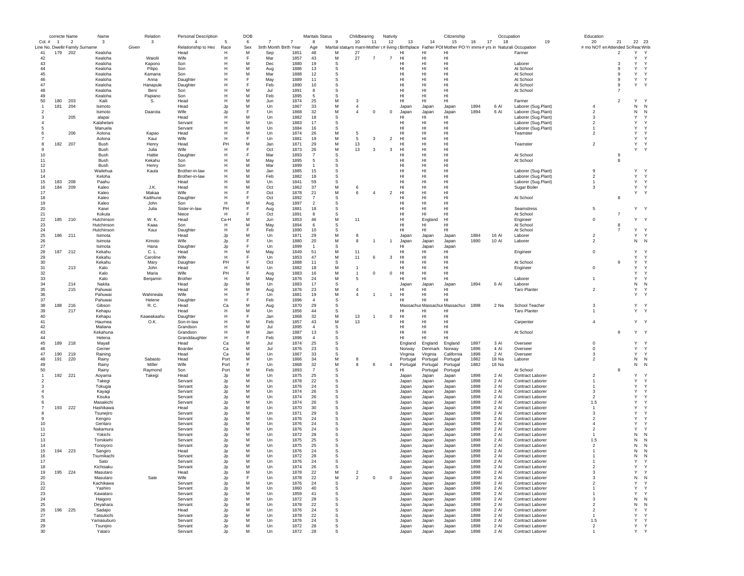| | correcte Name | | Name | | Relation | Personal Description | | DOB | | | Maritals Status | | Childbearing | | Nativity | | | Citizenship | | | Occupation | | Education | | |
|---|---|---|---|---|---|---|---|---|---|---|---|---|---|---|---|---|---|---|---|---|---|---|---|---|---|
| Col. # | 1 | 2 | 3 | 3 | 4 | 5 | 6 | 7 | 7 | 8 | 9 | 10 | 11 | 12 | 13 | 14 | 15 | 16 | 17 | 18 | 19 | 20 | 21 | 22 | 23 |
| Line No. | Dwellir | Family | Surname | Given | Relationship to Hea | Race | Sex | Birth Month | Birth Year | Age | Marital statu | yrs marri | Mother c | # living c | Birthplace | Father POI | Mother POI | Yr immi | # yrs in | Naturali | Occupation | # mo NOT en | Attended Sc | Reac | Write |
| 41 | 179 | 202 | Kealoha | | Head | H | M | Sep | 1851 | 48 | M | 27 | | | HI | HI | HI | | | | Farmer | | 2 | Y | Y |
| 42 | | | Kealoha | Waiolii | Wife | H | F | Mar | 1857 | 43 | M | 27 | 7 | 7 | HI | HI | HI | | | | | | | Y | Y |
| 43 | | | Kealoha | Kapono | Son | H | M | Dec | 1880 | 19 | S | | | | HI | HI | HI | | | | Laborer | | 3 | Y | Y |
| 44 | | | Kealoha | Pilipo | Son | H | M | Aug | 1886 | 13 | S | | | | HI | HI | HI | | | | At School | | 9 | Y | Y |
| 45 | | | Kealoha | Kamana | Son | H | M | Mar | 1888 | 12 | S | | | | HI | HI | HI | | | | At School | | 9 | Y | Y |
| 46 | | | Kealoha | Anna | Daughter | H | F | May | 1889 | 11 | S | | | | HI | HI | HI | | | | At School | | 9 | Y | Y |
| 47 | | | Kealoha | Hanapule | Daughter | H | F | Feb | 1890 | 10 | S | | | | HI | HI | HI | | | | At School | | 9 | Y | Y |
| 48 | | | Kealoha | Beni | Son | H | M | Jul | 1891 | 8 | S | | | | HI | HI | HI | | | | At School | | 7 | | |
| 49 | | | Kealoha | Papiano | Son | H | M | Feb | 1895 | 5 | S | | | | HI | HI | HI | | | | | | | | |
| 50 | 180 | 203 | Kaili | S. | Head | H | M | Jun | 1874 | 25 | M | 3 | | | HI | HI | HI | | | | Farmer | | 2 | Y | Y |
| 1 | 181 | 204 | Isimoto | | Head | Jp | M | Un | 1867 | 33 | M | 4 | | | Japan | Japan | Japan | 1894 | 6 | Al | Laborer (Sug.Plant) | 4 | | N | N |
| 2 | | | Isimoto | Daarota | Wife | Jp | F | Un | 1868 | 32 | M | 4 | 0 | 0 | Japan | Japan | Japan | 1894 | 6 | Al | | 2 | | N | N |
| 3 | | 205 | alapai | | Head | H | M | Un | 1882 | 18 | S | | | | HI | HI | HI | | | | Laborer (Sug.Plant) | 3 | | Y | Y |
| 4 | | | Kalahelani | | Servant | H | M | Un | 1883 | 17 | S | | | | HI | HI | HI | | | | Laborer (Sug.Plant) | 2 | | Y | Y |
| 5 | | | Manuela | | Servant | H | M | Un | 1884 | 16 | S | | | | HI | HI | HI | | | | Laborer (Sug.Plant) | 1 | | Y | Y |
| 6 | | 206 | Aolona | Kapao | Head | H | M | Un | 1874 | 26 | M | 5 | | | HI | HI | HI | | | | Teamster | 2 | | Y | Y |
| 7 | | | Aolona | Kaui | Wife | H | F | Un | 1881 | 19 | M | 5 | 3 | 2 | HI | HI | HI | | | | | | | Y | Y |
| 8 | 182 | 207 | Bush | Henry | Head | PH | M | Jan | 1871 | 29 | M | 13 | | | HI | HI | HI | | | | Teamster | 2 | | Y | Y |
| 9 | | | Bush | Julia | Wife | H | F | Oct | 1873 | 26 | M | 13 | 3 | 3 | HI | HI | HI | | | | | | | Y | Y |
| 10 | | | Bush | Hattie | Daughter | H | F | Mar | 1893 | 7 | S | | | | HI | HI | HI | | | | At School | | 9 | | |
| 11 | | | Bush | Kekahu | Son | H | M | May | 1895 | 5 | S | | | | HI | HI | HI | | | | At School | | 8 | | |
| 12 | | | Bush | Henry | Son | H | M | Mar | 1899 | 1 | S | | | | HI | HI | HI | | | | | | | | |
| 13 | | | Wailehua | Kaula | Brother-in-law | H | M | Jan | 1885 | 15 | S | | | | HI | HI | HI | | | | Laborer (Sug.Plant) | 9 | | Y | Y |
| 14 | | | Keloha | | Brother-in-law | H | M | Feb | 1882 | 18 | S | | | | HI | HI | HI | | | | Laborer (Sug.Plant) | 2 | | Y | Y |
| 15 | 183 | 208 | Paahu | | Head | H | M | Un | 1841 | 59 | S | | | | HI | HI | HI | | | | Laborer (Sug.Plant) | 1 | | Y | Y |
| 16 | 184 | 209 | Kaleo | J.K. | Head | H | M | Oct | 1862 | 37 | M | 6 | | | HI | HI | HI | | | | Sugar Boiler | 3 | | Y | Y |
| 17 | | | Kaleo | Makaa | Wife | H | F | Oct | 1878 | 21 | M | 6 | 4 | 2 | HI | HI | HI | | | | | | | Y | Y |
| 18 | | | Kaleo | Kailihune | Daughter | H | F | Oct | 1892 | 7 | S | | | | HI | HI | HI | | | | At School | | 8 | | |
| 19 | | | Kaleo | John | Son | H | M | Aug | 1897 | 2 | S | | | | HI | HI | HI | | | | | | | | |
| 20 | | | Kaiwi | Julia | Sister-in-law | PH | F | Aug | 1881 | 18 | S | | | | HI | HI | HI | | | | Seamstress | 5 | | Y | Y |
| 21 | | | Kokula | | Niece | H | F | Oct | 1891 | 8 | S | | | | HI | HI | HI | | | | At School | | 7 | | |
| 22 | 185 | 210 | Hutchinson | W. K. | Head | Ca-H | M | Jun | 1853 | 46 | M | 11 | | | HI | England | HI | | | | Engineer | 0 | | Y | Y |
| 23 | | | Hutchinson | Kaaa | Son | H | M | May | 1894 | 6 | S | | | | HI | HI | HI | | | | At School | | 8 | | |
| 24 | | | Hutchinson | Kaui | Daughter | H | F | Feb | 1890 | 10 | S | | | | HI | HI | HI | | | | At School | | 7 | Y | Y |
| 25 | 186 | 211 | Isimota | | Head | Jp | M | Un | 1871 | 29 | M | 8 | | | Japan | Japan | Japan | 1884 | 16 | Al | Laborer | 2 | | Y | Y |
| 26 | | | Isimota | Kimoto | Wife | Jp | F | Un | 1880 | 20 | M | 8 | 1 | 1 | Japan | Japan | Japan | 1890 | 10 | Al | Laborer | 2 | | N | N |
| 27 | | | Isimota | Hana | Daughter | Jp | F | Un | 1899 | 1 | S | | | | HI | Japan | Japan | | | | | | | | |
| 28 | 187 | 212 | Kekahu | C. L. | Head | H | M | May | 1849 | 51 | M | 11 | | | HI | HI | HI | | | | Engineer | 0 | | Y | Y |
| 29 | | | Kekahu | Caroline | Wife | H | F | Un | 1853 | 47 | M | 11 | 6 | 3 | HI | HI | HI | | | | | | | Y | Y |
| 30 | | | Kekahu | Mary | Daughter | PH | F | Oct | 1888 | 11 | S | | | | HI | HI | HI | | | | At School | | 9 | Y | Y |
| 31 | | 213 | Kalo | John | Head | H | M | Un | 1882 | 18 | M | 1 | | | HI | HI | HI | | | | Engineer | 0 | | Y | Y |
| 32 | | | Kalo | Maria | Wife | PH | F | Aug | 1883 | 16 | M | 1 | 0 | 0 | HI | HI | HI | | | | | | | Y | Y |
| 33 | | | Kalo | Benjamin | Brother | H | M | May | 1876 | 24 | M | 5 | | | HI | HI | HI | | | | Laborer | 1 | | Y | Y |
| 34 | | 214 | Nakita | | Head | Jp | M | Un | 1883 | 17 | S | | | | Japan | Japan | Japan | 1894 | 6 | Al | Laborer | | | N | N |
| 35 | | 215 | Pahuwai | | Head | H | M | Aug | 1876 | 23 | M | 4 | | | HI | HI | HI | | | | Taro Planter | 2 | | Y | Y |
| 36 | | | Pahuwai | Wahineala | Wife | H | F | Un | 1881 | 19 | M | 4 | 1 | 1 | HI | HI | HI | | | | | | | Y | Y |
| 37 | | | Pahuwai | Helene | Daughter | H | F | Feb | 1896 | 4 | S | | | | HI | HI | HI | | | | | | | | |
| 38 | 188 | 216 | Gibson | R. C. | Head | Ca | M | Aug | 1870 | 29 | S | | | | Massachus | Massachus | Massachus | 1898 | 2 | Na | School Teacher | 3 | | Y | Y |
| 39 | | 217 | Kehapu | | Head | H | M | Un | 1856 | 44 | S | | | | HI | HI | HI | | | | Taro Planter | 1 | | Y | Y |
| 40 | | | Kehapu | Kaaeakaahu | Daughter | H | F | Jan | 1868 | 32 | M | 13 | 1 | 0 | HI | HI | HI | | | | | | | | |
| 41 | | | Haumea | O.K. | Son-in-law | H | M | Feb | 1857 | 43 | M | 13 | | | HI | HI | HI | | | | Carpenter | 4 | | Y | Y |
| 42 | | | Maliana | | Grandson | H | M | Jul | 1895 | 4 | S | | | | HI | HI | HI | | | | | | | | |
| 43 | | | Kekahuna | | Grandson | H | M | Jan | 1887 | 13 | S | | | | HI | HI | HI | | | | At School | | 9 | Y | Y |
| 44 | | | Helena | | Granddaughter | H | F | Feb | 1896 | 4 | S | | | | HI | HI | HI | | | | | | | | |
| 45 | 189 | 218 | Mayall | | Head | Ca | M | Jul | 1874 | 25 | S | | | | England | England | England | 1897 | 3 | Al | Overseer | 0 | | Y | Y |
| 46 | | | Gerner | | Boarder | Ca | M | Jul | 1876 | 23 | S | | | | Norway | Denmark | Norway | 1896 | 4 | Al | Overseer | 0 | | Y | Y |
| 47 | 190 | 219 | Raining | | Head | Ca | M | Un | 1867 | 33 | S | | | | Virginia | Virginia | California | 1898 | 2 | Al | Overseer | 3 | | Y | Y |
| 48 | 191 | 220 | Rainy | Sabasto | Head | Port | M | Un | 1866 | 34 | M | 8 | | | Portugal | Portugal | Portugal | 1882 | 18 | Na | Laborer | 2 | | N | N |
| 49 | | | Rainy | Miller | Wife | Port | F | Un | 1868 | 32 | M | 8 | 6 | 4 | Portugal | Portugal | Portugal | 1882 | 18 | Na | | | | N | N |
| 50 | | | Rainy | Raymond | Son | Port | M | Feb | 1893 | 7 | S | | | | HI | Portugal | Portugal | | | | At School | | 8 | | |
| 1 | 192 | 221 | Aoyama | Takegi | Head | Jp | M | Un | 1875 | 25 | S | | | | Japan | Japan | Japan | 1898 | 2 | Al | Contract Laborer | 2 | | Y | Y |
| 2 | | | Takegi | | Servant | Jp | M | Un | 1878 | 22 | S | | | | Japan | Japan | Japan | 1898 | 2 | Al | Contract Laborer | 1 | | Y | Y |
| 3 | | | Tokugia | | Servant | Jp | M | Un | 1876 | 24 | S | | | | Japan | Japan | Japan | 1898 | 2 | Al | Contract Laborer | 1 | | Y | Y |
| 4 | | | Kayagi | | Servant | Jp | M | Un | 1874 | 26 | S | | | | Japan | Japan | Japan | 1898 | 2 | Al | Contract Laborer | 3 | | Y | Y |
| 5 | | | Kisuka | | Servant | Jp | M | Un | 1874 | 26 | S | | | | Japan | Japan | Japan | 1898 | 2 | Al | Contract Laborer | 2 | | Y | Y |
| 6 | | | Masakichi | | Servant | Jp | M | Un | 1874 | 26 | S | | | | Japan | Japan | Japan | 1898 | 2 | Al | Contract Laborer | 1.5 | | Y | Y |
| 7 | 193 | 222 | Hashikawa | | Head | Jp | M | Un | 1870 | 30 | S | | | | Japan | Japan | Japan | 1898 | 2 | Al | Contract Laborer | 1 | | Y | Y |
| 8 | | | Tsunejiro | | Servant | Jp | M | Un | 1871 | 29 | S | | | | Japan | Japan | Japan | 1898 | 2 | Al | Contract Laborer | 3 | | Y | Y |
| 9 | | | Kengiro | | Servant | Jp | M | Un | 1876 | 24 | S | | | | Japan | Japan | Japan | 1898 | 2 | Al | Contract Laborer | 2 | | Y | Y |
| 10 | | | Geritaro | | Servant | Jp | M | Un | 1876 | 24 | S | | | | Japan | Japan | Japan | 1898 | 2 | Al | Contract Laborer | 4 | | Y | Y |
| 11 | | | Nakamura | | Servant | Jp | M | Un | 1876 | 24 | S | | | | Japan | Japan | Japan | 1898 | 2 | Al | Contract Laborer | 2 | | Y | Y |
| 12 | | | Yokichi | | Servant | Jp | M | Un | 1872 | 28 | S | | | | Japan | Japan | Japan | 1898 | 2 | Al | Contract Laborer | 1 | | N | N |
| 13 | | | Tomikiehi | | Servant | Jp | M | Un | 1875 | 25 | S | | | | Japan | Japan | Japan | 1898 | 2 | Al | Contract Laborer | 1.5 | | N | N |
| 14 | | | Tonoyoro | | Servant | Jp | M | Un | 1875 | 25 | S | | | | Japan | Japan | Japan | 1898 | 2 | Al | Contract Laborer | 2 | | N | N |
| 15 | 194 | 223 | Sangiro | | Head | Jp | M | Un | 1876 | 24 | S | | | | Japan | Japan | Japan | 1898 | 2 | Al | Contract Laborer | 1 | | N | N |
| 16 | | | Tsumikachi | | Servant | Jp | M | Un | 1872 | 28 | S | | | | Japan | Japan | Japan | 1898 | 2 | Al | Contract Laborer | 1 | | N | N |
| 17 | | | Sato | | Servant | Jp | M | Un | 1876 | 24 | S | | | | Japan | Japan | Japan | 1898 | 2 | Al | Contract Laborer | 1 | | Y | Y |
| 18 | | | Kichisaku | | Servant | Jp | M | Un | 1874 | 26 | S | | | | Japan | Japan | Japan | 1898 | 2 | Al | Contract Laborer | 2 | | Y | Y |
| 19 | 195 | 224 | Masutaro | | Head | Jp | M | Un | 1878 | 22 | M | 2 | | | Japan | Japan | Japan | 1898 | 2 | Al | Contract Laborer | 3 | | Y | Y |
| 20 | | | Masutaro | Sate | Wife | Jp | F | Un | 1878 | 22 | M | 2 | 0 | 0 | Japan | Japan | Japan | 1898 | 2 | Al | Contract Laborer | 3 | | N | N |
| 21 | | | Kachikawa | | Servant | Jp | M | Un | 1876 | 24 | S | | | | Japan | Japan | Japan | 1898 | 2 | Al | Contract Laborer | 2 | | Y | Y |
| 22 | | | Yashiro | | Servant | Jp | M | Un | 1860 | 40 | S | | | | Japan | Japan | Japan | 1898 | 2 | Al | Contract Laborer | 1 | | Y | Y |
| 23 | | | Kawataro | | Servant | Jp | M | Un | 1859 | 41 | S | | | | Japan | Japan | Japan | 1898 | 2 | Al | Contract Laborer | 1 | | Y | Y |
| 24 | | | Haigoro | | Servant | Jp | M | Un | 1872 | 28 | S | | | | Japan | Japan | Japan | 1898 | 2 | Al | Contract Laborer | 3 | | N | N |
| 25 | | | Deyahara | | Servant | Jp | M | Un | 1878 | 22 | S | | | | Japan | Japan | Japan | 1898 | 2 | Al | Contract Laborer | 2 | | N | N |
| 26 | 196 | 225 | Sadajio | | Head | Jp | M | Un | 1876 | 24 | S | | | | Japan | Japan | Japan | 1898 | 2 | Al | Contract Laborer | 2 | | Y | Y |
| 27 | | | Tatsukichi | | Servant | Jp | M | Un | 1878 | 22 | S | | | | Japan | Japan | Japan | 1898 | 2 | Al | Contract Laborer | 1 | | Y | Y |
| 28 | | | Yamasuburo | | Servant | Jp | M | Un | 1876 | 24 | S | | | | Japan | Japan | Japan | 1898 | 2 | Al | Contract Laborer | 1.5 | | Y | Y |
| 29 | | | Tsunijiro | | Servant | Jp | M | Un | 1872 | 28 | S | | | | Japan | Japan | Japan | 1898 | 2 | Al | Contract Laborer | 2 | | Y | Y |
| 30 | | | Yataro | | Servant | Jp | M | Un | 1872 | 28 | S | | | | Japan | Japan | Japan | 1898 | 2 | Al | Contract Laborer | 1 | | Y | Y |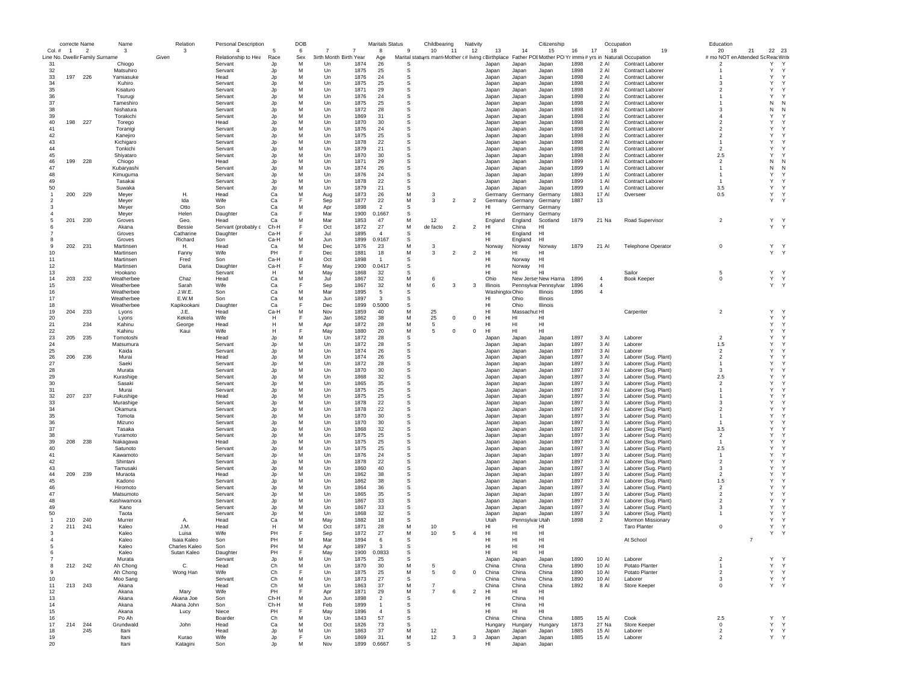| correcte Name | | | Name | Relation | Personal Description | | | DOB | | | Maritals Status | | Childbearing | | Nativity | | | Citizenship | | | Occupation | Education | | | |
|---|---|---|---|---|---|---|---|---|---|---|---|---|---|---|---|---|---|---|---|---|---|---|---|---|---|
| Col. # | 1 | 2 | 3 | 3 | 4 | 5 | 6 | 7 | 7 | 8 | 9 | 10 | 11 | 12 | 13 | 14 | 15 | 16 | 17 | 18 | 19 | 20 | 21 | 22 | 23 |
| Line No. | Dwellir | Family | Surname | Given | Relationship to Hea | Race | Sex | Birth Month | Birth Year | Age | Marital statu | yrs marri | Mother c | # living c | Birthplace | Father POI | Mother PO | Yr immi | # yrs in | Naturali | Occupation | # mo NOT en | Attended Sc | Reac | Write |
| 31 | | | Chiogo | | Servant | Jp | M | Un | 1874 | 26 | S | | | | Japan | Japan | Japan | 1898 | 2 | Al | Contract Laborer | 2 | | Y | Y |
| 32 | | | Matsuhiro | | Servant | Jp | M | Un | 1875 | 25 | S | | | | Japan | Japan | Japan | 1898 | 2 | Al | Contract Laborer | 1 | | Y | Y |
| 33 | 197 | 226 | Yamiasuke | | Head | Jp | M | Un | 1876 | 24 | S | | | | Japan | Japan | Japan | 1898 | 2 | Al | Contract Laborer | 1 | | Y | Y |
| 34 | | | Kuhiro | | Servant | Jp | M | Un | 1875 | 25 | S | | | | Japan | Japan | Japan | 1898 | 2 | Al | Contract Laborer | 3 | | Y | Y |
| 35 | | | Kisaturo | | Servant | Jp | M | Un | 1871 | 29 | S | | | | Japan | Japan | Japan | 1898 | 2 | Al | Contract Laborer | 2 | | Y | Y |
| 36 | | | Tsurugi | | Servant | Jp | M | Un | 1876 | 24 | S | | | | Japan | Japan | Japan | 1898 | 2 | Al | Contract Laborer | 1 | | Y | Y |
| 37 | | | Tameshiro | | Servant | Jp | M | Un | 1875 | 25 | S | | | | Japan | Japan | Japan | 1898 | 2 | Al | Contract Laborer | 1 | | N | N |
| 38 | | | Nishatura | | Servant | Jp | M | Un | 1872 | 28 | S | | | | Japan | Japan | Japan | 1898 | 2 | Al | Contract Laborer | 3 | | N | N |
| 39 | | | Torakichi | | Servant | Jp | M | Un | 1869 | 31 | S | | | | Japan | Japan | Japan | 1898 | 2 | Al | Contract Laborer | 4 | | Y | Y |
| 40 | 198 | 227 | Torego | | Head | Jp | M | Un | 1870 | 30 | S | | | | Japan | Japan | Japan | 1898 | 2 | Al | Contract Laborer | 2 | | Y | Y |
| 41 | | | Toranigi | | Servant | Jp | M | Un | 1876 | 24 | S | | | | Japan | Japan | Japan | 1898 | 2 | Al | Contract Laborer | 2 | | Y | Y |
| 42 | | | Kanejiro | | Servant | Jp | M | Un | 1875 | 25 | S | | | | Japan | Japan | Japan | 1898 | 2 | Al | Contract Laborer | 2 | | Y | Y |
| 43 | | | Kichigaro | | Servant | Jp | M | Un | 1878 | 22 | S | | | | Japan | Japan | Japan | 1898 | 2 | Al | Contract Laborer | 1 | | Y | Y |
| 44 | | | Tonkichi | | Servant | Jp | M | Un | 1879 | 21 | S | | | | Japan | Japan | Japan | 1898 | 2 | Al | Contract Laborer | 2 | | Y | Y |
| 45 | | | Shiyataro | | Servant | Jp | M | Un | 1870 | 30 | S | | | | Japan | Japan | Japan | 1898 | 2 | Al | Contract Laborer | 2.5 | | Y | Y |
| 46 | 199 | 228 | Chiogo | | Head | Jp | M | Un | 1871 | 29 | S | | | | Japan | Japan | Japan | 1899 | 1 | Al | Contract Laborer | 2 | | N | N |
| 47 | | | Kubaryashi | | Servant | Jp | M | Un | 1874 | 26 | S | | | | Japan | Japan | Japan | 1899 | 1 | Al | Contract Laborer | 1 | | N | N |
| 48 | | | Kimuguma | | Servant | Jp | M | Un | 1876 | 24 | S | | | | Japan | Japan | Japan | 1899 | 1 | Al | Contract Laborer | 1 | | Y | Y |
| 49 | | | Tasakai | | Servant | Jp | M | Un | 1878 | 22 | S | | | | Japan | Japan | Japan | 1899 | 1 | Al | Contract Laborer | 1 | | Y | Y |
| 50 | | | Suwaka | | Servant | Jp | M | Un | 1879 | 21 | S | | | | Japan | Japan | Japan | 1899 | 1 | Al | Contract Laborer | 3.5 | | Y | Y |
| 1 | 200 | 229 | Meyer | H. | Head | Ca | M | Aug | 1873 | 26 | M | 3 | | | Germany | Germany | Germany | 1883 | 17 | Al | Overseer | 0.5 | | Y | Y |
| 2 | | | Meyer | Ida | Wife | Ca | F | Sep | 1877 | 22 | M | 3 | 2 | 2 | Germany | Germany | Germany | 1887 | 13 | | | | | Y | Y |
| 3 | | | Meyer | Otto | Son | Ca | M | Apr | 1898 | 2 | S | | | | HI | Germany | Germany | | | | | | | | |
| 4 | | | Meyer | Helen | Daughter | Ca | F | Mar | 1900 | 0.1667 | S | | | | HI | Germany | Germany | | | | | | | | |
| 5 | 201 | 230 | Groves | Geo. | Head | Ca | M | Mar | 1853 | 47 | M | 12 | | | England | England | Scotland | 1879 | 21 | Na | Road Supervisor | 2 | | Y | Y |
| 6 | | | Akana | Bessie | Servant (probably c | Ch-H | F | Oct | 1872 | 27 | M | de facto | 2 | 2 | HI | China | HI | | | | | | | Y | Y |
| 7 | | | Groves | Catharine | Daughter | Ca-H | F | Jul | 1895 | 4 | S | | | | HI | England | HI | | | | | | | | |
| 8 | | | Groves | Richard | Son | Ca-H | M | Jun | 1899 | 0.9167 | S | | | | HI | England | HI | | | | | | | | |
| 9 | 202 | 231 | Martinsen | H. | Head | Ca | M | Dec | 1876 | 23 | M | 3 | | | Norway | Norway | Norway | 1879 | 21 | Al | Telephone Operator | 0 | | Y | Y |
| 10 | | | Martinsen | Fanny | Wife | PH | F | Dec | 1881 | 18 | M | 3 | 2 | 2 | HI | HI | HI | | | | | | | Y | Y |
| 11 | | | Martinsen | Fred | Son | Ca-H | M | Oct | 1898 | 1 | S | | | | HI | Norway | HI | | | | | | | | |
| 12 | | | Martinsen | Daria | Daughter | Ca-H | F | May | 1900 | 0.0417 | S | | | | HI | Norway | HI | | | | | | | | |
| 13 | | | Hookano | | Servant | H | M | May | 1868 | 32 | S | | | | HI | HI | HI | | | | Sailor | 5 | | Y | Y |
| 14 | 203 | 232 | Weatherbee | Chaz | Head | Ca | M | Jul | 1867 | 32 | M | 6 | | | Ohio | New Jerse | New Hama | 1896 | 4 | | Book Keeper | 0 | | Y | Y |
| 15 | | | Weatherbee | Sarah | Wife | Ca | F | Sep | 1867 | 32 | M | 6 | 3 | 3 | Illinois | Pennsylvar | Pennsylvar | 1896 | 4 | | | | | Y | Y |
| 16 | | | Weatherbee | J.W.E. | Son | Ca | M | Mar | 1895 | 5 | S | | | | Washingtor | Ohio | Illinois | 1896 | 4 | | | | | | |
| 17 | | | Weatherbee | E.W.M | Son | Ca | M | Jun | 1897 | 3 | S | | | | HI | Ohio | Illinois | | | | | | | | |
| 18 | | | Weatherbee | Kapikookani | Daughter | Ca | F | Dec | 1899 | 0.5000 | S | | | | HI | Ohio | Illinois | | | | | | | | |
| 19 | 204 | 233 | Lyons | J.E. | Head | Ca-H | M | Nov | 1859 | 40 | M | 25 | | | HI | Massachus | HI | | | | Carpenter | 2 | | Y | Y |
| 20 | | | Lyons | Kekela | Wife | H | F | Jan | 1862 | 38 | M | 25 | 0 | 0 | HI | HI | HI | | | | | | | Y | Y |
| 21 | | 234 | Kahinu | George | Head | H | M | Apr | 1872 | 28 | M | 5 | | | HI | HI | HI | | | | | | | Y | Y |
| 22 | | | Kahinu | Kaui | Wife | H | F | May | 1880 | 20 | M | 5 | 0 | 0 | HI | HI | HI | | | | | | | Y | Y |
| 23 | 205 | 235 | Tomotoshi | | Head | Jp | M | Un | 1872 | 28 | S | | | | Japan | Japan | Japan | 1897 | 3 | Al | Laborer | 2 | | Y | Y |
| 24 | | | Matsumura | | Servant | Jp | M | Un | 1872 | 28 | S | | | | Japan | Japan | Japan | 1897 | 3 | Al | Laborer | 1.5 | | Y | Y |
| 25 | | | Kaida | | Servant | Jp | M | Un | 1874 | 26 | S | | | | Japan | Japan | Japan | 1897 | 3 | Al | Laborer | 2 | | Y | Y |
| 26 | 206 | 236 | Murai | | Head | Jp | M | Un | 1874 | 26 | S | | | | Japan | Japan | Japan | 1897 | 3 | Al | Laborer (Sug. Plant) | 2 | | Y | Y |
| 27 | | | Saeki | | Servant | Jp | M | Un | 1872 | 28 | S | | | | Japan | Japan | Japan | 1897 | 3 | Al | Laborer (Sug. Plant) | 1 | | Y | Y |
| 28 | | | Murata | | Servant | Jp | M | Un | 1870 | 30 | S | | | | Japan | Japan | Japan | 1897 | 3 | Al | Laborer (Sug. Plant) | 3 | | Y | Y |
| 29 | | | Kurashige | | Servant | Jp | M | Un | 1868 | 32 | S | | | | Japan | Japan | Japan | 1897 | 3 | Al | Laborer (Sug. Plant) | 2.5 | | Y | Y |
| 30 | | | Sasaki | | Servant | Jp | M | Un | 1865 | 35 | S | | | | Japan | Japan | Japan | 1897 | 3 | Al | Laborer (Sug. Plant) | 2 | | Y | Y |
| 31 | | | Murai | | Servant | Jp | M | Un | 1875 | 25 | S | | | | Japan | Japan | Japan | 1897 | 3 | Al | Laborer (Sug. Plant) | 1 | | Y | Y |
| 32 | 207 | 237 | Fukushige | | Head | Jp | M | Un | 1875 | 25 | S | | | | Japan | Japan | Japan | 1897 | 3 | Al | Laborer (Sug. Plant) | 1 | | Y | Y |
| 33 | | | Murashige | | Servant | Jp | M | Un | 1878 | 22 | S | | | | Japan | Japan | Japan | 1897 | 3 | Al | Laborer (Sug. Plant) | 3 | | Y | Y |
| 34 | | | Okamura | | Servant | Jp | M | Un | 1878 | 22 | S | | | | Japan | Japan | Japan | 1897 | 3 | Al | Laborer (Sug. Plant) | 2 | | Y | Y |
| 35 | | | Tomota | | Servant | Jp | M | Un | 1870 | 30 | S | | | | Japan | Japan | Japan | 1897 | 3 | Al | Laborer (Sug. Plant) | 1 | | Y | Y |
| 36 | | | Mizuno | | Servant | Jp | M | Un | 1870 | 30 | S | | | | Japan | Japan | Japan | 1897 | 3 | Al | Laborer (Sug. Plant) | 1 | | Y | Y |
| 37 | | | Tasaka | | Servant | Jp | M | Un | 1868 | 32 | S | | | | Japan | Japan | Japan | 1897 | 3 | Al | Laborer (Sug. Plant) | 3.5 | | Y | Y |
| 38 | | | Yuramoto | | Servant | Jp | M | Un | 1875 | 25 | S | | | | Japan | Japan | Japan | 1897 | 3 | Al | Laborer (Sug. Plant) | 2 | | Y | Y |
| 39 | 208 | 238 | Nakagawa | | Head | Jp | M | Un | 1875 | 25 | S | | | | Japan | Japan | Japan | 1897 | 3 | Al | Laborer (Sug. Plant) | 1 | | Y | Y |
| 40 | | | Satunoto | | Servant | Jp | M | Un | 1875 | 25 | S | | | | Japan | Japan | Japan | 1897 | 3 | Al | Laborer (Sug. Plant) | 2.5 | | Y | Y |
| 41 | | | Kawamoto | | Servant | Jp | M | Un | 1876 | 24 | S | | | | Japan | Japan | Japan | 1897 | 3 | Al | Laborer (Sug. Plant) | 1 | | Y | Y |
| 42 | | | Shintani | | Servant | Jp | M | Un | 1878 | 22 | S | | | | Japan | Japan | Japan | 1897 | 3 | Al | Laborer (Sug. Plant) | 2 | | Y | Y |
| 43 | | | Tamusaki | | Servant | Jp | M | Un | 1860 | 40 | S | | | | Japan | Japan | Japan | 1897 | 3 | Al | Laborer (Sug. Plant) | 3 | | Y | Y |
| 44 | 209 | 239 | Muraota | | Head | Jp | M | Un | 1862 | 38 | S | | | | Japan | Japan | Japan | 1897 | 3 | Al | Laborer (Sug. Plant) | 2 | | Y | Y |
| 45 | | | Kadono | | Servant | Jp | M | Un | 1862 | 38 | S | | | | Japan | Japan | Japan | 1897 | 3 | Al | Laborer (Sug. Plant) | 1.5 | | Y | Y |
| 46 | | | Hiromoto | | Servant | Jp | M | Un | 1864 | 36 | S | | | | Japan | Japan | Japan | 1897 | 3 | Al | Laborer (Sug. Plant) | 2 | | Y | Y |
| 47 | | | Matsumoto | | Servant | Jp | M | Un | 1865 | 35 | S | | | | Japan | Japan | Japan | 1897 | 3 | Al | Laborer (Sug. Plant) | 2 | | Y | Y |
| 48 | | | Kashiwamora | | Servant | Jp | M | Un | 1867 | 33 | S | | | | Japan | Japan | Japan | 1897 | 3 | Al | Laborer (Sug. Plant) | 2 | | Y | Y |
| 49 | | | Kano | | Servant | Jp | M | Un | 1867 | 33 | S | | | | Japan | Japan | Japan | 1897 | 3 | Al | Laborer (Sug. Plant) | 3 | | Y | Y |
| 50 | | | Taota | | Servant | Jp | M | Un | 1868 | 32 | S | | | | Japan | Japan | Japan | 1897 | 3 | Al | Laborer (Sug. Plant) | 1 | | Y | Y |
| 1 | 210 | 240 | Murrer | A. | Head | Ca | M | May | 1882 | 18 | S | | | | Utah | Pennsylvar | Utah | 1898 | 2 | | Mormon Missionary | | | Y | Y |
| 2 | 211 | 241 | Kaleo | J.M. | Head | H | M | Oct | 1871 | 28 | M | 10 | | | HI | HI | HI | | | | Taro Planter | 0 | | Y | Y |
| 3 | | | Kaleo | Luisa | Wife | PH | F | Sep | 1872 | 27 | M | 10 | 5 | 4 | HI | HI | HI | | | | | | | Y | Y |
| 4 | | | Kaleo | Isaia Kaleo | Son | PH | M | Mar | 1894 | 6 | S | | | | HI | HI | HI | | | | At School | | 7 | | |
| 5 | | | Kaleo | Charles Kaleo | Son | PH | M | Apr | 1897 | 3 | S | | | | HI | HI | HI | | | | | | | | |
| 6 | | | Kaleo | Sutan Kaleo | Daughter | PH | F | May | 1900 | 0.0833 | S | | | | HI | HI | HI | | | | | | | | |
| 7 | | | Murata | | Servant | Jp | M | Un | 1875 | 25 | S | | | | Japan | Japan | Japan | 1890 | 10 | Al | Laborer | 2 | | Y | Y |
| 8 | 212 | 242 | Ah Chong | C. | Head | Ch | M | Un | 1870 | 30 | M | 5 | | | China | China | China | 1890 | 10 | Al | Potato Planter | 1 | | Y | Y |
| 9 | | | Ah Chong | Wong Han | Wife | Ch | F | Un | 1875 | 25 | M | 5 | 0 | 0 | China | China | China | 1890 | 10 | Al | Potato Planter | 2 | | Y | Y |
| 10 | | | Moo Sang | | Servant | Ch | M | Un | 1873 | 27 | S | | | | China | China | China | 1890 | 10 | Al | Laborer | 3 | | Y | Y |
| 11 | 213 | 243 | Akana | | Head | Ch | M | Un | 1863 | 37 | M | 7 | | | China | China | China | 1892 | 8 | Al | Store Keeper | 0 | | Y | Y |
| 12 | | | Akana | Mary | Wife | PH | F | Apr | 1871 | 29 | M | 7 | 6 | 2 | HI | HI | HI | | | | | | | | |
| 13 | | | Akana | Akana Joe | Son | Ch-H | M | Jun | 1898 | 2 | S | | | | HI | China | HI | | | | | | | | |
| 14 | | | Akana | Akana John | Son | Ch-H | M | Feb | 1899 | 1 | S | | | | HI | China | HI | | | | | | | | |
| 15 | | | Akana | Lucy | Niece | PH | F | May | 1896 | 4 | S | | | | HI | HI | HI | | | | | | | | |
| 16 | | | Po Ah | | Boarder | Ch | M | Un | 1843 | 57 | S | | | | China | China | China | 1885 | 15 | Al | Cook | 2.5 | | Y | Y |
| 17 | 214 | 244 | Grundwald | John | Head | Ca | M | Oct | 1826 | 73 | S | | | | Hungary | Hungary | Hungary | 1873 | 27 | Na | Store Keeper | 0 | | Y | Y |
| 18 | | 245 | Itani | | Head | Jp | M | Un | 1863 | 37 | M | 12 | | | Japan | Japan | Japan | 1885 | 15 | Al | Laborer | 2 | | Y | Y |
| 19 | | | Itani | Kurao | Wife | Jp | F | Un | 1869 | 31 | M | 12 | 3 | 3 | Japan | Japan | Japan | 1885 | 15 | Al | Laborer | 2 | | Y | Y |
| 20 | | | Itani | Katagini | Son | Jp | M | Nov | 1899 | 0.6667 | S | | | | HI | Japan | Japan | | | | | | | | |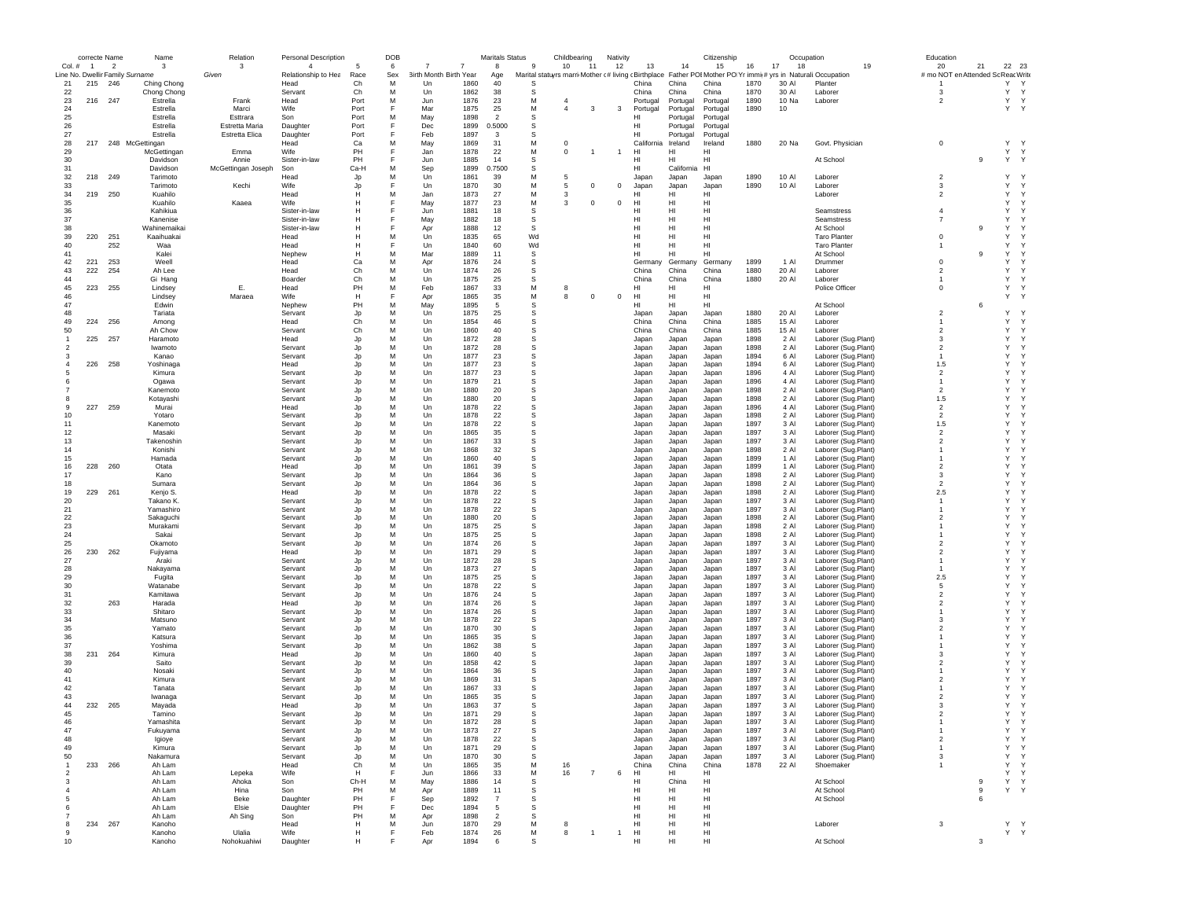| correcte Name | | Name | Relation | Personal Description | | DOB | | | Maritals Status | | Childbearing | | Nativity | | | Citizenship | | Occupation | | | Education | | | |
|---|---|---|---|---|---|---|---|---|---|---|---|---|---|---|---|---|---|---|---|---|---|---|---|---|
| Col. # 1 | 2 | 3 | 3 | 4 | 5 | 6 | 7 | 7 | 8 | 9 | 10 | 11 | 12 | 13 | 14 | 15 | 16 | 17 | 18 | 19 | 20 | 21 | 22 | 23 |
| Line No. Dwelling | Family | Surname | Given | Relationship to Head | Race | Sex | Birth Month | Birth Year | Age | Marital status | yrs married | Mother of # living children | Birthplace | Father POB | Mother POB | Yr immig | # yrs in | Naturali | Occupation | # mo NOT employed | Attended School | Read | Write |
| 21 215 | 246 | Ching Chong | | Head | Ch | M | Un | 1860 | 40 | S | | | | China | China | China | 1870 | 30 | Al | Planter | 1 | | Y | Y |
| 22 | | Chong Chong | | Servant | Ch | M | Un | 1862 | 38 | S | | | | China | China | China | 1870 | 30 | Al | Laborer | 3 | | Y | Y |
| 23 216 | 247 | Estrella | Frank | Head | Port | M | Jun | 1876 | 23 | M | 4 | | | Portugal | Portugal | Portugal | 1890 | 10 | Na | Laborer | 2 | | Y | Y |
| 24 | | Estrella | Marci | Wife | Port | F | Mar | 1875 | 25 | M | 4 | 3 | 3 | Portugal | Portugal | Portugal | 1890 | 10 | | | | | Y | Y |
| 25 | | Estrella | Esttrara | Son | Port | M | May | 1898 | 2 | S | | | | HI | Portugal | Portugal | | | | | | | | |
| 26 | | Estrella | Estretta Maria | Daughter | Port | F | Dec | 1899 | 0.5000 | S | | | | HI | Portugal | Portugal | | | | | | | | |
| 27 | | Estrella | Estretta Elica | Daughter | Port | F | Feb | 1897 | 3 | S | | | | HI | Portugal | Portugal | | | | | | | | |
| 28 217 | 248 | McGettingan | | Head | Ca | M | May | 1869 | 31 | M | 0 | | | California | Ireland | Ireland | 1880 | 20 | Na | Govt. Physician | 0 | | Y | Y |
| 29 | | McGettingan | Emma | Wife | PH | F | Jan | 1878 | 22 | M | 0 | 1 | 1 | HI | HI | HI | | | | | | | Y | Y |
| 30 | | Davidson | Annie | Sister-in-law | PH | F | Jun | 1885 | 14 | S | | | | HI | HI | HI | | | | At School | | 9 | Y | Y |
| 31 | | Davidson | McGettingan Joseph | Son | Ca-H | M | Sep | 1899 | 0.7500 | S | | | | HI | California | HI | | | | | | | | |
| 32 218 | 249 | Tarimoto | | Head | Jp | M | Un | 1861 | 39 | M | 5 | | | Japan | Japan | Japan | 1890 | 10 | Al | Laborer | 2 | | Y | Y |
| 33 | | Tarimoto | Kechi | Wife | Jp | F | Un | 1870 | 30 | M | 5 | 0 | 0 | Japan | Japan | Japan | 1890 | 10 | Al | Laborer | 3 | | Y | Y |
| 34 219 | 250 | Kuahilo | | Head | H | M | Jan | 1873 | 27 | M | 3 | | | HI | HI | HI | | | | Laborer | 2 | | Y | Y |
| 35 | | Kuahilo | Kaaea | Wife | H | F | May | 1877 | 23 | M | 3 | 0 | 0 | HI | HI | HI | | | | | | | Y | Y |
| 36 | | Kahikiua | | Sister-in-law | H | F | Jun | 1881 | 18 | S | | | | HI | HI | HI | | | | Seamstress | 4 | | Y | Y |
| 37 | | Kanenise | | Sister-in-law | H | F | May | 1882 | 18 | S | | | | HI | HI | HI | | | | Seamstress | 7 | | Y | Y |
| 38 | | Wahinemaikai | | Sister-in-law | H | F | Apr | 1888 | 12 | S | | | | HI | HI | HI | | | | At School | | 9 | Y | Y |
| 39 220 | 251 | Kaaihuakai | | Head | H | M | Un | 1835 | 65 | Wd | | | | HI | HI | HI | | | | Taro Planter | 0 | | Y | Y |
| 40 | 252 | Waa | | Head | H | F | Un | 1840 | 60 | Wd | | | | HI | HI | HI | | | | Taro Planter | 1 | | Y | Y |
| 41 | | Kalei | | Nephew | H | M | Mar | 1889 | 11 | S | | | | HI | HI | HI | | | | At School | | 9 | Y | Y |
| 42 221 | 253 | Weell | | Head | Ca | M | Apr | 1876 | 24 | S | | | | Germany | Germany | Germany | 1899 | 1 | Al | Drummer | 0 | | Y | Y |
| 43 222 | 254 | Ah Lee | | Head | Ch | M | Un | 1874 | 26 | S | | | | China | China | China | 1880 | 20 | Al | Laborer | 2 | | Y | Y |
| 44 | | Gi Hang | | Boarder | Ch | M | Un | 1875 | 25 | S | | | | China | China | China | 1880 | 20 | Al | Laborer | 1 | | Y | Y |
| 45 223 | 255 | Lindsey | E. | Head | PH | M | Feb | 1867 | 33 | M | 8 | | | HI | HI | HI | | | | Police Officer | 0 | | Y | Y |
| 46 | | Lindsey | Maraea | Wife | H | F | Apr | 1865 | 35 | M | 8 | 0 | 0 | HI | HI | HI | | | | | | | Y | Y |
| 47 | | Edwin | | Nephew | PH | M | May | 1895 | 5 | S | | | | HI | HI | HI | | | | At School | | 6 | | |
| 48 | | Tariata | | Servant | Jp | M | Un | 1875 | 25 | S | | | | Japan | Japan | Japan | 1880 | 20 | Al | Laborer | 2 | | Y | Y |
| 49 224 | 256 | Among | | Head | Ch | M | Un | 1854 | 46 | S | | | | China | China | China | 1885 | 15 | Al | Laborer | 1 | | Y | Y |
| 50 | | Ah Chow | | Servant | Ch | M | Un | 1860 | 40 | S | | | | China | China | China | 1885 | 15 | Al | Laborer | 2 | | Y | Y |
| 1 225 | 257 | Haramoto | | Head | Jp | M | Un | 1872 | 28 | S | | | | Japan | Japan | Japan | 1898 | 2 | Al | Laborer (Sug.Plant) | 3 | | Y | Y |
| 2 | | Iwamoto | | Servant | Jp | M | Un | 1872 | 28 | S | | | | Japan | Japan | Japan | 1898 | 2 | Al | Laborer (Sug.Plant) | 2 | | Y | Y |
| 3 | | Kanao | | Servant | Jp | M | Un | 1877 | 23 | S | | | | Japan | Japan | Japan | 1894 | 6 | Al | Laborer (Sug.Plant) | 1 | | Y | Y |
| 4 226 | 258 | Yoshinaga | | Head | Jp | M | Un | 1877 | 23 | S | | | | Japan | Japan | Japan | 1894 | 6 | Al | Laborer (Sug.Plant) | 1.5 | | Y | Y |
| 5 | | Kimura | | Servant | Jp | M | Un | 1877 | 23 | S | | | | Japan | Japan | Japan | 1896 | 4 | Al | Laborer (Sug.Plant) | 2 | | Y | Y |
| 6 | | Ogawa | | Servant | Jp | M | Un | 1879 | 21 | S | | | | Japan | Japan | Japan | 1896 | 4 | Al | Laborer (Sug.Plant) | 1 | | Y | Y |
| 7 | | Kanemoto | | Servant | Jp | M | Un | 1880 | 20 | S | | | | Japan | Japan | Japan | 1898 | 2 | Al | Laborer (Sug.Plant) | 2 | | Y | Y |
| 8 | | Kotayashi | | Servant | Jp | M | Un | 1880 | 20 | S | | | | Japan | Japan | Japan | 1898 | 2 | Al | Laborer (Sug.Plant) | 1.5 | | Y | Y |
| 9 227 | 259 | Murai | | Head | Jp | M | Un | 1878 | 22 | S | | | | Japan | Japan | Japan | 1896 | 4 | Al | Laborer (Sug.Plant) | 2 | | Y | Y |
| 10 | | Yotaro | | Servant | Jp | M | Un | 1878 | 22 | S | | | | Japan | Japan | Japan | 1898 | 2 | Al | Laborer (Sug.Plant) | 2 | | Y | Y |
| 11 | | Kanemoto | | Servant | Jp | M | Un | 1878 | 22 | S | | | | Japan | Japan | Japan | 1897 | 3 | Al | Laborer (Sug.Plant) | 1.5 | | Y | Y |
| 12 | | Masaki | | Servant | Jp | M | Un | 1865 | 35 | S | | | | Japan | Japan | Japan | 1897 | 3 | Al | Laborer (Sug.Plant) | 2 | | Y | Y |
| 13 | | Takenoshin | | Servant | Jp | M | Un | 1867 | 33 | S | | | | Japan | Japan | Japan | 1897 | 3 | Al | Laborer (Sug.Plant) | 2 | | Y | Y |
| 14 | | Konishi | | Servant | Jp | M | Un | 1868 | 32 | S | | | | Japan | Japan | Japan | 1898 | 2 | Al | Laborer (Sug.Plant) | 1 | | Y | Y |
| 15 | | Hamada | | Servant | Jp | M | Un | 1860 | 40 | S | | | | Japan | Japan | Japan | 1899 | 1 | Al | Laborer (Sug.Plant) | 1 | | Y | Y |
| 16 228 | 260 | Otata | | Head | Jp | M | Un | 1861 | 39 | S | | | | Japan | Japan | Japan | 1899 | 1 | Al | Laborer (Sug.Plant) | 2 | | Y | Y |
| 17 | | Kano | | Servant | Jp | M | Un | 1864 | 36 | S | | | | Japan | Japan | Japan | 1898 | 2 | Al | Laborer (Sug.Plant) | 3 | | Y | Y |
| 18 | | Sumara | | Servant | Jp | M | Un | 1864 | 36 | S | | | | Japan | Japan | Japan | 1898 | 2 | Al | Laborer (Sug.Plant) | 2 | | Y | Y |
| 19 229 | 261 | Kenjo S. | | Head | Jp | M | Un | 1878 | 22 | S | | | | Japan | Japan | Japan | 1898 | 2 | Al | Laborer (Sug.Plant) | 2.5 | | Y | Y |
| 20 | | Takano K. | | Servant | Jp | M | Un | 1878 | 22 | S | | | | Japan | Japan | Japan | 1897 | 3 | Al | Laborer (Sug.Plant) | 1 | | Y | Y |
| 21 | | Yamashiro | | Servant | Jp | M | Un | 1878 | 22 | S | | | | Japan | Japan | Japan | 1897 | 3 | Al | Laborer (Sug.Plant) | 1 | | Y | Y |
| 22 | | Sakaguchi | | Servant | Jp | M | Un | 1880 | 20 | S | | | | Japan | Japan | Japan | 1898 | 2 | Al | Laborer (Sug.Plant) | 2 | | Y | Y |
| 23 | | Murakami | | Servant | Jp | M | Un | 1875 | 25 | S | | | | Japan | Japan | Japan | 1898 | 2 | Al | Laborer (Sug.Plant) | 1 | | Y | Y |
| 24 | | Sakai | | Servant | Jp | M | Un | 1875 | 25 | S | | | | Japan | Japan | Japan | 1898 | 2 | Al | Laborer (Sug.Plant) | 1 | | Y | Y |
| 25 | | Okamoto | | Servant | Jp | M | Un | 1874 | 26 | S | | | | Japan | Japan | Japan | 1897 | 3 | Al | Laborer (Sug.Plant) | 2 | | Y | Y |
| 26 230 | 262 | Fujiyama | | Head | Jp | M | Un | 1871 | 29 | S | | | | Japan | Japan | Japan | 1897 | 3 | Al | Laborer (Sug.Plant) | 2 | | Y | Y |
| 27 | | Araki | | Servant | Jp | M | Un | 1872 | 28 | S | | | | Japan | Japan | Japan | 1897 | 3 | Al | Laborer (Sug.Plant) | 1 | | Y | Y |
| 28 | | Nakayama | | Servant | Jp | M | Un | 1873 | 27 | S | | | | Japan | Japan | Japan | 1897 | 3 | Al | Laborer (Sug.Plant) | 1 | | Y | Y |
| 29 | | Fugita | | Servant | Jp | M | Un | 1875 | 25 | S | | | | Japan | Japan | Japan | 1897 | 3 | Al | Laborer (Sug.Plant) | 2.5 | | Y | Y |
| 30 | | Watanabe | | Servant | Jp | M | Un | 1878 | 22 | S | | | | Japan | Japan | Japan | 1897 | 3 | Al | Laborer (Sug.Plant) | 5 | | Y | Y |
| 31 | | Kamitawa | | Servant | Jp | M | Un | 1876 | 24 | S | | | | Japan | Japan | Japan | 1897 | 3 | Al | Laborer (Sug.Plant) | 2 | | Y | Y |
| 32 | 263 | Harada | | Head | Jp | M | Un | 1874 | 26 | S | | | | Japan | Japan | Japan | 1897 | 3 | Al | Laborer (Sug.Plant) | 2 | | Y | Y |
| 33 | | Shitaro | | Servant | Jp | M | Un | 1874 | 26 | S | | | | Japan | Japan | Japan | 1897 | 3 | Al | Laborer (Sug.Plant) | 1 | | Y | Y |
| 34 | | Matsuno | | Servant | Jp | M | Un | 1878 | 22 | S | | | | Japan | Japan | Japan | 1897 | 3 | Al | Laborer (Sug.Plant) | 3 | | Y | Y |
| 35 | | Yamato | | Servant | Jp | M | Un | 1870 | 30 | S | | | | Japan | Japan | Japan | 1897 | 3 | Al | Laborer (Sug.Plant) | 2 | | Y | Y |
| 36 | | Katsura | | Servant | Jp | M | Un | 1865 | 35 | S | | | | Japan | Japan | Japan | 1897 | 3 | Al | Laborer (Sug.Plant) | 1 | | Y | Y |
| 37 | | Yoshima | | Servant | Jp | M | Un | 1862 | 38 | S | | | | Japan | Japan | Japan | 1897 | 3 | Al | Laborer (Sug.Plant) | 1 | | Y | Y |
| 38 231 | 264 | Kimura | | Head | Jp | M | Un | 1860 | 40 | S | | | | Japan | Japan | Japan | 1897 | 3 | Al | Laborer (Sug.Plant) | 3 | | Y | Y |
| 39 | | Saito | | Servant | Jp | M | Un | 1858 | 42 | S | | | | Japan | Japan | Japan | 1897 | 3 | Al | Laborer (Sug.Plant) | 2 | | Y | Y |
| 40 | | Nosaki | | Servant | Jp | M | Un | 1864 | 36 | S | | | | Japan | Japan | Japan | 1897 | 3 | Al | Laborer (Sug.Plant) | 1 | | Y | Y |
| 41 | | Kimura | | Servant | Jp | M | Un | 1869 | 31 | S | | | | Japan | Japan | Japan | 1897 | 3 | Al | Laborer (Sug.Plant) | 2 | | Y | Y |
| 42 | | Tanata | | Servant | Jp | M | Un | 1867 | 33 | S | | | | Japan | Japan | Japan | 1897 | 3 | Al | Laborer (Sug.Plant) | 1 | | Y | Y |
| 43 | | Iwanaga | | Servant | Jp | M | Un | 1865 | 35 | S | | | | Japan | Japan | Japan | 1897 | 3 | Al | Laborer (Sug.Plant) | 2 | | Y | Y |
| 44 232 | 265 | Mayada | | Head | Jp | M | Un | 1863 | 37 | S | | | | Japan | Japan | Japan | 1897 | 3 | Al | Laborer (Sug.Plant) | 3 | | Y | Y |
| 45 | | Tamino | | Servant | Jp | M | Un | 1871 | 29 | S | | | | Japan | Japan | Japan | 1897 | 3 | Al | Laborer (Sug.Plant) | 2 | | Y | Y |
| 46 | | Yamashita | | Servant | Jp | M | Un | 1872 | 28 | S | | | | Japan | Japan | Japan | 1897 | 3 | Al | Laborer (Sug.Plant) | 1 | | Y | Y |
| 47 | | Fukuyama | | Servant | Jp | M | Un | 1873 | 27 | S | | | | Japan | Japan | Japan | 1897 | 3 | Al | Laborer (Sug.Plant) | 1 | | Y | Y |
| 48 | | Igioye | | Servant | Jp | M | Un | 1878 | 22 | S | | | | Japan | Japan | Japan | 1897 | 3 | Al | Laborer (Sug.Plant) | 2 | | Y | Y |
| 49 | | Kimura | | Servant | Jp | M | Un | 1871 | 29 | S | | | | Japan | Japan | Japan | 1897 | 3 | Al | Laborer (Sug.Plant) | 1 | | Y | Y |
| 50 | | Nakamura | | Servant | Jp | M | Un | 1870 | 30 | S | | | | Japan | Japan | Japan | 1897 | 3 | Al | Laborer (Sug.Plant) | 3 | | Y | Y |
| 1 233 | 266 | Ah Lam | | Head | Ch | M | Un | 1865 | 35 | M | 16 | | | China | China | China | 1878 | 22 | Al | Shoemaker | 1 | | Y | Y |
| 2 | | Ah Lam | Lepeka | Wife | H | F | Jun | 1866 | 33 | M | 16 | 7 | 6 | HI | HI | HI | | | | | | | Y | Y |
| 3 | | Ah Lam | Ahoka | Son | Ch-H | M | May | 1886 | 14 | S | | | | HI | China | HI | | | | At School | | 9 | Y | Y |
| 4 | | Ah Lam | Hina | Son | PH | M | Apr | 1889 | 11 | S | | | | HI | HI | HI | | | | At School | | 9 | Y | Y |
| 5 | | Ah Lam | Beke | Daughter | PH | F | Sep | 1892 | 7 | S | | | | HI | HI | HI | | | | At School | | 6 | | |
| 6 | | Ah Lam | Elsie | Daughter | PH | F | Dec | 1894 | 5 | S | | | | HI | HI | HI | | | | | | | | |
| 7 | | Ah Lam | Ah Sing | Son | PH | M | Apr | 1898 | 2 | S | | | | HI | HI | HI | | | | | | | | |
| 8 234 | 267 | Kanoho | | Head | H | M | Jun | 1870 | 29 | M | 8 | | | HI | HI | HI | | | | Laborer | 3 | | Y | Y |
| 9 | | Kanoho | Ulalia | Wife | H | F | Feb | 1874 | 26 | M | 8 | 1 | 1 | HI | HI | HI | | | | | | | Y | Y |
| 10 | | Kanoho | Nohokuahiwi | Daughter | H | F | Apr | 1894 | 6 | S | | | | HI | HI | HI | | | | At School | | 3 | | |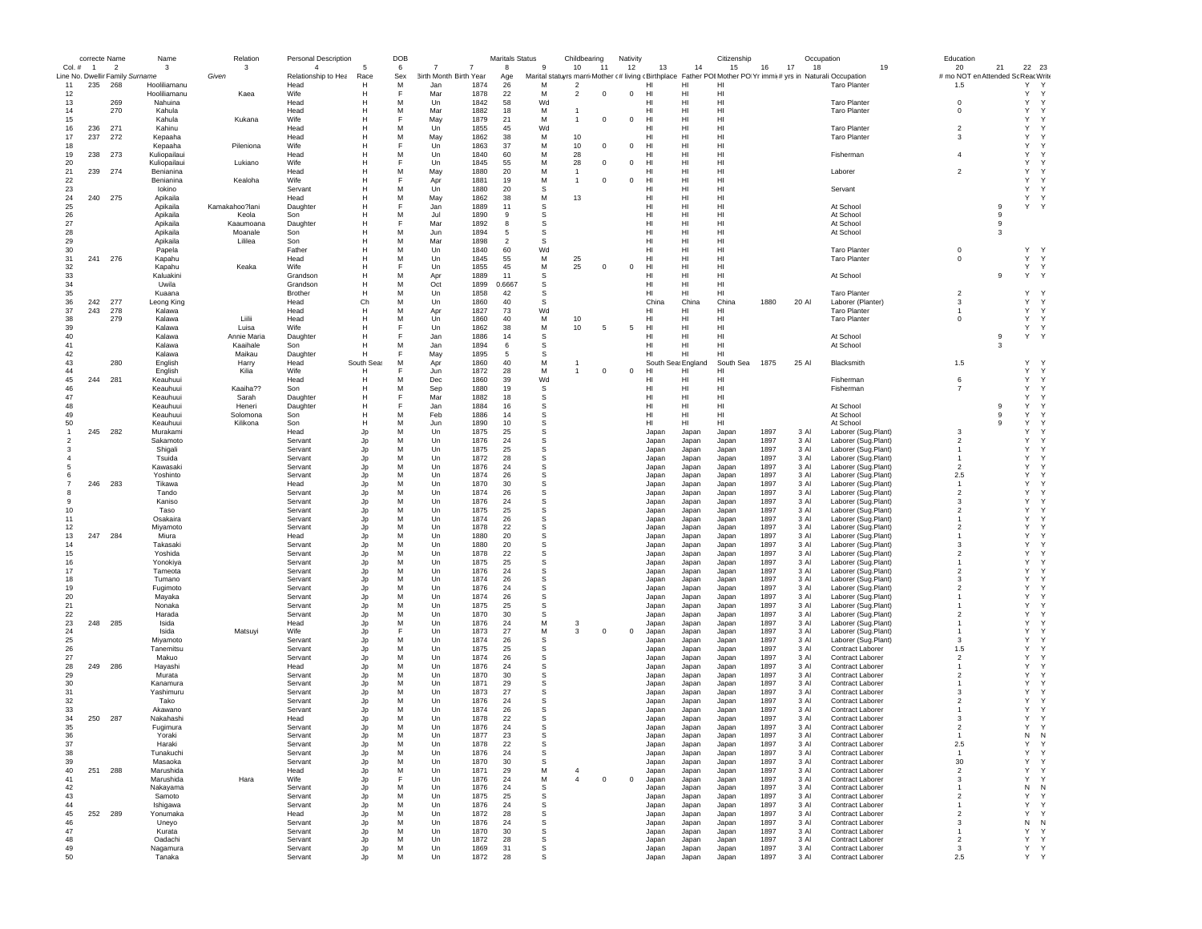| | correcte Name | | Name | | Relation | Personal Description | | DOB | | | Maritals Status | Childbearing | | | Nativity | | | Citizenship | | | Occupation | | Education | | |
|---|---|---|---|---|---|---|---|---|---|---|---|---|---|---|---|---|---|---|---|---|---|---|---|---|---|
| Col. # | 1 | 2 | 3 | | 3 | 4 | 5 | 6 | 7 | 7 | 8 | 9 | 10 | 11 | 12 | 13 | 14 | 15 | 16 | 17 | 18 | 19 | 20 | 21 | 22 23 |
| Line No. | Dwellir | Family | Surname | Given | Relationship to Hea | Race | Sex | Birth Month | Birth Year | Age | Marital statu | yrs marri | Mother c | # living c | Birthplace | Father POI | Mother PO | Yr immi | # yrs in | Naturali | Occupation | # mo NOT en | Attended Sc | Reac | Write |
| 11 | 235 | 268 | Hooliliamanu | | Head | H | M | Jan | 1874 | 26 | M | 2 | | | HI | HI | HI | | | | Taro Planter | 1.5 | | Y | Y |
| 12 | | | Hooliliamanu | Kaea | Wife | H | F | Mar | 1878 | 22 | M | 2 | 0 | 0 | HI | HI | HI | | | | | | | Y | Y |
| 13 | | 269 | Nahuina | | Head | H | M | Un | 1842 | 58 | Wd | | | | HI | HI | HI | | | | Taro Planter | 0 | | Y | Y |
| 14 | | 270 | Kahula | | Head | H | M | Mar | 1882 | 18 | M | 1 | | | HI | HI | HI | | | | Taro Planter | 0 | | Y | Y |
| 15 | | | Kahula | Kukana | Wife | H | F | May | 1879 | 21 | M | 1 | 0 | 0 | HI | HI | HI | | | | | | | Y | Y |
| 16 | 236 | 271 | Kahinu | | Head | H | M | Un | 1855 | 45 | Wd | | | | HI | HI | HI | | | | Taro Planter | 2 | | Y | Y |
| 17 | 237 | 272 | Kepaaha | | Head | H | M | Un | 1862 | 38 | M | 10 | | | HI | HI | HI | | | | Taro Planter | 3 | | Y | Y |
| 18 | | | Kepaaha | Pileniona | Wife | H | F | Un | 1863 | 37 | M | 10 | 0 | 0 | HI | HI | HI | | | | | | | Y | Y |
| 19 | 238 | 273 | Kuliopailaui | | Head | H | M | Un | 1840 | 60 | M | 28 | | | HI | HI | HI | | | | Fisherman | 4 | | Y | Y |
| 20 | | | Kuliopailaui | Lukiano | Wife | H | F | Un | 1845 | 55 | M | 28 | 0 | 0 | HI | HI | HI | | | | | | | Y | Y |
| 21 | 239 | 274 | Benianina | | Head | H | M | May | 1880 | 20 | M | 1 | | | HI | HI | HI | | | | Laborer | 2 | | Y | Y |
| 22 | | | Benianina | Kealoha | Wife | H | F | Apr | 1881 | 19 | M | 1 | 0 | 0 | HI | HI | HI | | | | | | | Y | Y |
| 23 | | | Iokino | | Servant | H | M | Un | 1880 | 20 | S | | | | HI | HI | HI | | | | Servant | | | Y | Y |
| 24 | 240 | 275 | Apikaila | | Head | H | M | May | 1862 | 38 | M | 13 | | | HI | HI | HI | | | | | | | Y | Y |
| 25 | | | Apikaila | Kamakahoo?lani | Daughter | H | F | Jan | 1889 | 11 | S | | | | HI | HI | HI | | | | At School | | 9 | Y | Y |
| 26 | | | Apikaila | Keola | Son | H | M | Jul | 1890 | 9 | S | | | | HI | HI | HI | | | | At School | | 9 | | |
| 27 | | | Apikaila | Kaaumoana | Daughter | H | F | Mar | 1892 | 8 | S | | | | HI | HI | HI | | | | At School | | 9 | | |
| 28 | | | Apikaila | Moanale | Son | H | M | Jun | 1894 | 5 | S | | | | HI | HI | HI | | | | At School | | 3 | | |
| 29 | | | Apikaila | Lililea | Son | H | M | Mar | 1898 | 2 | S | | | | HI | HI | HI | | | | | | | | |
| 30 | | | Papela | | Father | H | M | Un | 1840 | 60 | Wd | | | | HI | HI | HI | | | | Taro Planter | 0 | | Y | Y |
| 31 | 241 | 276 | Kapahu | | Head | H | M | Un | 1845 | 55 | M | 25 | | | HI | HI | HI | | | | Taro Planter | 0 | | Y | Y |
| 32 | | | Kapahu | Keaka | Wife | H | F | Un | 1855 | 45 | M | 25 | 0 | 0 | HI | HI | HI | | | | | | | Y | Y |
| 33 | | | Kaluakini | | Grandson | H | M | Apr | 1889 | 11 | S | | | | HI | HI | HI | | | | At School | | 9 | Y | Y |
| 34 | | | Uwila | | Grandson | H | M | Oct | 1899 | 0.6667 | S | | | | HI | HI | HI | | | | | | | | |
| 35 | | | Kuaana | | Brother | H | M | Un | 1858 | 42 | S | | | | HI | HI | HI | | | | Taro Planter | 2 | | Y | Y |
| 36 | 242 | 277 | Leong King | | Head | Ch | M | Un | 1860 | 40 | S | | | | China | China | China | 1880 | 20 | Al | Laborer (Planter) | 3 | | Y | Y |
| 37 | 243 | 278 | Kalawa | | Head | H | M | Apr | 1827 | 73 | Wd | | | | HI | HI | HI | | | | Taro Planter | 1 | | Y | Y |
| 38 | | 279 | Kalawa | Liilii | Head | H | M | Un | 1860 | 40 | M | 10 | | | HI | HI | HI | | | | Taro Planter | 0 | | Y | Y |
| 39 | | | Kalawa | Luisa | Wife | H | F | Un | 1862 | 38 | M | 10 | 5 | 5 | HI | HI | HI | | | | | | | Y | Y |
| 40 | | | Kalawa | Annie Maria | Daughter | H | F | Jan | 1886 | 14 | S | | | | HI | HI | HI | | | | At School | | 9 | Y | Y |
| 41 | | | Kalawa | Kaaihale | Son | H | M | Jan | 1894 | 6 | S | | | | HI | HI | HI | | | | At School | | 3 | | |
| 42 | | | Kalawa | Maikau | Daughter | H | F | May | 1895 | 5 | S | | | | HI | HI | HI | | | | | | | | |
| 43 | | 280 | English | Harry | Head | South Seas | M | Apr | 1860 | 40 | M | 1 | | | South Seas | England | South Sea | 1875 | 25 | Al | Blacksmith | 1.5 | | Y | Y |
| 44 | | | English | Kilia | Wife | H | F | Jun | 1872 | 28 | M | 1 | 0 | 0 | HI | HI | HI | | | | | | | Y | Y |
| 45 | 244 | 281 | Keauhuui | | Head | H | M | Dec | 1860 | 39 | Wd | | | | HI | HI | HI | | | | Fisherman | 6 | | Y | Y |
| 46 | | | Keauhuui | Kaaiha?? | Son | H | M | Sep | 1880 | 19 | S | | | | HI | HI | HI | | | | Fisherman | 7 | | Y | Y |
| 47 | | | Keauhuui | Sarah | Daughter | H | F | Mar | 1882 | 18 | S | | | | HI | HI | HI | | | | | | | Y | Y |
| 48 | | | Keauhuui | Heneri | Daughter | H | F | Jan | 1884 | 16 | S | | | | HI | HI | HI | | | | At School | | 9 | Y | Y |
| 49 | | | Keauhuui | Solomona | Son | H | M | Feb | 1886 | 14 | S | | | | HI | HI | HI | | | | At School | | 9 | Y | Y |
| 50 | | | Keauhuui | Kilikona | Son | H | M | Jun | 1890 | 10 | S | | | | HI | HI | HI | | | | At School | | 9 | Y | Y |
| 1 | 245 | 282 | Murakami | | Head | Jp | M | Un | 1875 | 25 | S | | | | Japan | Japan | Japan | 1897 | 3 | Al | Laborer (Sug.Plant) | 3 | | Y | Y |
| 2 | | | Sakamoto | | Servant | Jp | M | Un | 1876 | 24 | S | | | | Japan | Japan | Japan | 1897 | 3 | Al | Laborer (Sug.Plant) | 2 | | Y | Y |
| 3 | | | Shigali | | Servant | Jp | M | Un | 1875 | 25 | S | | | | Japan | Japan | Japan | 1897 | 3 | Al | Laborer (Sug.Plant) | 1 | | Y | Y |
| 4 | | | Tsuida | | Servant | Jp | M | Un | 1872 | 28 | S | | | | Japan | Japan | Japan | 1897 | 3 | Al | Laborer (Sug.Plant) | 1 | | Y | Y |
| 5 | | | Kawasaki | | Servant | Jp | M | Un | 1876 | 24 | S | | | | Japan | Japan | Japan | 1897 | 3 | Al | Laborer (Sug.Plant) | 2 | | Y | Y |
| 6 | | | Yoshinto | | Servant | Jp | M | Un | 1874 | 26 | S | | | | Japan | Japan | Japan | 1897 | 3 | Al | Laborer (Sug.Plant) | 2.5 | | Y | Y |
| 7 | 246 | 283 | Tikawa | | Head | Jp | M | Un | 1870 | 30 | S | | | | Japan | Japan | Japan | 1897 | 3 | Al | Laborer (Sug.Plant) | 1 | | Y | Y |
| 8 | | | Tando | | Servant | Jp | M | Un | 1874 | 26 | S | | | | Japan | Japan | Japan | 1897 | 3 | Al | Laborer (Sug.Plant) | 2 | | Y | Y |
| 9 | | | Kaniso | | Servant | Jp | M | Un | 1876 | 24 | S | | | | Japan | Japan | Japan | 1897 | 3 | Al | Laborer (Sug.Plant) | 3 | | Y | Y |
| 10 | | | Taso | | Servant | Jp | M | Un | 1875 | 25 | S | | | | Japan | Japan | Japan | 1897 | 3 | Al | Laborer (Sug.Plant) | 2 | | Y | Y |
| 11 | | | Osakaira | | Servant | Jp | M | Un | 1874 | 26 | S | | | | Japan | Japan | Japan | 1897 | 3 | Al | Laborer (Sug.Plant) | 1 | | Y | Y |
| 12 | | | Miyamoto | | Servant | Jp | M | Un | 1878 | 22 | S | | | | Japan | Japan | Japan | 1897 | 3 | Al | Laborer (Sug.Plant) | 2 | | Y | Y |
| 13 | 247 | 284 | Miura | | Head | Jp | M | Un | 1880 | 20 | S | | | | Japan | Japan | Japan | 1897 | 3 | Al | Laborer (Sug.Plant) | 1 | | Y | Y |
| 14 | | | Takasaki | | Servant | Jp | M | Un | 1880 | 20 | S | | | | Japan | Japan | Japan | 1897 | 3 | Al | Laborer (Sug.Plant) | 3 | | Y | Y |
| 15 | | | Yoshida | | Servant | Jp | M | Un | 1878 | 22 | S | | | | Japan | Japan | Japan | 1897 | 3 | Al | Laborer (Sug.Plant) | 2 | | Y | Y |
| 16 | | | Yonokiya | | Servant | Jp | M | Un | 1875 | 25 | S | | | | Japan | Japan | Japan | 1897 | 3 | Al | Laborer (Sug.Plant) | 1 | | Y | Y |
| 17 | | | Tameota | | Servant | Jp | M | Un | 1876 | 24 | S | | | | Japan | Japan | Japan | 1897 | 3 | Al | Laborer (Sug.Plant) | 2 | | Y | Y |
| 18 | | | Tumano | | Servant | Jp | M | Un | 1874 | 26 | S | | | | Japan | Japan | Japan | 1897 | 3 | Al | Laborer (Sug.Plant) | 3 | | Y | Y |
| 19 | | | Fugimoto | | Servant | Jp | M | Un | 1876 | 24 | S | | | | Japan | Japan | Japan | 1897 | 3 | Al | Laborer (Sug.Plant) | 2 | | Y | Y |
| 20 | | | Mayaka | | Servant | Jp | M | Un | 1874 | 26 | S | | | | Japan | Japan | Japan | 1897 | 3 | Al | Laborer (Sug.Plant) | 1 | | Y | Y |
| 21 | | | Nonaka | | Servant | Jp | M | Un | 1875 | 25 | S | | | | Japan | Japan | Japan | 1897 | 3 | Al | Laborer (Sug.Plant) | 1 | | Y | Y |
| 22 | | | Harada | | Servant | Jp | M | Un | 1870 | 30 | S | | | | Japan | Japan | Japan | 1897 | 3 | Al | Laborer (Sug.Plant) | 2 | | Y | Y |
| 23 | 248 | 285 | Isida | | Head | Jp | M | Un | 1876 | 24 | M | 3 | | | Japan | Japan | Japan | 1897 | 3 | Al | Laborer (Sug.Plant) | 1 | | Y | Y |
| 24 | | | Isida | Matsuyi | Wife | Jp | F | Un | 1873 | 27 | M | 3 | 0 | 0 | Japan | Japan | Japan | 1897 | 3 | Al | Laborer (Sug.Plant) | 1 | | Y | Y |
| 25 | | | Miyamoto | | Servant | Jp | M | Un | 1874 | 26 | S | | | | Japan | Japan | Japan | 1897 | 3 | Al | Laborer (Sug.Plant) | 3 | | Y | Y |
| 26 | | | Tanemitsu | | Servant | Jp | M | Un | 1875 | 25 | S | | | | Japan | Japan | Japan | 1897 | 3 | Al | Contract Laborer | 1.5 | | Y | Y |
| 27 | | | Makuo | | Servant | Jp | M | Un | 1874 | 26 | S | | | | Japan | Japan | Japan | 1897 | 3 | Al | Contract Laborer | 2 | | Y | Y |
| 28 | 249 | 286 | Hayashi | | Head | Jp | M | Un | 1876 | 24 | S | | | | Japan | Japan | Japan | 1897 | 3 | Al | Contract Laborer | 1 | | Y | Y |
| 29 | | | Murata | | Servant | Jp | M | Un | 1870 | 30 | S | | | | Japan | Japan | Japan | 1897 | 3 | Al | Contract Laborer | 2 | | Y | Y |
| 30 | | | Kanamura | | Servant | Jp | M | Un | 1871 | 29 | S | | | | Japan | Japan | Japan | 1897 | 3 | Al | Contract Laborer | 1 | | Y | Y |
| 31 | | | Yashimuru | | Servant | Jp | M | Un | 1873 | 27 | S | | | | Japan | Japan | Japan | 1897 | 3 | Al | Contract Laborer | 3 | | Y | Y |
| 32 | | | Tako | | Servant | Jp | M | Un | 1876 | 24 | S | | | | Japan | Japan | Japan | 1897 | 3 | Al | Contract Laborer | 2 | | Y | Y |
| 33 | | | Akawano | | Servant | Jp | M | Un | 1874 | 26 | S | | | | Japan | Japan | Japan | 1897 | 3 | Al | Contract Laborer | 1 | | Y | Y |
| 34 | 250 | 287 | Nakahashi | | Head | Jp | M | Un | 1878 | 22 | S | | | | Japan | Japan | Japan | 1897 | 3 | Al | Contract Laborer | 3 | | Y | Y |
| 35 | | | Fugimura | | Servant | Jp | M | Un | 1876 | 24 | S | | | | Japan | Japan | Japan | 1897 | 3 | Al | Contract Laborer | 2 | | Y | Y |
| 36 | | | Yoraki | | Servant | Jp | M | Un | 1877 | 23 | S | | | | Japan | Japan | Japan | 1897 | 3 | Al | Contract Laborer | 1 | | N | N |
| 37 | | | Haraki | | Servant | Jp | M | Un | 1878 | 22 | S | | | | Japan | Japan | Japan | 1897 | 3 | Al | Contract Laborer | 2.5 | | Y | Y |
| 38 | | | Tunakuchi | | Servant | Jp | M | Un | 1876 | 24 | S | | | | Japan | Japan | Japan | 1897 | 3 | Al | Contract Laborer | 1 | | Y | Y |
| 39 | | | Masaoka | | Servant | Jp | M | Un | 1870 | 30 | S | | | | Japan | Japan | Japan | 1897 | 3 | Al | Contract Laborer | 30 | | Y | Y |
| 40 | 251 | 288 | Marushida | | Head | Jp | M | Un | 1871 | 29 | M | 4 | | | Japan | Japan | Japan | 1897 | 3 | Al | Contract Laborer | 2 | | Y | Y |
| 41 | | | Marushida | Hara | Wife | Jp | F | Un | 1876 | 24 | M | 4 | 0 | 0 | Japan | Japan | Japan | 1897 | 3 | Al | Contract Laborer | 3 | | Y | Y |
| 42 | | | Nakayama | | Servant | Jp | M | Un | 1876 | 24 | S | | | | Japan | Japan | Japan | 1897 | 3 | Al | Contract Laborer | 1 | | N | N |
| 43 | | | Samoto | | Servant | Jp | M | Un | 1875 | 25 | S | | | | Japan | Japan | Japan | 1897 | 3 | Al | Contract Laborer | 2 | | Y | Y |
| 44 | | | Ishigawa | | Servant | Jp | M | Un | 1876 | 24 | S | | | | Japan | Japan | Japan | 1897 | 3 | Al | Contract Laborer | 1 | | Y | Y |
| 45 | 252 | 289 | Yonumaka | | Head | Jp | M | Un | 1872 | 28 | S | | | | Japan | Japan | Japan | 1897 | 3 | Al | Contract Laborer | 2 | | Y | Y |
| 46 | | | Uneyo | | Servant | Jp | M | Un | 1876 | 24 | S | | | | Japan | Japan | Japan | 1897 | 3 | Al | Contract Laborer | 3 | | N | N |
| 47 | | | Kurata | | Servant | Jp | M | Un | 1870 | 30 | S | | | | Japan | Japan | Japan | 1897 | 3 | Al | Contract Laborer | 1 | | Y | Y |
| 48 | | | Oadachi | | Servant | Jp | M | Un | 1872 | 28 | S | | | | Japan | Japan | Japan | 1897 | 3 | Al | Contract Laborer | 2 | | Y | Y |
| 49 | | | Nagamura | | Servant | Jp | M | Un | 1869 | 31 | S | | | | Japan | Japan | Japan | 1897 | 3 | Al | Contract Laborer | 3 | | Y | Y |
| 50 | | | Tanaka | | Servant | Jp | M | Un | 1872 | 28 | S | | | | Japan | Japan | Japan | 1897 | 3 | Al | Contract Laborer | 2.5 | | Y | Y |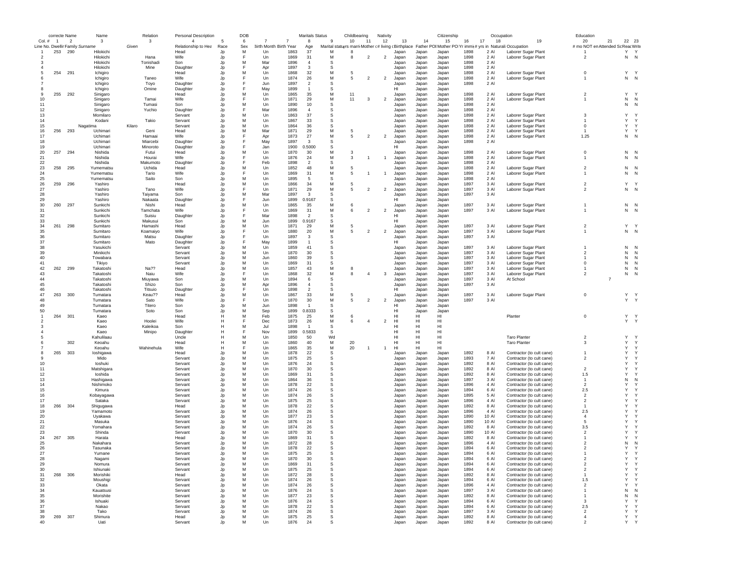| Col. # | correcte Name | | Name | Relation | Personal Description | | DOB | | | | Maritals Status | | Childbearing | | Nativity | | | Citizenship | | | Occupation | | Education | | |
|---|---|---|---|---|---|---|---|---|---|---|---|---|---|---|---|---|---|---|---|---|---|---|---|---|---|
| | 1 | 2 | 3 | 3 | 4 | 5 | 6 | 7 | 7 | 8 | 9 | 10 | 11 | 12 | 13 | 14 | 15 | 16 | 17 | 18 | 19 | 20 | 21 | 22 | 23 |
| Line No. | Dwellir | Family | Surname | Given | Relationship to Hea | Race | Sex | Birth Month | Birth Year | Age | Marital statu | yrs marri | Mother c | # living c | Birthplace | Father POB | Mother PO | Yr immi | # yrs in | Naturali | Occupation | # mo NOT en | Attended Sc | Reac | Write |
| 1 | 253 | 290 | Hilokichi | | Head | Jp | M | Un | 1863 | 37 | M | 8 | | | Japan | Japan | Japan | 1898 | 2 | Al | Laborer Sugar Plant | 1 | | Y | Y |
| 2 | | | Hilokichi | Hana | Wife | Jp | F | Un | 1869 | 31 | M | 8 | 2 | 2 | Japan | Japan | Japan | 1898 | 2 | Al | Laborer Sugar Plant | 2 | | N | N |
| 3 | | | Hilokichi | Tonishadi | Son | Jp | M | Mar | 1896 | 4 | S | | | | Japan | Japan | Japan | 1898 | 2 | Al | | | | | |
| 4 | | | Hilokichi | Mine | Daughter | Jp | F | Apr | 1897 | 3 | S | | | | Japan | Japan | Japan | 1898 | 2 | Al | | | | | |
| 5 | 254 | 291 | Ichigiro | | Head | Jp | M | Un | 1868 | 32 | M | 5 | | | Japan | Japan | Japan | 1898 | 2 | Al | Laborer Sugar Plant | 0 | | Y | Y |
| 6 | | | Ichigiro | Taneo | Wife | Jp | F | Un | 1874 | 26 | M | 5 | 2 | 2 | Japan | Japan | Japan | 1898 | 2 | Al | Laborer Sugar Plant | 1 | | N | N |
| 7 | | | Ichigiro | Toyo | Daughter | Jp | F | Jun | 1897 | 2 | S | | | | Japan | Japan | Japan | 1898 | 2 | Al | | | | | |
| 8 | | | Ichigiro | Omine | Daughter | Jp | F | May | 1899 | 1 | S | | | | HI | Japan | Japan | | | | | | | | |
| 9 | 255 | 292 | Sinigaro | | Head | Jp | M | Un | 1865 | 35 | M | 11 | | | Japan | Japan | Japan | 1898 | 2 | Al | Laborer Sugar Plant | 2 | | Y | Y |
| 10 | | | Sinigaro | Tamai | Wife | Jp | F | Un | 1871 | 29 | M | 11 | 3 | 2 | Japan | Japan | Japan | 1898 | 2 | Al | Laborer Sugar Plant | 1 | | N | N |
| 11 | | | Sinigaro | Tumasi | Son | Jp | M | Un | 1890 | 10 | S | | | | Japan | Japan | Japan | 1898 | 2 | Al | | | | N | N |
| 12 | | | Sinigaro | Yuchio | Daughter | Jp | F | Mar | 1896 | 4 | S | | | | Japan | Japan | Japan | 1898 | 2 | Al | | | | | |
| 13 | | | Momilaro | | Servant | Jp | M | Un | 1863 | 37 | S | | | | Japan | Japan | Japan | 1898 | 2 | Al | Laborer Sugar Plant | 3 | | Y | Y |
| 14 | | | Kodani | Takio | Servant | Jp | M | Un | 1867 | 33 | S | | | | Japan | Japan | Japan | 1898 | 2 | Al | Laborer Sugar Plant | 1 | | Y | Y |
| 15 | | | Nagatima | Kilaro | Servant | Jp | M | Un | 1864 | 36 | S | | | | Japan | Japan | Japan | 1898 | 2 | Al | Laborer Sugar Plant | 0 | | Y | Y |
| 16 | 256 | 293 | Uchimari | Geni | Head | Jp | M | Mar | 1871 | 29 | M | 5 | | | Japan | Japan | Japan | 1898 | 2 | Al | Laborer Sugar Plant | 1 | | Y | Y |
| 17 | | | Uchimari | Hamaai | Wife | Jp | F | Apr | 1873 | 27 | M | 5 | 2 | 2 | Japan | Japan | Japan | 1898 | 2 | Al | Laborer Sugar Plant | 1.25 | | N | N |
| 18 | | | Uchimari | Miarcebi | Daughter | Jp | F | May | 1897 | 3 | S | | | | Japan | Japan | Japan | 1898 | 2 | Al | | | | | |
| 19 | | | Uchimari | Minoroto | Daughter | Jp | F | Jan | 1900 | 0.5000 | S | | | | HI | Japan | Japan | | | | | | | | |
| 20 | 257 | 294 | Nishida | Futui | Head | Jp | M | Un | 1870 | 30 | M | 3 | | | Japan | Japan | Japan | 1898 | 2 | Al | Laborer Sugar Plant | 0 | | N | N |
| 21 | | | Nishida | Hourai | Wife | Jp | F | Un | 1876 | 24 | M | 3 | 1 | 1 | Japan | Japan | Japan | 1898 | 2 | Al | Laborer Sugar Plant | 1 | | N | N |
| 22 | | | Nishida | Makumoto | Daughter | Jp | F | Feb | 1898 | 2 | S | | | | Japan | Japan | Japan | 1898 | 2 | Al | | | | | |
| 23 | 258 | 295 | Yumematsu | Uchida | Head | Jp | M | Un | 1852 | 48 | M | 5 | | | Japan | Japan | Japan | 1898 | 2 | Al | Laborer Sugar Plant | 2 | | N | N |
| 24 | | | Yumematsu | Tario | Wife | Jp | F | Un | 1869 | 31 | M | 5 | 1 | 1 | Japan | Japan | Japan | 1898 | 2 | Al | Laborer Sugar Plant | 1 | | N | N |
| 25 | | | Yumematsu | Saito | Son | Jp | M | Un | 1895 | 5 | S | | | | Japan | Japan | Japan | 1898 | 2 | Al | | | | | |
| 26 | 259 | 296 | Yashiro | | Head | Jp | M | Un | 1866 | 34 | M | 5 | | | Japan | Japan | Japan | 1897 | 3 | Al | Laborer Sugar Plant | 2 | | Y | Y |
| 27 | | | Yashiro | Tano | Wife | Jp | F | Un | 1871 | 29 | M | 5 | 2 | 2 | Japan | Japan | Japan | 1897 | 3 | Al | Laborer Sugar Plant | 2 | | N | N |
| 28 | | | Yashiro | Taiyama | Son | Jp | M | Mar | 1897 | 3 | S | | | | Japan | Japan | Japan | 1897 | 3 | Al | | | | | |
| 29 | | | Yashiro | Nakaata | Daughter | Jp | F | Jun | 1899 | 0.9167 | S | | | | HI | Japan | Japan | | | | | | | | |
| 30 | 260 | 297 | Sunkichi | Nishi | Head | Jp | M | Un | 1865 | 35 | M | 6 | | | Japan | Japan | Japan | 1897 | 3 | Al | Laborer Sugar Plant | 1 | | N | N |
| 31 | | | Sunkichi | Tamchata | Wife | Jp | F | Un | 1869 | 31 | M | 6 | 2 | 2 | Japan | Japan | Japan | 1897 | 3 | Al | Laborer Sugar Plant | 1 | | N | N |
| 32 | | | Sunkichi | Suisiu | Daughter | Jp | F | Mar | 1898 | 2 | S | | | | HI | Japan | Japan | | | | | | | | |
| 33 | | | Sunkichi | Makusui | Son | Jp | M | Jun | 1899 | 0.9167 | S | | | | HI | Japan | Japan | | | | | | | | |
| 34 | 261 | 298 | Sumitaro | Hamashi | Head | Jp | M | Un | 1871 | 29 | M | 5 | | | Japan | Japan | Japan | 1897 | 3 | Al | Laborer Sugar Plant | 2 | | Y | Y |
| 35 | | | Sumitaro | Koamaiyo | Wife | Jp | F | Un | 1880 | 20 | M | 5 | 2 | 2 | Japan | Japan | Japan | 1897 | 3 | Al | Laborer Sugar Plant | 1 | | N | N |
| 36 | | | Sumitaro | Matsu | Daughter | Jp | F | Un | 1897 | 3 | S | | | | Japan | Japan | Japan | 1897 | 3 | Al | | | | | |
| 37 | | | Sumitaro | Mato | Daughter | Jp | F | May | 1899 | 1 | S | | | | HI | Japan | Japan | | | | | | | | |
| 38 | | | Yasukichi | | Servant | Jp | M | Un | 1859 | 41 | S | | | | Japan | Japan | Japan | 1897 | 3 | Al | Laborer Sugar Plant | 1 | | N | N |
| 39 | | | Minikichi | | Servant | Jp | M | Un | 1870 | 30 | S | | | | Japan | Japan | Japan | 1897 | 3 | Al | Laborer Sugar Plant | 2 | | N | N |
| 40 | | | Towabara | | Servant | Jp | M | Jun | 1860 | 39 | S | | | | Japan | Japan | Japan | 1897 | 3 | Al | Laborer Sugar Plant | 1 | | N | N |
| 41 | | | Tikiyo | | Servant | Jp | M | Un | 1869 | 31 | S | | | | Japan | Japan | Japan | 1897 | 3 | Al | Laborer Sugar Plant | 0 | | N | N |
| 42 | 262 | 299 | Takatoshi | Na?? | Head | Jp | M | Un | 1857 | 43 | M | 8 | | | Japan | Japan | Japan | 1897 | 3 | Al | Laborer Sugar Plant | 1 | | N | N |
| 43 | | | Takatoshi | Naiu | Wife | Jp | F | Un | 1868 | 32 | M | 8 | 4 | 3 | Japan | Japan | Japan | 1897 | 3 | Al | Laborer Sugar Plant | 2 | | N | N |
| 44 | | | Takatoshi | Miuyawa | Son | Jp | M | Un | 1894 | 6 | S | | | | Japan | Japan | Japan | 1897 | 3 | Al | At School | | 7 | | |
| 45 | | | Takatoshi | Shizo | Son | Jp | M | Apr | 1896 | 4 | S | | | | Japan | Japan | Japan | 1897 | 3 | Al | | | | | |
| 46 | | | Takatoshi | Titsuio | Daughter | Jp | F | Un | 1898 | 2 | S | | | | HI | Japan | Japan | | | | | | | | |
| 47 | 263 | 300 | Tumatara | Keau?? | Head | Jp | M | Un | 1867 | 33 | M | 5 | | | Japan | Japan | Japan | 1897 | 3 | Al | Laborer Sugar Plant | 0 | | Y | Y |
| 48 | | | Tumatara | Sato | Wife | Jp | F | Un | 1870 | 30 | M | 5 | 2 | 2 | Japan | Japan | Japan | 1897 | 3 | Al | | | | Y | Y |
| 49 | | | Tumatara | Titero | Son | Jp | M | Jun | 1898 | 1 | S | | | | HI | Japan | Japan | | | | | | | | |
| 50 | | | Tumatara | Soto | Son | Jp | M | Sep | 1899 | 0.8333 | S | | | | HI | Japan | Japan | | | | | | | | |
| 1 | 264 | 301 | Kaeo | | Head | H | M | Feb | 1875 | 25 | M | 6 | | | HI | HI | HI | | | | Planter | 0 | | Y | Y |
| 2 | | | Kaeo | Hoolei | Wife | H | F | Dec | 1873 | 26 | M | 6 | 4 | 2 | HI | HI | HI | | | | | | | Y | Y |
| 3 | | | Kaeo | Kaleikoa | Son | H | M | Jul | 1898 | 1 | S | | | | HI | HI | HI | | | | | | | | |
| 4 | | | Kaeo | Minipo | Daughter | H | F | Nov | 1899 | 0.5833 | S | | | | HI | HI | HI | | | | | | | | |
| 5 | | | Kahulilaau | | Uncle | H | M | Un | 1850 | 50 | Wd | | | | HI | HI | HI | | | | Taro Planter | 2 | | Y | Y |
| 6 | | 302 | Keoahu | | Head | H | M | Un | 1860 | 40 | M | 20 | | | HI | HI | HI | | | | Taro Planter | 3 | | Y | Y |
| 7 | | | Keoahu | Wahinehula | Wife | H | F | Un | 1865 | 35 | M | 20 | 1 | 1 | HI | HI | HI | | | | | | | Y | Y |
| 8 | 265 | 303 | Ioshigawa | | Head | Jp | M | Un | 1878 | 22 | S | | | | Japan | Japan | Japan | 1892 | 8 | Al | Contractor (to cult cane) | 1 | | Y | Y |
| 9 | | | Mido | | Servant | Jp | M | Un | 1875 | 25 | S | | | | Japan | Japan | Japan | 1893 | 7 | Al | Contractor (to cult cane) | 2 | | Y | Y |
| 10 | | | Ioshuki | | Servant | Jp | M | Un | 1876 | 24 | S | | | | Japan | Japan | Japan | 1892 | 8 | Al | Contractor (to cult cane) | | | Y | Y |
| 11 | | | Matshigara | | Servant | Jp | M | Un | 1870 | 30 | S | | | | Japan | Japan | Japan | 1892 | 8 | Al | Contractor (to cult cane) | 2 | | Y | Y |
| 12 | | | Ioshida | | Servant | Jp | M | Un | 1869 | 31 | S | | | | Japan | Japan | Japan | 1892 | 8 | Al | Contractor (to cult cane) | 1.5 | | Y | Y |
| 13 | | | Hashigawa | | Servant | Jp | M | Un | 1864 | 36 | S | | | | Japan | Japan | Japan | 1897 | 3 | Al | Contractor (to cult cane) | 1 | | N | N |
| 14 | | | Nishimoko | | Servant | Jp | M | Un | 1878 | 22 | S | | | | Japan | Japan | Japan | 1896 | 4 | Al | Contractor (to cult cane) | 2 | | Y | Y |
| 15 | | | Kimura | | Servant | Jp | M | Un | 1874 | 26 | S | | | | Japan | Japan | Japan | 1894 | 6 | Al | Contractor (to cult cane) | 2.5 | | Y | Y |
| 16 | | | Kobayagawa | | Servant | Jp | M | Un | 1874 | 26 | S | | | | Japan | Japan | Japan | 1895 | 5 | Al | Contractor (to cult cane) | 2 | | Y | Y |
| 17 | | | Sataka | | Servant | Jp | M | Un | 1875 | 25 | S | | | | Japan | Japan | Japan | 1896 | 4 | Al | Contractor (to cult cane) | 2 | | Y | Y |
| 18 | 266 | 304 | Shigugawa | | Head | Jp | M | Un | 1878 | 22 | S | | | | Japan | Japan | Japan | 1892 | 8 | Al | Contractor (to cult cane) | 1 | | Y | Y |
| 19 | | | Yamamoto | | Servant | Jp | M | Un | 1874 | 26 | S | | | | Japan | Japan | Japan | 1896 | 4 | Al | Contractor (to cult cane) | 2.5 | | Y | Y |
| 20 | | | Uyakawa | | Servant | Jp | M | Un | 1877 | 23 | S | | | | Japan | Japan | Japan | 1890 | 10 | Al | Contractor (to cult cane) | 4 | | Y | Y |
| 21 | | | Masuka | | Servant | Jp | M | Un | 1876 | 24 | S | | | | Japan | Japan | Japan | 1890 | 10 | Al | Contractor (to cult cane) | 5 | | Y | Y |
| 22 | | | Yomahara | | Servant | Jp | M | Un | 1874 | 26 | S | | | | Japan | Japan | Japan | 1892 | 8 | Al | Contractor (to cult cane) | 3.5 | | Y | Y |
| 23 | | | Shinda | | Servant | Jp | M | Un | 1870 | 30 | S | | | | Japan | Japan | Japan | 1890 | 10 | Al | Contractor (to cult cane) | 2 | | Y | Y |
| 24 | 267 | 305 | Harata | | Head | Jp | M | Un | 1869 | 31 | S | | | | Japan | Japan | Japan | 1892 | 8 | Al | Contractor (to cult cane) | 1 | | Y | Y |
| 25 | | | Nakahara | | Servant | Jp | M | Un | 1872 | 28 | S | | | | Japan | Japan | Japan | 1896 | 4 | Al | Contractor (to cult cane) | 2 | | N | N |
| 26 | | | Tasunaka | | Servant | Jp | M | Un | 1878 | 22 | S | | | | Japan | Japan | Japan | 1894 | 6 | Al | Contractor (to cult cane) | 2 | | Y | Y |
| 27 | | | Yumane | | Servant | Jp | M | Un | 1875 | 25 | S | | | | Japan | Japan | Japan | 1894 | 6 | Al | Contractor (to cult cane) | 1 | | Y | Y |
| 28 | | | Nagami | | Servant | Jp | M | Un | 1870 | 30 | S | | | | Japan | Japan | Japan | 1894 | 6 | Al | Contractor (to cult cane) | 2 | | Y | Y |
| 29 | | | Nomura | | Servant | Jp | M | Un | 1869 | 31 | S | | | | Japan | Japan | Japan | 1894 | 6 | Al | Contractor (to cult cane) | 2 | | Y | Y |
| 30 | | | Ishiunaki | | Servant | Jp | M | Un | 1875 | 25 | S | | | | Japan | Japan | Japan | 1894 | 6 | Al | Contractor (to cult cane) | 2 | | Y | Y |
| 31 | 268 | 306 | Morishiki | | Head | Jp | M | Un | 1872 | 28 | S | | | | Japan | Japan | Japan | 1892 | 8 | Al | Contractor (to cult cane) | 1 | | Y | Y |
| 32 | | | Moushigi | | Servant | Jp | M | Un | 1874 | 26 | S | | | | Japan | Japan | Japan | 1894 | 6 | Al | Contractor (to cult cane) | 1.5 | | Y | Y |
| 33 | | | Okata | | Servant | Jp | M | Un | 1874 | 26 | S | | | | Japan | Japan | Japan | 1896 | 4 | Al | Contractor (to cult cane) | 2 | | Y | Y |
| 34 | | | Kauatsusi | | Servant | Jp | M | Un | 1876 | 24 | S | | | | Japan | Japan | Japan | 1897 | 3 | Al | Contractor (to cult cane) | 1 | | N | N |
| 35 | | | Morishite | | Servant | Jp | M | Un | 1877 | 23 | S | | | | Japan | Japan | Japan | 1892 | 8 | Al | Contractor (to cult cane) | 1 | | N | N |
| 36 | | | Ishuaki | | Servant | Jp | M | Un | 1876 | 24 | S | | | | Japan | Japan | Japan | 1894 | 6 | Al | Contractor (to cult cane) | 3 | | Y | Y |
| 37 | | | Nakao | | Servant | Jp | M | Un | 1878 | 22 | S | | | | Japan | Japan | Japan | 1894 | 6 | Al | Contractor (to cult cane) | 2.5 | | Y | Y |
| 38 | | | Tako | | Servant | Jp | M | Un | 1874 | 26 | S | | | | Japan | Japan | Japan | 1897 | 3 | Al | Contractor (to cult cane) | 2 | | Y | Y |
| 39 | 269 | 307 | Shimura | | Head | Jp | M | Un | 1875 | 25 | S | | | | Japan | Japan | Japan | 1892 | 8 | Al | Contractor (to cult cane) | 4 | | Y | Y |
| 40 | | | Uati | | Servant | Jp | M | Un | 1876 | 24 | S | | | | Japan | Japan | Japan | 1892 | 8 | Al | Contractor (to cult cane) | 2 | | Y | Y |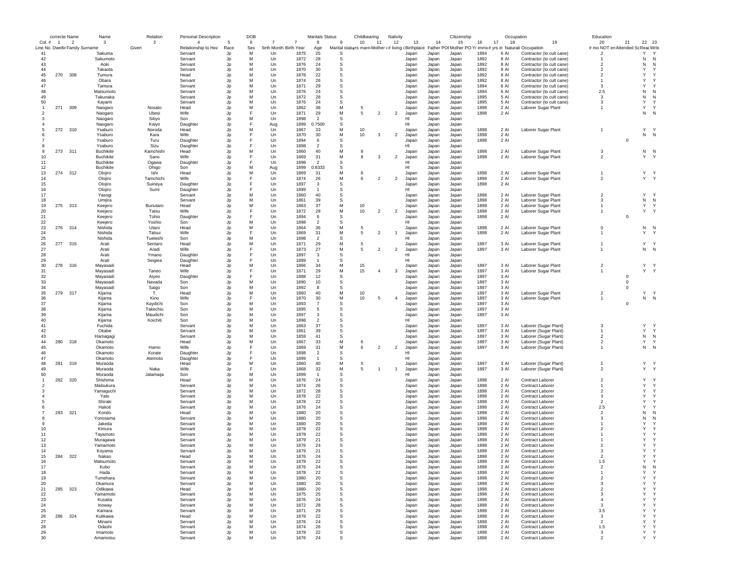| | correcte Name | | Name | Relation | Personal Description | | DOB | | | Maritals Status | | Childbearing | | Nativity | | | Citizenship | | Occupation | | | Education | | | |
|---|---|---|---|---|---|---|---|---|---|---|---|---|---|---|---|---|---|---|---|---|---|---|---|---|---|
| Col. # | 1 | 2 | 3 | 3 | 4 | 5 | 6 | 7 | 7 | 8 | 9 | 10 | 11 | 12 | 13 | 14 | 15 | 16 | 17 | 18 | 19 | 20 | 21 | 22 | 23 |
| Line No. | Dwellir | Family | Surname | Given | Relationship to Hea | Race | Sex | Birth Month | Birth Year | Age | Marital statu | yrs marri | Mother c | # living c | Birthplace | Father POI | Mother PO | Yr immi | # yrs in | Naturali | Occupation | # mo NOT en | Attended Sc | Reac | Write |
| 41 | | | Sakuma | | Servant | Jp | M | Un | 1875 | 25 | S | | | | Japan | Japan | Japan | 1894 | 6 | Al | Contractor (to cult cane) | 2 | | Y | Y |
| 42 | | | Sakumoto | | Servant | Jp | M | Un | 1872 | 28 | S | | | | Japan | Japan | Japan | 1892 | 8 | Al | Contractor (to cult cane) | 1 | | N | N |
| 43 | | | Aoki | | Servant | Jp | M | Un | 1876 | 24 | S | | | | Japan | Japan | Japan | 1892 | 8 | Al | Contractor (to cult cane) | 2 | | N | N |
| 44 | | | Takaota | | Servant | Jp | M | Un | 1870 | 30 | S | | | | Japan | Japan | Japan | 1892 | 8 | Al | Contractor (to cult cane) | 2 | | Y | Y |
| 45 | 270 | 308 | Tumura | | Head | Jp | M | Un | 1878 | 22 | S | | | | Japan | Japan | Japan | 1892 | 8 | Al | Contractor (to cult cane) | 2 | | Y | Y |
| 46 | | | Obara | | Servant | Jp | M | Un | 1874 | 26 | S | | | | Japan | Japan | Japan | 1892 | 8 | Al | Contractor (to cult cane) | 1 | | Y | Y |
| 47 | | | Tamura | | Servant | Jp | M | Un | 1871 | 29 | S | | | | Japan | Japan | Japan | 1894 | 6 | Al | Contractor (to cult cane) | 3 | | Y | Y |
| 48 | | | Matsumoto | | Servant | Jp | M | Un | 1876 | 24 | S | | | | Japan | Japan | Japan | 1894 | 6 | Al | Contractor (to cult cane) | 2.5 | | N | N |
| 49 | | | Takunaka | | Servant | Jp | M | Un | 1872 | 28 | S | | | | Japan | Japan | Japan | 1895 | 5 | Al | Contractor (to cult cane) | 3 | | N | N |
| 50 | | | Kayami | | Servant | Jp | M | Un | 1876 | 24 | S | | | | Japan | Japan | Japan | 1895 | 5 | Al | Contractor (to cult cane) | 3 | | Y | Y |
| 1 | 271 | 309 | Naogaro | Nosato | Head | Jp | M | Un | 1862 | 38 | M | 5 | | | Japan | Japan | Japan | 1898 | 2 | Al | Laborer Sugar Plant | 1 | | Y | Y |
| 2 | | | Naogaro | Ubesi | Wife | Jp | F | Un | 1871 | 29 | M | 5 | 2 | 2 | Japan | Japan | Japan | 1898 | 2 | Al | | | | N | N |
| 3 | | | Naogaro | Sitiyo | Son | Jp | M | Un | 1898 | 2 | S | | | | HI | Japan | Japan | | | | | | | | |
| 4 | | | Naogaro | Kaiyo | Daughter | Jp | F | Aug | 1899 | 0.7500 | S | | | | HI | Japan | Japan | | | | | | | | |
| 5 | 272 | 310 | Ysaburo | Noroda | Head | Jp | M | Un | 1867 | 33 | M | 10 | | | Japan | Japan | Japan | 1898 | 2 | Al | Laborer Sugar Plant | 1 | | Y | Y |
| 6 | | | Ysaburo | Kara | Wife | Jp | F | Un | 1870 | 30 | M | 10 | 3 | 2 | Japan | Japan | Japan | 1898 | 2 | Al | | | | N | N |
| 7 | | | Ysaburo | Turu | Daughter | Jp | F | Un | 1894 | 6 | S | | | | Japan | Japan | Japan | 1898 | 2 | Al | | | 0 | | |
| 8 | | | Ysaburo | Sizu | Daughter | Jp | F | Un | 1898 | 2 | S | | | | HI | Japan | Japan | | | | | | | | |
| 9 | 273 | 311 | Buchikite | Kamchishi | Head | Jp | M | Un | 1860 | 40 | M | 8 | | | Japan | Japan | Japan | 1898 | 2 | Al | Laborer Sugar Plant | 3 | | N | N |
| 10 | | | Buchikite | Sano | Wife | Jp | F | Un | 1869 | 31 | M | 8 | 3 | 2 | Japan | Japan | Japan | 1898 | 2 | Al | Laborer Sugar Plant | 2 | | Y | Y |
| 11 | | | Buchikite | Ogawa | Daughter | Jp | F | Un | 1898 | 2 | S | | | | HI | Japan | Japan | | | | | | | | |
| 12 | | | Buchikite | Ohigo | Son | Jp | M | Aug | 1899 | 0.8333 | S | | | | HI | Japan | Japan | | | | | | | | |
| 13 | 274 | 312 | Olojiro | Ishi | Head | Jp | M | Un | 1869 | 31 | M | 6 | | | Japan | Japan | Japan | 1898 | 2 | Al | Laborer Sugar Plant | 1 | | Y | Y |
| 14 | | | Olojiro | Tamchichi | Wife | Jp | F | Un | 1874 | 26 | M | 6 | 2 | 2 | Japan | Japan | Japan | 1898 | 2 | Al | Laborer Sugar Plant | 2 | | Y | Y |
| 15 | | | Olojiro | Suineya | Daughter | Jp | F | Un | 1897 | 3 | S | | | | Japan | Japan | Japan | 1898 | 2 | Al | | | | | |
| 16 | | | Olojiro | Sumi | Daughter | Jp | F | Un | 1899 | 1 | S | | | | HI | Japan | Japan | | | | | | | | |
| 17 | | | Yasogi | | Servant | Jp | M | Un | 1860 | 40 | S | | | | Japan | Japan | Japan | 1898 | 2 | Al | Laborer Sugar Plant | 2 | | Y | Y |
| 18 | | | Umijira | | Servant | Jp | M | Un | 1861 | 39 | S | | | | Japan | Japan | Japan | 1898 | 2 | Al | Laborer Sugar Plant | 3 | | N | N |
| 19 | 275 | 313 | Keejero | Bunutaro | Head | Jp | M | Un | 1863 | 37 | M | 10 | | | Japan | Japan | Japan | 1898 | 2 | Al | Laborer Sugar Plant | 1 | | Y | Y |
| 20 | | | Keejero | Tatsu | Wife | Jp | F | Un | 1872 | 28 | M | 10 | 2 | 2 | Japan | Japan | Japan | 1898 | 2 | Al | Laborer Sugar Plant | 1 | | Y | Y |
| 21 | | | Keejero | Tohio | Daughter | Jp | F | Un | 1894 | 6 | S | | | | Japan | Japan | Japan | 1898 | 2 | Al | | | 0 | | |
| 22 | | | Keejero | Yoshio | Son | Jp | M | Un | 1898 | 2 | S | | | | HI | Japan | Japan | | | | | | | | |
| 23 | 276 | 314 | Nishida | Utaro | Head | Jp | M | Un | 1864 | 36 | M | 5 | | | Japan | Japan | Japan | 1898 | 2 | Al | Laborer Sugar Plant | 0 | | N | N |
| 24 | | | Nishida | Tatsui | Wife | Jp | F | Un | 1869 | 31 | M | 5 | 2 | 1 | Japan | Japan | Japan | 1898 | 2 | Al | Laborer Sugar Plant | 1 | | Y | Y |
| 25 | | | Nishida | Tueteshi | Son | Jp | M | Un | 1898 | 2 | S | | | | HI | Japan | Japan | | | | | | | | |
| 26 | 277 | 315 | Arati | Sentaro | Head | Jp | M | Un | 1871 | 29 | M | 5 | | | Japan | Japan | Japan | 1897 | 3 | Al | Laborer Sugar Plant | 1 | | Y | Y |
| 27 | | | Arati | Aradi | Wife | Jp | F | Un | 1873 | 27 | M | 5 | 2 | 2 | Japan | Japan | Japan | 1897 | 3 | Al | Laborer Sugar Plant | 1 | | N | N |
| 28 | | | Arati | Ymano | Daughter | Jp | F | Un | 1897 | 3 | S | | | | HI | Japan | Japan | | | | | | | | |
| 29 | | | Arati | Seigiea | Daughter | Jp | F | Un | 1899 | 1 | S | | | | HI | Japan | Japan | | | | | | | | |
| 30 | 278 | 316 | Mayasadi | | Head | Jp | M | Un | 1866 | 34 | M | 15 | | | Japan | Japan | Japan | 1897 | 3 | Al | Laborer Sugar Plant | 2 | | Y | Y |
| 31 | | | Mayasadi | Taneo | Wife | Jp | F | Un | 1871 | 29 | M | 15 | 4 | 3 | Japan | Japan | Japan | 1897 | 3 | Al | Laborer Sugar Plant | 1 | | Y | Y |
| 32 | | | Mayasadi | Aiyeo | Daughter | Jp | F | Un | 1888 | 12 | S | | | | Japan | Japan | Japan | 1897 | 3 | Al | | | 0 | | |
| 33 | | | Mayasadi | Navada | Son | Jp | M | Un | 1890 | 10 | S | | | | Japan | Japan | Japan | 1897 | 3 | Al | | | 0 | | |
| 34 | | | Mayasadi | Saigo | Son | Jp | M | Un | 1892 | 8 | S | | | | Japan | Japan | Japan | 1897 | 3 | Al | | | 0 | | |
| 35 | 279 | 317 | Kijama | T. | Head | Jp | M | Un | 1860 | 40 | M | 10 | | | Japan | Japan | Japan | 1897 | 3 | Al | Laborer Sugar Plant | 2 | | Y | Y |
| 36 | | | Kijama | Kino | Wife | Jp | F | Un | 1870 | 30 | M | 10 | 5 | 4 | Japan | Japan | Japan | 1897 | 3 | Al | Laborer Sugar Plant | 1 | | N | N |
| 37 | | | Kijama | Kaydichi | Son | Jp | M | Un | 1893 | 7 | S | | | | Japan | Japan | Japan | 1897 | 3 | Al | | | 0 | | |
| 38 | | | Kijama | Takechiu | Son | Jp | M | Un | 1895 | 5 | S | | | | Japan | Japan | Japan | 1897 | 3 | Al | | | | | |
| 39 | | | Kijama | Maudichi | Son | Jp | M | Un | 1897 | 3 | S | | | | Japan | Japan | Japan | 1897 | 3 | Al | | | | | |
| 40 | | | Kijama | Koichiti | Son | Jp | M | Un | 1898 | 2 | S | | | | HI | Japan | Japan | | | | | | | | |
| 41 | | | Fuchida | | Servant | Jp | M | Un | 1863 | 37 | S | | | | Japan | Japan | Japan | 1897 | 3 | Al | Laborer (Sugar Plant) | 3 | | Y | Y |
| 42 | | | Okabe | | Servant | Jp | M | Un | 1861 | 39 | S | | | | Japan | Japan | Japan | 1897 | 3 | Al | Laborer (Sugar Plant) | 1 | | Y | Y |
| 43 | | | Hamagagi | | Servant | Jp | M | Un | 1859 | 41 | S | | | | Japan | Japan | Japan | 1897 | 3 | Al | Laborer (Sugar Plant) | 2 | | N | N |
| 44 | 280 | 318 | Okamoto | | Head | Jp | M | Un | 1867 | 33 | M | 6 | | | Japan | Japan | Japan | 1897 | 3 | Al | Laborer (Sugar Plant) | 2 | | Y | Y |
| 45 | | | Okamoto | Hamo | Wife | Jp | F | Un | 1869 | 31 | M | 6 | 2 | 2 | Japan | Japan | Japan | 1897 | 3 | Al | Laborer (Sugar Plant) | 1 | | N | N |
| 46 | | | Okamoto | Korate | Daughter | Jp | F | Un | 1898 | 2 | S | | | | HI | Japan | Japan | | | | | | | | |
| 47 | | | Okamoto | Atemoto | Daughter | Jp | F | Un | 1899 | 1 | S | | | | HI | Japan | Japan | | | | | | | | |
| 48 | 281 | 319 | Muraoda | | Head | Jp | M | Un | 1860 | 40 | M | 5 | | | Japan | Japan | Japan | 1897 | 3 | Al | Laborer (Sugar Plant) | 1 | | Y | Y |
| 49 | | | Muraoda | Naka | Wife | Jp | F | Un | 1868 | 32 | M | 5 | 1 | 1 | Japan | Japan | Japan | 1897 | 3 | Al | Laborer (Sugar Plant) | 2 | | Y | Y |
| 50 | | | Muraoda | Jalamaija | Son | Jp | M | Un | 1899 | 1 | S | | | | HI | Japan | Japan | | | | | | | | |
| 1 | 282 | 320 | Shishima | | Head | Jp | M | Un | 1876 | 24 | S | | | | Japan | Japan | Japan | 1898 | 2 | Al | Contract Laborer | 2 | | Y | Y |
| 2 | | | Matsukura | | Servant | Jp | M | Un | 1874 | 26 | S | | | | Japan | Japan | Japan | 1898 | 2 | Al | Contract Laborer | 1 | | Y | Y |
| 3 | | | Yamaguchi | | Servant | Jp | M | Un | 1872 | 28 | S | | | | Japan | Japan | Japan | 1898 | 2 | Al | Contract Laborer | 2 | | Y | Y |
| 4 | | | Yato | | Servant | Jp | M | Un | 1878 | 22 | S | | | | Japan | Japan | Japan | 1898 | 2 | Al | Contract Laborer | 3 | | Y | Y |
| 5 | | | Shiraki | | Servant | Jp | M | Un | 1878 | 22 | S | | | | Japan | Japan | Japan | 1898 | 2 | Al | Contract Laborer | 2 | | Y | Y |
| 6 | | | Hakoti | | Servant | Jp | M | Un | 1876 | 24 | S | | | | Japan | Japan | Japan | 1898 | 2 | Al | Contract Laborer | 2.5 | | Y | Y |
| 7 | 283 | 321 | Kondo | | Head | Jp | M | Un | 1880 | 20 | S | | | | Japan | Japan | Japan | 1898 | 2 | Al | Contract Laborer | 2 | | N | N |
| 8 | | | Yonosama | | Servant | Jp | M | Un | 1880 | 20 | S | | | | Japan | Japan | Japan | 1898 | 2 | Al | Contract Laborer | 3 | | N | N |
| 9 | | | Jakeda | | Servant | Jp | M | Un | 1880 | 20 | S | | | | Japan | Japan | Japan | 1898 | 2 | Al | Contract Laborer | 1 | | Y | Y |
| 10 | | | Kimura | | Servant | Jp | M | Un | 1878 | 22 | S | | | | Japan | Japan | Japan | 1898 | 2 | Al | Contract Laborer | 2 | | Y | Y |
| 11 | | | Tayamoto | | Servant | Jp | M | Un | 1878 | 22 | S | | | | Japan | Japan | Japan | 1898 | 2 | Al | Contract Laborer | 1 | | Y | Y |
| 12 | | | Muragawa | | Servant | Jp | M | Un | 1879 | 21 | S | | | | Japan | Japan | Japan | 1898 | 2 | Al | Contract Laborer | 1 | | Y | Y |
| 13 | | | Yamamoto | | Servant | Jp | M | Un | 1876 | 24 | S | | | | Japan | Japan | Japan | 1898 | 2 | Al | Contract Laborer | 2 | | Y | Y |
| 14 | | | Koyama | | Servant | Jp | M | Un | 1879 | 21 | S | | | | Japan | Japan | Japan | 1898 | 2 | Al | Contract Laborer | 3 | | Y | Y |
| 15 | 284 | 322 | Nakao | | Head | Jp | M | Un | 1876 | 24 | S | | | | Japan | Japan | Japan | 1898 | 2 | Al | Contract Laborer | 2 | | Y | Y |
| 16 | | | Matsumoto | | Servant | Jp | M | Un | 1878 | 22 | S | | | | Japan | Japan | Japan | 1898 | 2 | Al | Contract Laborer | 1.5 | | Y | Y |
| 17 | | | Kubo | | Servant | Jp | M | Un | 1876 | 24 | S | | | | Japan | Japan | Japan | 1898 | 2 | Al | Contract Laborer | 2 | | N | N |
| 18 | | | Hada | | Servant | Jp | M | Un | 1878 | 22 | S | | | | Japan | Japan | Japan | 1898 | 2 | Al | Contract Laborer | 1 | | Y | Y |
| 19 | | | Tumehara | | Servant | Jp | M | Un | 1880 | 20 | S | | | | Japan | Japan | Japan | 1898 | 2 | Al | Contract Laborer | 2 | | Y | Y |
| 20 | | | Okamura | | Servant | Jp | M | Un | 1880 | 20 | S | | | | Japan | Japan | Japan | 1898 | 2 | Al | Contract Laborer | 3 | | Y | Y |
| 21 | 285 | 323 | Odikawa | | Head | Jp | M | Un | 1880 | 20 | S | | | | Japan | Japan | Japan | 1898 | 2 | Al | Contract Laborer | 2 | | Y | Y |
| 22 | | | Yamamoto | | Servant | Jp | M | Un | 1875 | 25 | S | | | | Japan | Japan | Japan | 1898 | 2 | Al | Contract Laborer | 3 | | Y | Y |
| 23 | | | Kusaita | | Servant | Jp | M | Un | 1876 | 24 | S | | | | Japan | Japan | Japan | 1898 | 2 | Al | Contract Laborer | 4 | | Y | Y |
| 24 | | | Inoway | | Servant | Jp | M | Un | 1872 | 28 | S | | | | Japan | Japan | Japan | 1898 | 2 | Al | Contract Laborer | 3 | | Y | Y |
| 25 | | | Kamara | | Servant | Jp | M | Un | 1871 | 29 | S | | | | Japan | Japan | Japan | 1898 | 2 | Al | Contract Laborer | 3.5 | | Y | Y |
| 26 | 286 | 324 | Kutikawa | | Head | Jp | M | Un | 1878 | 22 | S | | | | Japan | Japan | Japan | 1898 | 2 | Al | Contract Laborer | 3 | | Y | Y |
| 27 | | | Minami | | Servant | Jp | M | Un | 1876 | 24 | S | | | | Japan | Japan | Japan | 1898 | 2 | Al | Contract Laborer | 2 | | Y | Y |
| 28 | | | Odashi | | Servant | Jp | M | Un | 1874 | 26 | S | | | | Japan | Japan | Japan | 1898 | 2 | Al | Contract Laborer | 1.5 | | Y | Y |
| 29 | | | Imamoto | | Servant | Jp | M | Un | 1878 | 22 | S | | | | Japan | Japan | Japan | 1898 | 2 | Al | Contract Laborer | 3 | | Y | Y |
| 30 | | | Amamotsu | | Servant | Jp | M | Un | 1876 | 24 | S | | | | Japan | Japan | Japan | 1898 | 2 | Al | Contract Laborer | 2 | | Y | Y |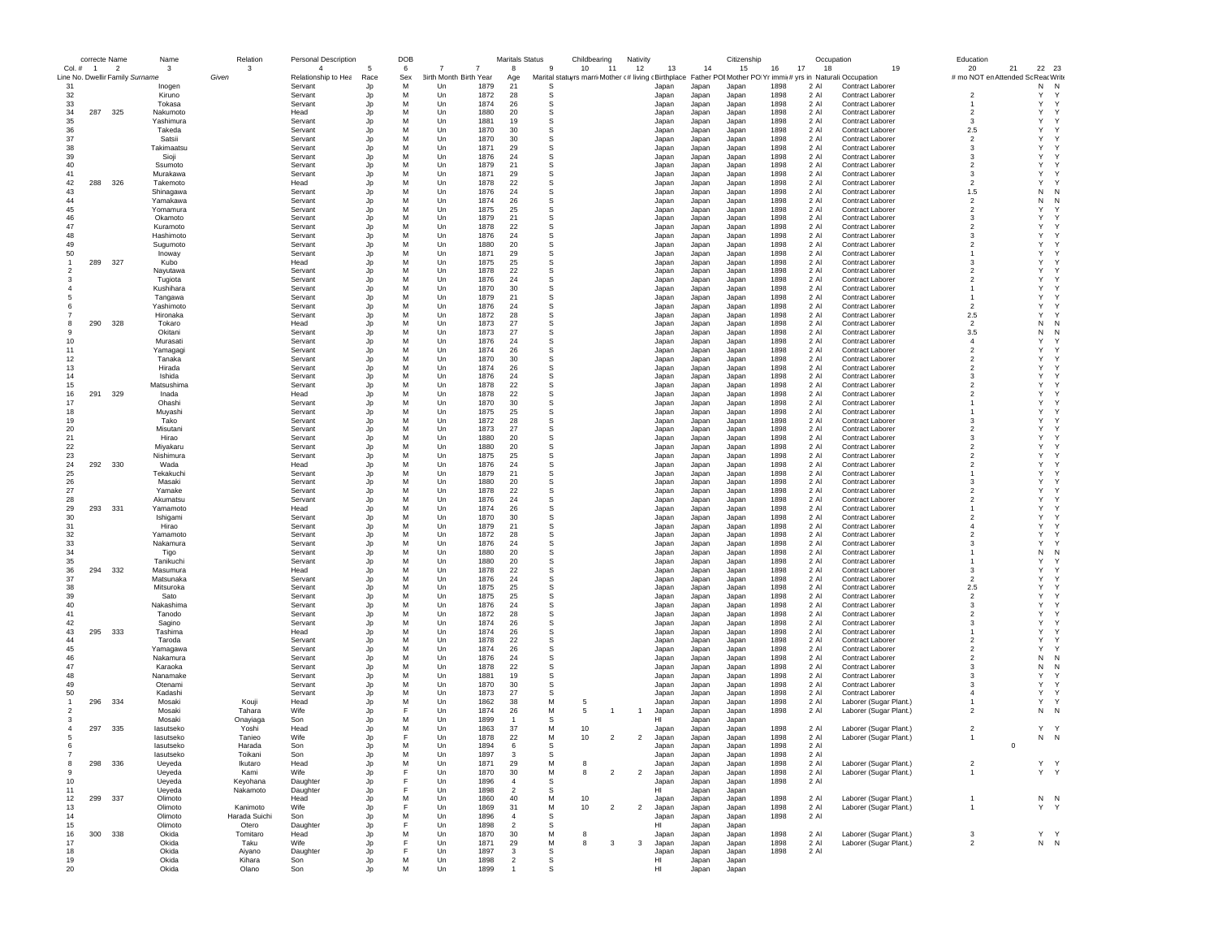| correcte | Name | | Name | Relation | Personal Description | | DOB | | | Maritals Status | | Childbearing | | Nativity | | | | Citizenship | | | Occupation | Education | | | |
|---|---|---|---|---|---|---|---|---|---|---|---|---|---|---|---|---|---|---|---|---|---|---|---|---|---|
| Col. # | 1 | 2 | 3 | 3 | 4 | 5 | 6 | 7 | 7 | 8 | 9 | 10 | 11 | 12 | 13 | 14 | 15 | 16 | 17 | 18 | 19 | 20 | 21 | 22 | 23 |
| Line No. | Dwellir | Family | Surname | Given | Relationship to Hea | Race | Sex | Birth Month | Birth Year | Age | Marital status | yrs married | Mother of # | # living | Birthplace | Father POB | Mother POB | Yr immig | # yrs in | Naturali | Occupation | # mo NOT em | Attended Sc | Read | Write |
| 31 | | | Inogen | | Servant | Jp | M | Un | 1879 | 21 | S | | | | Japan | Japan | Japan | 1898 | 2 | Al | Contract Laborer | | | N | N |
| 32 | | | Kiruno | | Servant | Jp | M | Un | 1872 | 28 | S | | | | Japan | Japan | Japan | 1898 | 2 | Al | Contract Laborer | 2 | | Y | Y |
| 33 | | | Tokasa | | Servant | Jp | M | Un | 1874 | 26 | S | | | | Japan | Japan | Japan | 1898 | 2 | Al | Contract Laborer | 1 | | Y | Y |
| 34 | 287 | 325 | Nakumoto | | Head | Jp | M | Un | 1880 | 20 | S | | | | Japan | Japan | Japan | 1898 | 2 | Al | Contract Laborer | 2 | | Y | Y |
| 35 | | | Yashimura | | Servant | Jp | M | Un | 1881 | 19 | S | | | | Japan | Japan | Japan | 1898 | 2 | Al | Contract Laborer | 3 | | Y | Y |
| 36 | | | Takeda | | Servant | Jp | M | Un | 1870 | 30 | S | | | | Japan | Japan | Japan | 1898 | 2 | Al | Contract Laborer | 2.5 | | Y | Y |
| 37 | | | Satsii | | Servant | Jp | M | Un | 1870 | 30 | S | | | | Japan | Japan | Japan | 1898 | 2 | Al | Contract Laborer | 2 | | Y | Y |
| 38 | | | Takimaatsu | | Servant | Jp | M | Un | 1871 | 29 | S | | | | Japan | Japan | Japan | 1898 | 2 | Al | Contract Laborer | 3 | | Y | Y |
| 39 | | | Sioji | | Servant | Jp | M | Un | 1876 | 24 | S | | | | Japan | Japan | Japan | 1898 | 2 | Al | Contract Laborer | 3 | | Y | Y |
| 40 | | | Ssumoto | | Servant | Jp | M | Un | 1879 | 21 | S | | | | Japan | Japan | Japan | 1898 | 2 | Al | Contract Laborer | 2 | | Y | Y |
| 41 | | | Murakawa | | Servant | Jp | M | Un | 1871 | 29 | S | | | | Japan | Japan | Japan | 1898 | 2 | Al | Contract Laborer | 3 | | Y | Y |
| 42 | 288 | 326 | Takemoto | | Head | Jp | M | Un | 1878 | 22 | S | | | | Japan | Japan | Japan | 1898 | 2 | Al | Contract Laborer | 2 | | Y | Y |
| 43 | | | Shinagawa | | Servant | Jp | M | Un | 1876 | 24 | S | | | | Japan | Japan | Japan | 1898 | 2 | Al | Contract Laborer | 1.5 | | N | N |
| 44 | | | Yamakawa | | Servant | Jp | M | Un | 1874 | 26 | S | | | | Japan | Japan | Japan | 1898 | 2 | Al | Contract Laborer | 2 | | N | N |
| 45 | | | Yomamura | | Servant | Jp | M | Un | 1875 | 25 | S | | | | Japan | Japan | Japan | 1898 | 2 | Al | Contract Laborer | 2 | | Y | Y |
| 46 | | | Okamoto | | Servant | Jp | M | Un | 1879 | 21 | S | | | | Japan | Japan | Japan | 1898 | 2 | Al | Contract Laborer | 3 | | Y | Y |
| 47 | | | Kuramoto | | Servant | Jp | M | Un | 1878 | 22 | S | | | | Japan | Japan | Japan | 1898 | 2 | Al | Contract Laborer | 2 | | Y | Y |
| 48 | | | Hashimoto | | Servant | Jp | M | Un | 1876 | 24 | S | | | | Japan | Japan | Japan | 1898 | 2 | Al | Contract Laborer | 3 | | Y | Y |
| 49 | | | Sugumoto | | Servant | Jp | M | Un | 1880 | 20 | S | | | | Japan | Japan | Japan | 1898 | 2 | Al | Contract Laborer | 2 | | Y | Y |
| 50 | | | Inoway | | Servant | Jp | M | Un | 1871 | 29 | S | | | | Japan | Japan | Japan | 1898 | 2 | Al | Contract Laborer | 1 | | Y | Y |
| 1 | 289 | 327 | Kubo | | Head | Jp | M | Un | 1875 | 25 | S | | | | Japan | Japan | Japan | 1898 | 2 | Al | Contract Laborer | 3 | | Y | Y |
| 2 | | | Nayutawa | | Servant | Jp | M | Un | 1878 | 22 | S | | | | Japan | Japan | Japan | 1898 | 2 | Al | Contract Laborer | 2 | | Y | Y |
| 3 | | | Tugiota | | Servant | Jp | M | Un | 1876 | 24 | S | | | | Japan | Japan | Japan | 1898 | 2 | Al | Contract Laborer | 2 | | Y | Y |
| 4 | | | Kushihara | | Servant | Jp | M | Un | 1870 | 30 | S | | | | Japan | Japan | Japan | 1898 | 2 | Al | Contract Laborer | 1 | | Y | Y |
| 5 | | | Tangawa | | Servant | Jp | M | Un | 1879 | 21 | S | | | | Japan | Japan | Japan | 1898 | 2 | Al | Contract Laborer | 1 | | Y | Y |
| 6 | | | Yashimoto | | Servant | Jp | M | Un | 1876 | 24 | S | | | | Japan | Japan | Japan | 1898 | 2 | Al | Contract Laborer | 2 | | Y | Y |
| 7 | | | Hironaka | | Servant | Jp | M | Un | 1872 | 28 | S | | | | Japan | Japan | Japan | 1898 | 2 | Al | Contract Laborer | 2.5 | | Y | Y |
| 8 | 290 | 328 | Tokaro | | Head | Jp | M | Un | 1873 | 27 | S | | | | Japan | Japan | Japan | 1898 | 2 | Al | Contract Laborer | 2 | | N | N |
| 9 | | | Okitani | | Servant | Jp | M | Un | 1873 | 27 | S | | | | Japan | Japan | Japan | 1898 | 2 | Al | Contract Laborer | 3.5 | | N | N |
| 10 | | | Murasati | | Servant | Jp | M | Un | 1876 | 24 | S | | | | Japan | Japan | Japan | 1898 | 2 | Al | Contract Laborer | 4 | | Y | Y |
| 11 | | | Yamagagi | | Servant | Jp | M | Un | 1874 | 26 | S | | | | Japan | Japan | Japan | 1898 | 2 | Al | Contract Laborer | 2 | | Y | Y |
| 12 | | | Tanaka | | Servant | Jp | M | Un | 1870 | 30 | S | | | | Japan | Japan | Japan | 1898 | 2 | Al | Contract Laborer | 2 | | Y | Y |
| 13 | | | Hirada | | Servant | Jp | M | Un | 1874 | 26 | S | | | | Japan | Japan | Japan | 1898 | 2 | Al | Contract Laborer | 2 | | Y | Y |
| 14 | | | Ishida | | Servant | Jp | M | Un | 1876 | 24 | S | | | | Japan | Japan | Japan | 1898 | 2 | Al | Contract Laborer | 3 | | Y | Y |
| 15 | | | Matsushima | | Servant | Jp | M | Un | 1878 | 22 | S | | | | Japan | Japan | Japan | 1898 | 2 | Al | Contract Laborer | 2 | | Y | Y |
| 16 | 291 | 329 | Inada | | Head | Jp | M | Un | 1878 | 22 | S | | | | Japan | Japan | Japan | 1898 | 2 | Al | Contract Laborer | 2 | | Y | Y |
| 17 | | | Ohashi | | Servant | Jp | M | Un | 1870 | 30 | S | | | | Japan | Japan | Japan | 1898 | 2 | Al | Contract Laborer | 1 | | Y | Y |
| 18 | | | Muyashi | | Servant | Jp | M | Un | 1875 | 25 | S | | | | Japan | Japan | Japan | 1898 | 2 | Al | Contract Laborer | 1 | | Y | Y |
| 19 | | | Tako | | Servant | Jp | M | Un | 1872 | 28 | S | | | | Japan | Japan | Japan | 1898 | 2 | Al | Contract Laborer | 3 | | Y | Y |
| 20 | | | Misutani | | Servant | Jp | M | Un | 1873 | 27 | S | | | | Japan | Japan | Japan | 1898 | 2 | Al | Contract Laborer | 2 | | Y | Y |
| 21 | | | Hirao | | Servant | Jp | M | Un | 1880 | 20 | S | | | | Japan | Japan | Japan | 1898 | 2 | Al | Contract Laborer | 3 | | Y | Y |
| 22 | | | Miyakaru | | Servant | Jp | M | Un | 1880 | 20 | S | | | | Japan | Japan | Japan | 1898 | 2 | Al | Contract Laborer | 2 | | Y | Y |
| 23 | | | Nishimura | | Servant | Jp | M | Un | 1875 | 25 | S | | | | Japan | Japan | Japan | 1898 | 2 | Al | Contract Laborer | 2 | | Y | Y |
| 24 | 292 | 330 | Wada | | Head | Jp | M | Un | 1876 | 24 | S | | | | Japan | Japan | Japan | 1898 | 2 | Al | Contract Laborer | 2 | | Y | Y |
| 25 | | | Tekakuchi | | Servant | Jp | M | Un | 1879 | 21 | S | | | | Japan | Japan | Japan | 1898 | 2 | Al | Contract Laborer | 1 | | Y | Y |
| 26 | | | Masaki | | Servant | Jp | M | Un | 1880 | 20 | S | | | | Japan | Japan | Japan | 1898 | 2 | Al | Contract Laborer | 3 | | Y | Y |
| 27 | | | Yamake | | Servant | Jp | M | Un | 1878 | 22 | S | | | | Japan | Japan | Japan | 1898 | 2 | Al | Contract Laborer | 2 | | Y | Y |
| 28 | | | Akumatsu | | Servant | Jp | M | Un | 1876 | 24 | S | | | | Japan | Japan | Japan | 1898 | 2 | Al | Contract Laborer | 2 | | Y | Y |
| 29 | 293 | 331 | Yamamoto | | Head | Jp | M | Un | 1874 | 26 | S | | | | Japan | Japan | Japan | 1898 | 2 | Al | Contract Laborer | 1 | | Y | Y |
| 30 | | | Ishigami | | Servant | Jp | M | Un | 1870 | 30 | S | | | | Japan | Japan | Japan | 1898 | 2 | Al | Contract Laborer | 2 | | Y | Y |
| 31 | | | Hirao | | Servant | Jp | M | Un | 1879 | 21 | S | | | | Japan | Japan | Japan | 1898 | 2 | Al | Contract Laborer | 4 | | Y | Y |
| 32 | | | Yamamoto | | Servant | Jp | M | Un | 1872 | 28 | S | | | | Japan | Japan | Japan | 1898 | 2 | Al | Contract Laborer | 2 | | Y | Y |
| 33 | | | Nakamura | | Servant | Jp | M | Un | 1876 | 24 | S | | | | Japan | Japan | Japan | 1898 | 2 | Al | Contract Laborer | 3 | | Y | Y |
| 34 | | | Tigo | | Servant | Jp | M | Un | 1880 | 20 | S | | | | Japan | Japan | Japan | 1898 | 2 | Al | Contract Laborer | 1 | | N | N |
| 35 | | | Tanikuchi | | Servant | Jp | M | Un | 1880 | 20 | S | | | | Japan | Japan | Japan | 1898 | 2 | Al | Contract Laborer | 1 | | Y | Y |
| 36 | 294 | 332 | Masumura | | Head | Jp | M | Un | 1878 | 22 | S | | | | Japan | Japan | Japan | 1898 | 2 | Al | Contract Laborer | 3 | | Y | Y |
| 37 | | | Matsunaka | | Servant | Jp | M | Un | 1876 | 24 | S | | | | Japan | Japan | Japan | 1898 | 2 | Al | Contract Laborer | 2 | | Y | Y |
| 38 | | | Mitsuroka | | Servant | Jp | M | Un | 1875 | 25 | S | | | | Japan | Japan | Japan | 1898 | 2 | Al | Contract Laborer | 2.5 | | Y | Y |
| 39 | | | Sato | | Servant | Jp | M | Un | 1875 | 25 | S | | | | Japan | Japan | Japan | 1898 | 2 | Al | Contract Laborer | 2 | | Y | Y |
| 40 | | | Nakashima | | Servant | Jp | M | Un | 1876 | 24 | S | | | | Japan | Japan | Japan | 1898 | 2 | Al | Contract Laborer | 3 | | Y | Y |
| 41 | | | Tanodo | | Servant | Jp | M | Un | 1872 | 28 | S | | | | Japan | Japan | Japan | 1898 | 2 | Al | Contract Laborer | 2 | | Y | Y |
| 42 | | | Sagino | | Servant | Jp | M | Un | 1874 | 26 | S | | | | Japan | Japan | Japan | 1898 | 2 | Al | Contract Laborer | 3 | | Y | Y |
| 43 | 295 | 333 | Tashima | | Head | Jp | M | Un | 1874 | 26 | S | | | | Japan | Japan | Japan | 1898 | 2 | Al | Contract Laborer | 1 | | Y | Y |
| 44 | | | Taroda | | Servant | Jp | M | Un | 1878 | 22 | S | | | | Japan | Japan | Japan | 1898 | 2 | Al | Contract Laborer | 2 | | Y | Y |
| 45 | | | Yamagawa | | Servant | Jp | M | Un | 1874 | 26 | S | | | | Japan | Japan | Japan | 1898 | 2 | Al | Contract Laborer | 2 | | Y | Y |
| 46 | | | Nakamura | | Servant | Jp | M | Un | 1876 | 24 | S | | | | Japan | Japan | Japan | 1898 | 2 | Al | Contract Laborer | 2 | | N | N |
| 47 | | | Karaoka | | Servant | Jp | M | Un | 1878 | 22 | S | | | | Japan | Japan | Japan | 1898 | 2 | Al | Contract Laborer | 3 | | N | N |
| 48 | | | Nanamake | | Servant | Jp | M | Un | 1881 | 19 | S | | | | Japan | Japan | Japan | 1898 | 2 | Al | Contract Laborer | 3 | | Y | Y |
| 49 | | | Otenami | | Servant | Jp | M | Un | 1870 | 30 | S | | | | Japan | Japan | Japan | 1898 | 2 | Al | Contract Laborer | 3 | | Y | Y |
| 50 | | | Kadashi | | Servant | Jp | M | Un | 1873 | 27 | S | | | | Japan | Japan | Japan | 1898 | 2 | Al | Contract Laborer | 4 | | Y | Y |
| 1 | 296 | 334 | Mosaki | Kouji | Head | Jp | M | Un | 1862 | 38 | M | 5 | | | Japan | Japan | Japan | 1898 | 2 | Al | Laborer (Sugar Plant.) | 1 | | Y | Y |
| 2 | | | Mosaki | Tahara | Wife | Jp | F | Un | 1874 | 26 | M | 5 | 1 | 1 | Japan | Japan | Japan | 1898 | 2 | Al | Laborer (Sugar Plant.) | 2 | | N | N |
| 3 | | | Mosaki | Onayiaga | Son | Jp | M | Un | 1899 | 1 | S | | | | HI | Japan | Japan | | | | | | | | |
| 4 | 297 | 335 | Iasutseko | Yoshi | Head | Jp | M | Un | 1863 | 37 | M | 10 | | | Japan | Japan | Japan | 1898 | 2 | Al | Laborer (Sugar Plant.) | 2 | | Y | Y |
| 5 | | | Iasutseko | Tanieo | Wife | Jp | F | Un | 1878 | 22 | M | 10 | 2 | 2 | Japan | Japan | Japan | 1898 | 2 | Al | Laborer (Sugar Plant.) | 1 | | N | N |
| 6 | | | Iasutseko | Harada | Son | Jp | M | Un | 1894 | 6 | S | | | | Japan | Japan | Japan | 1898 | 2 | Al | | | 0 | | |
| 7 | | | Iasutseko | Toikani | Son | Jp | M | Un | 1897 | 3 | S | | | | Japan | Japan | Japan | 1898 | 2 | Al | | | | | |
| 8 | 298 | 336 | Ueyeda | Ikutaro | Head | Jp | M | Un | 1871 | 29 | M | 8 | | | Japan | Japan | Japan | 1898 | 2 | Al | Laborer (Sugar Plant.) | 2 | | Y | Y |
| 9 | | | Ueyeda | Kami | Wife | Jp | F | Un | 1870 | 30 | M | 8 | 2 | 2 | Japan | Japan | Japan | 1898 | 2 | Al | Laborer (Sugar Plant.) | 1 | | Y | Y |
| 10 | | | Ueyeda | Keyohana | Daughter | Jp | F | Un | 1896 | 4 | S | | | | Japan | Japan | Japan | 1898 | 2 | Al | | | | | |
| 11 | | | Ueyeda | Nakamoto | Daughter | Jp | F | Un | 1898 | 2 | S | | | | HI | Japan | Japan | | | | | | | | |
| 12 | 299 | 337 | Olimoto | | Head | Jp | M | Un | 1860 | 40 | M | 10 | | | Japan | Japan | Japan | 1898 | 2 | Al | Laborer (Sugar Plant.) | 1 | | N | N |
| 13 | | | Olimoto | Kanimoto | Wife | Jp | F | Un | 1869 | 31 | M | 10 | 2 | 2 | Japan | Japan | Japan | 1898 | 2 | Al | Laborer (Sugar Plant.) | 1 | | Y | Y |
| 14 | | | Olimoto | Harada Suichi | Son | Jp | M | Un | 1896 | 4 | S | | | | Japan | Japan | Japan | 1898 | 2 | Al | | | | | |
| 15 | | | Olimoto | Otero | Daughter | Jp | F | Un | 1898 | 2 | S | | | | HI | Japan | Japan | | | | | | | | |
| 16 | 300 | 338 | Okida | Tomitaro | Head | Jp | M | Un | 1870 | 30 | M | 8 | | | Japan | Japan | Japan | 1898 | 2 | Al | Laborer (Sugar Plant.) | 3 | | Y | Y |
| 17 | | | Okida | Taku | Wife | Jp | F | Un | 1871 | 29 | M | 8 | 3 | 3 | Japan | Japan | Japan | 1898 | 2 | Al | Laborer (Sugar Plant.) | 2 | | N | N |
| 18 | | | Okida | Aiyano | Daughter | Jp | F | Un | 1897 | 3 | S | | | | Japan | Japan | Japan | 1898 | 2 | Al | | | | | |
| 19 | | | Okida | Kihara | Son | Jp | M | Un | 1898 | 2 | S | | | | HI | Japan | Japan | | | | | | | | |
| 20 | | | Okida | Olano | Son | Jp | M | Un | 1899 | 1 | S | | | | HI | Japan | Japan | | | | | | | | |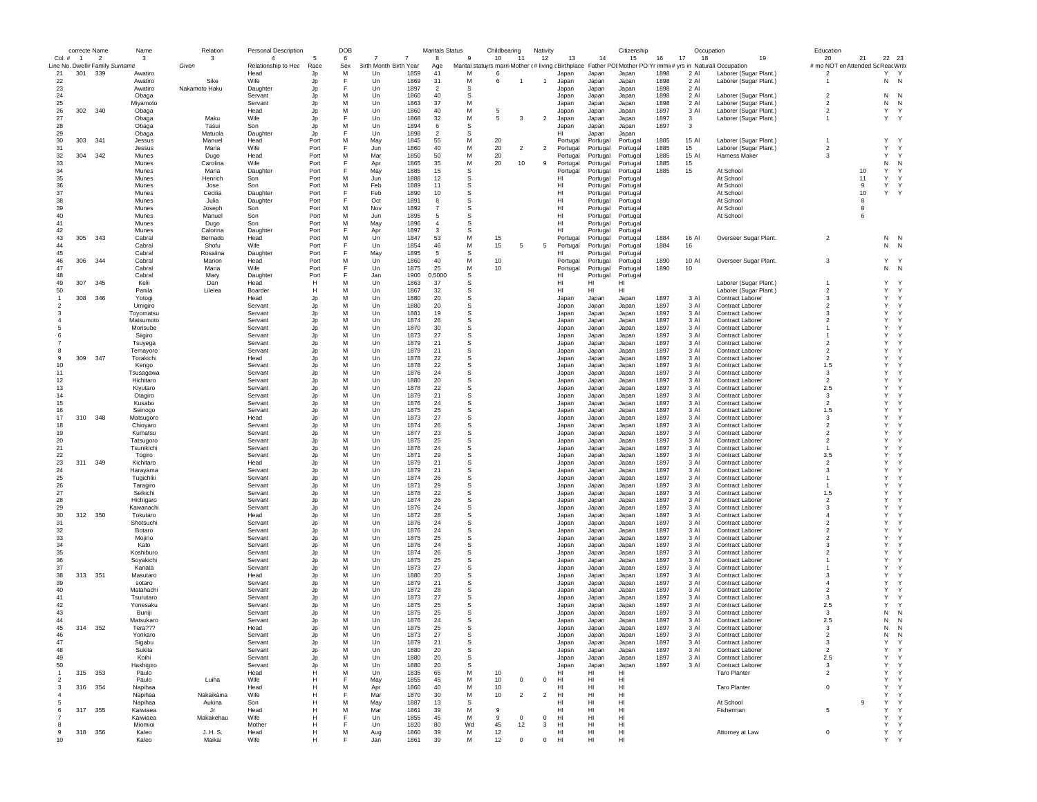| | correcte Name | | Name | | Relation | Personal Description | | DOB | | | Maritals Status | Childbearing | | | Nativity | | | Citizenship | | | Occupation | | Education | | |
|---|---|---|---|---|---|---|---|---|---|---|---|---|---|---|---|---|---|---|---|---|---|---|---|---|---|
| Col. # | 1 | 2 | 3 | | 4 | 5 | 6 | 7 | 7 | 8 | 9 | 10 | 11 | 12 | 13 | 14 | 15 | 16 | 17 | 18 | 19 | 20 | 21 | 22 | 23 |
| Line No. | Dwellir | Family | Surname | Given | Relationship to Hea | Race | Sex | Birth Month | Birth Year | Age | Marital statu | yrs marri | Mother c | # living c | Birthplace | Father POI | Mother PO | Yr immi | # yrs in | Naturali | Occupation | # mo NOT en | Attended Sc | Reac | Write |
| 21 | 301 | 339 | Awatiro | | Head | Jp | M | Un | 1859 | 41 | M | 6 | | | Japan | Japan | Japan | 1898 | 2 | Al | Laborer (Sugar Plant.) | 2 | | Y | Y |
| 22 | | | Awatiro | Sike | Wife | Jp | F | Un | 1869 | 31 | M | 6 | 1 | 1 | Japan | Japan | Japan | 1898 | 2 | Al | Laborer (Sugar Plant.) | 1 | | N | N |
| 23 | | | Awatiro | Nakamoto Haku | Daughter | Jp | F | Un | 1897 | 2 | S | | | | Japan | Japan | Japan | 1898 | 2 | Al | | | | | |
| 24 | | | Obaga | | Servant | Jp | M | Un | 1860 | 40 | S | | | | Japan | Japan | Japan | 1898 | 2 | Al | Laborer (Sugar Plant.) | 2 | | N | N |
| 25 | | | Miyamoto | | Servant | Jp | M | Un | 1863 | 37 | M | | | | Japan | Japan | Japan | 1898 | 2 | Al | Laborer (Sugar Plant.) | 2 | | N | N |
| 26 | 302 | 340 | Obaga | | Head | Jp | M | Un | 1860 | 40 | M | 5 | | | Japan | Japan | Japan | 1897 | 3 | Al | Laborer (Sugar Plant.) | 2 | | Y | Y |
| 27 | | | Obaga | Maku | Wife | Jp | F | Un | 1868 | 32 | M | 5 | 3 | 2 | Japan | Japan | Japan | 1897 | 3 | | Laborer (Sugar Plant.) | 1 | | Y | Y |
| 28 | | | Obaga | Tasui | Son | Jp | M | Un | 1894 | 6 | S | | | | Japan | Japan | Japan | 1897 | 3 | | | | | | |
| 29 | | | Obaga | Matuola | Daughter | Jp | F | Un | 1898 | 2 | S | | | | HI | Japan | Japan | | | | | | | | |
| 30 | 303 | 341 | Jessus | Manuel | Head | Port | M | May | 1845 | 55 | M | 20 | | | Portugal | Portugal | Portugal | 1885 | 15 | Al | Laborer (Sugar Plant.) | 1 | | Y | Y |
| 31 | | | Jessus | Maria | Wife | Port | F | Jun | 1860 | 40 | M | 20 | 2 | 2 | Portugal | Portugal | Portugal | 1885 | 15 | | Laborer (Sugar Plant.) | 2 | | Y | Y |
| 32 | 304 | 342 | Munes | Dugo | Head | Port | M | Mar | 1850 | 50 | M | 20 | | | Portugal | Portugal | Portugal | 1885 | 15 | Al | Harness Maker | 3 | | Y | Y |
| 33 | | | Munes | Carolina | Wife | Port | F | Apr | 1865 | 35 | M | 20 | 10 | 9 | Portugal | Portugal | Portugal | 1885 | 15 | | | | | N | N |
| 34 | | | Munes | Maria | Daughter | Port | F | May | 1885 | 15 | S | | | | Portugal | Portugal | Portugal | 1885 | 15 | | At School | | 10 | Y | Y |
| 35 | | | Munes | Henrich | Son | Port | M | Jun | 1888 | 12 | S | | | | HI | Portugal | Portugal | | | | At School | | 11 | Y | Y |
| 36 | | | Munes | Jose | Son | Port | M | Feb | 1889 | 11 | S | | | | HI | Portugal | Portugal | | | | At School | | 9 | Y | Y |
| 37 | | | Munes | Cecilia | Daughter | Port | F | Feb | 1890 | 10 | S | | | | HI | Portugal | Portugal | | | | At School | | 10 | Y | Y |
| 38 | | | Munes | Julia | Daughter | Port | F | Oct | 1891 | 8 | S | | | | HI | Portugal | Portugal | | | | At School | | 8 | | |
| 39 | | | Munes | Joseph | Son | Port | M | Nov | 1892 | 7 | S | | | | HI | Portugal | Portugal | | | | At School | | 8 | | |
| 40 | | | Munes | Manuel | Son | Port | M | Jun | 1895 | 5 | S | | | | HI | Portugal | Portugal | | | | At School | | 6 | | |
| 41 | | | Munes | Dugo | Son | Port | M | May | 1896 | 4 | S | | | | HI | Portugal | Portugal | | | | | | | | |
| 42 | | | Munes | Calorina | Daughter | Port | F | Apr | 1897 | 3 | S | | | | HI | Portugal | Portugal | | | | | | | | |
| 43 | 305 | 343 | Cabral | Bernado | Head | Port | M | Un | 1847 | 53 | M | 15 | | | Portugal | Portugal | Portugal | 1884 | 16 | Al | Overseer Sugar Plant. | 2 | | N | N |
| 44 | | | Cabral | Shofu | Wife | Port | F | Un | 1854 | 46 | M | 15 | 5 | 5 | Portugal | Portugal | Portugal | 1884 | 16 | | | | | N | N |
| 45 | | | Cabral | Rosalina | Daughter | Port | F | May | 1895 | 5 | S | | | | HI | Portugal | Portugal | | | | | | | | |
| 46 | 306 | 344 | Cabral | Marion | Head | Port | M | Un | 1860 | 40 | M | 10 | | | Portugal | Portugal | Portugal | 1890 | 10 | Al | Overseer Sugar Plant. | 3 | | Y | Y |
| 47 | | | Cabral | Maria | Wife | Port | F | Un | 1875 | 25 | M | 10 | | | Portugal | Portugal | Portugal | 1890 | 10 | | | | | N | N |
| 48 | | | Cabral | Mary | Daughter | Port | F | Jan | 1900 | 0.5000 | S | | | | HI | Portugal | Portugal | | | | | | | | |
| 49 | 307 | 345 | Kelii | Dan | Head | H | M | Un | 1863 | 37 | S | | | | HI | HI | HI | | | | Laborer (Sugar Plant.) | 1 | | Y | Y |
| 50 | | | Panila | Lilelea | Boarder | H | M | Un | 1867 | 32 | S | | | | HI | HI | HI | | | | Laborer (Sugar Plant.) | 2 | | Y | Y |
| 1 | 308 | 346 | Yotogi | | Head | Jp | M | Un | 1880 | 20 | S | | | | Japan | Japan | Japan | 1897 | 3 | Al | Contract Laborer | 3 | | Y | Y |
| 2 | | | Umigiro | | Servant | Jp | M | Un | 1880 | 20 | S | | | | Japan | Japan | Japan | 1897 | 3 | Al | Contract Laborer | 2 | | Y | Y |
| 3 | | | Toyomatsu | | Servant | Jp | M | Un | 1881 | 19 | S | | | | Japan | Japan | Japan | 1897 | 3 | Al | Contract Laborer | 3 | | Y | Y |
| 4 | | | Matsumoto | | Servant | Jp | M | Un | 1874 | 26 | S | | | | Japan | Japan | Japan | 1897 | 3 | Al | Contract Laborer | 2 | | Y | Y |
| 5 | | | Morisube | | Servant | Jp | M | Un | 1870 | 30 | S | | | | Japan | Japan | Japan | 1897 | 3 | Al | Contract Laborer | 1 | | Y | Y |
| 6 | | | Siigiro | | Servant | Jp | M | Un | 1873 | 27 | S | | | | Japan | Japan | Japan | 1897 | 3 | Al | Contract Laborer | 1 | | Y | Y |
| 7 | | | Tsuyega | | Servant | Jp | M | Un | 1879 | 21 | S | | | | Japan | Japan | Japan | 1897 | 3 | Al | Contract Laborer | 2 | | Y | Y |
| 8 | | | Temayoro | | Servant | Jp | M | Un | 1879 | 21 | S | | | | Japan | Japan | Japan | 1897 | 3 | Al | Contract Laborer | 2 | | Y | Y |
| 9 | 309 | 347 | Torakichi | | Head | Jp | M | Un | 1878 | 22 | S | | | | Japan | Japan | Japan | 1897 | 3 | Al | Contract Laborer | 2 | | Y | Y |
| 10 | | | Kengo | | Servant | Jp | M | Un | 1878 | 22 | S | | | | Japan | Japan | Japan | 1897 | 3 | Al | Contract Laborer | 1.5 | | Y | Y |
| 11 | | | Tsusagawa | | Servant | Jp | M | Un | 1876 | 24 | S | | | | Japan | Japan | Japan | 1897 | 3 | Al | Contract Laborer | 3 | | Y | Y |
| 12 | | | Hichitaro | | Servant | Jp | M | Un | 1880 | 20 | S | | | | Japan | Japan | Japan | 1897 | 3 | Al | Contract Laborer | 2 | | Y | Y |
| 13 | | | Kiyutaro | | Servant | Jp | M | Un | 1878 | 22 | S | | | | Japan | Japan | Japan | 1897 | 3 | Al | Contract Laborer | 2.5 | | Y | Y |
| 14 | | | Otagiro | | Servant | Jp | M | Un | 1879 | 21 | S | | | | Japan | Japan | Japan | 1897 | 3 | Al | Contract Laborer | 3 | | Y | Y |
| 15 | | | Kusabo | | Servant | Jp | M | Un | 1876 | 24 | S | | | | Japan | Japan | Japan | 1897 | 3 | Al | Contract Laborer | 2 | | Y | Y |
| 16 | | | Seinogo | | Servant | Jp | M | Un | 1875 | 25 | S | | | | Japan | Japan | Japan | 1897 | 3 | Al | Contract Laborer | 1.5 | | Y | Y |
| 17 | 310 | 348 | Matsugoro | | Head | Jp | M | Un | 1873 | 27 | S | | | | Japan | Japan | Japan | 1897 | 3 | Al | Contract Laborer | 3 | | Y | Y |
| 18 | | | Chioyaro | | Servant | Jp | M | Un | 1874 | 26 | S | | | | Japan | Japan | Japan | 1897 | 3 | Al | Contract Laborer | 2 | | Y | Y |
| 19 | | | Kumatsu | | Servant | Jp | M | Un | 1877 | 23 | S | | | | Japan | Japan | Japan | 1897 | 3 | Al | Contract Laborer | 2 | | Y | Y |
| 20 | | | Tatsugoro | | Servant | Jp | M | Un | 1875 | 25 | S | | | | Japan | Japan | Japan | 1897 | 3 | Al | Contract Laborer | 2 | | Y | Y |
| 21 | | | Tsunikichi | | Servant | Jp | M | Un | 1876 | 24 | S | | | | Japan | Japan | Japan | 1897 | 3 | Al | Contract Laborer | 1 | | Y | Y |
| 22 | | | Togiro | | Servant | Jp | M | Un | 1871 | 29 | S | | | | Japan | Japan | Japan | 1897 | 3 | Al | Contract Laborer | 3.5 | | Y | Y |
| 23 | 311 | 349 | Kichitaro | | Head | Jp | M | Un | 1879 | 21 | S | | | | Japan | Japan | Japan | 1897 | 3 | Al | Contract Laborer | 2 | | Y | Y |
| 24 | | | Harayama | | Servant | Jp | M | Un | 1879 | 21 | S | | | | Japan | Japan | Japan | 1897 | 3 | Al | Contract Laborer | 3 | | Y | Y |
| 25 | | | Tugichiki | | Servant | Jp | M | Un | 1874 | 26 | S | | | | Japan | Japan | Japan | 1897 | 3 | Al | Contract Laborer | 1 | | Y | Y |
| 26 | | | Taragiro | | Servant | Jp | M | Un | 1871 | 29 | S | | | | Japan | Japan | Japan | 1897 | 3 | Al | Contract Laborer | 1 | | Y | Y |
| 27 | | | Seikichi | | Servant | Jp | M | Un | 1878 | 22 | S | | | | Japan | Japan | Japan | 1897 | 3 | Al | Contract Laborer | 1.5 | | Y | Y |
| 28 | | | Hichigaro | | Servant | Jp | M | Un | 1874 | 26 | S | | | | Japan | Japan | Japan | 1897 | 3 | Al | Contract Laborer | 2 | | Y | Y |
| 29 | | | Kawanachi | | Servant | Jp | M | Un | 1876 | 24 | S | | | | Japan | Japan | Japan | 1897 | 3 | Al | Contract Laborer | 3 | | Y | Y |
| 30 | 312 | 350 | Tokutaro | | Head | Jp | M | Un | 1872 | 28 | S | | | | Japan | Japan | Japan | 1897 | 3 | Al | Contract Laborer | 4 | | Y | Y |
| 31 | | | Shotsuchi | | Servant | Jp | M | Un | 1876 | 24 | S | | | | Japan | Japan | Japan | 1897 | 3 | Al | Contract Laborer | 2 | | Y | Y |
| 32 | | | Botaro | | Servant | Jp | M | Un | 1876 | 24 | S | | | | Japan | Japan | Japan | 1897 | 3 | Al | Contract Laborer | 2 | | Y | Y |
| 33 | | | Mojino | | Servant | Jp | M | Un | 1875 | 25 | S | | | | Japan | Japan | Japan | 1897 | 3 | Al | Contract Laborer | 2 | | Y | Y |
| 34 | | | Kato | | Servant | Jp | M | Un | 1876 | 24 | S | | | | Japan | Japan | Japan | 1897 | 3 | Al | Contract Laborer | 3 | | Y | Y |
| 35 | | | Koshiburo | | Servant | Jp | M | Un | 1874 | 26 | S | | | | Japan | Japan | Japan | 1897 | 3 | Al | Contract Laborer | 2 | | Y | Y |
| 36 | | | Soyakichi | | Servant | Jp | M | Un | 1875 | 25 | S | | | | Japan | Japan | Japan | 1897 | 3 | Al | Contract Laborer | 1 | | Y | Y |
| 37 | | | Kanata | | Servant | Jp | M | Un | 1873 | 27 | S | | | | Japan | Japan | Japan | 1897 | 3 | Al | Contract Laborer | 1 | | Y | Y |
| 38 | 313 | 351 | Masutaro | | Head | Jp | M | Un | 1880 | 20 | S | | | | Japan | Japan | Japan | 1897 | 3 | Al | Contract Laborer | 3 | | Y | Y |
| 39 | | | sotaro | | Servant | Jp | M | Un | 1879 | 21 | S | | | | Japan | Japan | Japan | 1897 | 3 | Al | Contract Laborer | 4 | | Y | Y |
| 40 | | | Matahachi | | Servant | Jp | M | Un | 1872 | 28 | S | | | | Japan | Japan | Japan | 1897 | 3 | Al | Contract Laborer | 2 | | Y | Y |
| 41 | | | Tsurutaro | | Servant | Jp | M | Un | 1873 | 27 | S | | | | Japan | Japan | Japan | 1897 | 3 | Al | Contract Laborer | 3 | | Y | Y |
| 42 | | | Yonesaku | | Servant | Jp | M | Un | 1875 | 25 | S | | | | Japan | Japan | Japan | 1897 | 3 | Al | Contract Laborer | 2.5 | | Y | Y |
| 43 | | | Buniji | | Servant | Jp | M | Un | 1875 | 25 | S | | | | Japan | Japan | Japan | 1897 | 3 | Al | Contract Laborer | 3 | | N | N |
| 44 | | | Matsukaro | | Servant | Jp | M | Un | 1876 | 24 | S | | | | Japan | Japan | Japan | 1897 | 3 | Al | Contract Laborer | 2.5 | | N | N |
| 45 | 314 | 352 | Tera??? | | Head | Jp | M | Un | 1875 | 25 | S | | | | Japan | Japan | Japan | 1897 | 3 | Al | Contract Laborer | 3 | | N | N |
| 46 | | | Yonkaro | | Servant | Jp | M | Un | 1873 | 27 | S | | | | Japan | Japan | Japan | 1897 | 3 | Al | Contract Laborer | 2 | | N | N |
| 47 | | | Sigabu | | Servant | Jp | M | Un | 1879 | 21 | S | | | | Japan | Japan | Japan | 1897 | 3 | Al | Contract Laborer | 3 | | Y | Y |
| 48 | | | Sukita | | Servant | Jp | M | Un | 1880 | 20 | S | | | | Japan | Japan | Japan | 1897 | 3 | Al | Contract Laborer | 2 | | Y | Y |
| 49 | | | Koihi | | Servant | Jp | M | Un | 1880 | 20 | S | | | | Japan | Japan | Japan | 1897 | 3 | Al | Contract Laborer | 2.5 | | Y | Y |
| 50 | | | Hashigiro | | Servant | Jp | M | Un | 1880 | 20 | S | | | | Japan | Japan | Japan | 1897 | 3 | Al | Contract Laborer | 3 | | Y | Y |
| 1 | 315 | 353 | Paulo | | Head | H | M | Un | 1835 | 65 | M | 10 | | | HI | HI | HI | | | | Taro Planter | 2 | | Y | Y |
| 2 | | | Paulo | Luiha | Wife | H | F | May | 1855 | 45 | M | 10 | 0 | 0 | HI | HI | HI | | | | | | | Y | Y |
| 3 | 316 | 354 | Napihaa | | Head | H | M | Apr | 1860 | 40 | M | 10 | | | HI | HI | HI | | | | Taro Planter | 0 | | Y | Y |
| 4 | | | Napihaa | Nakaikaina | Wife | H | F | Mar | 1870 | 30 | M | 10 | 2 | 2 | HI | HI | HI | | | | | | | Y | Y |
| 5 | | | Napihaa | Aukina | Son | H | M | May | 1887 | 13 | S | | | | HI | HI | HI | | | | At School | | 9 | Y | Y |
| 6 | 317 | 355 | Kaiwiaea | Jr | Head | H | M | Mar | 1861 | 39 | M | 9 | | | HI | HI | HI | | | | Fisherman | 5 | | Y | Y |
| 7 | | | Kaiwiaea | Makakehau | Wife | H | F | Un | 1855 | 45 | M | 9 | 0 | 0 | HI | HI | HI | | | | | | | Y | Y |
| 8 | | | Miomioi | | Mother | H | F | Un | 1820 | 80 | Wd | 45 | 12 | 3 | HI | HI | HI | | | | | | | Y | Y |
| 9 | 318 | 356 | Kaleo | J. H. S. | Head | H | M | Aug | 1860 | 39 | M | 12 | | | HI | HI | HI | | | | Attorney at Law | 0 | | Y | Y |
| 10 | | | Kaleo | Maikai | Wife | H | F | Jan | 1861 | 39 | M | 12 | 0 | 0 | HI | HI | HI | | | | | | | Y | Y |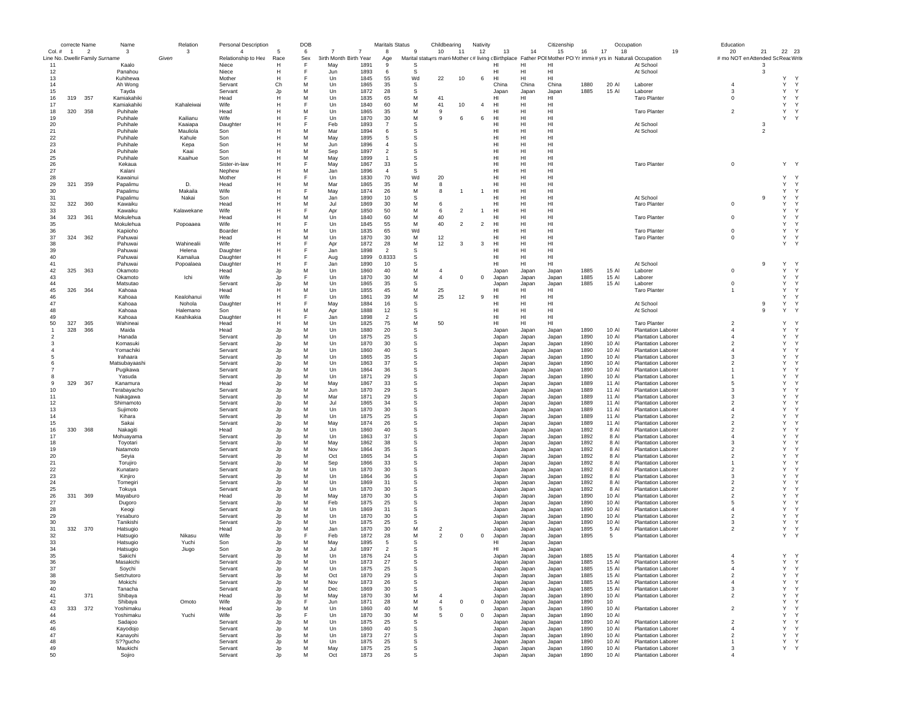| correcte | Name | Name | | Relation | Personal Description | | DOB | | | Maritals Status | | Childbearing | | Nativity | | | Citizenship | | | Occupation | | Education | | | |
|---|---|---|---|---|---|---|---|---|---|---|---|---|---|---|---|---|---|---|---|---|---|---|---|---|---|
| Col. # 1 | 2 | 3 | | 3 | 4 | 5 | 6 | 7 | 7 | 8 | 9 | 10 | 11 | 12 | 13 | 14 | 15 | 16 | 17 | 18 | 19 | 20 | 21 | 22 | 23 |
| Line No. Dwellin | Family | Surname | Given | | Relationship to Hea | Race | Sex | Birth Month | Birth Year | Age | Marital status | yrs marri | Mother c # living c | Birthplace | Father POI | Mother PO | Yr immi | # yrs in | Naturali | Occupation | | # mo NOT en | Attended Sc | Read | Write |
| 11 | | | Kaalo | | Niece | H | F | May | 1891 | 9 | S | | | | HI | HI | HI | | | | At School | | 3 | | |
| 12 | | | Panahou | | Niece | H | F | Jun | 1893 | 6 | S | | | | HI | HI | HI | | | | At School | | 3 | | |
| 13 | | | Kuhihewa | | Mother | H | F | Un | 1845 | 55 | Wd | 22 | 10 | 6 | HI | HI | HI | | | | | | | Y | Y |
| 14 | | | Ah Wong | | Servant | Ch | M | Un | 1865 | 35 | S | | | | China | China | China | 1880 | 20 | Al | Laborer | 4 | | Y | Y |
| 15 | | | Tayda | | Servant | Jp | M | Un | 1872 | 28 | S | | | | Japan | Japan | Japan | 1885 | 15 | Al | Laborer | 3 | | Y | Y |
| 16 | 319 | 357 | Kamiakahiki | | Head | H | M | Un | 1835 | 65 | M | 41 | | | HI | HI | HI | | | | Taro Planter | 0 | | Y | Y |
| 17 | | | Kamiakahiki | Kahaleiwai | Wife | H | F | Un | 1840 | 60 | M | 41 | 10 | 4 | HI | HI | HI | | | | | | | Y | Y |
| 18 | 320 | 358 | Puhihale | | Head | H | M | Un | 1865 | 35 | M | 9 | | | HI | HI | HI | | | | Taro Planter | 2 | | Y | Y |
| 19 | | | Puhihale | Kailianu | Wife | H | F | Un | 1870 | 30 | M | 9 | 6 | 6 | HI | HI | HI | | | | | | | Y | Y |
| 20 | | | Puhihale | Kaaiapa | Daughter | H | F | Feb | 1893 | 7 | S | | | | HI | HI | HI | | | | At School | | 3 | | |
| 21 | | | Puhihale | Mauliola | Son | H | M | Mar | 1894 | 6 | S | | | | HI | HI | HI | | | | At School | | 2 | | |
| 22 | | | Puhihale | Kahule | Son | H | M | May | 1895 | 5 | S | | | | HI | HI | HI | | | | | | | | |
| 23 | | | Puhihale | Kepa | Son | H | M | Jun | 1896 | 4 | S | | | | HI | HI | HI | | | | | | | | |
| 24 | | | Puhihale | Kaai | Son | H | M | Sep | 1897 | 2 | S | | | | HI | HI | HI | | | | | | | | |
| 25 | | | Puhihale | Kaaihue | Son | H | M | May | 1899 | 1 | S | | | | HI | HI | HI | | | | | | | | |
| 26 | | | Kekaua | | Sister-in-law | H | F | May | 1867 | 33 | S | | | | HI | HI | HI | | | | Taro Planter | 0 | | Y | Y |
| 27 | | | Kalani | | Nephew | H | M | Jan | 1896 | 4 | S | | | | HI | HI | HI | | | | | | | | |
| 28 | | | Kawainui | | Mother | H | F | Un | 1830 | 70 | Wd | 20 | | | HI | HI | HI | | | | | | | Y | Y |
| 29 | 321 | 359 | Papalimu | D. | Head | H | M | Mar | 1865 | 35 | M | 8 | | | HI | HI | HI | | | | | | | Y | Y |
| 30 | | | Papalimu | Makaila | Wife | H | F | May | 1874 | 26 | M | 8 | 1 | 1 | HI | HI | HI | | | | | | | Y | Y |
| 31 | | | Papalimu | Nakai | Son | H | M | Jan | 1890 | 10 | S | | | | HI | HI | HI | | | | At School | | 9 | Y | Y |
| 32 | 322 | 360 | Kawaiku | | Head | H | M | Jul | 1869 | 30 | M | 6 | | | HI | HI | HI | | | | Taro Planter | 0 | | Y | Y |
| 33 | | | Kawaiku | Kalawekane | Wife | H | F | Apr | 1850 | 50 | M | 6 | 2 | 1 | HI | HI | HI | | | | | | | Y | Y |
| 34 | 323 | 361 | Mokulehua | | Head | H | M | Un | 1840 | 60 | M | 40 | | | HI | HI | HI | | | | Taro Planter | 0 | | Y | Y |
| 35 | | | Mokulehua | Popoaaea | Wife | H | F | Un | 1845 | 55 | M | 40 | 2 | 2 | HI | HI | HI | | | | | | | Y | Y |
| 36 | | | Kapioho | | Boarder | H | M | Un | 1835 | 65 | Wd | | | | HI | HI | HI | | | | Taro Planter | 0 | | Y | Y |
| 37 | 324 | 362 | Pahuwai | | Head | H | M | Un | 1870 | 30 | M | 12 | | | HI | HI | HI | | | | Taro Planter | 0 | | Y | Y |
| 38 | | | Pahuwai | Wahinealii | Wife | H | F | Apr | 1872 | 28 | M | 12 | 3 | 3 | HI | HI | HI | | | | | | | Y | Y |
| 39 | | | Pahuwai | Helena | Daughter | H | F | Jan | 1898 | 2 | S | | | | HI | HI | HI | | | | | | | | |
| 40 | | | Pahuwai | Kamailua | Daughter | H | F | Aug | 1899 | 0.8333 | S | | | | HI | HI | HI | | | | | | | | |
| 41 | | | Pahuwai | Popoalaea | Daughter | H | F | Jan | 1890 | 10 | S | | | | HI | HI | HI | | | | At School | | 9 | Y | Y |
| 42 | 325 | 363 | Okamoto | | Head | Jp | M | Un | 1860 | 40 | M | 4 | | | Japan | Japan | Japan | 1885 | 15 | Al | Laborer | 0 | | Y | Y |
| 43 | | | Okamoto | Ichi | Wife | Jp | F | Un | 1870 | 30 | M | 4 | 0 | 0 | Japan | Japan | Japan | 1885 | 15 | Al | Laborer | | | Y | Y |
| 44 | | | Matsutao | | Servant | Jp | M | Un | 1865 | 35 | S | | | | Japan | Japan | Japan | 1885 | 15 | Al | Laborer | 0 | | Y | Y |
| 45 | 326 | 364 | Kahoaa | | Head | H | M | Un | 1855 | 45 | M | 25 | | | HI | HI | HI | | | | Taro Planter | 1 | | Y | Y |
| 46 | | | Kahoaa | Kealohanui | Wife | H | F | Un | 1861 | 39 | M | 25 | 12 | 9 | HI | HI | HI | | | | | | | Y | Y |
| 47 | | | Kahoaa | Nohola | Daughter | H | F | May | 1884 | 16 | S | | | | HI | HI | HI | | | | At School | | 9 | Y | Y |
| 48 | | | Kahoaa | Halemano | Son | H | M | Apr | 1888 | 12 | S | | | | HI | HI | HI | | | | At School | | 9 | Y | Y |
| 49 | | | Kahoaa | Keahikakia | Daughter | H | F | Jan | 1898 | 2 | S | | | | HI | HI | HI | | | | | | | | |
| 50 | 327 | 365 | Wahineai | | Head | H | M | Un | 1825 | 75 | M | 50 | | | HI | HI | HI | | | | Taro Planter | 2 | | Y | Y |
| 1 | 328 | 366 | Maida | | Head | Jp | M | Un | 1880 | 20 | S | | | | Japan | Japan | Japan | 1890 | 10 | Al | Plantation Laborer | 4 | | Y | Y |
| 2 | | | Hanada | | Servant | Jp | M | Un | 1875 | 25 | S | | | | Japan | Japan | Japan | 1890 | 10 | Al | Plantation Laborer | 4 | | Y | Y |
| 3 | | | Komasuki | | Servant | Jp | M | Un | 1870 | 30 | S | | | | Japan | Japan | Japan | 1890 | 10 | Al | Plantation Laborer | 2 | | Y | Y |
| 4 | | | Yomachiki | | Servant | Jp | M | Un | 1860 | 40 | S | | | | Japan | Japan | Japan | 1890 | 10 | Al | Plantation Laborer | 4 | | Y | Y |
| 5 | | | Irahaara | | Servant | Jp | M | Un | 1865 | 35 | S | | | | Japan | Japan | Japan | 1890 | 10 | Al | Plantation Laborer | 3 | | Y | Y |
| 6 | | | Matsubayaashi | | Servant | Jp | M | Un | 1863 | 37 | S | | | | Japan | Japan | Japan | 1890 | 10 | Al | Plantation Laborer | 2 | | Y | Y |
| 7 | | | Pugikawa | | Servant | Jp | M | Un | 1864 | 36 | S | | | | Japan | Japan | Japan | 1890 | 10 | Al | Plantation Laborer | 1 | | Y | Y |
| 8 | | | Yasuda | | Servant | Jp | M | Un | 1871 | 29 | S | | | | Japan | Japan | Japan | 1890 | 10 | Al | Plantation Laborer | 1 | | Y | Y |
| 9 | 329 | 367 | Kanamura | | Head | Jp | M | May | 1867 | 33 | S | | | | Japan | Japan | Japan | 1889 | 11 | Al | Plantation Laborer | 5 | | Y | Y |
| 10 | | | Terabayacho | | Servant | Jp | M | Jun | 1870 | 29 | S | | | | Japan | Japan | Japan | 1889 | 11 | Al | Plantation Laborer | 3 | | Y | Y |
| 11 | | | Nakagawa | | Servant | Jp | M | Mar | 1871 | 29 | S | | | | Japan | Japan | Japan | 1889 | 11 | Al | Plantation Laborer | 3 | | Y | Y |
| 12 | | | Shimamoto | | Servant | Jp | M | Jul | 1865 | 34 | S | | | | Japan | Japan | Japan | 1889 | 11 | Al | Plantation Laborer | 2 | | Y | Y |
| 13 | | | Sujimoto | | Servant | Jp | M | Un | 1870 | 30 | S | | | | Japan | Japan | Japan | 1889 | 11 | Al | Plantation Laborer | 4 | | Y | Y |
| 14 | | | Kihara | | Servant | Jp | M | Un | 1875 | 25 | S | | | | Japan | Japan | Japan | 1889 | 11 | Al | Plantation Laborer | 2 | | Y | Y |
| 15 | | | Sakai | | Servant | Jp | M | May | 1874 | 26 | S | | | | Japan | Japan | Japan | 1889 | 11 | Al | Plantation Laborer | 2 | | Y | Y |
| 16 | 330 | 368 | Nakagiti | | Head | Jp | M | Un | 1860 | 40 | S | | | | Japan | Japan | Japan | 1892 | 8 | Al | Plantation Laborer | 2 | | Y | Y |
| 17 | | | Mohuayama | | Servant | Jp | M | Un | 1863 | 37 | S | | | | Japan | Japan | Japan | 1892 | 8 | Al | Plantation Laborer | 4 | | Y | Y |
| 18 | | | Toyotari | | Servant | Jp | M | May | 1862 | 38 | S | | | | Japan | Japan | Japan | 1892 | 8 | Al | Plantation Laborer | 3 | | Y | Y |
| 19 | | | Natamoto | | Servant | Jp | M | Nov | 1864 | 35 | S | | | | Japan | Japan | Japan | 1892 | 8 | Al | Plantation Laborer | 2 | | Y | Y |
| 20 | | | Seyia | | Servant | Jp | M | Oct | 1865 | 34 | S | | | | Japan | Japan | Japan | 1892 | 8 | Al | Plantation Laborer | 2 | | Y | Y |
| 21 | | | Torujiro | | Servant | Jp | M | Sep | 1866 | 33 | S | | | | Japan | Japan | Japan | 1892 | 8 | Al | Plantation Laborer | 1 | | Y | Y |
| 22 | | | Kunataro | | Servant | Jp | M | Un | 1870 | 30 | S | | | | Japan | Japan | Japan | 1892 | 8 | Al | Plantation Laborer | 2 | | Y | Y |
| 23 | | | Kinjiro | | Servant | Jp | M | Un | 1864 | 36 | S | | | | Japan | Japan | Japan | 1892 | 8 | Al | Plantation Laborer | 3 | | Y | Y |
| 24 | | | Tomegiri | | Servant | Jp | M | Un | 1869 | 31 | S | | | | Japan | Japan | Japan | 1892 | 8 | Al | Plantation Laborer | 2 | | Y | Y |
| 25 | | | Tokuya | | Servant | Jp | M | Un | 1870 | 30 | S | | | | Japan | Japan | Japan | 1892 | 8 | Al | Plantation Laborer | 2 | | Y | Y |
| 26 | 331 | 369 | Mayaburo | | Head | Jp | M | May | 1870 | 30 | S | | | | Japan | Japan | Japan | 1890 | 10 | Al | Plantation Laborer | 2 | | Y | Y |
| 27 | | | Dugoro | | Servant | Jp | M | Feb | 1875 | 25 | S | | | | Japan | Japan | Japan | 1890 | 10 | Al | Plantation Laborer | 5 | | Y | Y |
| 28 | | | Keogi | | Servant | Jp | M | Un | 1869 | 31 | S | | | | Japan | Japan | Japan | 1890 | 10 | Al | Plantation Laborer | 4 | | Y | Y |
| 29 | | | Yesaburo | | Servant | Jp | M | Un | 1870 | 30 | S | | | | Japan | Japan | Japan | 1890 | 10 | Al | Plantation Laborer | 2 | | Y | Y |
| 30 | | | Tanikishi | | Servant | Jp | M | Un | 1875 | 25 | S | | | | Japan | Japan | Japan | 1890 | 10 | Al | Plantation Laborer | 3 | | Y | Y |
| 31 | 332 | 370 | Hatsugio | | Head | Jp | M | Jan | 1870 | 30 | M | 2 | | | Japan | Japan | Japan | 1895 | 5 | Al | Plantation Laborer | 2 | | Y | Y |
| 32 | | | Hatsugio | Nikasu | Wife | Jp | F | Feb | 1872 | 28 | M | 2 | 0 | 0 | Japan | Japan | Japan | 1895 | 5 | | Plantation Laborer | | | Y | Y |
| 33 | | | Hatsugio | Yuchi | Son | Jp | M | May | 1895 | 5 | S | | | | HI | Japan | Japan | | | | | | | | |
| 34 | | | Hatsugio | Jiugo | Son | Jp | M | Jul | 1897 | 2 | S | | | | HI | Japan | Japan | | | | | | | | |
| 35 | | | Sakichi | | Servant | Jp | M | Un | 1876 | 24 | S | | | | Japan | Japan | Japan | 1885 | 15 | Al | Plantation Laborer | 4 | | Y | Y |
| 36 | | | Masakichi | | Servant | Jp | M | Un | 1873 | 27 | S | | | | Japan | Japan | Japan | 1885 | 15 | Al | Plantation Laborer | 5 | | Y | Y |
| 37 | | | Soychi | | Servant | Jp | M | Un | 1875 | 25 | S | | | | Japan | Japan | Japan | 1885 | 15 | Al | Plantation Laborer | 4 | | Y | Y |
| 38 | | | Setchutoro | | Servant | Jp | M | Oct | 1870 | 29 | S | | | | Japan | Japan | Japan | 1885 | 15 | Al | Plantation Laborer | 2 | | Y | Y |
| 39 | | | Mokichi | | Servant | Jp | M | Nov | 1873 | 26 | S | | | | Japan | Japan | Japan | 1885 | 15 | Al | Plantation Laborer | 4 | | Y | Y |
| 40 | | | Tanacha | | Servant | Jp | M | Dec | 1869 | 30 | S | | | | Japan | Japan | Japan | 1885 | 15 | Al | Plantation Laborer | 3 | | Y | Y |
| 41 | | 371 | Shibaya | | Head | Jp | M | May | 1870 | 30 | M | 4 | | | Japan | Japan | Japan | 1890 | 10 | Al | Plantation Laborer | 2 | | Y | Y |
| 42 | | | Shibaya | Omoto | Wife | Jp | F | Jun | 1871 | 28 | M | 4 | 0 | 0 | Japan | Japan | Japan | 1890 | 10 | | | | | Y | Y |
| 43 | 333 | 372 | Yoshimaku | | Head | Jp | M | Un | 1860 | 40 | M | 5 | | | Japan | Japan | Japan | 1890 | 10 | Al | Plantation Laborer | 2 | | Y | Y |
| 44 | | | Yoshimaku | Yuchi | Wife | Jp | F | Un | 1870 | 30 | M | 5 | 0 | 0 | Japan | Japan | Japan | 1890 | 10 | Al | | | | Y | Y |
| 45 | | | Sadajoo | | Servant | Jp | M | Un | 1875 | 25 | S | | | | Japan | Japan | Japan | 1890 | 10 | Al | Plantation Laborer | 2 | | Y | Y |
| 46 | | | Kayodojo | | Servant | Jp | M | Un | 1860 | 40 | S | | | | Japan | Japan | Japan | 1890 | 10 | Al | Plantation Laborer | 4 | | Y | Y |
| 47 | | | Kanayohi | | Servant | Jp | M | Un | 1873 | 27 | S | | | | Japan | Japan | Japan | 1890 | 10 | Al | Plantation Laborer | 2 | | Y | Y |
| 48 | | | S??gucho | | Servant | Jp | M | Un | 1875 | 25 | S | | | | Japan | Japan | Japan | 1890 | 10 | Al | Plantation Laborer | 1 | | Y | Y |
| 49 | | | Maukichi | | Servant | Jp | M | May | 1875 | 25 | S | | | | Japan | Japan | Japan | 1890 | 10 | Al | Plantation Laborer | 3 | | Y | Y |
| 50 | | | Sojiro | | Servant | Jp | M | Oct | 1873 | 26 | S | | | | Japan | Japan | Japan | 1890 | 10 | Al | Plantation Laborer | 4 | | | |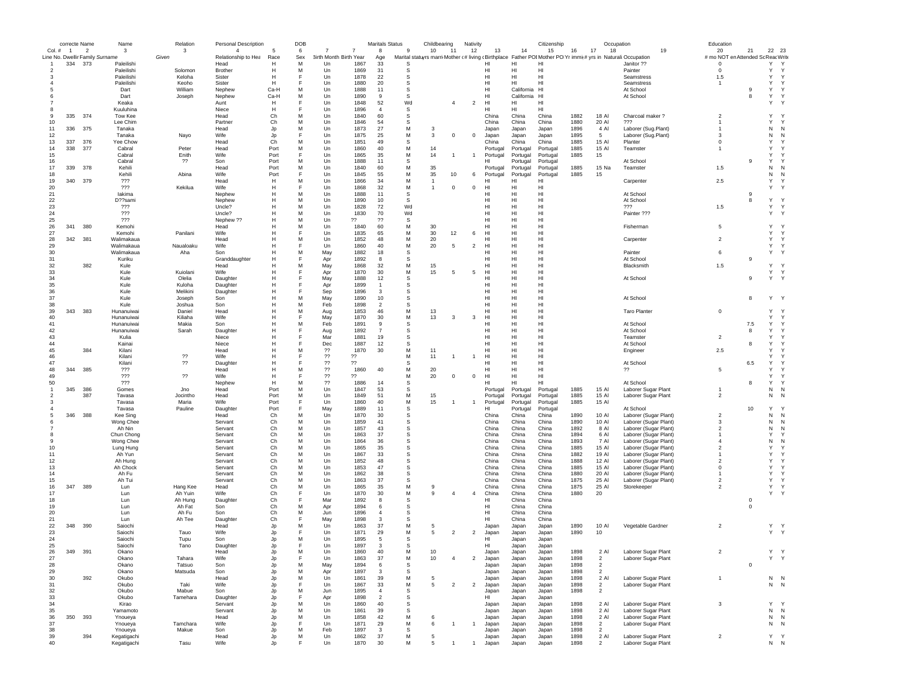| correcte | Name | | Name | Relation | Personal Description | | DOB | | | Maritals Status | | Childbearing | | Nativity | | | Citizenship | | Occupation | | | | Education | | |
|---|---|---|---|---|---|---|---|---|---|---|---|---|---|---|---|---|---|---|---|---|---|---|---|---|---|
| Col. # | 1 | 2 | 3 | 3 | 4 | 5 | 6 | 7 | 7 | 8 | 9 | 10 | 11 | 12 | 13 | 14 | 15 | 16 | 17 | 18 | 19 | 20 | 21 | 22 | 23 |
| Line No. | Dwellin | Family | Surname | Given | Relationship to Hea | Race | Sex | Birth Month | Birth Year | Age | Marital status | yrs marri | Mother c# | living c | Birthplace | Father POB | Mother POB | Yr immi | # yrs in | Naturali | Occupation | # mo NOT en | Attended Sc | Read | Write |
| 1 | 334 | 373 | Paleilishi | | Head | H | M | Un | 1867 | 33 | S | | | | HI | HI | HI | | | | Janitor ?? | 0 | | Y | Y |
| 2 | | | Paleilishi | Solomon | Brother | H | M | Un | 1869 | 31 | S | | | | HI | HI | HI | | | | Painter | 0 | | Y | Y |
| 3 | | | Paleilishi | Keloha | Sister | H | F | Un | 1878 | 22 | S | | | | HI | HI | HI | | | | Seamstress | 1.5 | | Y | Y |
| 4 | | | Paleilishi | Keoho | Sister | H | F | Un | 1880 | 20 | S | | | | HI | HI | HI | | | | Seamstress | 1 | | Y | Y |
| 5 | | | Dart | William | Nephew | Ca-H | M | Un | 1888 | 11 | S | | | | HI | California | HI | | | | At School | | 9 | Y | Y |
| 6 | | | Dart | Joseph | Nephew | Ca-H | M | Un | 1890 | 9 | S | | | | HI | California | HI | | | | At School | | 8 | Y | Y |
| 7 | | | Keaka | | Aunt | H | F | Un | 1848 | 52 | Wd | | 4 | 2 | HI | HI | HI | | | | | | | Y | Y |
| 8 | | | Kuuluhina | | Niece | H | F | Un | 1896 | 4 | S | | | | HI | HI | HI | | | | | | | | |
| 9 | 335 | 374 | Tow Kee | | Head | Ch | M | Un | 1840 | 60 | S | | | | China | China | China | 1882 | 18 | Al | Charcoal maker ? | 2 | | Y | Y |
| 10 | | | Lee Chim | | Partner | Ch | M | Un | 1846 | 54 | S | | | | China | China | China | 1880 | 20 | Al | ??? | 1 | | Y | Y |
| 11 | 336 | 375 | Tanaka | | Head | Jp | M | Un | 1873 | 27 | M | 3 | | | Japan | Japan | Japan | 1896 | 4 | Al | Laborer (Sug.Plant) | 1 | | N | N |
| 12 | | | Tanaka | Nayo | Wife | Jp | F | Un | 1875 | 25 | M | 3 | 0 | 0 | Japan | Japan | Japan | 1895 | 5 | | Laborer (Sug.Plant) | 3 | | N | N |
| 13 | 337 | 376 | Yee Chow | | Head | Ch | M | Un | 1851 | 49 | S | | | | China | China | China | 1885 | 15 | Al | Planter | 0 | | Y | Y |
| 14 | 338 | 377 | Cabral | Peter | Head | Port | M | Un | 1860 | 40 | M | 14 | | | Portugal | Portugal | Portugal | 1885 | 15 | Al | Teamster | 1 | | Y | Y |
| 15 | | | Cabral | Enith | Wife | Port | F | Un | 1865 | 35 | M | 14 | 1 | 1 | Portugal | Portugal | Portugal | 1885 | 15 | | | | | Y | Y |
| 16 | | | Cabral | ?? | Son | Port | M | Un | 1888 | 11 | S | | | | HI | Portugal | Portugal | | | | At School | | 9 | Y | Y |
| 17 | 339 | 378 | Kehili | | Head | Port | M | Un | 1840 | 60 | M | 35 | | | Portugal | Portugal | Portugal | 1885 | 15 | Na | Teamster | 1.5 | | N | N |
| 18 | | | Kehili | Abina | Wife | Port | F | Un | 1845 | 55 | M | 35 | 10 | 6 | Portugal | Portugal | Portugal | 1885 | 15 | | | | | N | N |
| 19 | 340 | 379 | ??? | | Head | H | M | Un | 1866 | 34 | M | 1 | | | HI | HI | HI | | | | Carpenter | 2.5 | | Y | Y |
| 20 | | | ??? | Kekilua | Wife | H | F | Un | 1868 | 32 | M | 1 | 0 | 0 | HI | HI | HI | | | | | | | Y | Y |
| 21 | | | Iakima | | Nephew | H | M | Un | 1888 | 11 | S | | | | HI | HI | HI | | | | At School | | 9 | | |
| 22 | | | D??sami | | Nephew | H | M | Un | 1890 | 10 | S | | | | HI | HI | HI | | | | At School | | 8 | Y | Y |
| 23 | | | ??? | | Uncle? | H | M | Un | 1828 | 72 | Wd | | | | HI | HI | HI | | | | ??? | 1.5 | | Y | Y |
| 24 | | | ??? | | Uncle? | H | M | Un | 1830 | 70 | Wd | | | | HI | HI | HI | | | | Painter ??? | | | Y | Y |
| 25 | | | ??? | | Nephew ?? | H | M | Un | ?? | ?? | S | | | | HI | HI | HI | | | | | | | | |
| 26 | 341 | 380 | Kemohi | | Head | H | M | Un | 1840 | 60 | M | 30 | | | HI | HI | HI | | | | Fisherman | 5 | | Y | Y |
| 27 | | | Kemohi | Panilani | Wife | H | F | Un | 1835 | 65 | M | 30 | 12 | 6 | HI | HI | HI | | | | | | | Y | Y |
| 28 | 342 | 381 | Walimakaua | | Head | H | M | Un | 1852 | 48 | M | 20 | | | HI | HI | HI | | | | Carpenter | 2 | | Y | Y |
| 29 | | | Walimakaua | Naualoaku | Wife | H | F | Un | 1860 | 40 | M | 20 | 5 | 2 | HI | HI | HI | | | | | | | Y | Y |
| 30 | | | Walimakaua | Aha | Son | H | M | May | 1882 | 18 | S | | | | HI | HI | HI | | | | Painter | 6 | | Y | Y |
| 31 | | | Kuriku | | Granddaughter | H | F | Apr | 1892 | 8 | S | | | | HI | HI | HI | | | | At School | | 9 | | |
| 32 | | 382 | Kule | | Head | H | M | May | 1868 | 32 | M | 15 | | | HI | HI | HI | | | | Blacksmith | 1.5 | | Y | Y |
| 33 | | | Kule | Kuiolani | Wife | H | F | Apr | 1870 | 30 | M | 15 | 5 | 5 | HI | HI | HI | | | | | | | Y | Y |
| 34 | | | Kule | Olelia | Daughter | H | F | May | 1888 | 12 | S | | | | HI | HI | HI | | | | At School | | 9 | Y | Y |
| 35 | | | Kule | Kuloha | Daughter | H | F | Apr | 1899 | 1 | S | | | | HI | HI | HI | | | | | | | | |
| 36 | | | Kule | Melikini | Daughter | H | F | Sep | 1896 | 3 | S | | | | HI | HI | HI | | | | | | | | |
| 37 | | | Kule | Joseph | Son | H | M | May | 1890 | 10 | S | | | | HI | HI | HI | | | | At School | | 8 | Y | Y |
| 38 | | | Kule | Joshua | Son | H | M | Feb | 1898 | 2 | S | | | | HI | HI | HI | | | | | | | | |
| 39 | 343 | 383 | Hunanuiwai | Daniel | Head | H | M | Aug | 1853 | 46 | M | 13 | | | HI | HI | HI | | | | Taro Planter | 0 | | Y | Y |
| 40 | | | Hunanuiwai | Kiliaha | Wife | H | F | May | 1870 | 30 | M | 13 | 3 | 3 | HI | HI | HI | | | | | | | Y | Y |
| 41 | | | Hunanuiwai | Makia | Son | H | M | Feb | 1891 | 9 | S | | | | HI | HI | HI | | | | At School | | 7.5 | Y | Y |
| 42 | | | Hunanuiwai | Sarah | Daughter | H | F | Aug | 1892 | 7 | S | | | | HI | HI | HI | | | | At School | | 8 | Y | Y |
| 43 | | | Kulia | | Niece | H | F | Mar | 1881 | 19 | S | | | | HI | HI | HI | | | | Teamster | 2 | | Y | Y |
| 44 | | | Kainai | | Niece | H | F | Dec | 1887 | 12 | S | | | | HI | HI | HI | | | | At School | | 8 | Y | Y |
| 45 | | 384 | Kilani | | Head | H | M | ?? | 1870 | 30 | M | 11 | | | HI | HI | HI | | | | Engineer | 2.5 | | Y | Y |
| 46 | | | Kilani | ?? | Wife | H | F | ?? | ?? | | M | 11 | 1 | 1 | HI | HI | HI | | | | | | | Y | Y |
| 47 | | | Kilani | ?? | Daughter | H | F | ?? | ?? | | S | | | | HI | HI | HI | | | | At School | | 6.5 | Y | Y |
| 48 | 344 | 385 | ??? | | Head | H | M | ?? | 1860 | 40 | M | 20 | | | HI | HI | HI | | | | ?? | 5 | | Y | Y |
| 49 | | | ??? | ?? | Wife | H | F | ?? | ?? | | M | 20 | 0 | 0 | HI | HI | HI | | | | | | | Y | Y |
| 50 | | | ??? | | Nephew | H | M | ?? | 1886 | 14 | S | | | | HI | HI | HI | | | | At School | | 8 | Y | Y |
| 1 | 345 | 386 | Gomes | Jno | Head | Port | M | Un | 1847 | 53 | S | | | | Portugal | Portugal | Portugal | 1885 | 15 | Al | Laborer Sugar Plant | 1 | | N | N |
| 2 | | 387 | Tavasa | Jocintho | Head | Port | M | Un | 1849 | 51 | M | 15 | | | Portugal | Portugal | Portugal | 1885 | 15 | Al | Laborer Sugar Plant | 2 | | N | N |
| 3 | | | Tavasa | Maria | Wife | Port | F | Un | 1860 | 40 | M | 15 | 1 | 1 | Portugal | Portugal | Portugal | 1885 | 15 | Al | | | | | |
| 4 | | | Tavasa | Pauline | Daughter | Port | F | May | 1889 | 11 | S | | | | HI | Portugal | Portugal | | | | At School | | 10 | Y | Y |
| 5 | 346 | 388 | Kee Sing | | Head | Ch | M | Un | 1870 | 30 | S | | | | China | China | China | 1890 | 10 | Al | Laborer (Sugar Plant) | 2 | | N | N |
| 6 | | | Wong Chee | | Servant | Ch | M | Un | 1859 | 41 | S | | | | China | China | China | 1890 | 10 | Al | Laborer (Sugar Plant) | 3 | | N | N |
| 7 | | | Ah Nin | | Servant | Ch | M | Un | 1857 | 43 | S | | | | China | China | China | 1892 | 8 | Al | Laborer (Sugar Plant) | 2 | | N | N |
| 8 | | | Chun Chong | | Servant | Ch | M | Un | 1863 | 37 | S | | | | China | China | China | 1894 | 6 | Al | Laborer (Sugar Plant) | 1 | | Y | Y |
| 9 | | | Wong Chee | | Servant | Ch | M | Un | 1864 | 36 | S | | | | China | China | China | 1893 | 7 | Al | Laborer (Sugar Plant) | 4 | | N | N |
| 10 | | | Lung Hung | | Servant | Ch | M | Un | 1865 | 35 | S | | | | China | China | China | 1885 | 15 | Al | Laborer (Sugar Plant) | 2 | | Y | Y |
| 11 | | | Ah Yun | | Servant | Ch | M | Un | 1867 | 33 | S | | | | China | China | China | 1882 | 19 | Al | Laborer (Sugar Plant) | 1 | | Y | Y |
| 12 | | | Ah Hung | | Servant | Ch | M | Un | 1852 | 48 | S | | | | China | China | China | 1888 | 12 | Al | Laborer (Sugar Plant) | 2 | | Y | Y |
| 13 | | | Ah Chock | | Servant | Ch | M | Un | 1853 | 47 | S | | | | China | China | China | 1885 | 15 | Al | Laborer (Sugar Plant) | 0 | | Y | Y |
| 14 | | | Ah Fu | | Servant | Ch | M | Un | 1862 | 38 | S | | | | China | China | China | 1880 | 20 | Al | Laborer (Sugar Plant) | 1 | | Y | Y |
| 15 | | | Ah Tui | | Servant | Ch | M | Un | 1863 | 37 | S | | | | China | China | China | 1875 | 25 | Al | Laborer (Sugar Plant) | 2 | | Y | Y |
| 16 | 347 | 389 | Lun | Hang Kee | Head | Ch | M | Un | 1865 | 35 | M | 9 | | | China | China | China | 1875 | 25 | Al | Storekeeper | 2 | | Y | Y |
| 17 | | | Lun | Ah Yuin | Wife | Ch | F | Un | 1870 | 30 | M | 9 | 4 | 4 | China | China | China | 1880 | 20 | | | | | Y | Y |
| 18 | | | Lun | Ah Hung | Daughter | Ch | F | Mar | 1892 | 8 | S | | | | HI | China | China | | | | | | 0 | | |
| 19 | | | Lun | Ah Fat | Son | Ch | M | Apr | 1894 | 6 | S | | | | HI | China | China | | | | | | 0 | | |
| 20 | | | Lun | Ah Fu | Son | Ch | M | Jun | 1896 | 4 | S | | | | HI | China | China | | | | | | | | |
| 21 | | | Lun | Ah Tee | Daughter | Ch | F | May | 1898 | 3 | S | | | | HI | China | China | | | | | | | | |
| 22 | 348 | 390 | Saiochi | | Head | Jp | M | Un | 1863 | 37 | M | 5 | | | Japan | Japan | Japan | 1890 | 10 | Al | Vegetable Gardner | 2 | | Y | Y |
| 23 | | | Saiochi | Tauo | Wife | Jp | F | Un | 1871 | 29 | M | 5 | 2 | 2 | Japan | Japan | Japan | 1890 | 10 | | | | | Y | Y |
| 24 | | | Saiochi | Tupu | Son | Jp | M | Un | 1895 | 5 | S | | | | HI | Japan | Japan | | | | | | | | |
| 25 | | | Saiochi | Tano | Daughter | Jp | F | Un | 1897 | 3 | S | | | | HI | Japan | Japan | | | | | | | | |
| 26 | 349 | 391 | Okano | | Head | Jp | M | Un | 1860 | 40 | M | 10 | | | Japan | Japan | Japan | 1898 | 2 | Al | Laborer Sugar Plant | 2 | | Y | Y |
| 27 | | | Okano | Tahara | Wife | Jp | F | Un | 1863 | 37 | M | 10 | 4 | 2 | Japan | Japan | Japan | 1898 | 2 | | Laborer Sugar Plant | | | Y | Y |
| 28 | | | Okano | Tatsuo | Son | Jp | M | May | 1894 | 6 | S | | | | Japan | Japan | Japan | 1898 | 2 | | | | 0 | | |
| 29 | | | Okano | Matsuda | Son | Jp | M | Apr | 1897 | 3 | S | | | | Japan | Japan | Japan | 1898 | 2 | | | | | | |
| 30 | | 392 | Okubo | | Head | Jp | M | Un | 1861 | 39 | M | 5 | | | Japan | Japan | Japan | 1898 | 2 | Al | Laborer Sugar Plant | 1 | | N | N |
| 31 | | | Okubo | Taki | Wife | Jp | F | Un | 1867 | 33 | M | 5 | 2 | 2 | Japan | Japan | Japan | 1898 | 2 | | Laborer Sugar Plant | | | N | N |
| 32 | | | Okubo | Mabue | Son | Jp | M | Jun | 1895 | 4 | S | | | | Japan | Japan | Japan | 1898 | 2 | | | | | | |
| 33 | | | Okubo | Tamehara | Daughter | Jp | F | Apr | 1898 | 2 | S | | | | HI | Japan | Japan | | | | | | | | |
| 34 | | | Kirao | | Servant | Jp | M | Un | 1860 | 40 | S | | | | Japan | Japan | Japan | 1898 | 2 | Al | Laborer Sugar Plant | 3 | | Y | Y |
| 35 | | | Yamamoto | | Servant | Jp | M | Un | 1861 | 39 | S | | | | Japan | Japan | Japan | 1898 | 2 | Al | Laborer Sugar Plant | | | N | N |
| 36 | 350 | 393 | Ynoueya | | Head | Jp | M | Un | 1858 | 42 | M | 6 | | | Japan | Japan | Japan | 1898 | 2 | Al | Laborer Sugar Plant | | | N | N |
| 37 | | | Ynoueya | Tamchara | Wife | Jp | F | Un | 1871 | 29 | M | 6 | 1 | 1 | Japan | Japan | Japan | 1898 | 2 | | Laborer Sugar Plant | | | N | N |
| 38 | | | Ynoueya | Makue | Son | Jp | M | Feb | 1897 | 3 | S | | | | Japan | Japan | Japan | 1898 | 2 | | | | | | |
| 39 | | 394 | Kegatigachi | | Head | Jp | M | Un | 1862 | 37 | M | 5 | | | Japan | Japan | Japan | 1898 | 2 | Al | Laborer Sugar Plant | 2 | | Y | Y |
| 40 | | | Kegatigachi | Tasu | Wife | Jp | F | Un | 1870 | 30 | M | 5 | 1 | 1 | Japan | Japan | Japan | 1898 | 2 | | Laborer Sugar Plant | | | N | N |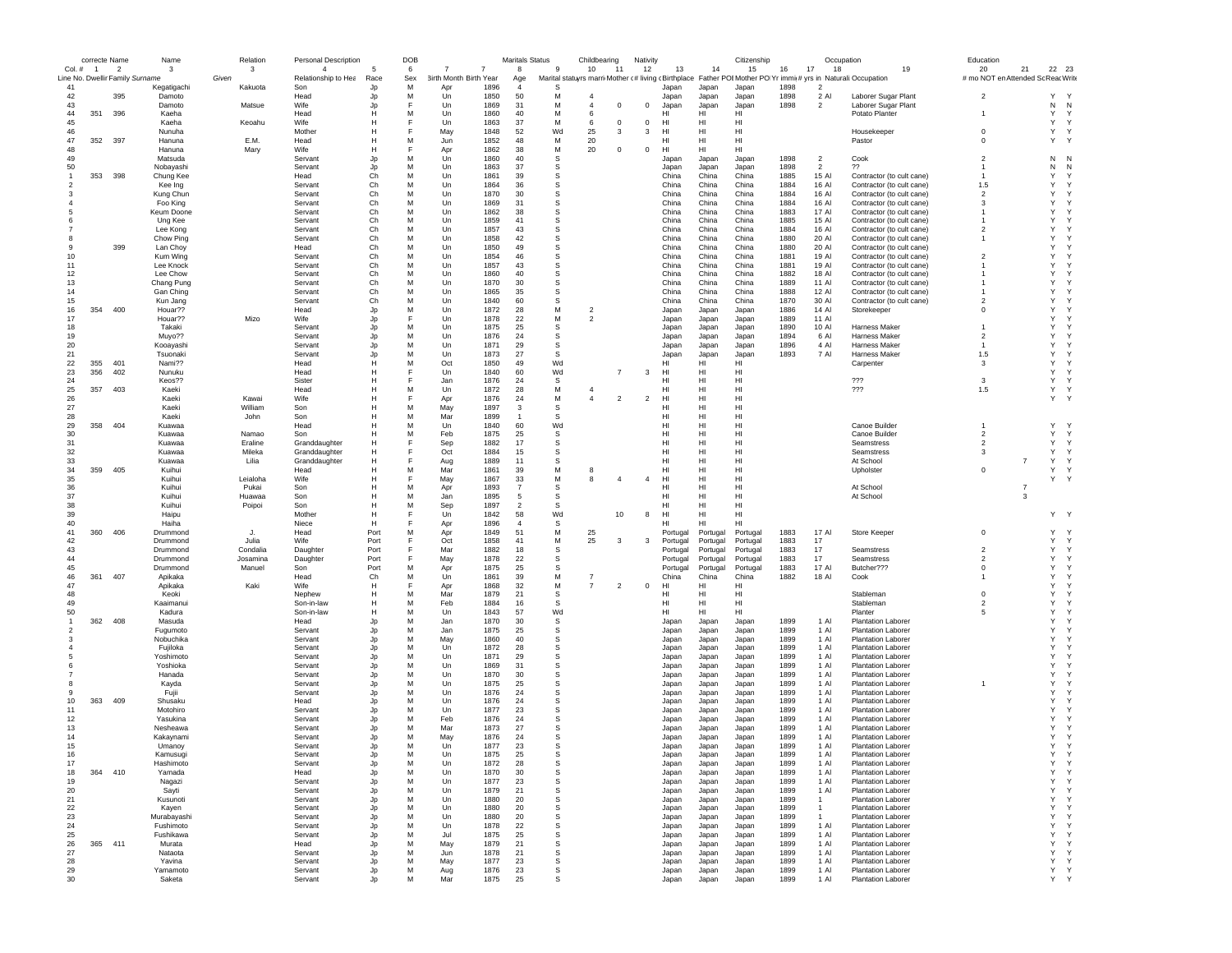| | correcte | Name | Name | | Relation | Personal Description | | DOB | | | Maritals Status | | Childbearing | | Nativity | | | Citizenship | | Occupation | | | Education | | | |
|---|---|---|---|---|---|---|---|---|---|---|---|---|---|---|---|---|---|---|---|---|---|---|---|---|---|---|
| Col. # | 1 | 2 | 3 | | 3 | 4 | 5 | 6 | 7 | 7 | 8 | 9 | 10 | 11 | 12 | 13 | 14 | 15 | 16 | 17 | 18 | 19 | 20 | 21 | 22 | 23 |
| Line No. | Dwellin | Family | Surname | Given | Relationship to Hea | Race | Sex | Birth Month | Birth Year | Age | Marital status | yrs married | Mother of | # living | Birthplace | Father POB | Mother POB | Yr immi | # yrs in | Naturali | Occupation | # mo NOT em | Attended Sc | Read | Write | |
| 41 | | | Kegatigachi | Kakuota | Son | Jp | M | Apr | 1896 | 4 | S | | | | Japan | Japan | Japan | 1898 | 2 | | | | | | | |
| 42 | | 395 | Damoto | | Head | Jp | M | Un | 1850 | 50 | M | 4 | | | Japan | Japan | Japan | 1898 | 2 | Al | Laborer Sugar Plant | 2 | | Y | Y | |
| 43 | | | Damoto | Matsue | Wife | Jp | F | Un | 1869 | 31 | M | 4 | 0 | 0 | Japan | Japan | Japan | 1898 | 2 | | Laborer Sugar Plant | | | N | N | |
| 44 | 351 | 396 | Kaeha | | Head | H | M | Un | 1860 | 40 | M | 6 | | | HI | HI | HI | | | | Potato Planter | 1 | | Y | Y | |
| 45 | | | Kaeha | Keoahu | Wife | H | F | Un | 1863 | 37 | M | 6 | 0 | 0 | HI | HI | HI | | | | | | | Y | Y | |
| 46 | | | Nunuha | | Mother | H | F | May | 1848 | 52 | Wd | 25 | 3 | 3 | HI | HI | HI | | | | Housekeeper | 0 | | Y | Y | |
| 47 | 352 | 397 | Hanuna | E.M. | Head | H | M | Jun | 1852 | 48 | M | 20 | | | HI | HI | HI | | | | Pastor | 0 | | Y | Y | |
| 48 | | | Hanuna | Mary | Wife | H | F | Apr | 1862 | 38 | M | 20 | 0 | 0 | HI | HI | HI | | | | | | | | | |
| 49 | | | Matsuda | | Servant | Jp | M | Un | 1860 | 40 | S | | | | Japan | Japan | Japan | 1898 | 2 | | Cook | 2 | | N | N | |
| 50 | | | Nobayashi | | Servant | Jp | M | Un | 1863 | 37 | S | | | | Japan | Japan | Japan | 1898 | 2 | | ?? | 1 | | N | N | |
| 1 | 353 | 398 | Chung Kee | | Head | Ch | M | Un | 1861 | 39 | S | | | | China | China | China | 1885 | 15 | Al | Contractor (to cult cane) | 1 | | Y | Y | |
| 2 | | | Kee Ing | | Servant | Ch | M | Un | 1864 | 36 | S | | | | China | China | China | 1884 | 16 | Al | Contractor (to cult cane) | 1.5 | | Y | Y | |
| 3 | | | Kung Chun | | Servant | Ch | M | Un | 1870 | 30 | S | | | | China | China | China | 1884 | 16 | Al | Contractor (to cult cane) | 2 | | Y | Y | |
| 4 | | | Foo King | | Servant | Ch | M | Un | 1869 | 31 | S | | | | China | China | China | 1884 | 16 | Al | Contractor (to cult cane) | 3 | | Y | Y | |
| 5 | | | Keum Doone | | Servant | Ch | M | Un | 1862 | 38 | S | | | | China | China | China | 1883 | 17 | Al | Contractor (to cult cane) | 1 | | Y | Y | |
| 6 | | | Ung Kee | | Servant | Ch | M | Un | 1859 | 41 | S | | | | China | China | China | 1885 | 15 | Al | Contractor (to cult cane) | 1 | | Y | Y | |
| 7 | | | Lee Kong | | Servant | Ch | M | Un | 1857 | 43 | S | | | | China | China | China | 1884 | 16 | Al | Contractor (to cult cane) | 2 | | Y | Y | |
| 8 | | | Chow Ping | | Servant | Ch | M | Un | 1858 | 42 | S | | | | China | China | China | 1880 | 20 | Al | Contractor (to cult cane) | 1 | | Y | Y | |
| 9 | | 399 | Lan Choy | | Head | Ch | M | Un | 1850 | 49 | S | | | | China | China | China | 1880 | 20 | Al | Contractor (to cult cane) | | | Y | Y | |
| 10 | | | Kum Wing | | Servant | Ch | M | Un | 1854 | 46 | S | | | | China | China | China | 1881 | 19 | Al | Contractor (to cult cane) | 2 | | Y | Y | |
| 11 | | | Lee Knock | | Servant | Ch | M | Un | 1857 | 43 | S | | | | China | China | China | 1881 | 19 | Al | Contractor (to cult cane) | 1 | | Y | Y | |
| 12 | | | Lee Chow | | Servant | Ch | M | Un | 1860 | 40 | S | | | | China | China | China | 1882 | 18 | Al | Contractor (to cult cane) | 1 | | Y | Y | |
| 13 | | | Chang Pung | | Servant | Ch | M | Un | 1870 | 30 | S | | | | China | China | China | 1889 | 11 | Al | Contractor (to cult cane) | 1 | | Y | Y | |
| 14 | | | Gan Ching | | Servant | Ch | M | Un | 1865 | 35 | S | | | | China | China | China | 1888 | 12 | Al | Contractor (to cult cane) | 1 | | Y | Y | |
| 15 | | | Kun Jang | | Servant | Ch | M | Un | 1840 | 60 | S | | | | China | China | China | 1870 | 30 | Al | Contractor (to cult cane) | 2 | | Y | Y | |
| 16 | 354 | 400 | Houar?? | | Head | Jp | M | Un | 1872 | 28 | M | 2 | | | Japan | Japan | Japan | 1886 | 14 | Al | Storekeeper | 0 | | Y | Y | |
| 17 | | | Houar?? | Mizo | Wife | Jp | F | Un | 1878 | 22 | M | 2 | | | Japan | Japan | Japan | 1889 | 11 | Al | | | | Y | Y | |
| 18 | | | Takaki | | Servant | Jp | M | Un | 1875 | 25 | S | | | | Japan | Japan | Japan | 1890 | 10 | Al | Harness Maker | 1 | | Y | Y | |
| 19 | | | Muyo?? | | Servant | Jp | M | Un | 1876 | 24 | S | | | | Japan | Japan | Japan | 1894 | 6 | Al | Harness Maker | 2 | | Y | Y | |
| 20 | | | Kooayashi | | Servant | Jp | M | Un | 1871 | 29 | S | | | | Japan | Japan | Japan | 1896 | 4 | Al | Harness Maker | 1 | | Y | Y | |
| 21 | | | Tsuonaki | | Servant | Jp | M | Un | 1873 | 27 | S | | | | Japan | Japan | Japan | 1893 | 7 | Al | Harness Maker | 1.5 | | Y | Y | |
| 22 | 355 | 401 | Nami?? | | Head | H | M | Oct | 1850 | 49 | Wd | | | | HI | HI | HI | | | | Carpenter | 3 | | Y | Y | |
| 23 | 356 | 402 | Nunuku | | Head | H | F | Un | 1840 | 60 | Wd | | 7 | 3 | HI | HI | HI | | | | | | | Y | Y | |
| 24 | | | Keos?? | | Sister | H | F | Jan | 1876 | 24 | S | | | | HI | HI | HI | | | | ??? | 3 | | Y | Y | |
| 25 | 357 | 403 | Kaeki | | Head | H | M | Un | 1872 | 28 | M | 4 | | | HI | HI | HI | | | | ??? | 1.5 | | Y | Y | |
| 26 | | | Kaeki | Kawai | Wife | H | F | Apr | 1876 | 24 | M | 4 | 2 | 2 | HI | HI | HI | | | | | | | Y | Y | |
| 27 | | | Kaeki | William | Son | H | M | May | 1897 | 3 | S | | | | HI | HI | HI | | | | | | | | | |
| 28 | | | Kaeki | John | Son | H | M | Mar | 1899 | 1 | S | | | | HI | HI | HI | | | | | | | | | |
| 29 | 358 | 404 | Kuawaa | | Head | H | M | Un | 1840 | 60 | Wd | | | | HI | HI | HI | | | | Canoe Builder | 1 | | Y | Y | |
| 30 | | | Kuawaa | Namao | Son | H | M | Feb | 1875 | 25 | S | | | | HI | HI | HI | | | | Canoe Builder | 2 | | Y | Y | |
| 31 | | | Kuawaa | Eraline | Granddaughter | H | F | Sep | 1882 | 17 | S | | | | HI | HI | HI | | | | Seamstress | 2 | | Y | Y | |
| 32 | | | Kuawaa | Mileka | Granddaughter | H | F | Oct | 1884 | 15 | S | | | | HI | HI | HI | | | | Seamstress | 3 | | Y | Y | |
| 33 | | | Kuawaa | Lilia | Granddaughter | H | F | Aug | 1889 | 11 | S | | | | HI | HI | HI | | | | At School | | 7 | Y | Y | |
| 34 | 359 | 405 | Kuihui | | Head | H | M | Mar | 1861 | 39 | M | 8 | | | HI | HI | HI | | | | Upholster | 0 | | Y | Y | |
| 35 | | | Kuihui | Leialoha | Wife | H | F | May | 1867 | 33 | M | 8 | 4 | 4 | HI | HI | HI | | | | | | | Y | Y | |
| 36 | | | Kuihui | Pukai | Son | H | M | Apr | 1893 | 7 | S | | | | HI | HI | HI | | | | At School | | 7 | | | |
| 37 | | | Kuihui | Huawaa | Son | H | M | Jan | 1895 | 5 | S | | | | HI | HI | HI | | | | At School | | 3 | | | |
| 38 | | | Kuihui | Poipoi | Son | H | M | Sep | 1897 | 2 | S | | | | HI | HI | HI | | | | | | | | | |
| 39 | | | Haipu | | Mother | H | F | Un | 1842 | 58 | Wd | | 10 | 8 | HI | HI | HI | | | | | | | Y | Y | |
| 40 | | | Haiha | | Niece | H | F | Apr | 1896 | 4 | S | | | | HI | HI | HI | | | | | | | | | |
| 41 | 360 | 406 | Drummond | J. | Head | Port | M | Apr | 1849 | 51 | M | 25 | | | Portugal | Portugal | Portugal | 1883 | 17 | Al | Store Keeper | 0 | | Y | Y | |
| 42 | | | Drummond | Julia | Wife | Port | F | Oct | 1858 | 41 | M | 25 | 3 | 3 | Portugal | Portugal | Portugal | 1883 | 17 | | | | | Y | Y | |
| 43 | | | Drummond | Condalia | Daughter | Port | F | Mar | 1882 | 18 | S | | | | Portugal | Portugal | Portugal | 1883 | 17 | | Seamstress | 2 | | Y | Y | |
| 44 | | | Drummond | Josamina | Daughter | Port | F | May | 1878 | 22 | S | | | | Portugal | Portugal | Portugal | 1883 | 17 | | Seamstress | 2 | | Y | Y | |
| 45 | | | Drummond | Manuel | Son | Port | M | Apr | 1875 | 25 | S | | | | Portugal | Portugal | Portugal | 1883 | 17 | Al | Butcher??? | 0 | | Y | Y | |
| 46 | 361 | 407 | Apikaka | | Head | Ch | M | Un | 1861 | 39 | M | 7 | | | China | China | China | 1882 | 18 | Al | Cook | 1 | | Y | Y | |
| 47 | | | Apikaka | Kaki | Wife | H | F | Apr | 1868 | 32 | M | 7 | 2 | 0 | HI | HI | HI | | | | | | | Y | Y | |
| 48 | | | Keoki | | Nephew | H | M | Mar | 1879 | 21 | S | | | | HI | HI | HI | | | | Stableman | 0 | | Y | Y | |
| 49 | | | Kaaimanui | | Son-in-law | H | M | Feb | 1884 | 16 | S | | | | HI | HI | HI | | | | Stableman | 2 | | Y | Y | |
| 50 | | | Kadura | | Son-in-law | H | M | Un | 1843 | 57 | Wd | | | | HI | HI | HI | | | | Planter | 5 | | Y | Y | |
| 1 | 362 | 408 | Masuda | | Head | Jp | M | Jan | 1870 | 30 | S | | | | Japan | Japan | Japan | 1899 | 1 | Al | Plantation Laborer | | | Y | Y | |
| 2 | | | Fugumoto | | Servant | Jp | M | Jan | 1875 | 25 | S | | | | Japan | Japan | Japan | 1899 | 1 | Al | Plantation Laborer | | | Y | Y | |
| 3 | | | Nobuchika | | Servant | Jp | M | May | 1860 | 40 | S | | | | Japan | Japan | Japan | 1899 | 1 | Al | Plantation Laborer | | | Y | Y | |
| 4 | | | Fujiloka | | Servant | Jp | M | Un | 1872 | 28 | S | | | | Japan | Japan | Japan | 1899 | 1 | Al | Plantation Laborer | | | Y | Y | |
| 5 | | | Yoshimoto | | Servant | Jp | M | Un | 1871 | 29 | S | | | | Japan | Japan | Japan | 1899 | 1 | Al | Plantation Laborer | | | Y | Y | |
| 6 | | | Yoshioka | | Servant | Jp | M | Un | 1869 | 31 | S | | | | Japan | Japan | Japan | 1899 | 1 | Al | Plantation Laborer | | | Y | Y | |
| 7 | | | Hanada | | Servant | Jp | M | Un | 1870 | 30 | S | | | | Japan | Japan | Japan | 1899 | 1 | Al | Plantation Laborer | | | Y | Y | |
| 8 | | | Kayda | | Servant | Jp | M | Un | 1875 | 25 | S | | | | Japan | Japan | Japan | 1899 | 1 | Al | Plantation Laborer | 1 | | Y | Y | |
| 9 | | | Fujii | | Servant | Jp | M | Un | 1876 | 24 | S | | | | Japan | Japan | Japan | 1899 | 1 | Al | Plantation Laborer | | | Y | Y | |
| 10 | 363 | 409 | Shusaku | | Head | Jp | M | Un | 1876 | 24 | S | | | | Japan | Japan | Japan | 1899 | 1 | Al | Plantation Laborer | | | Y | Y | |
| 11 | | | Motohiro | | Servant | Jp | M | Un | 1877 | 23 | S | | | | Japan | Japan | Japan | 1899 | 1 | Al | Plantation Laborer | | | Y | Y | |
| 12 | | | Yasukina | | Servant | Jp | M | Feb | 1876 | 24 | S | | | | Japan | Japan | Japan | 1899 | 1 | Al | Plantation Laborer | | | Y | Y | |
| 13 | | | Nesheawa | | Servant | Jp | M | Mar | 1873 | 27 | S | | | | Japan | Japan | Japan | 1899 | 1 | Al | Plantation Laborer | | | Y | Y | |
| 14 | | | Kakaynami | | Servant | Jp | M | May | 1876 | 24 | S | | | | Japan | Japan | Japan | 1899 | 1 | Al | Plantation Laborer | | | Y | Y | |
| 15 | | | Umanoy | | Servant | Jp | M | Un | 1877 | 23 | S | | | | Japan | Japan | Japan | 1899 | 1 | Al | Plantation Laborer | | | Y | Y | |
| 16 | | | Kamusugi | | Servant | Jp | M | Un | 1875 | 25 | S | | | | Japan | Japan | Japan | 1899 | 1 | Al | Plantation Laborer | | | Y | Y | |
| 17 | | | Hashimoto | | Servant | Jp | M | Un | 1872 | 28 | S | | | | Japan | Japan | Japan | 1899 | 1 | Al | Plantation Laborer | | | Y | Y | |
| 18 | 364 | 410 | Yamada | | Head | Jp | M | Un | 1870 | 30 | S | | | | Japan | Japan | Japan | 1899 | 1 | Al | Plantation Laborer | | | Y | Y | |
| 19 | | | Nagazi | | Servant | Jp | M | Un | 1877 | 23 | S | | | | Japan | Japan | Japan | 1899 | 1 | Al | Plantation Laborer | | | Y | Y | |
| 20 | | | Sayti | | Servant | Jp | M | Un | 1879 | 21 | S | | | | Japan | Japan | Japan | 1899 | 1 | Al | Plantation Laborer | | | Y | Y | |
| 21 | | | Kusunoti | | Servant | Jp | M | Un | 1880 | 20 | S | | | | Japan | Japan | Japan | 1899 | 1 | | Plantation Laborer | | | Y | Y | |
| 22 | | | Kayen | | Servant | Jp | M | Un | 1880 | 20 | S | | | | Japan | Japan | Japan | 1899 | 1 | | Plantation Laborer | | | Y | Y | |
| 23 | | | Murabayashi | | Servant | Jp | M | Un | 1880 | 20 | S | | | | Japan | Japan | Japan | 1899 | 1 | | Plantation Laborer | | | Y | Y | |
| 24 | | | Fushimoto | | Servant | Jp | M | Un | 1878 | 22 | S | | | | Japan | Japan | Japan | 1899 | 1 | Al | Plantation Laborer | | | Y | Y | |
| 25 | | | Fushikawa | | Servant | Jp | M | Jul | 1875 | 25 | S | | | | Japan | Japan | Japan | 1899 | 1 | Al | Plantation Laborer | | | Y | Y | |
| 26 | 365 | 411 | Murata | | Head | Jp | M | May | 1879 | 21 | S | | | | Japan | Japan | Japan | 1899 | 1 | Al | Plantation Laborer | | | Y | Y | |
| 27 | | | Nataota | | Servant | Jp | M | Jun | 1878 | 21 | S | | | | Japan | Japan | Japan | 1899 | 1 | Al | Plantation Laborer | | | Y | Y | |
| 28 | | | Yavina | | Servant | Jp | M | May | 1877 | 23 | S | | | | Japan | Japan | Japan | 1899 | 1 | Al | Plantation Laborer | | | Y | Y | |
| 29 | | | Yamamoto | | Servant | Jp | M | Aug | 1876 | 23 | S | | | | Japan | Japan | Japan | 1899 | 1 | Al | Plantation Laborer | | | Y | Y | |
| 30 | | | Saketa | | Servant | Jp | M | Mar | 1875 | 25 | S | | | | Japan | Japan | Japan | 1899 | 1 | Al | Plantation Laborer | | | Y | Y | |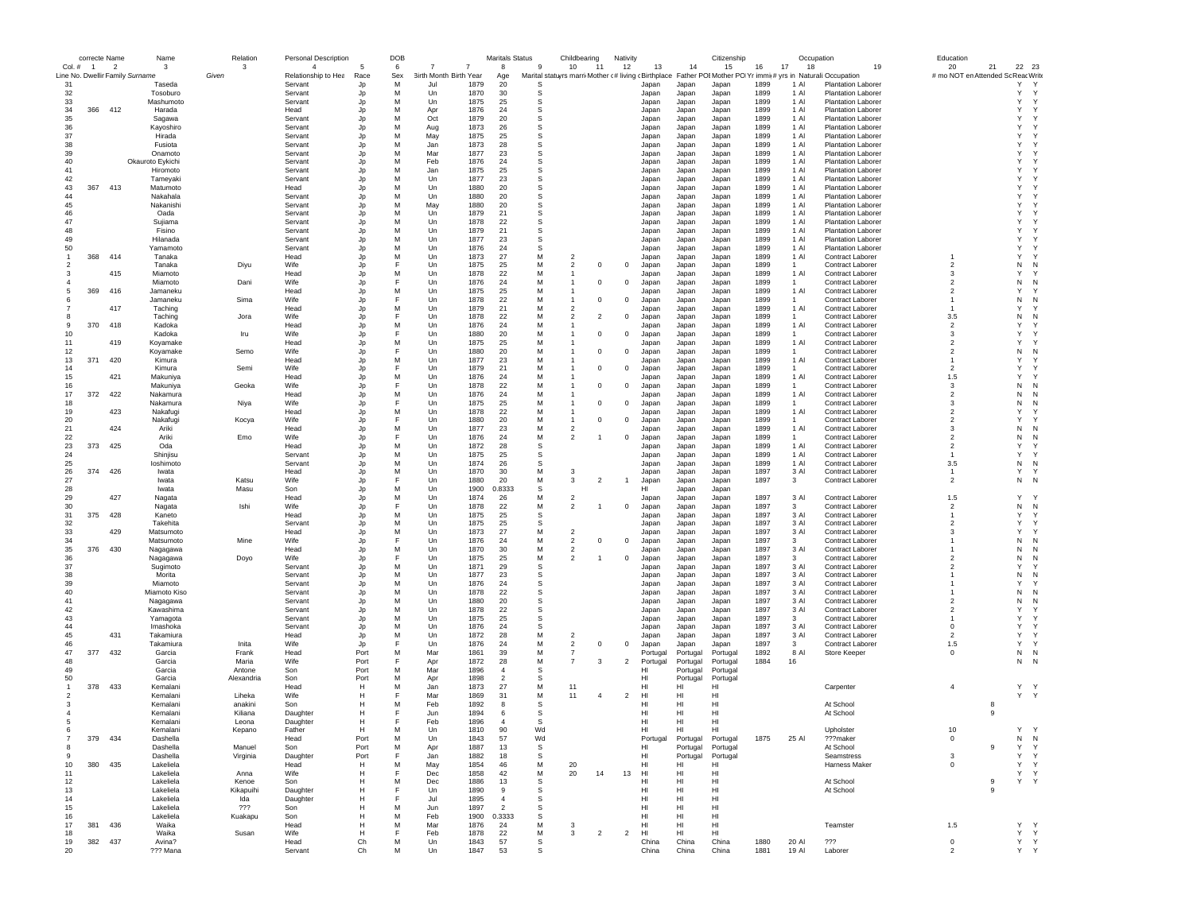| correcte | Name | | Name | | Relation | Personal Description | | DOB | | | Maritals Status | | Childbearing | | Nativity | | | Citizenship | | | Occupation | Education | | | |
|---|---|---|---|---|---|---|---|---|---|---|---|---|---|---|---|---|---|---|---|---|---|---|---|---|---|
| Col. # | 1 | 2 | 3 | | 4 | 5 | 6 | 7 | 7 | 8 | 9 | 10 | 11 | 12 | 13 | 14 | 15 | 16 | 17 | 18 | 19 | 20 | 21 | 22 | 23 |
| Line No. | Dwelling | Family | Surname | Given | Relationship to Head | Race | Sex | Birth Month | Birth Year | Age | Marital status | yrs married | Mother of # | # living | Birthplace | Father POB | Mother POB | Yr immig | # yrs in US | Naturalization | Occupation | # mo NOT employed | Attended School | Read | Write |
| 31 | | | Taseda | | Servant | Jp | M | Jul | 1879 | 20 | S | | | | Japan | Japan | Japan | 1899 | 1 | Al | Plantation Laborer | | | Y | Y |
| 32 | | | Tosoburo | | Servant | Jp | M | Un | 1870 | 30 | S | | | | Japan | Japan | Japan | 1899 | 1 | Al | Plantation Laborer | | | Y | Y |
| 33 | | | Mashumoto | | Servant | Jp | M | Un | 1875 | 25 | S | | | | Japan | Japan | Japan | 1899 | 1 | Al | Plantation Laborer | | | Y | Y |
| 34 | 366 | 412 | Harada | | Head | Jp | M | Apr | 1876 | 24 | S | | | | Japan | Japan | Japan | 1899 | 1 | Al | Plantation Laborer | | | Y | Y |
| 35 | | | Sagawa | | Servant | Jp | M | Oct | 1879 | 20 | S | | | | Japan | Japan | Japan | 1899 | 1 | Al | Plantation Laborer | | | Y | Y |
| 36 | | | Kayoshiro | | Servant | Jp | M | Aug | 1873 | 26 | S | | | | Japan | Japan | Japan | 1899 | 1 | Al | Plantation Laborer | | | Y | Y |
| 37 | | | Hirada | | Servant | Jp | M | May | 1875 | 25 | S | | | | Japan | Japan | Japan | 1899 | 1 | Al | Plantation Laborer | | | Y | Y |
| 38 | | | Fusiota | | Servant | Jp | M | Jan | 1873 | 28 | S | | | | Japan | Japan | Japan | 1899 | 1 | Al | Plantation Laborer | | | Y | Y |
| 39 | | | Onamoto | | Servant | Jp | M | Mar | 1877 | 23 | S | | | | Japan | Japan | Japan | 1899 | 1 | Al | Plantation Laborer | | | Y | Y |
| 40 | | | Okauroto Eykichi | | Servant | Jp | M | Feb | 1876 | 24 | S | | | | Japan | Japan | Japan | 1899 | 1 | Al | Plantation Laborer | | | Y | Y |
| 41 | | | Hiromoto | | Servant | Jp | M | Jan | 1875 | 25 | S | | | | Japan | Japan | Japan | 1899 | 1 | Al | Plantation Laborer | | | Y | Y |
| 42 | | | Tameyaki | | Servant | Jp | M | Un | 1877 | 23 | S | | | | Japan | Japan | Japan | 1899 | 1 | Al | Plantation Laborer | | | Y | Y |
| 43 | 367 | 413 | Matumoto | | Head | Jp | M | Un | 1880 | 20 | S | | | | Japan | Japan | Japan | 1899 | 1 | Al | Plantation Laborer | | | Y | Y |
| 44 | | | Nakahala | | Servant | Jp | M | Un | 1880 | 20 | S | | | | Japan | Japan | Japan | 1899 | 1 | Al | Plantation Laborer | | | Y | Y |
| 45 | | | Nakanishi | | Servant | Jp | M | May | 1880 | 20 | S | | | | Japan | Japan | Japan | 1899 | 1 | Al | Plantation Laborer | | | Y | Y |
| 46 | | | Oada | | Servant | Jp | M | Un | 1879 | 21 | S | | | | Japan | Japan | Japan | 1899 | 1 | Al | Plantation Laborer | | | Y | Y |
| 47 | | | Sujiama | | Servant | Jp | M | Un | 1878 | 22 | S | | | | Japan | Japan | Japan | 1899 | 1 | Al | Plantation Laborer | | | Y | Y |
| 48 | | | Fisino | | Servant | Jp | M | Un | 1879 | 21 | S | | | | Japan | Japan | Japan | 1899 | 1 | Al | Plantation Laborer | | | Y | Y |
| 49 | | | Hilanada | | Servant | Jp | M | Un | 1877 | 23 | S | | | | Japan | Japan | Japan | 1899 | 1 | Al | Plantation Laborer | | | Y | Y |
| 50 | | | Yamamoto | | Servant | Jp | M | Un | 1876 | 24 | S | | | | Japan | Japan | Japan | 1899 | 1 | Al | Plantation Laborer | | | Y | Y |
| 1 | 368 | 414 | Tanaka | | Head | Jp | M | Un | 1873 | 27 | M | 2 | | | Japan | Japan | Japan | 1899 | 1 | Al | Contract Laborer | 1 | | Y | Y |
| 2 | | | Tanaka | Diyu | Wife | Jp | F | Un | 1875 | 25 | M | 2 | 0 | 0 | Japan | Japan | Japan | 1899 | 1 | | Contract Laborer | 2 | | N | N |
| 3 | | 415 | Miamoto | | Head | Jp | M | Un | 1878 | 22 | M | 1 | | | Japan | Japan | Japan | 1899 | 1 | Al | Contract Laborer | 3 | | Y | Y |
| 4 | | | Miamoto | Dani | Wife | Jp | F | Un | 1876 | 24 | M | 1 | 0 | 0 | Japan | Japan | Japan | 1899 | 1 | | Contract Laborer | 2 | | N | N |
| 5 | 369 | 416 | Jamaneku | | Head | Jp | M | Un | 1875 | 25 | M | 1 | | | Japan | Japan | Japan | 1899 | 1 | Al | Contract Laborer | 2 | | Y | Y |
| 6 | | | Jamaneku | Sima | Wife | Jp | F | Un | 1878 | 22 | M | 1 | 0 | 0 | Japan | Japan | Japan | 1899 | 1 | | Contract Laborer | 1 | | N | N |
| 7 | | 417 | Taching | | Head | Jp | M | Un | 1879 | 21 | M | 2 | | | Japan | Japan | Japan | 1899 | 1 | Al | Contract Laborer | 1 | | Y | Y |
| 8 | | | Taching | Jora | Wife | Jp | F | Un | 1878 | 22 | M | 2 | 2 | 0 | Japan | Japan | Japan | 1899 | 1 | | Contract Laborer | 3.5 | | N | N |
| 9 | 370 | 418 | Kadoka | | Head | Jp | M | Un | 1876 | 24 | M | 1 | | | Japan | Japan | Japan | 1899 | 1 | Al | Contract Laborer | 2 | | Y | Y |
| 10 | | | Kadoka | Iru | Wife | Jp | F | Un | 1880 | 20 | M | 1 | 0 | 0 | Japan | Japan | Japan | 1899 | 1 | | Contract Laborer | 3 | | Y | Y |
| 11 | | 419 | Koyamake | | Head | Jp | M | Un | 1875 | 25 | M | 1 | | | Japan | Japan | Japan | 1899 | 1 | Al | Contract Laborer | 2 | | Y | Y |
| 12 | | | Koyamake | Semo | Wife | Jp | F | Un | 1880 | 20 | M | 1 | 0 | 0 | Japan | Japan | Japan | 1899 | 1 | | Contract Laborer | 2 | | N | N |
| 13 | 371 | 420 | Kimura | | Head | Jp | M | Un | 1877 | 23 | M | 1 | | | Japan | Japan | Japan | 1899 | 1 | Al | Contract Laborer | 1 | | Y | Y |
| 14 | | | Kimura | Semi | Wife | Jp | F | Un | 1879 | 21 | M | 1 | 0 | 0 | Japan | Japan | Japan | 1899 | 1 | | Contract Laborer | 2 | | Y | Y |
| 15 | | 421 | Makuniya | | Head | Jp | M | Un | 1876 | 24 | M | 1 | | | Japan | Japan | Japan | 1899 | 1 | Al | Contract Laborer | 1.5 | | Y | Y |
| 16 | | | Makuniya | Geoka | Wife | Jp | F | Un | 1878 | 22 | M | 1 | 0 | 0 | Japan | Japan | Japan | 1899 | 1 | | Contract Laborer | 3 | | N | N |
| 17 | 372 | 422 | Nakamura | | Head | Jp | M | Un | 1876 | 24 | M | 1 | | | Japan | Japan | Japan | 1899 | 1 | Al | Contract Laborer | 2 | | N | N |
| 18 | | | Nakamura | Niya | Wife | Jp | F | Un | 1875 | 25 | M | 1 | 0 | 0 | Japan | Japan | Japan | 1899 | 1 | | Contract Laborer | 3 | | N | N |
| 19 | | 423 | Nakafugi | | Head | Jp | M | Un | 1878 | 22 | M | 1 | | | Japan | Japan | Japan | 1899 | 1 | Al | Contract Laborer | 2 | | Y | Y |
| 20 | | | Nakafugi | Kocya | Wife | Jp | F | Un | 1880 | 20 | M | 1 | 0 | 0 | Japan | Japan | Japan | 1899 | 1 | | Contract Laborer | 2 | | Y | Y |
| 21 | | 424 | Ariki | | Head | Jp | M | Un | 1877 | 23 | M | 2 | | | Japan | Japan | Japan | 1899 | 1 | Al | Contract Laborer | 3 | | N | N |
| 22 | | | Ariki | Emo | Wife | Jp | F | Un | 1876 | 24 | M | 2 | 1 | 0 | Japan | Japan | Japan | 1899 | 1 | | Contract Laborer | 2 | | N | N |
| 23 | 373 | 425 | Oda | | Head | Jp | M | Un | 1872 | 28 | S | | | | Japan | Japan | Japan | 1899 | 1 | Al | Contract Laborer | 2 | | Y | Y |
| 24 | | | Shinjisu | | Servant | Jp | M | Un | 1875 | 25 | S | | | | Japan | Japan | Japan | 1899 | 1 | Al | Contract Laborer | 1 | | Y | Y |
| 25 | | | Ioshimoto | | Servant | Jp | M | Un | 1874 | 26 | S | | | | Japan | Japan | Japan | 1899 | 1 | Al | Contract Laborer | 3.5 | | N | N |
| 26 | 374 | 426 | Iwata | | Head | Jp | M | Un | 1870 | 30 | M | 3 | | | Japan | Japan | Japan | 1897 | 3 | Al | Contract Laborer | 1 | | Y | Y |
| 27 | | | Iwata | Katsu | Wife | Jp | F | Un | 1880 | 20 | M | 3 | 2 | 1 | Japan | Japan | Japan | 1897 | 3 | | Contract Laborer | 2 | | N | N |
| 28 | | | Iwata | Masu | Son | Jp | M | Un | 1900 | 0.8333 | S | | | | HI | Japan | Japan | | | | | | | | |
| 29 | | 427 | Nagata | | Head | Jp | M | Un | 1874 | 26 | M | 2 | | | Japan | Japan | Japan | 1897 | 3 | Al | Contract Laborer | 1.5 | | Y | Y |
| 30 | | | Nagata | Ishi | Wife | Jp | F | Un | 1878 | 22 | M | 2 | 1 | 0 | Japan | Japan | Japan | 1897 | 3 | | Contract Laborer | 2 | | N | N |
| 31 | 375 | 428 | Kaneto | | Head | Jp | M | Un | 1875 | 25 | S | | | | Japan | Japan | Japan | 1897 | 3 | Al | Contract Laborer | 1 | | Y | Y |
| 32 | | | Takehita | | Servant | Jp | M | Un | 1875 | 25 | S | | | | Japan | Japan | Japan | 1897 | 3 | Al | Contract Laborer | 2 | | Y | Y |
| 33 | | 429 | Matsumoto | | Head | Jp | M | Un | 1873 | 27 | M | 2 | | | Japan | Japan | Japan | 1897 | 3 | Al | Contract Laborer | 3 | | Y | Y |
| 34 | | | Matsumoto | Mine | Wife | Jp | F | Un | 1876 | 24 | M | 2 | 0 | 0 | Japan | Japan | Japan | 1897 | 3 | | Contract Laborer | 1 | | N | N |
| 35 | 376 | 430 | Nagagawa | | Head | Jp | M | Un | 1870 | 30 | M | 2 | | | Japan | Japan | Japan | 1897 | 3 | Al | Contract Laborer | 1 | | N | N |
| 36 | | | Nagagawa | Doyo | Wife | Jp | F | Un | 1875 | 25 | M | 2 | 1 | 0 | Japan | Japan | Japan | 1897 | 3 | | Contract Laborer | 2 | | N | N |
| 37 | | | Sugimoto | | Servant | Jp | M | Un | 1871 | 29 | S | | | | Japan | Japan | Japan | 1897 | 3 | Al | Contract Laborer | 2 | | Y | Y |
| 38 | | | Morita | | Servant | Jp | M | Un | 1877 | 23 | S | | | | Japan | Japan | Japan | 1897 | 3 | Al | Contract Laborer | 1 | | N | N |
| 39 | | | Miamoto | | Servant | Jp | M | Un | 1876 | 24 | S | | | | Japan | Japan | Japan | 1897 | 3 | Al | Contract Laborer | 1 | | Y | Y |
| 40 | | | Miamoto Kiso | | Servant | Jp | M | Un | 1878 | 22 | S | | | | Japan | Japan | Japan | 1897 | 3 | Al | Contract Laborer | 1 | | N | N |
| 41 | | | Nagagawa | | Servant | Jp | M | Un | 1880 | 20 | S | | | | Japan | Japan | Japan | 1897 | 3 | Al | Contract Laborer | 2 | | N | N |
| 42 | | | Kawashima | | Servant | Jp | M | Un | 1878 | 22 | S | | | | Japan | Japan | Japan | 1897 | 3 | Al | Contract Laborer | 2 | | Y | Y |
| 43 | | | Yamagota | | Servant | Jp | M | Un | 1875 | 25 | S | | | | Japan | Japan | Japan | 1897 | 3 | | Contract Laborer | 1 | | Y | Y |
| 44 | | | Imashoka | | Servant | Jp | M | Un | 1876 | 24 | S | | | | Japan | Japan | Japan | 1897 | 3 | Al | Contract Laborer | 0 | | Y | Y |
| 45 | | 431 | Takamiura | | Head | Jp | M | Un | 1872 | 28 | M | 2 | | | Japan | Japan | Japan | 1897 | 3 | Al | Contract Laborer | 2 | | Y | Y |
| 46 | | | Takamiura | Inita | Wife | Jp | F | Un | 1876 | 24 | M | 2 | 0 | 0 | Japan | Japan | Japan | 1897 | 3 | | Contract Laborer | 1.5 | | Y | Y |
| 47 | 377 | 432 | Garcia | Frank | Head | Port | M | Mar | 1861 | 39 | M | 7 | | | Portugal | Portugal | Portugal | 1892 | 8 | Al | Store Keeper | 0 | | N | N |
| 48 | | | Garcia | Maria | Wife | Port | F | Apr | 1872 | 28 | M | 7 | 3 | 2 | Portugal | Portugal | Portugal | 1884 | 16 | | | | | N | N |
| 49 | | | Garcia | Antone | Son | Port | M | Mar | 1896 | 4 | S | | | | HI | Portugal | Portugal | | | | | | | | |
| 50 | | | Garcia | Alexandria | Son | Port | M | Apr | 1898 | 2 | S | | | | HI | Portugal | Portugal | | | | | | | | |
| 1 | 378 | 433 | Kemalani | | Head | H | M | Jan | 1873 | 27 | M | 11 | | | HI | HI | HI | | | | Carpenter | 4 | | Y | Y |
| 2 | | | Kemalani | Liheka | Wife | H | F | Mar | 1869 | 31 | M | 11 | 4 | 2 | HI | HI | HI | | | | | | | Y | Y |
| 3 | | | Kemalani | anakini | Son | H | M | Feb | 1892 | 8 | S | | | | HI | HI | HI | | | | At School | | 8 | | |
| 4 | | | Kemalani | Kiliana | Daughter | H | F | Jun | 1894 | 6 | S | | | | HI | HI | HI | | | | At School | | 9 | | |
| 5 | | | Kemalani | Leona | Daughter | H | F | Feb | 1896 | 4 | S | | | | HI | HI | HI | | | | | | | | |
| 6 | | | Kemalani | Kepano | Father | H | M | Un | 1810 | 90 | Wd | | | | HI | HI | HI | | | | Upholster | 10 | | Y | Y |
| 7 | 379 | 434 | Dashella | | Head | Port | M | Un | 1843 | 57 | Wd | | | | Portugal | Portugal | Portugal | 1875 | 25 | Al | ???maker | 0 | | N | N |
| 8 | | | Dashella | Manuel | Son | Port | M | Apr | 1887 | 13 | S | | | | HI | Portugal | Portugal | | | | At School | | 9 | Y | Y |
| 9 | | | Dashella | Virginia | Daughter | Port | F | Jan | 1882 | 18 | S | | | | HI | Portugal | Portugal | | | | Seamstress | 3 | | Y | Y |
| 10 | 380 | 435 | Lakeliela | | Head | H | M | May | 1854 | 46 | M | 20 | | | HI | HI | HI | | | | Harness Maker | 0 | | Y | Y |
| 11 | | | Lakeliela | Anna | Wife | H | F | Dec | 1858 | 42 | M | 20 | 14 | 13 | HI | HI | HI | | | | | | | Y | Y |
| 12 | | | Lakeliela | Kenoe | Son | H | M | Dec | 1886 | 13 | S | | | | HI | HI | HI | | | | At School | | 9 | Y | Y |
| 13 | | | Lakeliela | Kikapuihi | Daughter | H | F | Un | 1890 | 9 | S | | | | HI | HI | HI | | | | At School | | 9 | | |
| 14 | | | Lakeliela | Ida | Daughter | H | F | Jul | 1895 | 4 | S | | | | HI | HI | HI | | | | | | | | |
| 15 | | | Lakeliela | ??? | Son | H | M | Jun | 1897 | 2 | S | | | | HI | HI | HI | | | | | | | | |
| 16 | | | Lakeliela | Kuakapu | Son | H | M | Feb | 1900 | 0.3333 | S | | | | HI | HI | HI | | | | | | | | |
| 17 | 381 | 436 | Waika | | Head | H | M | Mar | 1876 | 24 | M | 3 | | | HI | HI | HI | | | | Teamster | 1.5 | | Y | Y |
| 18 | | | Waika | Susan | Wife | H | F | Feb | 1878 | 22 | M | 3 | 2 | 2 | HI | HI | HI | | | | | | | Y | Y |
| 19 | 382 | 437 | Avina? | | Head | Ch | M | Un | 1843 | 57 | S | | | | China | China | China | 1880 | 20 | Al | ??? | 0 | | Y | Y |
| 20 | | | ??? Mana | | Servant | Ch | M | Un | 1847 | 53 | S | | | | China | China | China | 1881 | 19 | Al | Laborer | 2 | | Y | Y |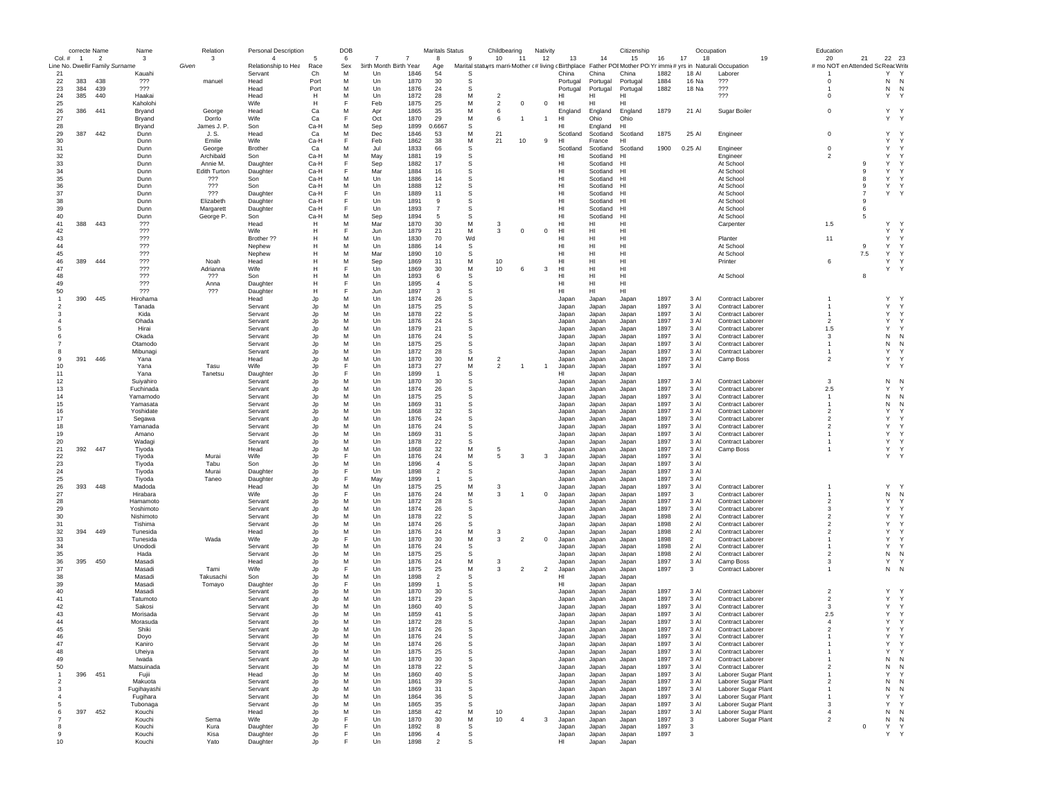| | correcte Name | | Name | Relation | Personal Description | | DOB | | | Maritals Status | | Childbearing | | Nativity | | | Citizenship | | Occupation | | | Education | | | |
|---|---|---|---|---|---|---|---|---|---|---|---|---|---|---|---|---|---|---|---|---|---|---|---|---|---|
| Col. # | 1 | 2 | 3 | 3 | 4 | 5 | 6 | 7 | 7 | 8 | 9 | 10 | 11 | 12 | 13 | 14 | 15 | 16 | 17 | 18 | 19 | 20 | 21 | 22 | 23 |
| Line No. | Dwellin | Family | Surname | Given | Relationship to Hea | Race | Sex | Birth Month | Birth Year | Age | Marital status | yrs marri | Mother of | # living c | Birthplace | Father POB | Mother POB | Yr immi | # yrs in | Naturali | Occupation | # mo NOT em | Attended Sc | Read | Write |
| 21 | | | Kauahi | | Servant | Ch | M | Un | 1846 | 54 | S | | | | China | China | China | 1882 | 18 | Al | Laborer | 1 | | Y | Y |
| 22 | 383 | 438 | ??? | manuel | Head | Port | M | Un | 1870 | 30 | S | | | | Portugal | Portugal | Portugal | 1884 | 16 | Na | ??? | 0 | | N | N |
| 23 | 384 | 439 | ??? | | Head | Port | M | Un | 1876 | 24 | S | | | | Portugal | Portugal | Portugal | 1882 | 18 | Na | ??? | 1 | | N | N |
| 24 | 385 | 440 | Haakai | | Head | H | M | Un | 1872 | 28 | M | 2 | | | HI | HI | HI | | | | ??? | 0 | | Y | Y |
| 25 | | | Kaholohi | | Wife | H | F | Feb | 1875 | 25 | M | 2 | 0 | 0 | HI | HI | HI | | | | | | | | |
| 26 | 386 | 441 | Bryand | George | Head | Ca | M | Apr | 1865 | 35 | M | 6 | | | England | England | England | 1879 | 21 | Al | Sugar Boiler | 0 | | Y | Y |
| 27 | | | Bryand | Dorrlo | Wife | Ca | F | Oct | 1870 | 29 | M | 6 | 1 | 1 | HI | Ohio | Ohio | | | | | | | Y | Y |
| 28 | | | Bryand | James J. P. | Son | Ca-H | M | Sep | 1899 | 0.6667 | S | | | | HI | England | HI | | | | | | | | |
| 29 | 387 | 442 | Dunn | J. S. | Head | Ca | M | Dec | 1846 | 53 | M | 21 | | | Scotland | Scotland | Scotland | 1875 | 25 | Al | Engineer | 0 | | Y | Y |
| 30 | | | Dunn | Emilie | Wife | Ca-H | F | Feb | 1862 | 38 | M | 21 | 10 | 9 | HI | France | HI | | | | | | | Y | Y |
| 31 | | | Dunn | George | Brother | Ca | M | Jul | 1833 | 66 | S | | | | Scotland | Scotland | Scotland | 1900 | 0.25 | Al | Engineer | 0 | | Y | Y |
| 32 | | | Dunn | Archibald | Son | Ca-H | M | May | 1881 | 19 | S | | | | HI | Scotland | HI | | | | Engineer | 2 | | Y | Y |
| 33 | | | Dunn | Annie M. | Daughter | Ca-H | F | Sep | 1882 | 17 | S | | | | HI | Scotland | HI | | | | At School | | 9 | Y | Y |
| 34 | | | Dunn | Edith Turton | Daughter | Ca-H | F | Mar | 1884 | 16 | S | | | | HI | Scotland | HI | | | | At School | | 9 | Y | Y |
| 35 | | | Dunn | ??? | Son | Ca-H | M | Un | 1886 | 14 | S | | | | HI | Scotland | HI | | | | At School | | 8 | Y | Y |
| 36 | | | Dunn | ??? | Son | Ca-H | M | Un | 1888 | 12 | S | | | | HI | Scotland | HI | | | | At School | | 9 | Y | Y |
| 37 | | | Dunn | ??? | Daughter | Ca-H | F | Un | 1889 | 11 | S | | | | HI | Scotland | HI | | | | At School | | 7 | Y | Y |
| 38 | | | Dunn | Elizabeth | Daughter | Ca-H | F | Un | 1891 | 9 | S | | | | HI | Scotland | HI | | | | At School | | 9 | | |
| 39 | | | Dunn | Margarett | Daughter | Ca-H | F | Un | 1893 | 7 | S | | | | HI | Scotland | HI | | | | At School | | 6 | | |
| 40 | | | Dunn | George P. | Son | Ca-H | M | Sep | 1894 | 5 | S | | | | HI | Scotland | HI | | | | At School | | 5 | | |
| 41 | 388 | 443 | ??? | | Head | H | M | Mar | 1870 | 30 | M | 3 | | | HI | HI | HI | | | | Carpenter | 1.5 | | Y | Y |
| 42 | | | ??? | | Wife | H | F | Jun | 1879 | 21 | M | 3 | 0 | 0 | HI | HI | HI | | | | | | | Y | Y |
| 43 | | | ??? | | Brother ?? | H | M | Un | 1830 | 70 | Wd | | | | HI | HI | HI | | | | Planter | 11 | | Y | Y |
| 44 | | | ??? | | Nephew | H | M | Un | 1886 | 14 | S | | | | HI | HI | HI | | | | At School | | 9 | Y | Y |
| 45 | | | ??? | | Nephew | H | M | Mar | 1890 | 10 | S | | | | HI | HI | HI | | | | At School | | 7.5 | Y | Y |
| 46 | 389 | 444 | ??? | Noah | Head | H | M | Sep | 1869 | 31 | M | 10 | | | HI | HI | HI | | | | Printer | 6 | | Y | Y |
| 47 | | | ??? | Adrianna | Wife | H | F | Un | 1869 | 30 | M | 10 | 6 | 3 | HI | HI | HI | | | | | | | Y | Y |
| 48 | | | ??? | ??? | Son | H | M | Un | 1893 | 6 | S | | | | HI | HI | HI | | | | At School | | 8 | | |
| 49 | | | ??? | Anna | Daughter | H | F | Un | 1895 | 4 | S | | | | HI | HI | HI | | | | | | | | |
| 50 | | | ??? | ??? | Daughter | H | F | Jun | 1897 | 3 | S | | | | HI | HI | HI | | | | | | | | |
| 1 | 390 | 445 | Hirohama | | Head | Jp | M | Un | 1874 | 26 | S | | | | Japan | Japan | Japan | 1897 | 3 | Al | Contract Laborer | 1 | | Y | Y |
| 2 | | | Tanada | | Servant | Jp | M | Un | 1875 | 25 | S | | | | Japan | Japan | Japan | 1897 | 3 | Al | Contract Laborer | 1 | | Y | Y |
| 3 | | | Kida | | Servant | Jp | M | Un | 1878 | 22 | S | | | | Japan | Japan | Japan | 1897 | 3 | Al | Contract Laborer | 1 | | Y | Y |
| 4 | | | Ohada | | Servant | Jp | M | Un | 1876 | 24 | S | | | | Japan | Japan | Japan | 1897 | 3 | Al | Contract Laborer | 2 | | Y | Y |
| 5 | | | Hirai | | Servant | Jp | M | Un | 1879 | 21 | S | | | | Japan | Japan | Japan | 1897 | 3 | Al | Contract Laborer | 1.5 | | Y | Y |
| 6 | | | Okada | | Servant | Jp | M | Un | 1876 | 24 | S | | | | Japan | Japan | Japan | 1897 | 3 | Al | Contract Laborer | 3 | | N | N |
| 7 | | | Otamodo | | Servant | Jp | M | Un | 1875 | 25 | S | | | | Japan | Japan | Japan | 1897 | 3 | Al | Contract Laborer | 1 | | N | N |
| 8 | | | Mibunagi | | Servant | Jp | M | Un | 1872 | 28 | S | | | | Japan | Japan | Japan | 1897 | 3 | Al | Contract Laborer | 1 | | Y | Y |
| 9 | 391 | 446 | Yana | | Head | Jp | M | Un | 1870 | 30 | M | 2 | | | Japan | Japan | Japan | 1897 | 3 | Al | Camp Boss | 2 | | Y | Y |
| 10 | | | Yana | Tasu | Wife | Jp | F | Un | 1873 | 27 | M | 2 | 1 | 1 | Japan | Japan | Japan | 1897 | 3 | Al | | | | Y | Y |
| 11 | | | Yana | Tanetsu | Daughter | Jp | F | Un | 1899 | 1 | S | | | | HI | Japan | Japan | | | | | | | | |
| 12 | | | Suiyahiro | | Servant | Jp | M | Un | 1870 | 30 | S | | | | Japan | Japan | Japan | 1897 | 3 | Al | Contract Laborer | 3 | | N | N |
| 13 | | | Fuchinada | | Servant | Jp | M | Un | 1874 | 26 | S | | | | Japan | Japan | Japan | 1897 | 3 | Al | Contract Laborer | 2.5 | | Y | Y |
| 14 | | | Yamamodo | | Servant | Jp | M | Un | 1875 | 25 | S | | | | Japan | Japan | Japan | 1897 | 3 | Al | Contract Laborer | 1 | | N | N |
| 15 | | | Yamasata | | Servant | Jp | M | Un | 1869 | 31 | S | | | | Japan | Japan | Japan | 1897 | 3 | Al | Contract Laborer | 1 | | N | N |
| 16 | | | Yoshidate | | Servant | Jp | M | Un | 1868 | 32 | S | | | | Japan | Japan | Japan | 1897 | 3 | Al | Contract Laborer | 2 | | Y | Y |
| 17 | | | Segawa | | Servant | Jp | M | Un | 1876 | 24 | S | | | | Japan | Japan | Japan | 1897 | 3 | Al | Contract Laborer | 2 | | Y | Y |
| 18 | | | Yamanada | | Servant | Jp | M | Un | 1876 | 24 | S | | | | Japan | Japan | Japan | 1897 | 3 | Al | Contract Laborer | 2 | | Y | Y |
| 19 | | | Amano | | Servant | Jp | M | Un | 1869 | 31 | S | | | | Japan | Japan | Japan | 1897 | 3 | Al | Contract Laborer | 1 | | Y | Y |
| 20 | | | Wadagi | | Servant | Jp | M | Un | 1878 | 22 | S | | | | Japan | Japan | Japan | 1897 | 3 | Al | Contract Laborer | 1 | | Y | Y |
| 21 | 392 | 447 | Tiyoda | | Head | Jp | M | Un | 1868 | 32 | M | 5 | | | Japan | Japan | Japan | 1897 | 3 | Al | Camp Boss | 1 | | Y | Y |
| 22 | | | Tiyoda | Murai | Wife | Jp | F | Un | 1876 | 24 | M | 5 | 3 | 3 | Japan | Japan | Japan | 1897 | 3 | Al | | | | Y | Y |
| 23 | | | Tiyoda | Tabu | Son | Jp | M | Un | 1896 | 4 | S | | | | Japan | Japan | Japan | 1897 | 3 | Al | | | | | |
| 24 | | | Tiyoda | Murai | Daughter | Jp | F | Un | 1898 | 2 | S | | | | Japan | Japan | Japan | 1897 | 3 | Al | | | | | |
| 25 | | | Tiyoda | Taneo | Daughter | Jp | F | May | 1899 | 1 | S | | | | Japan | Japan | Japan | 1897 | 3 | Al | | | | | |
| 26 | 393 | 448 | Madoda | | Head | Jp | M | Un | 1875 | 25 | M | 3 | | | Japan | Japan | Japan | 1897 | 3 | Al | Contract Laborer | 1 | | Y | Y |
| 27 | | | Hirabara | | Wife | Jp | F | Un | 1876 | 24 | M | 3 | 1 | 0 | Japan | Japan | Japan | 1897 | 3 | | Contract Laborer | 1 | | N | N |
| 28 | | | Hamamoto | | Servant | Jp | M | Un | 1872 | 28 | S | | | | Japan | Japan | Japan | 1897 | 3 | Al | Contract Laborer | 2 | | Y | Y |
| 29 | | | Yoshimoto | | Servant | Jp | M | Un | 1874 | 26 | S | | | | Japan | Japan | Japan | 1897 | 3 | Al | Contract Laborer | 3 | | Y | Y |
| 30 | | | Nishimoto | | Servant | Jp | M | Un | 1878 | 22 | S | | | | Japan | Japan | Japan | 1898 | 2 | Al | Contract Laborer | 2 | | Y | Y |
| 31 | | | Tishima | | Servant | Jp | M | Un | 1874 | 26 | S | | | | Japan | Japan | Japan | 1898 | 2 | Al | Contract Laborer | 2 | | Y | Y |
| 32 | 394 | 449 | Tunesida | | Head | Jp | M | Un | 1876 | 24 | M | 3 | | | Japan | Japan | Japan | 1898 | 2 | Al | Contract Laborer | 2 | | Y | Y |
| 33 | | | Tunesida | Wada | Wife | Jp | F | Un | 1870 | 30 | M | 3 | 2 | 0 | Japan | Japan | Japan | 1898 | 2 | | Contract Laborer | 1 | | Y | Y |
| 34 | | | Unododi | | Servant | Jp | M | Un | 1876 | 24 | S | | | | Japan | Japan | Japan | 1898 | 2 | Al | Contract Laborer | 1 | | Y | Y |
| 35 | | | Hada | | Servant | Jp | M | Un | 1875 | 25 | S | | | | Japan | Japan | Japan | 1898 | 2 | Al | Contract Laborer | 2 | | N | N |
| 36 | 395 | 450 | Masadi | | Head | Jp | M | Un | 1876 | 24 | M | 3 | | | Japan | Japan | Japan | 1897 | 3 | Al | Camp Boss | 3 | | Y | Y |
| 37 | | | Masadi | Tami | Wife | Jp | F | Un | 1875 | 25 | M | 3 | 2 | 2 | Japan | Japan | Japan | 1897 | 3 | | Contract Laborer | 1 | | N | N |
| 38 | | | Masadi | Takusachi | Son | Jp | M | Un | 1898 | 2 | S | | | | HI | Japan | Japan | | | | | | | | |
| 39 | | | Masadi | Tomayo | Daughter | Jp | F | Un | 1899 | 1 | S | | | | HI | Japan | Japan | | | | | | | | |
| 40 | | | Masadi | | Servant | Jp | M | Un | 1870 | 30 | S | | | | Japan | Japan | Japan | 1897 | 3 | Al | Contract Laborer | 2 | | Y | Y |
| 41 | | | Tatumoto | | Servant | Jp | M | Un | 1871 | 29 | S | | | | Japan | Japan | Japan | 1897 | 3 | Al | Contract Laborer | 2 | | Y | Y |
| 42 | | | Sakosi | | Servant | Jp | M | Un | 1860 | 40 | S | | | | Japan | Japan | Japan | 1897 | 3 | Al | Contract Laborer | 3 | | Y | Y |
| 43 | | | Morisada | | Servant | Jp | M | Un | 1859 | 41 | S | | | | Japan | Japan | Japan | 1897 | 3 | Al | Contract Laborer | 2.5 | | Y | Y |
| 44 | | | Morasuda | | Servant | Jp | M | Un | 1872 | 28 | S | | | | Japan | Japan | Japan | 1897 | 3 | Al | Contract Laborer | 4 | | Y | Y |
| 45 | | | Shiki | | Servant | Jp | M | Un | 1874 | 26 | S | | | | Japan | Japan | Japan | 1897 | 3 | Al | Contract Laborer | 2 | | Y | Y |
| 46 | | | Doyo | | Servant | Jp | M | Un | 1876 | 24 | S | | | | Japan | Japan | Japan | 1897 | 3 | Al | Contract Laborer | 1 | | Y | Y |
| 47 | | | Kaniro | | Servant | Jp | M | Un | 1874 | 26 | S | | | | Japan | Japan | Japan | 1897 | 3 | Al | Contract Laborer | 1 | | Y | Y |
| 48 | | | Uheiya | | Servant | Jp | M | Un | 1875 | 25 | S | | | | Japan | Japan | Japan | 1897 | 3 | Al | Contract Laborer | 1 | | Y | Y |
| 49 | | | Iwada | | Servant | Jp | M | Un | 1870 | 30 | S | | | | Japan | Japan | Japan | 1897 | 3 | Al | Contract Laborer | 1 | | N | N |
| 50 | | | Matsuinada | | Servant | Jp | M | Un | 1878 | 22 | S | | | | Japan | Japan | Japan | 1897 | 3 | Al | Contract Laborer | 2 | | N | N |
| 1 | 396 | 451 | Fujii | | Head | Jp | M | Un | 1860 | 40 | S | | | | Japan | Japan | Japan | 1897 | 3 | Al | Laborer Sugar Plant | 1 | | Y | Y |
| 2 | | | Makuota | | Servant | Jp | M | Un | 1861 | 39 | S | | | | Japan | Japan | Japan | 1897 | 3 | Al | Laborer Sugar Plant | 2 | | N | N |
| 3 | | | Fugihayashi | | Servant | Jp | M | Un | 1869 | 31 | S | | | | Japan | Japan | Japan | 1897 | 3 | Al | Laborer Sugar Plant | 1 | | N | N |
| 4 | | | Fugihara | | Servant | Jp | M | Un | 1864 | 36 | S | | | | Japan | Japan | Japan | 1897 | 3 | Al | Laborer Sugar Plant | 1 | | Y | Y |
| 5 | | | Tubonaga | | Servant | Jp | M | Un | 1865 | 35 | S | | | | Japan | Japan | Japan | 1897 | 3 | Al | Laborer Sugar Plant | 3 | | Y | Y |
| 6 | 397 | 452 | Kouchi | | Head | Jp | M | Un | 1858 | 42 | M | 10 | | | Japan | Japan | Japan | 1897 | 3 | Al | Laborer Sugar Plant | 4 | | N | N |
| 7 | | | Kouchi | Sema | Wife | Jp | F | Un | 1870 | 30 | M | 10 | 4 | 3 | Japan | Japan | Japan | 1897 | 3 | | Laborer Sugar Plant | 2 | | N | N |
| 8 | | | Kouchi | Kura | Daughter | Jp | F | Un | 1892 | 8 | S | | | | Japan | Japan | Japan | 1897 | 3 | | | | 0 | Y | Y |
| 9 | | | Kouchi | Kisa | Daughter | Jp | F | Un | 1896 | 4 | S | | | | Japan | Japan | Japan | 1897 | 3 | | | | | | |
| 10 | | | Kouchi | Yato | Daughter | Jp | F | Un | 1898 | 2 | S | | | | HI | Japan | Japan | | | | | | | | |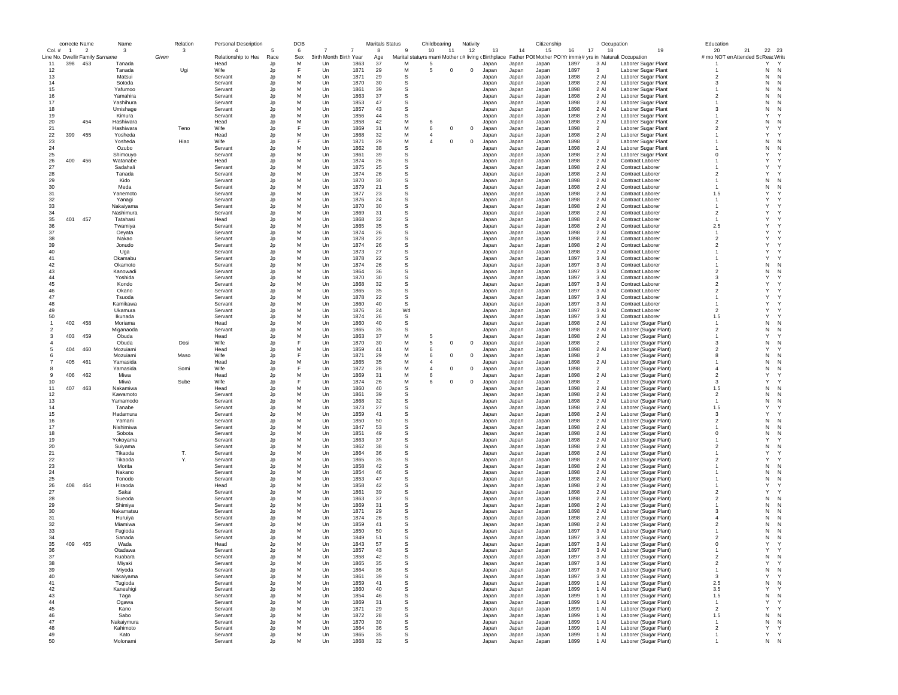| correcte Name | | | Name | Relation | Personal Description | | DOB | | | Maritals Status | | Childbearing | | Nativity | | | Citizenship | | | Occupation | | Education | | | |
|---|---|---|---|---|---|---|---|---|---|---|---|---|---|---|---|---|---|---|---|---|---|---|---|---|---|
| Col. # | 1 | 2 | 3 | 3 | 4 | 5 | 6 | 7 | 7 | 8 | 9 | 10 | 11 | 12 | 13 | 14 | 15 | 16 | 17 | 18 | 19 | 20 | 21 | 22 | 23 |
| Line No. | Dwelling | Family | Surname | Given | Relationship to Head | Race | Sex | Birth Month | Birth Year | Age | Marital status | yrs married | Mother of # children | # living children | Birthplace | Father POB | Mother POB | Yr immig | # yrs in US | Naturali | Occupation | # mo NOT employed | Attended School | Read | Write |
| 11 | 398 | 453 | Tanada | | Head | Jp | M | Un | 1863 | 37 | M | 5 | | | Japan | Japan | Japan | 1897 | 3 | Al | Laborer Sugar Plant | 1 | | Y | Y |
| 12 | | | Tanada | Ugi | Wife | Jp | F | Un | 1871 | 29 | M | 5 | 0 | 0 | Japan | Japan | Japan | 1897 | 3 | | Laborer Sugar Plant | 1 | | N | N |
| 13 | | | Matsui | | Servant | Jp | M | Un | 1871 | 29 | S | | | | Japan | Japan | Japan | 1898 | 2 | Al | Laborer Sugar Plant | 2 | | N | N |
| 14 | | | Sotoda | | Servant | Jp | M | Un | 1870 | 30 | S | | | | Japan | Japan | Japan | 1898 | 2 | Al | Laborer Sugar Plant | 3 | | N | N |
| 15 | | | Yafumoo | | Servant | Jp | M | Un | 1861 | 39 | S | | | | Japan | Japan | Japan | 1898 | 2 | Al | Laborer Sugar Plant | 1 | | N | N |
| 16 | | | Yamahira | | Servant | Jp | M | Un | 1863 | 37 | S | | | | Japan | Japan | Japan | 1898 | 2 | Al | Laborer Sugar Plant | 2 | | N | N |
| 17 | | | Yashihura | | Servant | Jp | M | Un | 1853 | 47 | S | | | | Japan | Japan | Japan | 1898 | 2 | Al | Laborer Sugar Plant | 1 | | N | N |
| 18 | | | Umishage | | Servant | Jp | M | Un | 1857 | 43 | S | | | | Japan | Japan | Japan | 1898 | 2 | Al | Laborer Sugar Plant | 3 | | N | N |
| 19 | | | Kimura | | Servant | Jp | M | Un | 1856 | 44 | S | | | | Japan | Japan | Japan | 1898 | 2 | Al | Laborer Sugar Plant | 1 | | Y | Y |
| 20 | | 454 | Hashiwara | | Head | Jp | M | Un | 1858 | 42 | M | 6 | | | Japan | Japan | Japan | 1898 | 2 | Al | Laborer Sugar Plant | 2 | | N | N |
| 21 | | | Hashiwara | Teno | Wife | Jp | F | Un | 1869 | 31 | M | 6 | 0 | 0 | Japan | Japan | Japan | 1898 | 2 | | Laborer Sugar Plant | 2 | | Y | Y |
| 22 | 399 | 455 | Yosheda | | Head | Jp | M | Un | 1868 | 32 | M | 4 | | | Japan | Japan | Japan | 1898 | 2 | Al | Laborer Sugar Plant | 1 | | Y | Y |
| 23 | | | Yosheda | Hiao | Wife | Jp | F | Un | 1871 | 29 | M | 4 | 0 | 0 | Japan | Japan | Japan | 1898 | 2 | | Laborer Sugar Plant | 1 | | N | N |
| 24 | | | Ozubo | | Servant | Jp | M | Un | 1862 | 38 | S | | | | Japan | Japan | Japan | 1898 | 2 | Al | Laborer Sugar Plant | 1 | | N | N |
| 25 | | | Shimouyo | | Servant | Jp | M | Un | 1861 | 39 | S | | | | Japan | Japan | Japan | 1898 | 2 | Al | Laborer Sugar Plant | 0 | | Y | Y |
| 26 | 400 | 456 | Watanabe | | Head | Jp | M | Un | 1874 | 26 | S | | | | Japan | Japan | Japan | 1898 | 2 | Al | Contract Laborer | 1 | | Y | Y |
| 27 | | | Sadahali | | Servant | Jp | M | Un | 1875 | 25 | S | | | | Japan | Japan | Japan | 1898 | 2 | Al | Contract Laborer | 1 | | Y | Y |
| 28 | | | Tanada | | Servant | Jp | M | Un | 1874 | 26 | S | | | | Japan | Japan | Japan | 1898 | 2 | Al | Contract Laborer | 2 | | Y | Y |
| 29 | | | Kido | | Servant | Jp | M | Un | 1870 | 30 | S | | | | Japan | Japan | Japan | 1898 | 2 | Al | Contract Laborer | 1 | | N | N |
| 30 | | | Meda | | Servant | Jp | M | Un | 1879 | 21 | S | | | | Japan | Japan | Japan | 1898 | 2 | Al | Contract Laborer | 1 | | N | N |
| 31 | | | Yanemoto | | Servant | Jp | M | Un | 1877 | 23 | S | | | | Japan | Japan | Japan | 1898 | 2 | Al | Contract Laborer | 1.5 | | Y | Y |
| 32 | | | Yanagi | | Servant | Jp | M | Un | 1876 | 24 | S | | | | Japan | Japan | Japan | 1898 | 2 | Al | Contract Laborer | 1 | | Y | Y |
| 33 | | | Nakaiyama | | Servant | Jp | M | Un | 1870 | 30 | S | | | | Japan | Japan | Japan | 1898 | 2 | Al | Contract Laborer | 1 | | Y | Y |
| 34 | | | Nashimura | | Servant | Jp | M | Un | 1869 | 31 | S | | | | Japan | Japan | Japan | 1898 | 2 | Al | Contract Laborer | 2 | | Y | Y |
| 35 | 401 | 457 | Tatahasi | | Head | Jp | M | Un | 1868 | 32 | S | | | | Japan | Japan | Japan | 1898 | 2 | Al | Contract Laborer | 1 | | Y | Y |
| 36 | | | Twamiya | | Servant | Jp | M | Un | 1865 | 35 | S | | | | Japan | Japan | Japan | 1898 | 2 | Al | Contract Laborer | 2.5 | | Y | Y |
| 37 | | | Oeyata | | Servant | Jp | M | Un | 1874 | 26 | S | | | | Japan | Japan | Japan | 1898 | 2 | Al | Contract Laborer | 1 | | Y | Y |
| 38 | | | Nakao | | Servant | Jp | M | Un | 1878 | 22 | S | | | | Japan | Japan | Japan | 1898 | 2 | Al | Contract Laborer | 2 | | Y | Y |
| 39 | | | Jonudo | | Servant | Jp | M | Un | 1874 | 26 | S | | | | Japan | Japan | Japan | 1898 | 2 | Al | Contract Laborer | 2 | | Y | Y |
| 40 | | | Uga | | Servant | Jp | M | Un | 1873 | 27 | S | | | | Japan | Japan | Japan | 1898 | 2 | Al | Contract Laborer | 1 | | Y | Y |
| 41 | | | Okamabu | | Servant | Jp | M | Un | 1878 | 22 | S | | | | Japan | Japan | Japan | 1897 | 3 | Al | Contract Laborer | 1 | | Y | Y |
| 42 | | | Okamoto | | Servant | Jp | M | Un | 1874 | 26 | S | | | | Japan | Japan | Japan | 1897 | 3 | Al | Contract Laborer | 1 | | N | N |
| 43 | | | Kanowadi | | Servant | Jp | M | Un | 1864 | 36 | S | | | | Japan | Japan | Japan | 1897 | 3 | Al | Contract Laborer | 2 | | N | N |
| 44 | | | Yoshida | | Servant | Jp | M | Un | 1870 | 30 | S | | | | Japan | Japan | Japan | 1897 | 3 | Al | Contract Laborer | 3 | | Y | Y |
| 45 | | | Kondo | | Servant | Jp | M | Un | 1868 | 32 | S | | | | Japan | Japan | Japan | 1897 | 3 | Al | Contract Laborer | 2 | | Y | Y |
| 46 | | | Okano | | Servant | Jp | M | Un | 1865 | 35 | S | | | | Japan | Japan | Japan | 1897 | 3 | Al | Contract Laborer | 2 | | Y | Y |
| 47 | | | Tsuoda | | Servant | Jp | M | Un | 1878 | 22 | S | | | | Japan | Japan | Japan | 1897 | 3 | Al | Contract Laborer | 1 | | Y | Y |
| 48 | | | Kamikawa | | Servant | Jp | M | Un | 1860 | 40 | S | | | | Japan | Japan | Japan | 1897 | 3 | Al | Contract Laborer | 1 | | Y | Y |
| 49 | | | Ukamura | | Servant | Jp | M | Un | 1876 | 24 | Wd | | | | Japan | Japan | Japan | 1897 | 3 | Al | Contract Laborer | 2 | | Y | Y |
| 50 | | | Ikunada | | Servant | Jp | M | Un | 1874 | 26 | S | | | | Japan | Japan | Japan | 1897 | 3 | Al | Contract Laborer | 1.5 | | Y | Y |
| 1 | 402 | 458 | Moriama | | Head | Jp | M | Un | 1860 | 40 | S | | | | Japan | Japan | Japan | 1898 | 2 | Al | Laborer (Sugar Plant) | 1 | | N | N |
| 2 | | | Miganaoda | | Servant | Jp | M | Un | 1865 | 35 | S | | | | Japan | Japan | Japan | 1898 | 2 | Al | Laborer (Sugar Plant) | 2 | | N | N |
| 3 | 403 | 459 | Obuda | | Head | Jp | M | Un | 1863 | 37 | M | 5 | | | Japan | Japan | Japan | 1898 | 2 | Al | Laborer (Sugar Plant) | 1 | | Y | Y |
| 4 | | | Obuda | Dosi | Wife | Jp | F | Un | 1870 | 30 | M | 5 | 0 | 0 | Japan | Japan | Japan | 1898 | 2 | | Laborer (Sugar Plant) | 3 | | N | N |
| 5 | 404 | 460 | Mozuiami | | Head | Jp | M | Un | 1859 | 41 | M | 6 | | | Japan | Japan | Japan | 1898 | 2 | Al | Laborer (Sugar Plant) | 2 | | Y | Y |
| 6 | | | Mozuiami | Maso | Wife | Jp | F | Un | 1871 | 29 | M | 6 | 0 | 0 | Japan | Japan | Japan | 1898 | 2 | | Laborer (Sugar Plant) | 8 | | N | N |
| 7 | 405 | 461 | Yamasida | | Head | Jp | M | Un | 1865 | 35 | M | 4 | | | Japan | Japan | Japan | 1898 | 2 | Al | Laborer (Sugar Plant) | 1 | | N | N |
| 8 | | | Yamasida | Somi | Wife | Jp | F | Un | 1872 | 28 | M | 4 | 0 | 0 | Japan | Japan | Japan | 1898 | 2 | | Laborer (Sugar Plant) | 4 | | N | N |
| 9 | 406 | 462 | Miwa | | Head | Jp | M | Un | 1869 | 31 | M | 6 | | | Japan | Japan | Japan | 1898 | 2 | Al | Laborer (Sugar Plant) | 2 | | Y | Y |
| 10 | | | Miwa | Sube | Wife | Jp | F | Un | 1874 | 26 | M | 6 | 0 | 0 | Japan | Japan | Japan | 1898 | 2 | | Laborer (Sugar Plant) | 3 | | Y | Y |
| 11 | 407 | 463 | Nakamiwa | | Head | Jp | M | Un | 1860 | 40 | S | | | | Japan | Japan | Japan | 1898 | 2 | Al | Laborer (Sugar Plant) | 1.5 | | N | N |
| 12 | | | Kawamoto | | Servant | Jp | M | Un | 1861 | 39 | S | | | | Japan | Japan | Japan | 1898 | 2 | Al | Laborer (Sugar Plant) | 2 | | N | N |
| 13 | | | Yamamodo | | Servant | Jp | M | Un | 1868 | 32 | S | | | | Japan | Japan | Japan | 1898 | 2 | Al | Laborer (Sugar Plant) | 1 | | N | N |
| 14 | | | Tanabe | | Servant | Jp | M | Un | 1873 | 27 | S | | | | Japan | Japan | Japan | 1898 | 2 | Al | Laborer (Sugar Plant) | 1.5 | | Y | Y |
| 15 | | | Hadamura | | Servant | Jp | M | Un | 1859 | 41 | S | | | | Japan | Japan | Japan | 1898 | 2 | Al | Laborer (Sugar Plant) | 3 | | Y | Y |
| 16 | | | Yamani | | Servant | Jp | M | Un | 1850 | 50 | S | | | | Japan | Japan | Japan | 1898 | 2 | Al | Laborer (Sugar Plant) | 2 | | N | N |
| 17 | | | Nishimiwa | | Servant | Jp | M | Un | 1847 | 53 | S | | | | Japan | Japan | Japan | 1898 | 2 | Al | Laborer (Sugar Plant) | 1 | | N | N |
| 18 | | | Sobota | | Servant | Jp | M | Un | 1851 | 49 | S | | | | Japan | Japan | Japan | 1898 | 2 | Al | Laborer (Sugar Plant) | 0 | | N | N |
| 19 | | | Yokoyama | | Servant | Jp | M | Un | 1863 | 37 | S | | | | Japan | Japan | Japan | 1898 | 2 | Al | Laborer (Sugar Plant) | 1 | | Y | Y |
| 20 | | | Suiyama | | Servant | Jp | M | Un | 1862 | 38 | S | | | | Japan | Japan | Japan | 1898 | 2 | Al | Laborer (Sugar Plant) | 2 | | N | N |
| 21 | | | Tikaoda | T. | Servant | Jp | M | Un | 1864 | 36 | S | | | | Japan | Japan | Japan | 1898 | 2 | Al | Laborer (Sugar Plant) | 1 | | Y | Y |
| 22 | | | Tikaoda | Y. | Servant | Jp | M | Un | 1865 | 35 | S | | | | Japan | Japan | Japan | 1898 | 2 | Al | Laborer (Sugar Plant) | 2 | | Y | Y |
| 23 | | | Morita | | Servant | Jp | M | Un | 1858 | 42 | S | | | | Japan | Japan | Japan | 1898 | 2 | Al | Laborer (Sugar Plant) | 1 | | N | N |
| 24 | | | Nakano | | Servant | Jp | M | Un | 1854 | 46 | S | | | | Japan | Japan | Japan | 1898 | 2 | Al | Laborer (Sugar Plant) | 1 | | N | N |
| 25 | | | Tonodo | | Servant | Jp | M | Un | 1853 | 47 | S | | | | Japan | Japan | Japan | 1898 | 2 | Al | Laborer (Sugar Plant) | 1 | | N | N |
| 26 | 408 | 464 | Hiraoda | | Head | Jp | M | Un | 1858 | 42 | S | | | | Japan | Japan | Japan | 1898 | 2 | Al | Laborer (Sugar Plant) | 1 | | Y | Y |
| 27 | | | Sakai | | Servant | Jp | M | Un | 1861 | 39 | S | | | | Japan | Japan | Japan | 1898 | 2 | Al | Laborer (Sugar Plant) | 2 | | Y | Y |
| 28 | | | Sueoda | | Servant | Jp | M | Un | 1863 | 37 | S | | | | Japan | Japan | Japan | 1898 | 2 | Al | Laborer (Sugar Plant) | 2 | | N | N |
| 29 | | | Shimiya | | Servant | Jp | M | Un | 1869 | 31 | S | | | | Japan | Japan | Japan | 1898 | 2 | Al | Laborer (Sugar Plant) | 1 | | N | N |
| 30 | | | Nakamatsu | | Servant | Jp | M | Un | 1871 | 29 | S | | | | Japan | Japan | Japan | 1898 | 2 | Al | Laborer (Sugar Plant) | 3 | | N | N |
| 31 | | | Huruiya | | Servant | Jp | M | Un | 1874 | 26 | S | | | | Japan | Japan | Japan | 1898 | 2 | Al | Laborer (Sugar Plant) | 4 | | N | N |
| 32 | | | Miamiwa | | Servant | Jp | M | Un | 1859 | 41 | S | | | | Japan | Japan | Japan | 1898 | 2 | Al | Laborer (Sugar Plant) | 2 | | N | N |
| 33 | | | Fugioda | | Servant | Jp | M | Un | 1850 | 50 | S | | | | Japan | Japan | Japan | 1897 | 3 | Al | Laborer (Sugar Plant) | 1 | | N | N |
| 34 | | | Sanada | | Servant | Jp | M | Un | 1849 | 51 | S | | | | Japan | Japan | Japan | 1897 | 3 | Al | Laborer (Sugar Plant) | 2 | | N | N |
| 35 | 409 | 465 | Wada | | Head | Jp | M | Un | 1843 | 57 | S | | | | Japan | Japan | Japan | 1897 | 3 | Al | Laborer (Sugar Plant) | 0 | | Y | Y |
| 36 | | | Otadawa | | Servant | Jp | M | Un | 1857 | 43 | S | | | | Japan | Japan | Japan | 1897 | 3 | Al | Laborer (Sugar Plant) | 1 | | Y | Y |
| 37 | | | Kuabara | | Servant | Jp | M | Un | 1858 | 42 | S | | | | Japan | Japan | Japan | 1897 | 3 | Al | Laborer (Sugar Plant) | 2 | | N | N |
| 38 | | | Miyaki | | Servant | Jp | M | Un | 1865 | 35 | S | | | | Japan | Japan | Japan | 1897 | 3 | Al | Laborer (Sugar Plant) | 2 | | Y | Y |
| 39 | | | Miyoda | | Servant | Jp | M | Un | 1864 | 36 | S | | | | Japan | Japan | Japan | 1897 | 3 | Al | Laborer (Sugar Plant) | 1 | | N | N |
| 40 | | | Nakaiyama | | Servant | Jp | M | Un | 1861 | 39 | S | | | | Japan | Japan | Japan | 1897 | 3 | Al | Laborer (Sugar Plant) | 3 | | Y | Y |
| 41 | | | Tugioda | | Servant | Jp | M | Un | 1859 | 41 | S | | | | Japan | Japan | Japan | 1899 | 1 | Al | Laborer (Sugar Plant) | 2.5 | | N | N |
| 42 | | | Kaneshigi | | Servant | Jp | M | Un | 1860 | 40 | S | | | | Japan | Japan | Japan | 1899 | 1 | Al | Laborer (Sugar Plant) | 3.5 | | Y | Y |
| 43 | | | Taga | | Servant | Jp | M | Un | 1854 | 46 | S | | | | Japan | Japan | Japan | 1899 | 1 | Al | Laborer (Sugar Plant) | 1.5 | | N | N |
| 44 | | | Ogawa | | Servant | Jp | M | Un | 1869 | 31 | S | | | | Japan | Japan | Japan | 1899 | 1 | Al | Laborer (Sugar Plant) | 1 | | Y | Y |
| 45 | | | Kano | | Servant | Jp | M | Un | 1871 | 29 | S | | | | Japan | Japan | Japan | 1899 | 1 | Al | Laborer (Sugar Plant) | 2 | | Y | Y |
| 46 | | | Sabo | | Servant | Jp | M | Un | 1872 | 28 | S | | | | Japan | Japan | Japan | 1899 | 1 | Al | Laborer (Sugar Plant) | 1.5 | | N | N |
| 47 | | | Nakaiymura | | Servant | Jp | M | Un | 1870 | 30 | S | | | | Japan | Japan | Japan | 1899 | 1 | Al | Laborer (Sugar Plant) | 1 | | N | N |
| 48 | | | Kahimoto | | Servant | Jp | M | Un | 1864 | 36 | S | | | | Japan | Japan | Japan | 1899 | 1 | Al | Laborer (Sugar Plant) | 2 | | Y | Y |
| 49 | | | Kato | | Servant | Jp | M | Un | 1865 | 35 | S | | | | Japan | Japan | Japan | 1899 | 1 | Al | Laborer (Sugar Plant) | 1 | | Y | Y |
| 50 | | | Molonami | | Servant | Jp | M | Un | 1868 | 32 | S | | | | Japan | Japan | Japan | 1899 | 1 | Al | Laborer (Sugar Plant) | 1 | | N | N |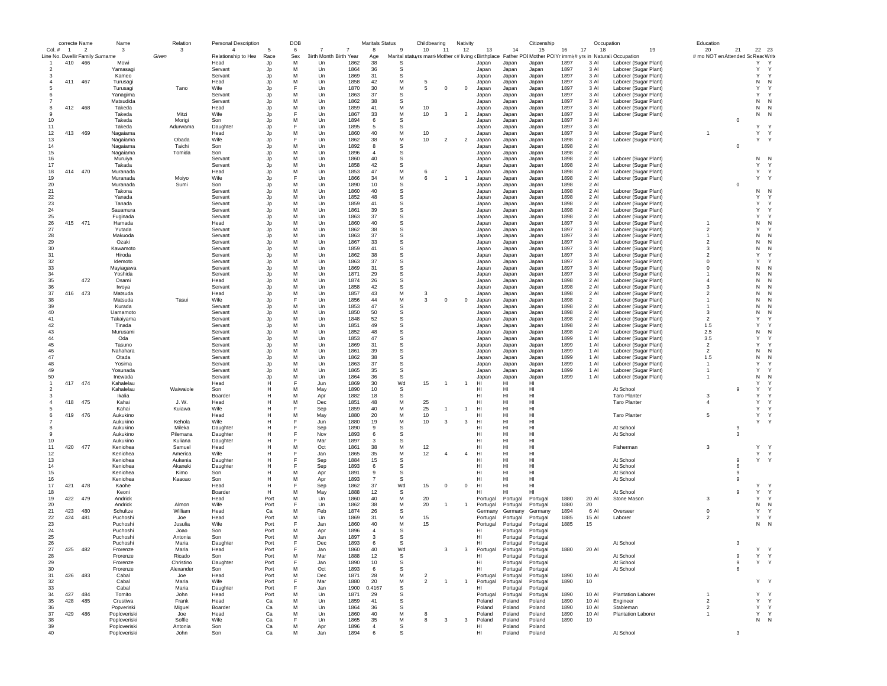| correcte | Name | | Name | | Relation | Personal Description | | DOB | | | Maritals Status | | Childbearing | | Nativity | | | Citizenship | | | Occupation | Education | | | |
|---|---|---|---|---|---|---|---|---|---|---|---|---|---|---|---|---|---|---|---|---|---|---|---|---|---|
| Col. # | 1 | 2 | 3 | 3 | 4 | 5 | 6 | 7 | 7 | 8 | 9 | 10 | 11 | 12 | 13 | 14 | 15 | 16 | 17 | 18 | 19 | 20 | 21 | 22 | 23 |
| Line No. | Dwelling | Family | Surname | Given | Relationship to Head | Race | Sex | Birth Month | Birth Year | Age | Marital status | yrs married | Mother of | # living | Birthplace | Father POB | Mother POB | Yr immigration | # yrs in US | Naturalization | Occupation | # mo NOT employed | Attended School | Read | Write |
| 1 | 410 | 466 | Mowi | | Head | Jp | M | Un | 1862 | 38 | S | | | | Japan | Japan | Japan | 1897 | 3 | Al | Laborer (Sugar Plant) | | | Y | Y |
| 2 | | | Yamasagi | | Servant | Jp | M | Un | 1864 | 36 | S | | | | Japan | Japan | Japan | 1897 | 3 | Al | Laborer (Sugar Plant) | | | Y | Y |
| 3 | | | Kameo | | Servant | Jp | M | Un | 1869 | 31 | S | | | | Japan | Japan | Japan | 1897 | 3 | Al | Laborer (Sugar Plant) | | | Y | Y |
| 4 | 411 | 467 | Turusagi | | Head | Jp | M | Un | 1858 | 42 | M | 5 | | | Japan | Japan | Japan | 1897 | 3 | Al | Laborer (Sugar Plant) | | | N | N |
| 5 | | | Turusagi | Tano | Wife | Jp | F | Un | 1870 | 30 | M | 5 | 0 | 0 | Japan | Japan | Japan | 1897 | 3 | Al | Laborer (Sugar Plant) | | | Y | Y |
| 6 | | | Yanagima | | Servant | Jp | M | Un | 1863 | 37 | S | | | | Japan | Japan | Japan | 1897 | 3 | Al | Laborer (Sugar Plant) | | | Y | Y |
| 7 | | | Matsudida | | Servant | Jp | M | Un | 1862 | 38 | S | | | | Japan | Japan | Japan | 1897 | 3 | Al | Laborer (Sugar Plant) | | | N | N |
| 8 | 412 | 468 | Takeda | | Head | Jp | M | Un | 1859 | 41 | M | 10 | | | Japan | Japan | Japan | 1897 | 3 | Al | Laborer (Sugar Plant) | | | N | N |
| 9 | | | Takeda | Mitzi | Wife | Jp | F | Un | 1867 | 33 | M | 10 | 3 | 2 | Japan | Japan | Japan | 1897 | 3 | Al | Laborer (Sugar Plant) | | | N | N |
| 10 | | | Takeda | Morigi | Son | Jp | M | Un | 1894 | 6 | S | | | | Japan | Japan | Japan | 1897 | 3 | Al | | | 0 | | |
| 11 | | | Takeda | Adurwama | Daughter | Jp | F | Un | 1895 | 5 | S | | | | Japan | Japan | Japan | 1897 | 3 | Al | | | | Y | Y |
| 12 | 413 | 469 | Nagaiama | | Head | Jp | M | Un | 1860 | 40 | M | 10 | | | Japan | Japan | Japan | 1897 | 3 | Al | Laborer (Sugar Plant) | 1 | | Y | Y |
| 13 | | | Nagaiama | Obada | Wife | Jp | F | Un | 1862 | 38 | M | 10 | 2 | 2 | Japan | Japan | Japan | 1898 | 2 | Al | Laborer (Sugar Plant) | | | Y | Y |
| 14 | | | Nagaiama | Taichi | Son | Jp | M | Un | 1892 | 8 | S | | | | Japan | Japan | Japan | 1898 | 2 | Al | | | 0 | | |
| 15 | | | Nagaiama | Tomida | Son | Jp | M | Un | 1896 | 4 | S | | | | Japan | Japan | Japan | 1898 | 2 | Al | | | | | |
| 16 | | | Muruiya | | Servant | Jp | M | Un | 1860 | 40 | S | | | | Japan | Japan | Japan | 1898 | 2 | Al | Laborer (Sugar Plant) | | | N | N |
| 17 | | | Takada | | Servant | Jp | M | Un | 1858 | 42 | S | | | | Japan | Japan | Japan | 1898 | 2 | Al | Laborer (Sugar Plant) | | | Y | Y |
| 18 | 414 | 470 | Muranada | | Head | Jp | M | Un | 1853 | 47 | M | 6 | | | Japan | Japan | Japan | 1898 | 2 | Al | Laborer (Sugar Plant) | | | Y | Y |
| 19 | | | Muranada | Moiyo | Wife | Jp | F | Un | 1866 | 34 | M | 6 | 1 | 1 | Japan | Japan | Japan | 1898 | 2 | Al | Laborer (Sugar Plant) | | | Y | Y |
| 20 | | | Muranada | Sumi | Son | Jp | M | Un | 1890 | 10 | S | | | | Japan | Japan | Japan | 1898 | 2 | Al | | | 0 | | |
| 21 | | | Takona | | Servant | Jp | M | Un | 1860 | 40 | S | | | | Japan | Japan | Japan | 1898 | 2 | Al | Laborer (Sugar Plant) | | | N | N |
| 22 | | | Yanada | | Servant | Jp | M | Un | 1852 | 48 | S | | | | Japan | Japan | Japan | 1898 | 2 | Al | Laborer (Sugar Plant) | | | Y | Y |
| 23 | | | Tanada | | Servant | Jp | M | Un | 1859 | 41 | S | | | | Japan | Japan | Japan | 1898 | 2 | Al | Laborer (Sugar Plant) | | | Y | Y |
| 24 | | | Sauamura | | Servant | Jp | M | Un | 1861 | 39 | S | | | | Japan | Japan | Japan | 1898 | 2 | Al | Laborer (Sugar Plant) | | | Y | Y |
| 25 | | | Fuginada | | Servant | Jp | M | Un | 1863 | 37 | S | | | | Japan | Japan | Japan | 1898 | 2 | Al | Laborer (Sugar Plant) | | | Y | Y |
| 26 | 415 | 471 | Hamada | | Head | Jp | M | Un | 1860 | 40 | S | | | | Japan | Japan | Japan | 1897 | 3 | Al | Laborer (Sugar Plant) | 1 | | N | N |
| 27 | | | Yutada | | Servant | Jp | M | Un | 1862 | 38 | S | | | | Japan | Japan | Japan | 1897 | 3 | Al | Laborer (Sugar Plant) | 2 | | Y | Y |
| 28 | | | Makuoda | | Servant | Jp | M | Un | 1863 | 37 | S | | | | Japan | Japan | Japan | 1897 | 3 | Al | Laborer (Sugar Plant) | 1 | | N | N |
| 29 | | | Ozaki | | Servant | Jp | M | Un | 1867 | 33 | S | | | | Japan | Japan | Japan | 1897 | 3 | Al | Laborer (Sugar Plant) | 2 | | N | N |
| 30 | | | Kawamoto | | Servant | Jp | M | Un | 1859 | 41 | S | | | | Japan | Japan | Japan | 1897 | 3 | Al | Laborer (Sugar Plant) | 3 | | N | N |
| 31 | | | Hiroda | | Servant | Jp | M | Un | 1862 | 38 | S | | | | Japan | Japan | Japan | 1897 | 3 | Al | Laborer (Sugar Plant) | 2 | | Y | Y |
| 32 | | | Idemoto | | Servant | Jp | M | Un | 1863 | 37 | S | | | | Japan | Japan | Japan | 1897 | 3 | Al | Laborer (Sugar Plant) | 0 | | Y | Y |
| 33 | | | Mayiagawa | | Servant | Jp | M | Un | 1869 | 31 | S | | | | Japan | Japan | Japan | 1897 | 3 | Al | Laborer (Sugar Plant) | 0 | | N | N |
| 34 | | | Yoshida | | Servant | Jp | M | Un | 1871 | 29 | S | | | | Japan | Japan | Japan | 1897 | 3 | Al | Laborer (Sugar Plant) | 1 | | N | N |
| 35 | | 472 | Osami | | Head | Jp | M | Un | 1874 | 26 | S | | | | Japan | Japan | Japan | 1898 | 2 | Al | Laborer (Sugar Plant) | 4 | | N | N |
| 36 | | | Iwoya | | Servant | Jp | M | Un | 1858 | 42 | S | | | | Japan | Japan | Japan | 1898 | 2 | Al | Laborer (Sugar Plant) | 3 | | N | N |
| 37 | 416 | 473 | Matsuda | | Head | Jp | M | Un | 1857 | 43 | M | 3 | | | Japan | Japan | Japan | 1898 | 2 | Al | Laborer (Sugar Plant) | 2 | | N | N |
| 38 | | | Matsuda | Tasui | Wife | Jp | F | Un | 1856 | 44 | M | 3 | 0 | 0 | Japan | Japan | Japan | 1898 | 2 | | Laborer (Sugar Plant) | 1 | | N | N |
| 39 | | | Kurada | | Servant | Jp | M | Un | 1853 | 47 | S | | | | Japan | Japan | Japan | 1898 | 2 | Al | Laborer (Sugar Plant) | 1 | | N | N |
| 40 | | | Uamamoto | | Servant | Jp | M | Un | 1850 | 50 | S | | | | Japan | Japan | Japan | 1898 | 2 | Al | Laborer (Sugar Plant) | 3 | | N | N |
| 41 | | | Takaiyama | | Servant | Jp | M | Un | 1848 | 52 | S | | | | Japan | Japan | Japan | 1898 | 2 | Al | Laborer (Sugar Plant) | 2 | | Y | Y |
| 42 | | | Tinada | | Servant | Jp | M | Un | 1851 | 49 | S | | | | Japan | Japan | Japan | 1898 | 2 | Al | Laborer (Sugar Plant) | 1.5 | | Y | Y |
| 43 | | | Murusami | | Servant | Jp | M | Un | 1852 | 48 | S | | | | Japan | Japan | Japan | 1898 | 2 | Al | Laborer (Sugar Plant) | 2.5 | | N | N |
| 44 | | | Oda | | Servant | Jp | M | Un | 1853 | 47 | S | | | | Japan | Japan | Japan | 1899 | 1 | Al | Laborer (Sugar Plant) | 3.5 | | Y | Y |
| 45 | | | Tasuno | | Servant | Jp | M | Un | 1869 | 31 | S | | | | Japan | Japan | Japan | 1899 | 1 | Al | Laborer (Sugar Plant) | 2 | | Y | Y |
| 46 | | | Nahahara | | Servant | Jp | M | Un | 1861 | 39 | S | | | | Japan | Japan | Japan | 1899 | 1 | Al | Laborer (Sugar Plant) | 2 | | N | N |
| 47 | | | Otada | | Servant | Jp | M | Un | 1862 | 38 | S | | | | Japan | Japan | Japan | 1899 | 1 | Al | Laborer (Sugar Plant) | 1.5 | | N | N |
| 48 | | | Yosima | | Servant | Jp | M | Un | 1863 | 37 | S | | | | Japan | Japan | Japan | 1899 | 1 | Al | Laborer (Sugar Plant) | 1 | | Y | Y |
| 49 | | | Yosunada | | Servant | Jp | M | Un | 1865 | 35 | S | | | | Japan | Japan | Japan | 1899 | 1 | Al | Laborer (Sugar Plant) | 1 | | Y | Y |
| 50 | | | Inewada | | Servant | Jp | M | Un | 1864 | 36 | S | | | | Japan | Japan | Japan | 1899 | 1 | Al | Laborer (Sugar Plant) | 1 | | N | N |
| 1 | 417 | 474 | Kahalelau | | Head | H | F | Jun | 1869 | 30 | Wd | 15 | 1 | 1 | HI | HI | HI | | | | | | | Y | Y |
| 2 | | | Kahalelau | Waiwaiole | Son | H | M | May | 1890 | 10 | S | | | | HI | HI | HI | | | | At School | | 9 | Y | Y |
| 3 | | | Ikalia | | Boarder | H | M | Apr | 1882 | 18 | S | | | | HI | HI | HI | | | | Taro Planter | 3 | | Y | Y |
| 4 | 418 | 475 | Kahai | J. W. | Head | H | M | Dec | 1851 | 48 | M | 25 | | | HI | HI | HI | | | | Taro Planter | 4 | | Y | Y |
| 5 | | | Kahai | Kuiawa | Wife | H | F | Sep | 1859 | 40 | M | 25 | 1 | 1 | HI | HI | HI | | | | | | | Y | Y |
| 6 | 419 | 476 | Aukukino | | Head | H | M | May | 1880 | 20 | M | 10 | | | HI | HI | HI | | | | Taro Planter | 5 | | Y | Y |
| 7 | | | Aukukino | Kehola | Wife | H | F | Jun | 1880 | 19 | M | 10 | 3 | 3 | HI | HI | HI | | | | | | | Y | Y |
| 8 | | | Aukukino | Mileka | Daughter | H | F | Sep | 1890 | 9 | S | | | | HI | HI | HI | | | | At School | | 9 | | |
| 9 | | | Aukukino | Pilemana | Daughter | H | F | Nov | 1893 | 6 | S | | | | HI | HI | HI | | | | At School | | 3 | | |
| 10 | | | Aukukino | Kuliana | Daughter | H | F | Mar | 1897 | 3 | S | | | | HI | HI | HI | | | | | | | | |
| 11 | 420 | 477 | Keniohea | Samuel | Head | H | M | Oct | 1861 | 38 | M | 12 | | | HI | HI | HI | | | | Fisherman | 3 | | Y | Y |
| 12 | | | Keniohea | America | Wife | H | F | Jan | 1865 | 35 | M | 12 | 4 | 4 | HI | HI | HI | | | | | | | Y | Y |
| 13 | | | Keniohea | Aukenia | Daughter | H | F | Sep | 1884 | 15 | S | | | | HI | HI | HI | | | | At School | | 9 | Y | Y |
| 14 | | | Keniohea | Akaneki | Daughter | H | F | Sep | 1893 | 6 | S | | | | HI | HI | HI | | | | At School | | 6 | | |
| 15 | | | Keniohea | Kimo | Son | H | M | Apr | 1891 | 9 | S | | | | HI | HI | HI | | | | At School | | 9 | | |
| 16 | | | Keniohea | Kaaoao | Son | H | M | Apr | 1893 | 7 | S | | | | HI | HI | HI | | | | At School | | 9 | | |
| 17 | 421 | 478 | Kaohe | | Head | H | F | Sep | 1862 | 37 | Wd | 15 | 0 | 0 | HI | HI | HI | | | | | | | Y | Y |
| 18 | | | Keoni | | Boarder | H | M | May | 1888 | 12 | S | | | | HI | HI | HI | | | | At School | | 9 | Y | Y |
| 19 | 422 | 479 | Andrick | | Head | Port | M | Un | 1860 | 40 | M | 20 | | | Portugal | Portugal | Portugal | 1880 | 20 | Al | Stone Mason | 3 | | Y | Y |
| 20 | | | Andrick | Almon | Wife | Port | F | Un | 1862 | 38 | M | 20 | 1 | 1 | Portugal | Portugal | Portugal | 1880 | 20 | | | | | N | N |
| 21 | 423 | 480 | Schultze | William | Head | Ca | M | Feb | 1874 | 26 | S | | | | Germany | Germany | Germany | 1894 | 6 | Al | Overseer | 0 | | Y | Y |
| 22 | 424 | 481 | Puchoshi | Joe | Head | Port | M | Un | 1869 | 31 | M | 15 | | | Portugal | Portugal | Portugal | 1885 | 15 | Al | Laborer | 2 | | Y | Y |
| 23 | | | Puchoshi | Jusulia | Wife | Port | F | Jan | 1860 | 40 | M | 15 | | | Portugal | Portugal | Portugal | 1885 | 15 | | | | | N | N |
| 24 | | | Puchoshi | Joao | Son | Port | M | Apr | 1896 | 4 | S | | | | HI | Portugal | Portugal | | | | | | | | |
| 25 | | | Puchoshi | Antonia | Son | Port | M | Jan | 1897 | 3 | S | | | | HI | Portugal | Portugal | | | | | | | | |
| 26 | | | Puchoshi | Maria | Daughter | Port | F | Dec | 1893 | 6 | S | | | | HI | Portugal | Portugal | | | | At School | | 3 | | |
| 27 | 425 | 482 | Frorenze | Maria | Head | Port | F | Jan | 1860 | 40 | Wd | | 3 | 3 | Portugal | Portugal | Portugal | 1880 | 20 | Al | | | | Y | Y |
| 28 | | | Frorenze | Ricado | Son | Port | M | Mar | 1888 | 12 | S | | | | HI | Portugal | Portugal | | | | At School | | 9 | Y | Y |
| 29 | | | Frorenze | Christino | Daughter | Port | F | Jan | 1890 | 10 | S | | | | HI | Portugal | Portugal | | | | At School | | 9 | Y | Y |
| 30 | | | Frorenze | Alexander | Son | Port | M | Oct | 1893 | 6 | S | | | | HI | Portugal | Portugal | | | | At School | | 6 | | |
| 31 | 426 | 483 | Cabal | Joe | Head | Port | M | Dec | 1871 | 28 | M | 2 | | | Portugal | Portugal | Portugal | 1890 | 10 | Al | | | | | |
| 32 | | | Cabal | Maria | Wife | Port | F | Mar | 1880 | 20 | M | 2 | 1 | 1 | Portugal | Portugal | Portugal | 1890 | 10 | | | | | Y | Y |
| 33 | | | Cabal | Maria | Daughter | Port | F | Jan | 1900 | 0.4167 | S | | | | HI | Portugal | Portugal | | | | | | | | |
| 34 | 427 | 484 | Tomito | John | Head | Port | M | Un | 1871 | 29 | S | | | | Portugal | Portugal | Portugal | 1890 | 10 | Al | Plantation Laborer | 1 | | Y | Y |
| 35 | 428 | 485 | Crustiwa | Frank | Head | Ca | M | Un | 1859 | 41 | S | | | | Poland | Poland | Poland | 1890 | 10 | Al | Engineer | 2 | | Y | Y |
| 36 | | | Popveriski | Miguel | Boarder | Ca | M | Un | 1864 | 36 | S | | | | Poland | Poland | Poland | 1890 | 10 | Al | Stableman | 2 | | Y | Y |
| 37 | 429 | 486 | Poploveriski | Joe | Head | Ca | M | Un | 1860 | 40 | M | 8 | | | Poland | Poland | Poland | 1890 | 10 | Al | Plantation Laborer | 1 | | Y | Y |
| 38 | | | Poploveriski | Soffie | Wife | Ca | F | Un | 1865 | 35 | M | 8 | 3 | 3 | Poland | Poland | Poland | 1890 | 10 | | | | | N | N |
| 39 | | | Poploveriski | Antonia | Son | Ca | M | Apr | 1896 | 4 | S | | | | HI | Poland | Poland | | | | | | | | |
| 40 | | | Poploveriski | John | Son | Ca | M | Jan | 1894 | 6 | S | | | | HI | Poland | Poland | | | | At School | | 3 | | |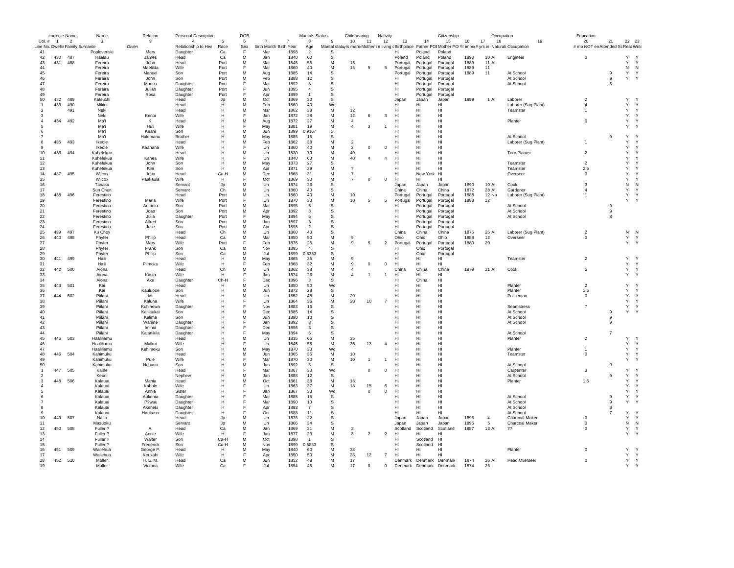| correcte | Name | | Name | | Relation | Personal Description | | DOB | | | Maritals Status | | Childbearing | | Nativity | | | Citizenship | | Occupation | | | Education | | |
|---|---|---|---|---|---|---|---|---|---|---|---|---|---|---|---|---|---|---|---|---|---|---|---|---|---|
| Col. # | 1 | 2 | 3 | | 3 | 4 | 5 | 6 | 7 | 7 | 8 | 9 | 10 | 11 | 12 | 13 | 14 | 15 | 16 | 17 | 18 | 19 | 20 | 21 | 22 / 23 |
| Line No. | Dwellir | Family | Surname | Given | Relationship to Hea | Race | Sex | Birth Month | Birth Year | Age | Marital status | yrs marri | Mother c | # living c | Birthplace | Father POB | Mother PO | Yr immi | # yrs in | Naturali | Occupation | # mo NOT en | Attended Sc | Reac | Write |
| 41 | | | Poploveriski | Mary | Daughter | Ca | F | Mar | 1898 | 2 | S | | | | HI | Poland | Poland | | | | | | | | |
| 42 | 430 | 487 | Haalau | James | Head | Ca | M | Jan | 1840 | 60 | S | | | | Poland | Poland | Poland | 1890 | 10 | Al | Engineer | 0 | | Y | Y |
| 43 | 431 | 488 | Fereira | John | Head | Port | M | Mar | 1845 | 55 | M | 15 | | | Portugal | Portugal | Portugal | 1889 | 11 | Al | | | | Y | Y |
| 44 | | | Fereira | Maelilda | Wife | Port | F | Mar | 1860 | 40 | M | 15 | 5 | 5 | Portugal | Portugal | Portugal | 1889 | 11 | | | | | N | N |
| 45 | | | Fereira | Manuel | Son | Port | M | Aug | 1885 | 14 | S | | | | Portugal | Portugal | Portugal | 1889 | 11 | | At School | | 9 | Y | Y |
| 46 | | | Fereira | John | Son | Port | M | Feb | 1888 | 12 | S | | | | HI | Portugal | Portugal | | | | At School | | 9 | Y | Y |
| 47 | | | Fereira | Marica | Daughter | Port | F | Mar | 1892 | 8 | S | | | | HI | Portugal | Portugal | | | | At School | | 6 | | |
| 48 | | | Fereira | Juliah | Daughter | Port | F | Jun | 1895 | 4 | S | | | | HI | Portugal | Portugal | | | | | | | | |
| 49 | | | Fereira | Rosa | Daughter | Port | F | Apr | 1899 | 1 | S | | | | HI | Portugal | Portugal | | | | | | | | |
| 50 | 432 | 489 | Katsuchi | | Head | Jp | M | Oct | 1869 | 30 | S | | | | Japan | Japan | Japan | 1899 | 1 | Al | Laborer | 2 | | Y | Y |
| 1 | 433 | 490 | Mikioi | | Head | H | M | Feb | 1860 | 40 | Wd | | | | HI | HI | HI | | | | Laborer (Sug Plant) | 4 | | Y | Y |
| 2 | | 491 | Neki | | Head | H | M | Mar | 1862 | 38 | M | 12 | | | HI | HI | HI | | | | Teamster | 1 | | Y | Y |
| 3 | | | Neki | Kenoi | Wife | H | F | Jan | 1872 | 28 | M | 12 | 6 | 3 | HI | HI | HI | | | | | | | Y | Y |
| 4 | 434 | 492 | Ma'i | K. | Head | H | M | Aug | 1872 | 27 | M | 4 | | | HI | HI | HI | | | | Planter | 0 | | Y | Y |
| 5 | | | Ma'i | Huli | Wife | H | F | May | 1881 | 19 | M | 4 | 3 | 1 | HI | HI | HI | | | | | | | Y | Y |
| 6 | | | Ma'i | Keahi | Son | H | M | Jun | 1899 | 0.9167 | S | | | | HI | HI | HI | | | | | | | | |
| 7 | | | Ma'i | Halemanu | Brother | H | M | May | 1885 | 15 | S | | | | HI | HI | HI | | | | At School | | 9 | Y | Y |
| 8 | 435 | 493 | Ikeole | | Head | H | M | Feb | 1862 | 38 | M | 2 | | | HI | HI | HI | | | | Laborer (Sug Plant) | 1 | | Y | Y |
| 9 | | | Ikeole | Kaanana | Wife | H | F | Un | 1860 | 40 | M | 2 | 0 | 0 | HI | HI | HI | | | | | | | Y | Y |
| 10 | 436 | 494 | Kuhelekua | | Head | H | M | Un | 1830 | 70 | M | 40 | | | HI | HI | HI | | | | Taro Planter | 2 | | Y | Y |
| 11 | | | Kuhelekua | Kahea | Wife | H | F | Un | 1840 | 60 | M | 40 | 4 | 4 | HI | HI | HI | | | | | | | Y | Y |
| 12 | | | Kuhelekua | John | Son | H | M | May | 1873 | 27 | S | | | | HI | HI | HI | | | | Teamster | 2 | | Y | Y |
| 13 | | | Kuhelekua | Kini | Son | H | M | Apr | 1871 | 29 | M | ? | | | HI | HI | HI | | | | Teamster | 2.5 | | Y | Y |
| 14 | 437 | 495 | Wilcox | John | Head | Ca-H | M | Dec | 1868 | 31 | M | 7 | | | HI | New York | HI | | | | Overseer | 0 | | Y | Y |
| 15 | | | Wilcox | Paakaula | Wife | H | F | Oct | 1869 | 30 | M | 7 | 0 | 0 | HI | HI | HI | | | | | | | Y | Y |
| 16 | | | Tanaka | | Servant | Jp | M | Un | 1874 | 26 | S | | | | Japan | Japan | Japan | 1890 | 10 | Al | Cook | 3 | | N | N |
| 17 | | | Sun Chun | | Servant | Ch | M | Un | 1860 | 40 | S | | | | China | China | China | 1872 | 28 | Al | Gardener | 4 | | Y | Y |
| 18 | 438 | 496 | Ferestino | | Head | Port | M | Un | 1860 | 40 | M | 10 | | | Portugal | Portugal | Portugal | 1888 | 12 | Na | Laborer (Sug Plant) | 1 | | Y | Y |
| 19 | | | Ferestino | Maria | Wife | Port | F | Un | 1870 | 30 | M | 10 | 5 | 5 | Portugal | Portugal | Portugal | 1888 | 12 | | | | | Y | Y |
| 20 | | | Ferestino | Antonio | Son | Port | M | Mar | 1895 | 5 | S | | | | HI | Portugal | Portugal | | | | At School | | 9 | | |
| 21 | | | Ferestino | Joao | Son | Port | M | Apr | 1892 | 8 | S | | | | HI | Portugal | Portugal | | | | At School | | 9 | | |
| 22 | | | Ferestino | Julia | Daughter | Port | F | May | 1894 | 6 | S | | | | HI | Portugal | Portugal | | | | At School | | 8 | | |
| 23 | | | Ferestino | Alfred | Son | Port | M | Jan | 1897 | 3 | S | | | | HI | Portugal | Portugal | | | | | | | | |
| 24 | | | Ferestino | Jose | Son | Port | M | Apr | 1898 | 2 | S | | | | HI | Portugal | Portugal | | | | | | | | |
| 25 | 439 | 497 | Ku Choy | | Head | Ch | M | Un | 1860 | 40 | S | | | | China | China | China | 1875 | 25 | Al | Laborer (Sug Plant) | 2 | | N | N |
| 26 | 440 | 498 | Phyfer | Philip | Head | Ca | M | Mar | 1850 | 50 | M | 9 | | | Ohio | Ohio | Ohio | 1888 | 12 | | Overseer | 0 | | Y | Y |
| 27 | | | Phyfer | Mary | Wife | Port | F | Feb | 1875 | 25 | M | 9 | 5 | 2 | Portugal | Portugal | Portugal | 1880 | 20 | | | | | Y | Y |
| 28 | | | Phyfer | Frank | Son | Ca | M | Nov | 1895 | 4 | S | | | | HI | Ohio | Portugal | | | | | | | | |
| 29 | | | Phyfer | Philip | Son | Ca | M | Jul | 1899 | 0.8333 | S | | | | HI | Ohio | Portugal | | | | | | | | |
| 30 | 441 | 499 | Haili | | Head | H | M | May | 1865 | 35 | M | 9 | | | HI | HI | HI | | | | Teamster | 2 | | Y | Y |
| 31 | | | Haili | Piimoku | Wife | H | F | Feb | 1868 | 32 | M | 9 | 0 | 0 | HI | HI | HI | | | | | | | Y | Y |
| 32 | 442 | 500 | Aiona | | Head | Ch | M | Un | 1862 | 38 | M | 4 | | | China | China | China | 1879 | 21 | Al | Cook | 5 | | Y | Y |
| 33 | | | Aiona | Kaula | Wife | H | F | Jan | 1874 | 26 | M | 4 | 1 | 1 | HI | HI | HI | | | | | | | Y | Y |
| 34 | | | Aiona | Ake | Daughter | Ch-H | F | Dec | 1896 | 3 | S | | | | HI | China | HI | | | | | | | | |
| 35 | 443 | 501 | Kai | | Head | H | M | Un | 1850 | 50 | Wd | | | | HI | HI | HI | | | | Planter | 2 | | Y | Y |
| 36 | | | Kai | Kaulupoe | Son | H | M | Jan | 1872 | 28 | S | | | | HI | HI | HI | | | | Planter | 1.5 | | Y | Y |
| 37 | 444 | 502 | Piilani | M. | Head | H | M | Un | 1852 | 48 | M | 20 | | | HI | HI | HI | | | | Policeman | 0 | | Y | Y |
| 38 | | | Piilani | Kaluna | Wife | H | F | Un | 1864 | 36 | M | 20 | 10 | 7 | HI | HI | HI | | | | | | | Y | Y |
| 39 | | | Piilani | Kuhihewa | Daughter | H | F | Nov | 1883 | 16 | S | | | | HI | HI | HI | | | | Seamstress | 7 | | Y | Y |
| 40 | | | Piilani | Keliiaukai | Son | H | M | Dec | 1885 | 14 | S | | | | HI | HI | HI | | | | At School | | 9 | Y | Y |
| 41 | | | Piilani | Kalima | Son | H | M | Jun | 1890 | 10 | S | | | | HI | HI | HI | | | | At School | | 9 | | |
| 42 | | | Piilani | Wahine | Daughter | H | F | Jan | 1892 | 8 | S | | | | HI | HI | HI | | | | At School | | 9 | | |
| 43 | | | Piilani | Imihia | Daughter | H | F | Dec | 1896 | 3 | S | | | | HI | HI | HI | | | | | | | | |
| 44 | | | Piilani | Kalanikila | Daughter | H | F | May | 1894 | 6 | S | | | | HI | HI | HI | | | | At School | | 7 | | |
| 45 | 445 | 503 | Haaliliamu | | Head | H | M | Un | 1835 | 65 | M | 35 | | | HI | HI | HI | | | | Planter | 2 | | Y | Y |
| 46 | | | Haaliliamu | Maikui | Wife | H | F | Un | 1845 | 55 | M | 35 | 13 | 4 | HI | HI | HI | | | | | | | Y | Y |
| 47 | | | Haaliliamu | Kehimoku | Son | H | M | May | 1870 | 30 | Wd | | | | HI | HI | HI | | | | Planter | 1 | | Y | Y |
| 48 | 446 | 504 | Kahimuku | | Head | H | M | Jun | 1865 | 35 | M | 10 | | | HI | HI | HI | | | | Teamster | 0 | | Y | Y |
| 49 | | | Kahimuku | Pule | Wife | H | F | Mar | 1870 | 30 | M | 10 | 1 | 1 | HI | HI | HI | | | | | | | Y | Y |
| 50 | | | Kahimuku | Nuuanu | Son | H | M | Jun | 1892 | 8 | S | | | | HI | HI | HI | | | | At School | | 9 | | |
| 1 | 447 | 505 | Kaihe | | Head | H | F | Mar | 1867 | 33 | Wd | | 0 | 0 | HI | HI | HI | | | | Carpenter | 3 | | Y | Y |
| 2 | | | Keoni | | Nephew | H | M | Jan | 1888 | 12 | S | | | | HI | HI | HI | | | | At School | | 9 | Y | Y |
| 3 | 448 | 506 | Kalauai | Mahia | Head | H | M | Oct | 1861 | 38 | M | 18 | | | HI | HI | HI | | | | Planter | 1.5 | | Y | Y |
| 4 | | | Kalauai | Kaholo | Wife | H | F | Un | 1863 | 37 | M | 18 | 15 | 6 | HI | HI | HI | | | | | | | Y | Y |
| 5 | | | Kalauai | Annie | Sister | H | F | Jan | 1867 | 33 | Wd | | 0 | 0 | HI | HI | HI | | | | | | | Y | Y |
| 6 | | | Kalauai | Aukenia | Daughter | H | F | Mar | 1885 | 15 | S | | | | HI | HI | HI | | | | At School | | 9 | Y | Y |
| 7 | | | Kalauai | I??wau | Daughter | H | F | Mar | 1890 | 10 | S | | | | HI | HI | HI | | | | At School | | 9 | Y | Y |
| 8 | | | Kalauai | Akeneki | Daughter | H | F | Apr | 1893 | 7 | S | | | | HI | HI | HI | | | | At School | | 8 | | |
| 9 | | | Kalauai | Haakano | Daughter | H | F | Oct | 1888 | 11 | S | | | | HI | HI | HI | | | | At School | | 7 | Y | Y |
| 10 | 449 | 507 | Naito | | Head | Jp | M | Un | 1878 | 22 | S | | | | Japan | Japan | Japan | 1896 | 4 | | Charcoal Maker | 0 | | Y | Y |
| 11 | | | Masuoku | | Servant | Jp | M | Un | 1866 | 34 | S | | | | Japan | Japan | Japan | 1895 | 5 | | Charcoal Maker | 0 | | N | N |
| 12 | 450 | 508 | Fuller ? | A. | Head | Ca | M | Jan | 1869 | 31 | M | 3 | | | Scotland | Scotland | Scotland | 1887 | 13 | Al | ?? | 0 | | Y | Y |
| 13 | | | Fuller ? | Annie | Wife | H | F | Jan | 1877 | 23 | M | 3 | 2 | 2 | HI | HI | HI | | | | | | | Y | Y |
| 14 | | | Fuller ? | Walter | Son | Ca-H | M | Oct | 1898 | 1 | S | | | | HI | Scotland | HI | | | | | | | | |
| 15 | | | Fuller ? | Frederick | Son | Ca-H | M | Nov | 1899 | 0.5833 | S | | | | HI | Scotland | HI | | | | | | | | |
| 16 | 451 | 509 | Wailehua | George P. | Head | H | M | May | 1840 | 60 | M | 38 | | | HI | HI | HI | | | | Planter | 0 | | Y | Y |
| 17 | | | Wailehua | Keukahi | Wife | H | F | Apr | 1850 | 50 | M | 38 | 12 | 7 | HI | HI | HI | | | | | | | Y | Y |
| 18 | 452 | 510 | Moller | H. E. M. | Head | Ca | M | Jun | 1852 | 48 | M | 17 | | | Denmark | Denmark | Denmark | 1874 | 26 | Al | Head Overseer | 0 | | Y | Y |
| 19 | | | Moller | Victoria | Wife | Ca | F | Jul | 1854 | 45 | M | 17 | 0 | 0 | Denmark | Denmark | Denmark | 1874 | 26 | | | | | Y | Y |